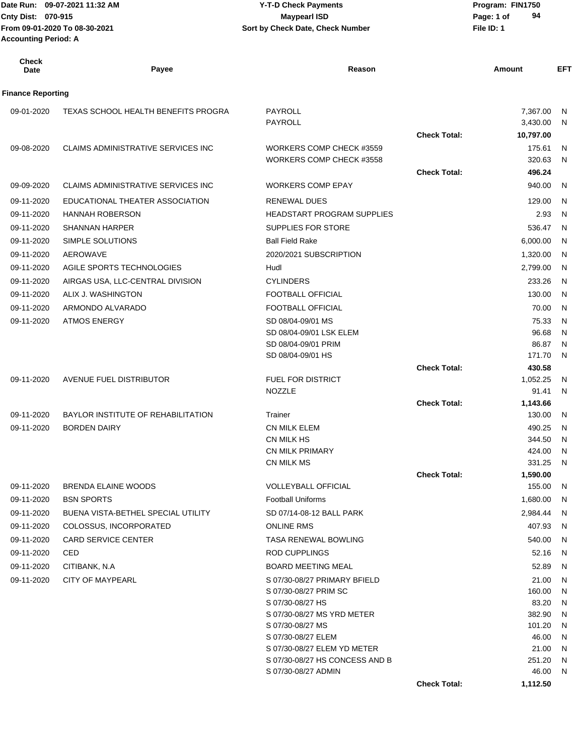Date Run: 09-07-2021 11:32 AM
Cnty Dist: 070-915
From 09-01-2020 To 08-30-2021
Accounting Period: A

**Y-T-D Check Payments**
**Maypearl ISD**
**Sort by Check Date, Check Number**

Program: FIN1750
File ID: 1

| Check Date | Payee | Reason | | Amount | EFT |
|---|---|---|---|---|---|
| **Finance Reporting** | | | | | |
| 09-01-2020 | TEXAS SCHOOL HEALTH BENEFITS PROGRA | PAYROLL | | 7,367.00 | N |
| | | PAYROLL | | 3,430.00 | N |
| | | | **Check Total:** | **10,797.00** | |
| 09-08-2020 | CLAIMS ADMINISTRATIVE SERVICES INC | WORKERS COMP CHECK #3559 | | 175.61 | N |
| | | WORKERS COMP CHECK #3558 | | 320.63 | N |
| | | | **Check Total:** | **496.24** | |
| 09-09-2020 | CLAIMS ADMINISTRATIVE SERVICES INC | WORKERS COMP EPAY | | 940.00 | N |
| 09-11-2020 | EDUCATIONAL THEATER ASSOCIATION | RENEWAL DUES | | 129.00 | N |
| 09-11-2020 | HANNAH ROBERSON | HEADSTART PROGRAM SUPPLIES | | 2.93 | N |
| 09-11-2020 | SHANNAN HARPER | SUPPLIES FOR STORE | | 536.47 | N |
| 09-11-2020 | SIMPLE SOLUTIONS | Ball Field Rake | | 6,000.00 | N |
| 09-11-2020 | AEROWAVE | 2020/2021 SUBSCRIPTION | | 1,320.00 | N |
| 09-11-2020 | AGILE SPORTS TECHNOLOGIES | Hudl | | 2,799.00 | N |
| 09-11-2020 | AIRGAS USA, LLC-CENTRAL DIVISION | CYLINDERS | | 233.26 | N |
| 09-11-2020 | ALIX J. WASHINGTON | FOOTBALL OFFICIAL | | 130.00 | N |
| 09-11-2020 | ARMONDO ALVARADO | FOOTBALL OFFICIAL | | 70.00 | N |
| 09-11-2020 | ATMOS ENERGY | SD 08/04-09/01 MS | | 75.33 | N |
| | | SD 08/04-09/01 LSK ELEM | | 96.68 | N |
| | | SD 08/04-09/01 PRIM | | 86.87 | N |
| | | SD 08/04-09/01 HS | | 171.70 | N |
| | | | **Check Total:** | **430.58** | |
| 09-11-2020 | AVENUE FUEL DISTRIBUTOR | FUEL FOR DISTRICT | | 1,052.25 | N |
| | | NOZZLE | | 91.41 | N |
| | | | **Check Total:** | **1,143.66** | |
| 09-11-2020 | BAYLOR INSTITUTE OF REHABILITATION | Trainer | | 130.00 | N |
| 09-11-2020 | BORDEN DAIRY | CN MILK ELEM | | 490.25 | N |
| | | CN MILK HS | | 344.50 | N |
| | | CN MILK PRIMARY | | 424.00 | N |
| | | CN MILK MS | | 331.25 | N |
| | | | **Check Total:** | **1,590.00** | |
| 09-11-2020 | BRENDA ELAINE WOODS | VOLLEYBALL OFFICIAL | | 155.00 | N |
| 09-11-2020 | BSN SPORTS | Football Uniforms | | 1,680.00 | N |
| 09-11-2020 | BUENA VISTA-BETHEL SPECIAL UTILITY | SD 07/14-08-12 BALL PARK | | 2,984.44 | N |
| 09-11-2020 | COLOSSUS, INCORPORATED | ONLINE RMS | | 407.93 | N |
| 09-11-2020 | CARD SERVICE CENTER | TASA RENEWAL BOWLING | | 540.00 | N |
| 09-11-2020 | CED | ROD CUPPLINGS | | 52.16 | N |
| 09-11-2020 | CITIBANK, N.A | BOARD MEETING MEAL | | 52.89 | N |
| 09-11-2020 | CITY OF MAYPEARL | S 07/30-08/27 PRIMARY BFIELD | | 21.00 | N |
| | | S 07/30-08/27 PRIM SC | | 160.00 | N |
| | | S 07/30-08/27 HS | | 83.20 | N |
| | | S 07/30-08/27 MS YRD METER | | 382.90 | N |
| | | S 07/30-08/27 MS | | 101.20 | N |
| | | S 07/30-08/27 ELEM | | 46.00 | N |
| | | S 07/30-08/27 ELEM YD METER | | 21.00 | N |
| | | S 07/30-08/27 HS CONCESS AND B | | 251.20 | N |
| | | S 07/30-08/27 ADMIN | | 46.00 | N |
| | | | **Check Total:** | **1,112.50** | |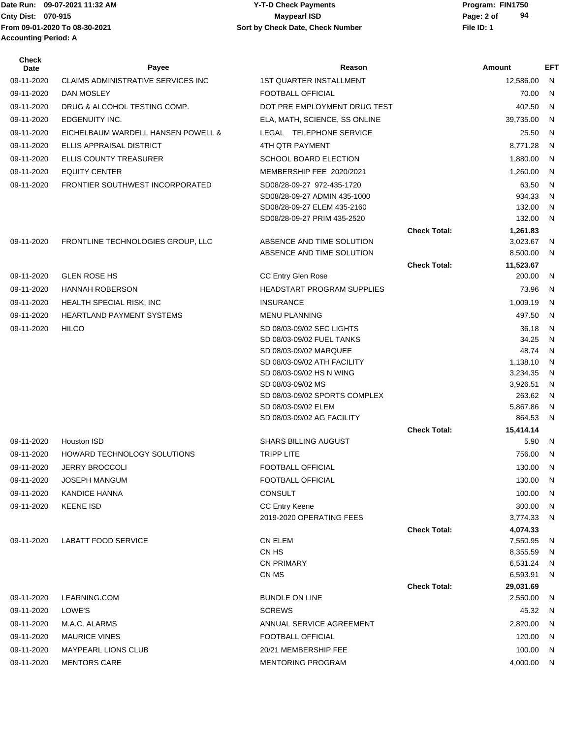Date Run: 09-07-2021 11:32 AM
Cnty Dist: 070-915
From 09-01-2020 To 08-30-2021
Accounting Period: A

**Y-T-D Check Payments**
**Maypearl ISD**
**Sort by Check Date, Check Number**

Program: FIN1750
File ID: 1

| Check Date | Payee | Reason | | Amount | EFT |
|---|---|---|---|---|---|
| 09-11-2020 | CLAIMS ADMINISTRATIVE SERVICES INC | 1ST QUARTER INSTALLMENT | | 12,586.00 | N |
| 09-11-2020 | DAN MOSLEY | FOOTBALL OFFICIAL | | 70.00 | N |
| 09-11-2020 | DRUG & ALCOHOL TESTING COMP. | DOT PRE EMPLOYMENT DRUG TEST | | 402.50 | N |
| 09-11-2020 | EDGENUITY INC. | ELA, MATH, SCIENCE, SS ONLINE | | 39,735.00 | N |
| 09-11-2020 | EICHELBAUM WARDELL HANSEN POWELL & | LEGAL TELEPHONE SERVICE | | 25.50 | N |
| 09-11-2020 | ELLIS APPRAISAL DISTRICT | 4TH QTR PAYMENT | | 8,771.28 | N |
| 09-11-2020 | ELLIS COUNTY TREASURER | SCHOOL BOARD ELECTION | | 1,880.00 | N |
| 09-11-2020 | EQUITY CENTER | MEMBERSHIP FEE 2020/2021 | | 1,260.00 | N |
| 09-11-2020 | FRONTIER SOUTHWEST INCORPORATED | SD08/28-09-27 972-435-1720 | | 63.50 | N |
| | | SD08/28-09-27 ADMIN 435-1000 | | 934.33 | N |
| | | SD08/28-09-27 ELEM 435-2160 | | 132.00 | N |
| | | SD08/28-09-27 PRIM 435-2520 | | 132.00 | N |
| | | | **Check Total:** | **1,261.83** | |
| 09-11-2020 | FRONTLINE TECHNOLOGIES GROUP, LLC | ABSENCE AND TIME SOLUTION | | 3,023.67 | N |
| | | ABSENCE AND TIME SOLUTION | | 8,500.00 | N |
| | | | **Check Total:** | **11,523.67** | |
| 09-11-2020 | GLEN ROSE HS | CC Entry Glen Rose | | 200.00 | N |
| 09-11-2020 | HANNAH ROBERSON | HEADSTART PROGRAM SUPPLIES | | 73.96 | N |
| 09-11-2020 | HEALTH SPECIAL RISK, INC | INSURANCE | | 1,009.19 | N |
| 09-11-2020 | HEARTLAND PAYMENT SYSTEMS | MENU PLANNING | | 497.50 | N |
| 09-11-2020 | HILCO | SD 08/03-09/02 SEC LIGHTS | | 36.18 | N |
| | | SD 08/03-09/02 FUEL TANKS | | 34.25 | N |
| | | SD 08/03-09/02 MARQUEE | | 48.74 | N |
| | | SD 08/03-09/02 ATH FACILITY | | 1,138.10 | N |
| | | SD 08/03-09/02 HS N WING | | 3,234.35 | N |
| | | SD 08/03-09/02 MS | | 3,926.51 | N |
| | | SD 08/03-09/02 SPORTS COMPLEX | | 263.62 | N |
| | | SD 08/03-09/02 ELEM | | 5,867.86 | N |
| | | SD 08/03-09/02 AG FACILITY | | 864.53 | N |
| | | | **Check Total:** | **15,414.14** | |
| 09-11-2020 | Houston ISD | SHARS BILLING AUGUST | | 5.90 | N |
| 09-11-2020 | HOWARD TECHNOLOGY SOLUTIONS | TRIPP LITE | | 756.00 | N |
| 09-11-2020 | JERRY BROCCOLI | FOOTBALL OFFICIAL | | 130.00 | N |
| 09-11-2020 | JOSEPH MANGUM | FOOTBALL OFFICIAL | | 130.00 | N |
| 09-11-2020 | KANDICE HANNA | CONSULT | | 100.00 | N |
| 09-11-2020 | KEENE ISD | CC Entry Keene | | 300.00 | N |
| | | 2019-2020 OPERATING FEES | | 3,774.33 | N |
| | | | **Check Total:** | **4,074.33** | |
| 09-11-2020 | LABATT FOOD SERVICE | CN ELEM | | 7,550.95 | N |
| | | CN HS | | 8,355.59 | N |
| | | CN PRIMARY | | 6,531.24 | N |
| | | CN MS | | 6,593.91 | N |
| | | | **Check Total:** | **29,031.69** | |
| 09-11-2020 | LEARNING.COM | BUNDLE ON LINE | | 2,550.00 | N |
| 09-11-2020 | LOWE'S | SCREWS | | 45.32 | N |
| 09-11-2020 | M.A.C. ALARMS | ANNUAL SERVICE AGREEMENT | | 2,820.00 | N |
| 09-11-2020 | MAURICE VINES | FOOTBALL OFFICIAL | | 120.00 | N |
| 09-11-2020 | MAYPEARL LIONS CLUB | 20/21 MEMBERSHIP FEE | | 100.00 | N |
| 09-11-2020 | MENTORS CARE | MENTORING PROGRAM | | 4,000.00 | N |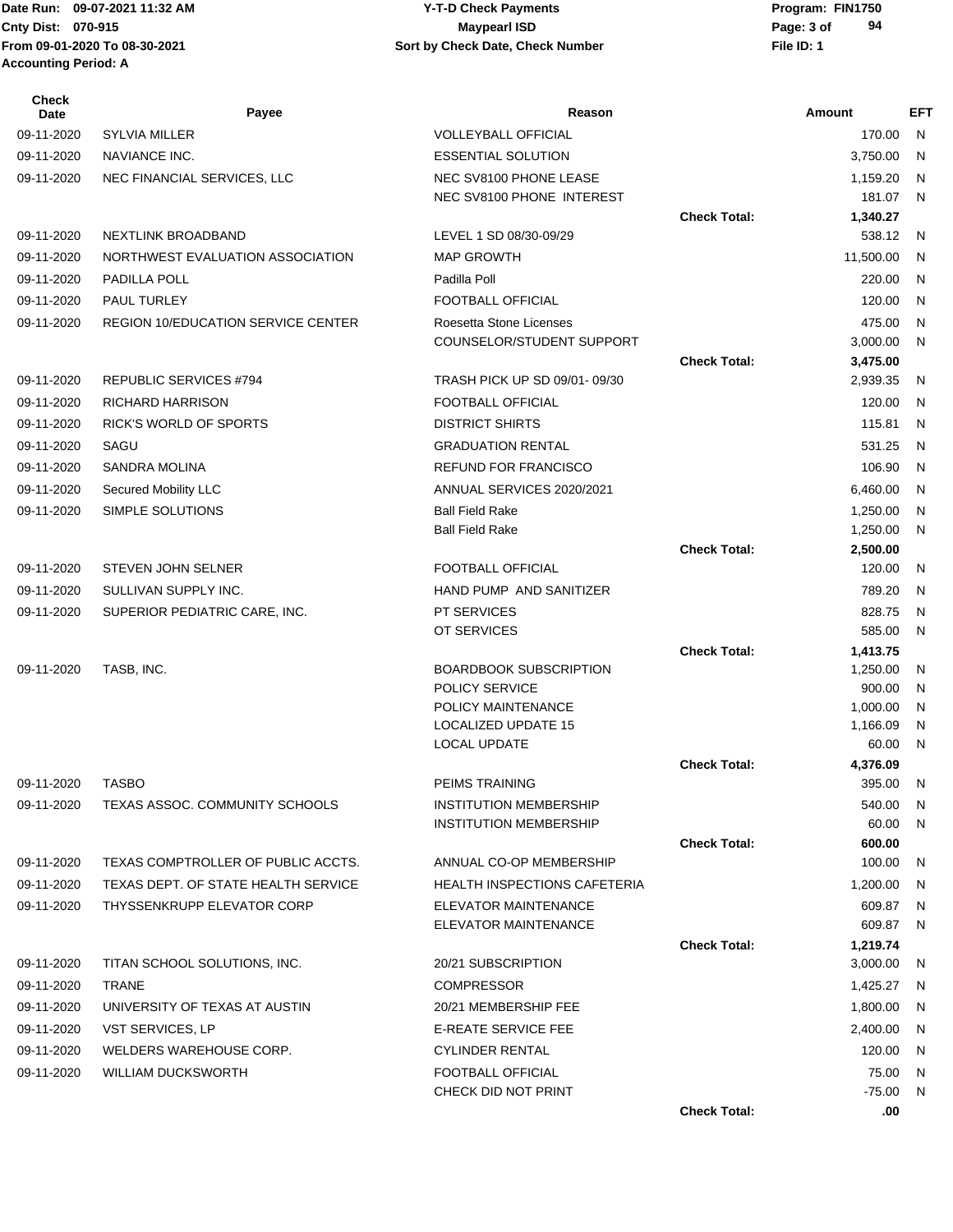Date Run: 09-07-2021 11:32 AM
Cnty Dist: 070-915
From 09-01-2020 To 08-30-2021
Accounting Period: A

**Y-T-D Check Payments**
**Maypearl ISD**
**Sort by Check Date, Check Number**

Program: FIN1750
File ID: 1

| Check Date | Payee | Reason | | Amount | EFT |
|---|---|---|---|---|---|
| 09-11-2020 | SYLVIA MILLER | VOLLEYBALL OFFICIAL | | 170.00 | N |
| 09-11-2020 | NAVIANCE INC. | ESSENTIAL SOLUTION | | 3,750.00 | N |
| 09-11-2020 | NEC FINANCIAL SERVICES, LLC | NEC SV8100 PHONE LEASE | | 1,159.20 | N |
| | | NEC SV8100 PHONE INTEREST | | 181.07 | N |
| | | | **Check Total:** | **1,340.27** | |
| 09-11-2020 | NEXTLINK BROADBAND | LEVEL 1 SD 08/30-09/29 | | 538.12 | N |
| 09-11-2020 | NORTHWEST EVALUATION ASSOCIATION | MAP GROWTH | | 11,500.00 | N |
| 09-11-2020 | PADILLA POLL | Padilla Poll | | 220.00 | N |
| 09-11-2020 | PAUL TURLEY | FOOTBALL OFFICIAL | | 120.00 | N |
| 09-11-2020 | REGION 10/EDUCATION SERVICE CENTER | Roesetta Stone Licenses | | 475.00 | N |
| | | COUNSELOR/STUDENT SUPPORT | | 3,000.00 | N |
| | | | **Check Total:** | **3,475.00** | |
| 09-11-2020 | REPUBLIC SERVICES #794 | TRASH PICK UP SD 09/01- 09/30 | | 2,939.35 | N |
| 09-11-2020 | RICHARD HARRISON | FOOTBALL OFFICIAL | | 120.00 | N |
| 09-11-2020 | RICK'S WORLD OF SPORTS | DISTRICT SHIRTS | | 115.81 | N |
| 09-11-2020 | SAGU | GRADUATION RENTAL | | 531.25 | N |
| 09-11-2020 | SANDRA MOLINA | REFUND FOR FRANCISCO | | 106.90 | N |
| 09-11-2020 | Secured Mobility LLC | ANNUAL SERVICES 2020/2021 | | 6,460.00 | N |
| 09-11-2020 | SIMPLE SOLUTIONS | Ball Field Rake | | 1,250.00 | N |
| | | Ball Field Rake | | 1,250.00 | N |
| | | | **Check Total:** | **2,500.00** | |
| 09-11-2020 | STEVEN JOHN SELNER | FOOTBALL OFFICIAL | | 120.00 | N |
| 09-11-2020 | SULLIVAN SUPPLY INC. | HAND PUMP AND SANITIZER | | 789.20 | N |
| 09-11-2020 | SUPERIOR PEDIATRIC CARE, INC. | PT SERVICES | | 828.75 | N |
| | | OT SERVICES | | 585.00 | N |
| | | | **Check Total:** | **1,413.75** | |
| 09-11-2020 | TASB, INC. | BOARDBOOK SUBSCRIPTION | | 1,250.00 | N |
| | | POLICY SERVICE | | 900.00 | N |
| | | POLICY MAINTENANCE | | 1,000.00 | N |
| | | LOCALIZED UPDATE 15 | | 1,166.09 | N |
| | | LOCAL UPDATE | | 60.00 | N |
| | | | **Check Total:** | **4,376.09** | |
| 09-11-2020 | TASBO | PEIMS TRAINING | | 395.00 | N |
| 09-11-2020 | TEXAS ASSOC. COMMUNITY SCHOOLS | INSTITUTION MEMBERSHIP | | 540.00 | N |
| | | INSTITUTION MEMBERSHIP | | 60.00 | N |
| | | | **Check Total:** | **600.00** | |
| 09-11-2020 | TEXAS COMPTROLLER OF PUBLIC ACCTS. | ANNUAL CO-OP MEMBERSHIP | | 100.00 | N |
| 09-11-2020 | TEXAS DEPT. OF STATE HEALTH SERVICE | HEALTH INSPECTIONS CAFETERIA | | 1,200.00 | N |
| 09-11-2020 | THYSSENKRUPP ELEVATOR CORP | ELEVATOR MAINTENANCE | | 609.87 | N |
| | | ELEVATOR MAINTENANCE | | 609.87 | N |
| | | | **Check Total:** | **1,219.74** | |
| 09-11-2020 | TITAN SCHOOL SOLUTIONS, INC. | 20/21 SUBSCRIPTION | | 3,000.00 | N |
| 09-11-2020 | TRANE | COMPRESSOR | | 1,425.27 | N |
| 09-11-2020 | UNIVERSITY OF TEXAS AT AUSTIN | 20/21 MEMBERSHIP FEE | | 1,800.00 | N |
| 09-11-2020 | VST SERVICES, LP | E-REATE SERVICE FEE | | 2,400.00 | N |
| 09-11-2020 | WELDERS WAREHOUSE CORP. | CYLINDER RENTAL | | 120.00 | N |
| 09-11-2020 | WILLIAM DUCKSWORTH | FOOTBALL OFFICIAL | | 75.00 | N |
| | | CHECK DID NOT PRINT | | -75.00 | N |
| | | | **Check Total:** | **.00** | |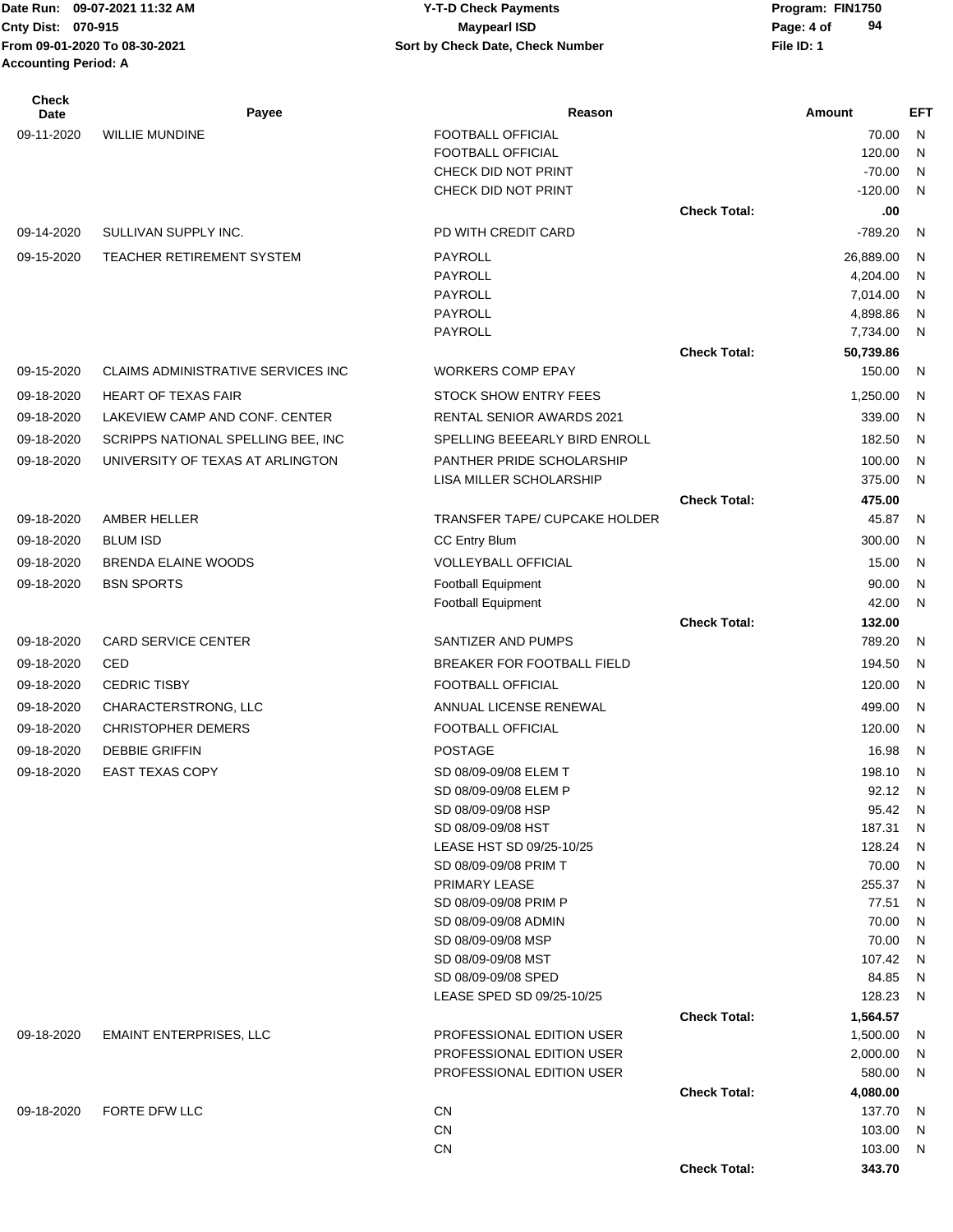Date Run: 09-07-2021 11:32 AM
Cnty Dist: 070-915
From 09-01-2020 To 08-30-2021
Accounting Period: A

**Y-T-D Check Payments**
**Maypearl ISD**
**Sort by Check Date, Check Number**

Program: FIN1750
File ID: 1

| Check Date | Payee | Reason | | Amount | EFT |
|---|---|---|---|---|---|
| 09-11-2020 | WILLIE MUNDINE | FOOTBALL OFFICIAL | | 70.00 | N |
| | | FOOTBALL OFFICIAL | | 120.00 | N |
| | | CHECK DID NOT PRINT | | -70.00 | N |
| | | CHECK DID NOT PRINT | | -120.00 | N |
| | | | **Check Total:** | **.00** | |
| 09-14-2020 | SULLIVAN SUPPLY INC. | PD WITH CREDIT CARD | | -789.20 | N |
| 09-15-2020 | TEACHER RETIREMENT SYSTEM | PAYROLL | | 26,889.00 | N |
| | | PAYROLL | | 4,204.00 | N |
| | | PAYROLL | | 7,014.00 | N |
| | | PAYROLL | | 4,898.86 | N |
| | | PAYROLL | | 7,734.00 | N |
| | | | **Check Total:** | **50,739.86** | |
| 09-15-2020 | CLAIMS ADMINISTRATIVE SERVICES INC | WORKERS COMP EPAY | | 150.00 | N |
| 09-18-2020 | HEART OF TEXAS FAIR | STOCK SHOW ENTRY FEES | | 1,250.00 | N |
| 09-18-2020 | LAKEVIEW CAMP AND CONF. CENTER | RENTAL SENIOR AWARDS 2021 | | 339.00 | N |
| 09-18-2020 | SCRIPPS NATIONAL SPELLING BEE, INC | SPELLING BEEEARLY BIRD ENROLL | | 182.50 | N |
| 09-18-2020 | UNIVERSITY OF TEXAS AT ARLINGTON | PANTHER PRIDE SCHOLARSHIP | | 100.00 | N |
| | | LISA MILLER SCHOLARSHIP | | 375.00 | N |
| | | | **Check Total:** | **475.00** | |
| 09-18-2020 | AMBER HELLER | TRANSFER TAPE/ CUPCAKE HOLDER | | 45.87 | N |
| 09-18-2020 | BLUM ISD | CC Entry Blum | | 300.00 | N |
| 09-18-2020 | BRENDA ELAINE WOODS | VOLLEYBALL OFFICIAL | | 15.00 | N |
| 09-18-2020 | BSN SPORTS | Football Equipment | | 90.00 | N |
| | | Football Equipment | | 42.00 | N |
| | | | **Check Total:** | **132.00** | |
| 09-18-2020 | CARD SERVICE CENTER | SANTIZER AND PUMPS | | 789.20 | N |
| 09-18-2020 | CED | BREAKER FOR FOOTBALL FIELD | | 194.50 | N |
| 09-18-2020 | CEDRIC TISBY | FOOTBALL OFFICIAL | | 120.00 | N |
| 09-18-2020 | CHARACTERSTRONG, LLC | ANNUAL LICENSE RENEWAL | | 499.00 | N |
| 09-18-2020 | CHRISTOPHER DEMERS | FOOTBALL OFFICIAL | | 120.00 | N |
| 09-18-2020 | DEBBIE GRIFFIN | POSTAGE | | 16.98 | N |
| 09-18-2020 | EAST TEXAS COPY | SD 08/09-09/08 ELEM T | | 198.10 | N |
| | | SD 08/09-09/08 ELEM P | | 92.12 | N |
| | | SD 08/09-09/08 HSP | | 95.42 | N |
| | | SD 08/09-09/08 HST | | 187.31 | N |
| | | LEASE HST SD 09/25-10/25 | | 128.24 | N |
| | | SD 08/09-09/08 PRIM T | | 70.00 | N |
| | | PRIMARY LEASE | | 255.37 | N |
| | | SD 08/09-09/08 PRIM P | | 77.51 | N |
| | | SD 08/09-09/08 ADMIN | | 70.00 | N |
| | | SD 08/09-09/08 MSP | | 70.00 | N |
| | | SD 08/09-09/08 MST | | 107.42 | N |
| | | SD 08/09-09/08 SPED | | 84.85 | N |
| | | LEASE SPED SD 09/25-10/25 | | 128.23 | N |
| | | | **Check Total:** | **1,564.57** | |
| 09-18-2020 | EMAINT ENTERPRISES, LLC | PROFESSIONAL EDITION USER | | 1,500.00 | N |
| | | PROFESSIONAL EDITION USER | | 2,000.00 | N |
| | | PROFESSIONAL EDITION USER | | 580.00 | N |
| | | | **Check Total:** | **4,080.00** | |
| 09-18-2020 | FORTE DFW LLC | CN | | 137.70 | N |
| | | CN | | 103.00 | N |
| | | CN | | 103.00 | N |
| | | | **Check Total:** | **343.70** | |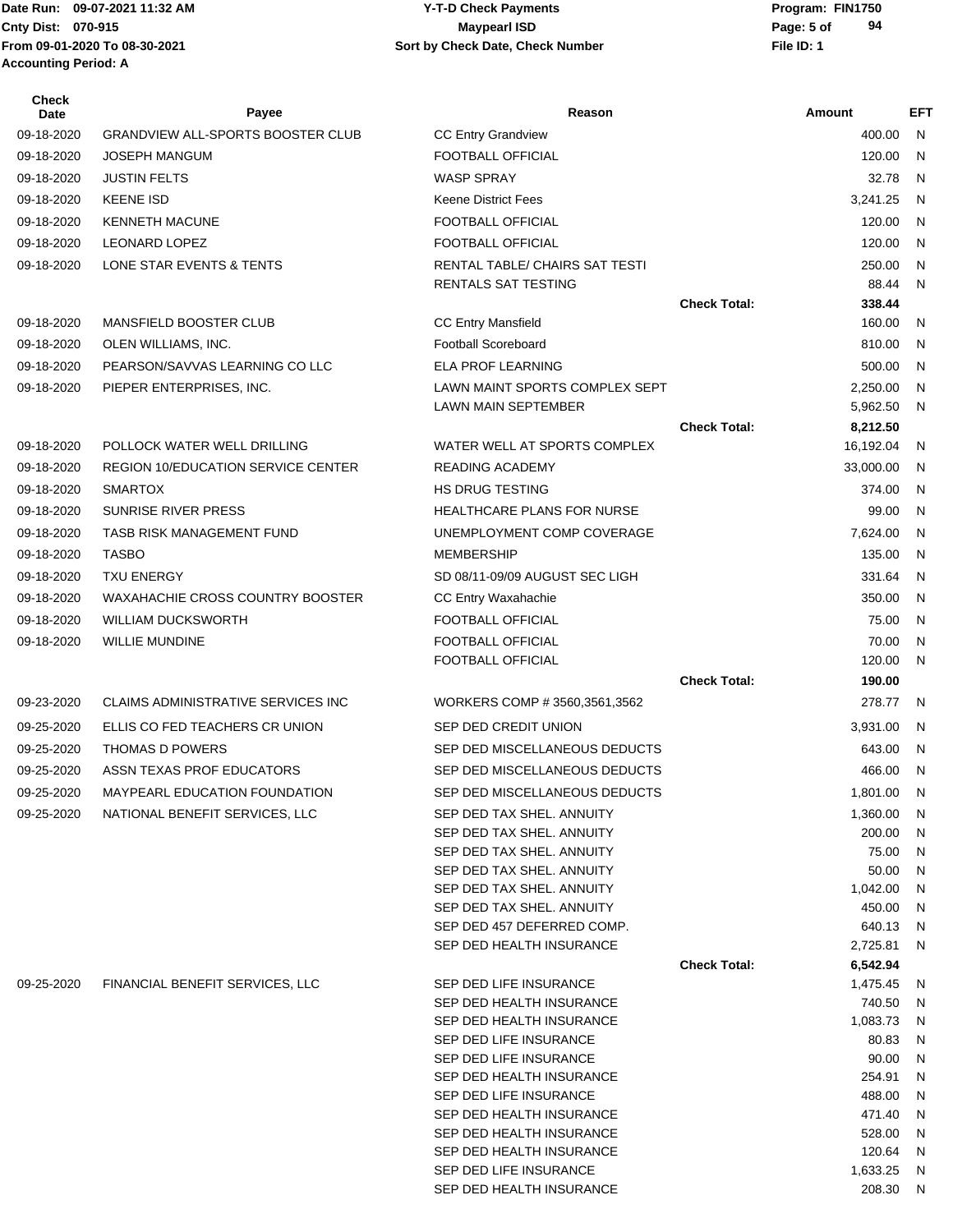Date Run: 09-07-2021 11:32 AM
Cnty Dist: 070-915
From 09-01-2020 To 08-30-2021
Accounting Period: A

Y-T-D Check Payments
Maypearl ISD
Sort by Check Date, Check Number

Program: FIN1750
File ID: 1

| Check Date | Payee | Reason | | Amount | EFT |
|---|---|---|---|---|---|
| 09-18-2020 | GRANDVIEW ALL-SPORTS BOOSTER CLUB | CC Entry Grandview | | 400.00 | N |
| 09-18-2020 | JOSEPH MANGUM | FOOTBALL OFFICIAL | | 120.00 | N |
| 09-18-2020 | JUSTIN FELTS | WASP SPRAY | | 32.78 | N |
| 09-18-2020 | KEENE ISD | Keene District Fees | | 3,241.25 | N |
| 09-18-2020 | KENNETH MACUNE | FOOTBALL OFFICIAL | | 120.00 | N |
| 09-18-2020 | LEONARD LOPEZ | FOOTBALL OFFICIAL | | 120.00 | N |
| 09-18-2020 | LONE STAR EVENTS & TENTS | RENTAL TABLE/ CHAIRS SAT TESTI | | 250.00 | N |
| | | RENTALS SAT TESTING | | 88.44 | N |
| | | | **Check Total:** | **338.44** | |
| 09-18-2020 | MANSFIELD BOOSTER CLUB | CC Entry Mansfield | | 160.00 | N |
| 09-18-2020 | OLEN WILLIAMS, INC. | Football Scoreboard | | 810.00 | N |
| 09-18-2020 | PEARSON/SAVVAS LEARNING CO LLC | ELA PROF LEARNING | | 500.00 | N |
| 09-18-2020 | PIEPER ENTERPRISES, INC. | LAWN MAINT SPORTS COMPLEX SEPT | | 2,250.00 | N |
| | | LAWN MAIN SEPTEMBER | | 5,962.50 | N |
| | | | **Check Total:** | **8,212.50** | |
| 09-18-2020 | POLLOCK WATER WELL DRILLING | WATER WELL AT SPORTS COMPLEX | | 16,192.04 | N |
| 09-18-2020 | REGION 10/EDUCATION SERVICE CENTER | READING ACADEMY | | 33,000.00 | N |
| 09-18-2020 | SMARTOX | HS DRUG TESTING | | 374.00 | N |
| 09-18-2020 | SUNRISE RIVER PRESS | HEALTHCARE PLANS FOR NURSE | | 99.00 | N |
| 09-18-2020 | TASB RISK MANAGEMENT FUND | UNEMPLOYMENT COMP COVERAGE | | 7,624.00 | N |
| 09-18-2020 | TASBO | MEMBERSHIP | | 135.00 | N |
| 09-18-2020 | TXU ENERGY | SD 08/11-09/09 AUGUST SEC LIGH | | 331.64 | N |
| 09-18-2020 | WAXAHACHIE CROSS COUNTRY BOOSTER | CC Entry Waxahachie | | 350.00 | N |
| 09-18-2020 | WILLIAM DUCKSWORTH | FOOTBALL OFFICIAL | | 75.00 | N |
| 09-18-2020 | WILLIE MUNDINE | FOOTBALL OFFICIAL | | 70.00 | N |
| | | FOOTBALL OFFICIAL | | 120.00 | N |
| | | | **Check Total:** | **190.00** | |
| 09-23-2020 | CLAIMS ADMINISTRATIVE SERVICES INC | WORKERS COMP # 3560,3561,3562 | | 278.77 | N |
| 09-25-2020 | ELLIS CO FED TEACHERS CR UNION | SEP DED CREDIT UNION | | 3,931.00 | N |
| 09-25-2020 | THOMAS D POWERS | SEP DED MISCELLANEOUS DEDUCTS | | 643.00 | N |
| 09-25-2020 | ASSN TEXAS PROF EDUCATORS | SEP DED MISCELLANEOUS DEDUCTS | | 466.00 | N |
| 09-25-2020 | MAYPEARL EDUCATION FOUNDATION | SEP DED MISCELLANEOUS DEDUCTS | | 1,801.00 | N |
| 09-25-2020 | NATIONAL BENEFIT SERVICES, LLC | SEP DED TAX SHEL. ANNUITY | | 1,360.00 | N |
| | | SEP DED TAX SHEL. ANNUITY | | 200.00 | N |
| | | SEP DED TAX SHEL. ANNUITY | | 75.00 | N |
| | | SEP DED TAX SHEL. ANNUITY | | 50.00 | N |
| | | SEP DED TAX SHEL. ANNUITY | | 1,042.00 | N |
| | | SEP DED TAX SHEL. ANNUITY | | 450.00 | N |
| | | SEP DED 457 DEFERRED COMP. | | 640.13 | N |
| | | SEP DED HEALTH INSURANCE | | 2,725.81 | N |
| | | | **Check Total:** | **6,542.94** | |
| 09-25-2020 | FINANCIAL BENEFIT SERVICES, LLC | SEP DED LIFE INSURANCE | | 1,475.45 | N |
| | | SEP DED HEALTH INSURANCE | | 740.50 | N |
| | | SEP DED HEALTH INSURANCE | | 1,083.73 | N |
| | | SEP DED LIFE INSURANCE | | 80.83 | N |
| | | SEP DED LIFE INSURANCE | | 90.00 | N |
| | | SEP DED HEALTH INSURANCE | | 254.91 | N |
| | | SEP DED LIFE INSURANCE | | 488.00 | N |
| | | SEP DED HEALTH INSURANCE | | 471.40 | N |
| | | SEP DED HEALTH INSURANCE | | 528.00 | N |
| | | SEP DED HEALTH INSURANCE | | 120.64 | N |
| | | SEP DED LIFE INSURANCE | | 1,633.25 | N |
| | | SEP DED HEALTH INSURANCE | | 208.30 | N |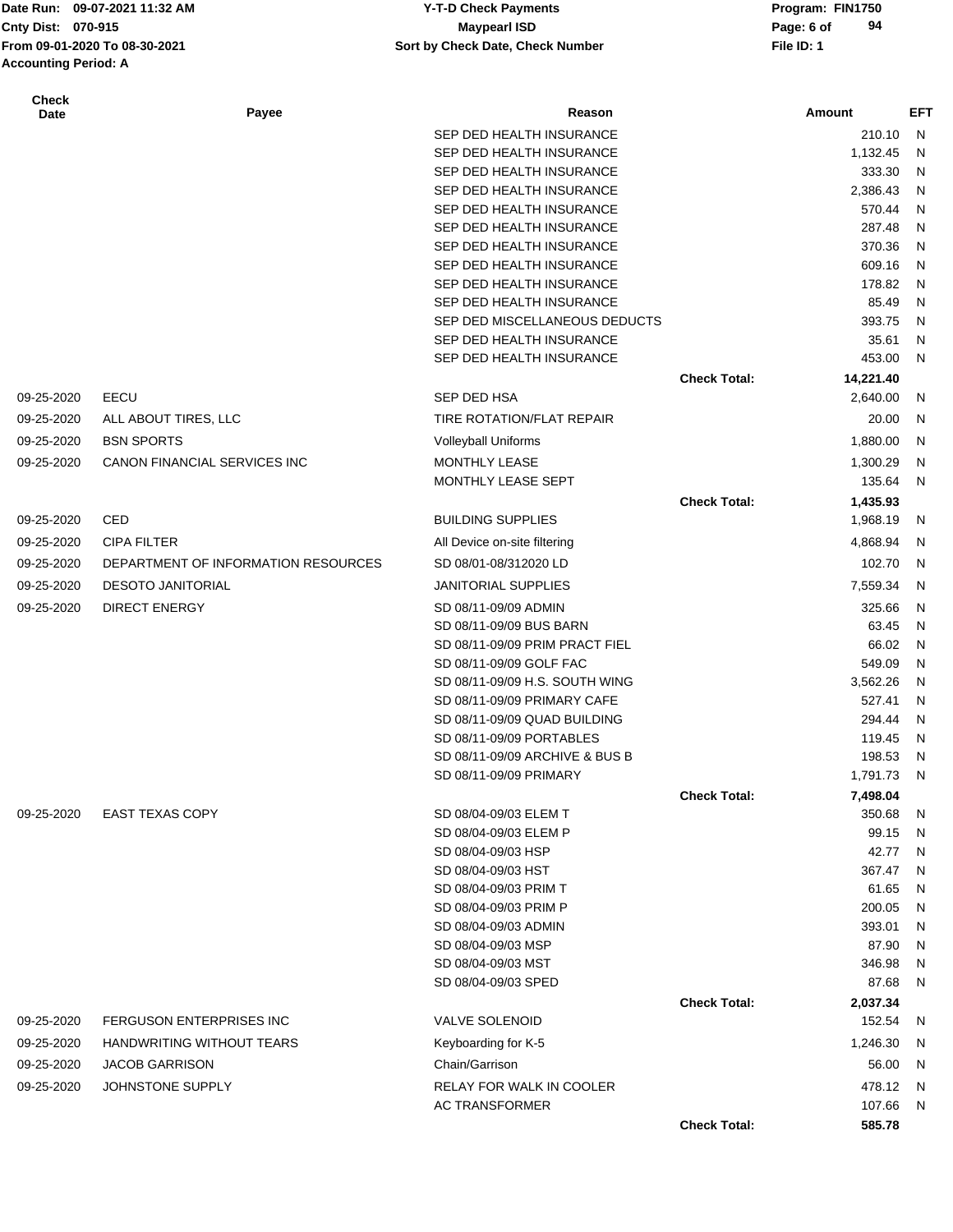Date Run: 09-07-2021 11:32 AM
Cnty Dist: 070-915
From 09-01-2020 To 08-30-2021
Accounting Period: A

**Y-T-D Check Payments**
**Maypearl ISD**
**Sort by Check Date, Check Number**

Program: FIN1750
File ID: 1

| Check Date | Payee | Reason | | Amount | EFT |
|---|---|---|---|---|---|
| | | SEP DED HEALTH INSURANCE | | 210.10 | N |
| | | SEP DED HEALTH INSURANCE | | 1,132.45 | N |
| | | SEP DED HEALTH INSURANCE | | 333.30 | N |
| | | SEP DED HEALTH INSURANCE | | 2,386.43 | N |
| | | SEP DED HEALTH INSURANCE | | 570.44 | N |
| | | SEP DED HEALTH INSURANCE | | 287.48 | N |
| | | SEP DED HEALTH INSURANCE | | 370.36 | N |
| | | SEP DED HEALTH INSURANCE | | 609.16 | N |
| | | SEP DED HEALTH INSURANCE | | 178.82 | N |
| | | SEP DED HEALTH INSURANCE | | 85.49 | N |
| | | SEP DED MISCELLANEOUS DEDUCTS | | 393.75 | N |
| | | SEP DED HEALTH INSURANCE | | 35.61 | N |
| | | SEP DED HEALTH INSURANCE | | 453.00 | N |
| | | | **Check Total:** | **14,221.40** | |
| 09-25-2020 | EECU | SEP DED HSA | | 2,640.00 | N |
| 09-25-2020 | ALL ABOUT TIRES, LLC | TIRE ROTATION/FLAT REPAIR | | 20.00 | N |
| 09-25-2020 | BSN SPORTS | Volleyball Uniforms | | 1,880.00 | N |
| 09-25-2020 | CANON FINANCIAL SERVICES INC | MONTHLY LEASE | | 1,300.29 | N |
| | | MONTHLY LEASE SEPT | | 135.64 | N |
| | | | **Check Total:** | **1,435.93** | |
| 09-25-2020 | CED | BUILDING SUPPLIES | | 1,968.19 | N |
| 09-25-2020 | CIPA FILTER | All Device on-site filtering | | 4,868.94 | N |
| 09-25-2020 | DEPARTMENT OF INFORMATION RESOURCES | SD 08/01-08/312020 LD | | 102.70 | N |
| 09-25-2020 | DESOTO JANITORIAL | JANITORIAL SUPPLIES | | 7,559.34 | N |
| 09-25-2020 | DIRECT ENERGY | SD 08/11-09/09 ADMIN | | 325.66 | N |
| | | SD 08/11-09/09 BUS BARN | | 63.45 | N |
| | | SD 08/11-09/09 PRIM PRACT FIEL | | 66.02 | N |
| | | SD 08/11-09/09 GOLF FAC | | 549.09 | N |
| | | SD 08/11-09/09 H.S. SOUTH WING | | 3,562.26 | N |
| | | SD 08/11-09/09 PRIMARY CAFE | | 527.41 | N |
| | | SD 08/11-09/09 QUAD BUILDING | | 294.44 | N |
| | | SD 08/11-09/09 PORTABLES | | 119.45 | N |
| | | SD 08/11-09/09 ARCHIVE & BUS B | | 198.53 | N |
| | | SD 08/11-09/09 PRIMARY | | 1,791.73 | N |
| | | | **Check Total:** | **7,498.04** | |
| 09-25-2020 | EAST TEXAS COPY | SD 08/04-09/03 ELEM T | | 350.68 | N |
| | | SD 08/04-09/03 ELEM P | | 99.15 | N |
| | | SD 08/04-09/03 HSP | | 42.77 | N |
| | | SD 08/04-09/03 HST | | 367.47 | N |
| | | SD 08/04-09/03 PRIM T | | 61.65 | N |
| | | SD 08/04-09/03 PRIM P | | 200.05 | N |
| | | SD 08/04-09/03 ADMIN | | 393.01 | N |
| | | SD 08/04-09/03 MSP | | 87.90 | N |
| | | SD 08/04-09/03 MST | | 346.98 | N |
| | | SD 08/04-09/03 SPED | | 87.68 | N |
| | | | **Check Total:** | **2,037.34** | |
| 09-25-2020 | FERGUSON ENTERPRISES INC | VALVE SOLENOID | | 152.54 | N |
| 09-25-2020 | HANDWRITING WITHOUT TEARS | Keyboarding for K-5 | | 1,246.30 | N |
| 09-25-2020 | JACOB GARRISON | Chain/Garrison | | 56.00 | N |
| 09-25-2020 | JOHNSTONE SUPPLY | RELAY FOR WALK IN COOLER | | 478.12 | N |
| | | AC TRANSFORMER | | 107.66 | N |
| | | | **Check Total:** | **585.78** | |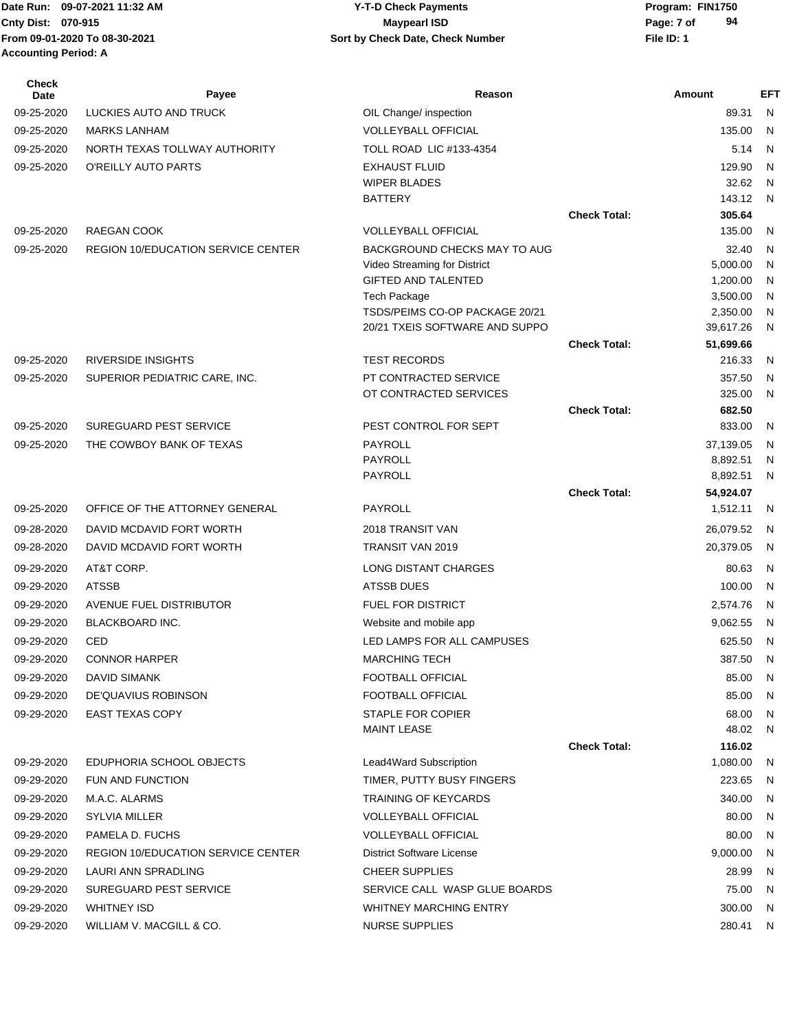Date Run: 09-07-2021 11:32 AM
Cnty Dist: 070-915
From 09-01-2020 To 08-30-2021
Accounting Period: A

**Y-T-D Check Payments**
**Maypearl ISD**
**Sort by Check Date, Check Number**

Program: FIN1750
File ID: 1

| Check Date | Payee | Reason | | Amount | EFT |
|---|---|---|---|---|---|
| 09-25-2020 | LUCKIES AUTO AND TRUCK | OIL Change/ inspection | | 89.31 | N |
| 09-25-2020 | MARKS LANHAM | VOLLEYBALL OFFICIAL | | 135.00 | N |
| 09-25-2020 | NORTH TEXAS TOLLWAY AUTHORITY | TOLL ROAD LIC #133-4354 | | 5.14 | N |
| 09-25-2020 | O'REILLY AUTO PARTS | EXHAUST FLUID | | 129.90 | N |
| | | WIPER BLADES | | 32.62 | N |
| | | BATTERY | | 143.12 | N |
| | | | **Check Total:** | **305.64** | |
| 09-25-2020 | RAEGAN COOK | VOLLEYBALL OFFICIAL | | 135.00 | N |
| 09-25-2020 | REGION 10/EDUCATION SERVICE CENTER | BACKGROUND CHECKS MAY TO AUG | | 32.40 | N |
| | | Video Streaming for District | | 5,000.00 | N |
| | | GIFTED AND TALENTED | | 1,200.00 | N |
| | | Tech Package | | 3,500.00 | N |
| | | TSDS/PEIMS CO-OP PACKAGE 20/21 | | 2,350.00 | N |
| | | 20/21 TXEIS SOFTWARE AND SUPPO | | 39,617.26 | N |
| | | | **Check Total:** | **51,699.66** | |
| 09-25-2020 | RIVERSIDE INSIGHTS | TEST RECORDS | | 216.33 | N |
| 09-25-2020 | SUPERIOR PEDIATRIC CARE, INC. | PT CONTRACTED SERVICE | | 357.50 | N |
| | | OT CONTRACTED SERVICES | | 325.00 | N |
| | | | **Check Total:** | **682.50** | |
| 09-25-2020 | SUREGUARD PEST SERVICE | PEST CONTROL FOR SEPT | | 833.00 | N |
| 09-25-2020 | THE COWBOY BANK OF TEXAS | PAYROLL | | 37,139.05 | N |
| | | PAYROLL | | 8,892.51 | N |
| | | PAYROLL | | 8,892.51 | N |
| | | | **Check Total:** | **54,924.07** | |
| 09-25-2020 | OFFICE OF THE ATTORNEY GENERAL | PAYROLL | | 1,512.11 | N |
| 09-28-2020 | DAVID MCDAVID FORT WORTH | 2018 TRANSIT VAN | | 26,079.52 | N |
| 09-28-2020 | DAVID MCDAVID FORT WORTH | TRANSIT VAN 2019 | | 20,379.05 | N |
| 09-29-2020 | AT&T CORP. | LONG DISTANT CHARGES | | 80.63 | N |
| 09-29-2020 | ATSSB | ATSSB DUES | | 100.00 | N |
| 09-29-2020 | AVENUE FUEL DISTRIBUTOR | FUEL FOR DISTRICT | | 2,574.76 | N |
| 09-29-2020 | BLACKBOARD INC. | Website and mobile app | | 9,062.55 | N |
| 09-29-2020 | CED | LED LAMPS FOR ALL CAMPUSES | | 625.50 | N |
| 09-29-2020 | CONNOR HARPER | MARCHING TECH | | 387.50 | N |
| 09-29-2020 | DAVID SIMANK | FOOTBALL OFFICIAL | | 85.00 | N |
| 09-29-2020 | DE'QUAVIUS ROBINSON | FOOTBALL OFFICIAL | | 85.00 | N |
| 09-29-2020 | EAST TEXAS COPY | STAPLE FOR COPIER | | 68.00 | N |
| | | MAINT LEASE | | 48.02 | N |
| | | | **Check Total:** | **116.02** | |
| 09-29-2020 | EDUPHORIA SCHOOL OBJECTS | Lead4Ward Subscription | | 1,080.00 | N |
| 09-29-2020 | FUN AND FUNCTION | TIMER, PUTTY BUSY FINGERS | | 223.65 | N |
| 09-29-2020 | M.A.C. ALARMS | TRAINING OF KEYCARDS | | 340.00 | N |
| 09-29-2020 | SYLVIA MILLER | VOLLEYBALL OFFICIAL | | 80.00 | N |
| 09-29-2020 | PAMELA D. FUCHS | VOLLEYBALL OFFICIAL | | 80.00 | N |
| 09-29-2020 | REGION 10/EDUCATION SERVICE CENTER | District Software License | | 9,000.00 | N |
| 09-29-2020 | LAURI ANN SPRADLING | CHEER SUPPLIES | | 28.99 | N |
| 09-29-2020 | SUREGUARD PEST SERVICE | SERVICE CALL WASP GLUE BOARDS | | 75.00 | N |
| 09-29-2020 | WHITNEY ISD | WHITNEY MARCHING ENTRY | | 300.00 | N |
| 09-29-2020 | WILLIAM V. MACGILL & CO. | NURSE SUPPLIES | | 280.41 | N |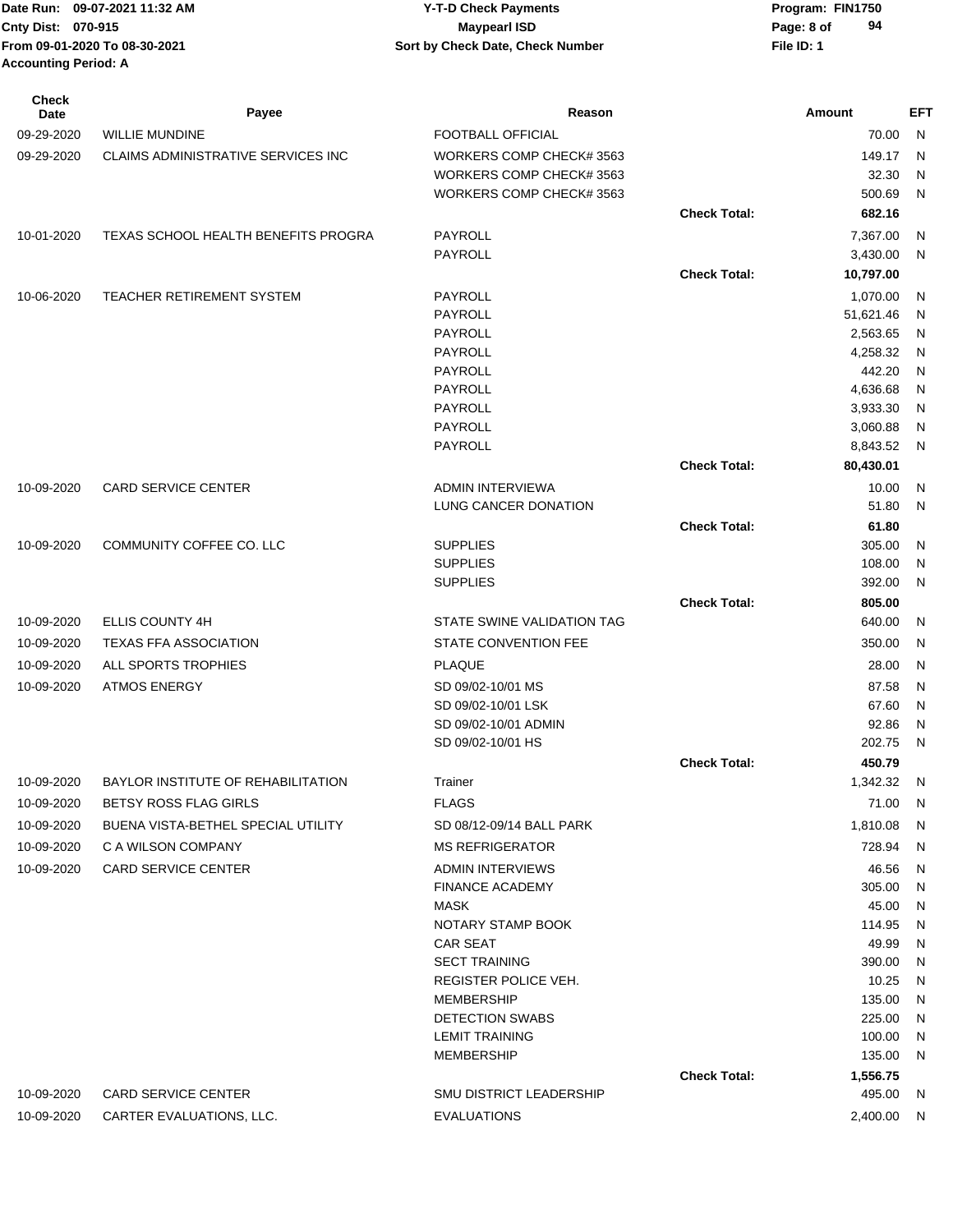Date Run: 09-07-2021 11:32 AM
Cnty Dist: 070-915
From 09-01-2020 To 08-30-2021
Accounting Period: A

**Y-T-D Check Payments**
**Maypearl ISD**
**Sort by Check Date, Check Number**

Program: FIN1750
File ID: 1

| Check Date | Payee | Reason | | Amount | EFT |
|---|---|---|---|---|---|
| 09-29-2020 | WILLIE MUNDINE | FOOTBALL OFFICIAL | | 70.00 | N |
| 09-29-2020 | CLAIMS ADMINISTRATIVE SERVICES INC | WORKERS COMP CHECK# 3563 | | 149.17 | N |
| | | WORKERS COMP CHECK# 3563 | | 32.30 | N |
| | | WORKERS COMP CHECK# 3563 | | 500.69 | N |
| | | | **Check Total:** | **682.16** | |
| 10-01-2020 | TEXAS SCHOOL HEALTH BENEFITS PROGRA | PAYROLL | | 7,367.00 | N |
| | | PAYROLL | | 3,430.00 | N |
| | | | **Check Total:** | **10,797.00** | |
| 10-06-2020 | TEACHER RETIREMENT SYSTEM | PAYROLL | | 1,070.00 | N |
| | | PAYROLL | | 51,621.46 | N |
| | | PAYROLL | | 2,563.65 | N |
| | | PAYROLL | | 4,258.32 | N |
| | | PAYROLL | | 442.20 | N |
| | | PAYROLL | | 4,636.68 | N |
| | | PAYROLL | | 3,933.30 | N |
| | | PAYROLL | | 3,060.88 | N |
| | | PAYROLL | | 8,843.52 | N |
| | | | **Check Total:** | **80,430.01** | |
| 10-09-2020 | CARD SERVICE CENTER | ADMIN INTERVIEWA | | 10.00 | N |
| | | LUNG CANCER DONATION | | 51.80 | N |
| | | | **Check Total:** | **61.80** | |
| 10-09-2020 | COMMUNITY COFFEE CO. LLC | SUPPLIES | | 305.00 | N |
| | | SUPPLIES | | 108.00 | N |
| | | SUPPLIES | | 392.00 | N |
| | | | **Check Total:** | **805.00** | |
| 10-09-2020 | ELLIS COUNTY 4H | STATE SWINE VALIDATION TAG | | 640.00 | N |
| 10-09-2020 | TEXAS FFA ASSOCIATION | STATE CONVENTION FEE | | 350.00 | N |
| 10-09-2020 | ALL SPORTS TROPHIES | PLAQUE | | 28.00 | N |
| 10-09-2020 | ATMOS ENERGY | SD 09/02-10/01 MS | | 87.58 | N |
| | | SD 09/02-10/01 LSK | | 67.60 | N |
| | | SD 09/02-10/01 ADMIN | | 92.86 | N |
| | | SD 09/02-10/01 HS | | 202.75 | N |
| | | | **Check Total:** | **450.79** | |
| 10-09-2020 | BAYLOR INSTITUTE OF REHABILITATION | Trainer | | 1,342.32 | N |
| 10-09-2020 | BETSY ROSS FLAG GIRLS | FLAGS | | 71.00 | N |
| 10-09-2020 | BUENA VISTA-BETHEL SPECIAL UTILITY | SD 08/12-09/14 BALL PARK | | 1,810.08 | N |
| 10-09-2020 | C A WILSON COMPANY | MS REFRIGERATOR | | 728.94 | N |
| 10-09-2020 | CARD SERVICE CENTER | ADMIN INTERVIEWS | | 46.56 | N |
| | | FINANCE ACADEMY | | 305.00 | N |
| | | MASK | | 45.00 | N |
| | | NOTARY STAMP BOOK | | 114.95 | N |
| | | CAR SEAT | | 49.99 | N |
| | | SECT TRAINING | | 390.00 | N |
| | | REGISTER POLICE VEH. | | 10.25 | N |
| | | MEMBERSHIP | | 135.00 | N |
| | | DETECTION SWABS | | 225.00 | N |
| | | LEMIT TRAINING | | 100.00 | N |
| | | MEMBERSHIP | | 135.00 | N |
| | | | **Check Total:** | **1,556.75** | |
| 10-09-2020 | CARD SERVICE CENTER | SMU DISTRICT LEADERSHIP | | 495.00 | N |
| 10-09-2020 | CARTER EVALUATIONS, LLC. | EVALUATIONS | | 2,400.00 | N |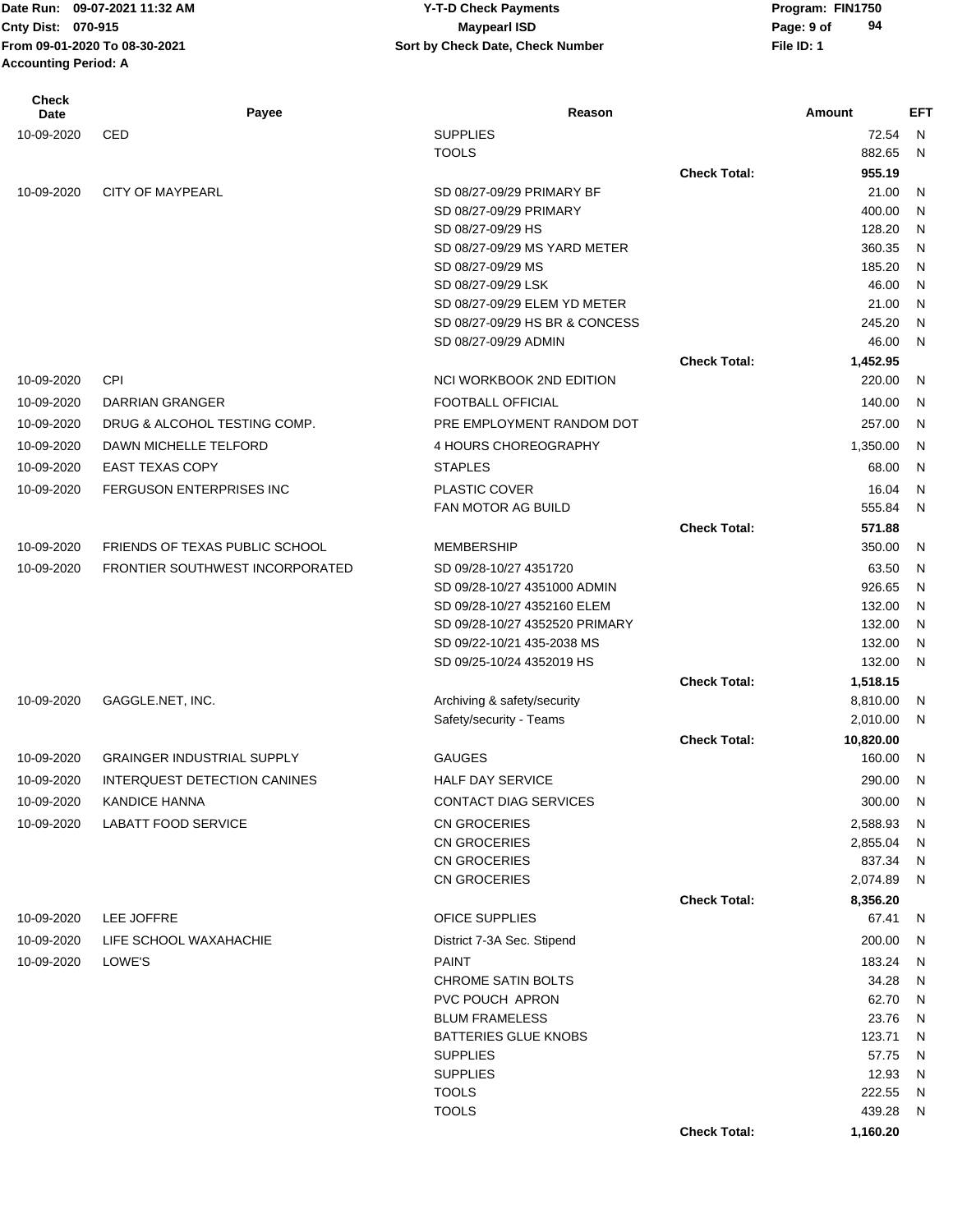| Check Date | Payee | Reason | | Amount | EFT |
|---|---|---|---|---|---|
| 10-09-2020 | CED | SUPPLIES | | 72.54 | N |
| | | TOOLS | | 882.65 | N |
| | | | Check Total: | 955.19 | |
| 10-09-2020 | CITY OF MAYPEARL | SD 08/27-09/29 PRIMARY BF | | 21.00 | N |
| | | SD 08/27-09/29 PRIMARY | | 400.00 | N |
| | | SD 08/27-09/29 HS | | 128.20 | N |
| | | SD 08/27-09/29 MS YARD METER | | 360.35 | N |
| | | SD 08/27-09/29 MS | | 185.20 | N |
| | | SD 08/27-09/29 LSK | | 46.00 | N |
| | | SD 08/27-09/29 ELEM YD METER | | 21.00 | N |
| | | SD 08/27-09/29 HS BR & CONCESS | | 245.20 | N |
| | | SD 08/27-09/29 ADMIN | | 46.00 | N |
| | | | Check Total: | 1,452.95 | |
| 10-09-2020 | CPI | NCI WORKBOOK 2ND EDITION | | 220.00 | N |
| 10-09-2020 | DARRIAN GRANGER | FOOTBALL OFFICIAL | | 140.00 | N |
| 10-09-2020 | DRUG & ALCOHOL TESTING COMP. | PRE EMPLOYMENT RANDOM DOT | | 257.00 | N |
| 10-09-2020 | DAWN MICHELLE TELFORD | 4 HOURS CHOREOGRAPHY | | 1,350.00 | N |
| 10-09-2020 | EAST TEXAS COPY | STAPLES | | 68.00 | N |
| 10-09-2020 | FERGUSON ENTERPRISES INC | PLASTIC COVER | | 16.04 | N |
| | | FAN MOTOR AG BUILD | | 555.84 | N |
| | | | Check Total: | 571.88 | |
| 10-09-2020 | FRIENDS OF TEXAS PUBLIC SCHOOL | MEMBERSHIP | | 350.00 | N |
| 10-09-2020 | FRONTIER SOUTHWEST INCORPORATED | SD 09/28-10/27 4351720 | | 63.50 | N |
| | | SD 09/28-10/27 4351000 ADMIN | | 926.65 | N |
| | | SD 09/28-10/27 4352160 ELEM | | 132.00 | N |
| | | SD 09/28-10/27 4352520 PRIMARY | | 132.00 | N |
| | | SD 09/22-10/21 435-2038 MS | | 132.00 | N |
| | | SD 09/25-10/24 4352019 HS | | 132.00 | N |
| | | | Check Total: | 1,518.15 | |
| 10-09-2020 | GAGGLE.NET, INC. | Archiving & safety/security | | 8,810.00 | N |
| | | Safety/security - Teams | | 2,010.00 | N |
| | | | Check Total: | 10,820.00 | |
| 10-09-2020 | GRAINGER INDUSTRIAL SUPPLY | GAUGES | | 160.00 | N |
| 10-09-2020 | INTERQUEST DETECTION CANINES | HALF DAY SERVICE | | 290.00 | N |
| 10-09-2020 | KANDICE HANNA | CONTACT DIAG SERVICES | | 300.00 | N |
| 10-09-2020 | LABATT FOOD SERVICE | CN GROCERIES | | 2,588.93 | N |
| | | CN GROCERIES | | 2,855.04 | N |
| | | CN GROCERIES | | 837.34 | N |
| | | CN GROCERIES | | 2,074.89 | N |
| | | | Check Total: | 8,356.20 | |
| 10-09-2020 | LEE JOFFRE | OFICE SUPPLIES | | 67.41 | N |
| 10-09-2020 | LIFE SCHOOL WAXAHACHIE | District 7-3A Sec. Stipend | | 200.00 | N |
| 10-09-2020 | LOWE'S | PAINT | | 183.24 | N |
| | | CHROME SATIN BOLTS | | 34.28 | N |
| | | PVC POUCH APRON | | 62.70 | N |
| | | BLUM FRAMELESS | | 23.76 | N |
| | | BATTERIES GLUE KNOBS | | 123.71 | N |
| | | SUPPLIES | | 57.75 | N |
| | | SUPPLIES | | 12.93 | N |
| | | TOOLS | | 222.55 | N |
| | | TOOLS | | 439.28 | N |
| | | | Check Total: | 1,160.20 | |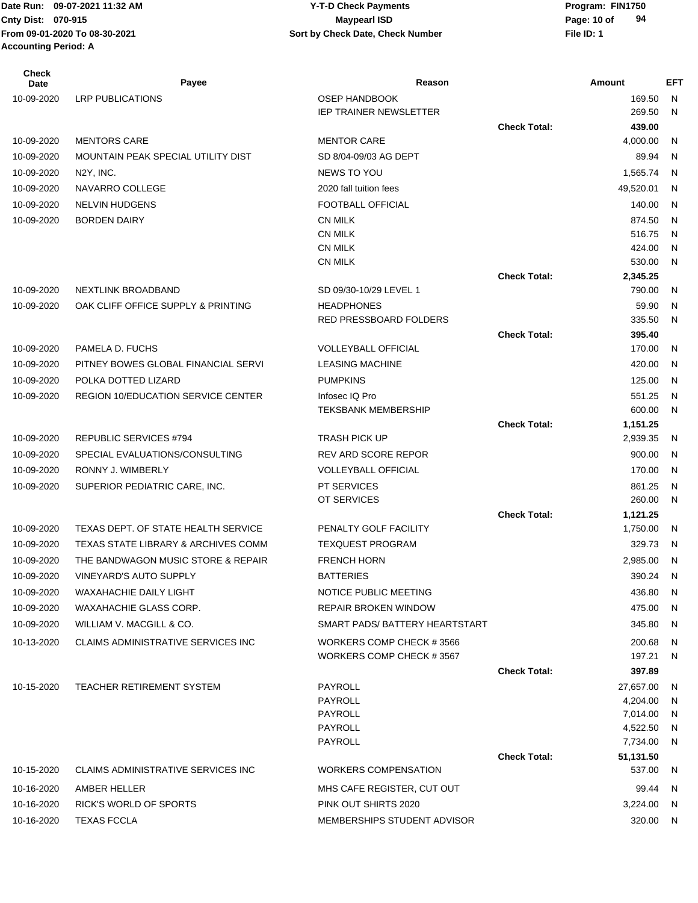Date Run: 09-07-2021 11:32 AM
Cnty Dist: 070-915
From 09-01-2020 To 08-30-2021
Accounting Period: A

**Y-T-D Check Payments**
**Maypearl ISD**
**Sort by Check Date, Check Number**

Program: FIN1750
File ID: 1

| Check Date | Payee | Reason | | Amount | EFT |
|---|---|---|---|---|---|
| 10-09-2020 | LRP PUBLICATIONS | OSEP HANDBOOK | | 169.50 | N |
| | | IEP TRAINER NEWSLETTER | | 269.50 | N |
| | | | **Check Total:** | **439.00** | |
| 10-09-2020 | MENTORS CARE | MENTOR CARE | | 4,000.00 | N |
| 10-09-2020 | MOUNTAIN PEAK SPECIAL UTILITY DIST | SD 8/04-09/03 AG DEPT | | 89.94 | N |
| 10-09-2020 | N2Y, INC. | NEWS TO YOU | | 1,565.74 | N |
| 10-09-2020 | NAVARRO COLLEGE | 2020 fall tuition fees | | 49,520.01 | N |
| 10-09-2020 | NELVIN HUDGENS | FOOTBALL OFFICIAL | | 140.00 | N |
| 10-09-2020 | BORDEN DAIRY | CN MILK | | 874.50 | N |
| | | CN MILK | | 516.75 | N |
| | | CN MILK | | 424.00 | N |
| | | CN MILK | | 530.00 | N |
| | | | **Check Total:** | **2,345.25** | |
| 10-09-2020 | NEXTLINK BROADBAND | SD 09/30-10/29 LEVEL 1 | | 790.00 | N |
| 10-09-2020 | OAK CLIFF OFFICE SUPPLY & PRINTING | HEADPHONES | | 59.90 | N |
| | | RED PRESSBOARD FOLDERS | | 335.50 | N |
| | | | **Check Total:** | **395.40** | |
| 10-09-2020 | PAMELA D. FUCHS | VOLLEYBALL OFFICIAL | | 170.00 | N |
| 10-09-2020 | PITNEY BOWES GLOBAL FINANCIAL SERVI | LEASING MACHINE | | 420.00 | N |
| 10-09-2020 | POLKA DOTTED LIZARD | PUMPKINS | | 125.00 | N |
| 10-09-2020 | REGION 10/EDUCATION SERVICE CENTER | Infosec IQ Pro | | 551.25 | N |
| | | TEKSBANK MEMBERSHIP | | 600.00 | N |
| | | | **Check Total:** | **1,151.25** | |
| 10-09-2020 | REPUBLIC SERVICES #794 | TRASH PICK UP | | 2,939.35 | N |
| 10-09-2020 | SPECIAL EVALUATIONS/CONSULTING | REV ARD SCORE REPOR | | 900.00 | N |
| 10-09-2020 | RONNY J. WIMBERLY | VOLLEYBALL OFFICIAL | | 170.00 | N |
| 10-09-2020 | SUPERIOR PEDIATRIC CARE, INC. | PT SERVICES | | 861.25 | N |
| | | OT SERVICES | | 260.00 | N |
| | | | **Check Total:** | **1,121.25** | |
| 10-09-2020 | TEXAS DEPT. OF STATE HEALTH SERVICE | PENALTY GOLF FACILITY | | 1,750.00 | N |
| 10-09-2020 | TEXAS STATE LIBRARY & ARCHIVES COMM | TEXQUEST PROGRAM | | 329.73 | N |
| 10-09-2020 | THE BANDWAGON MUSIC STORE & REPAIR | FRENCH HORN | | 2,985.00 | N |
| 10-09-2020 | VINEYARD'S AUTO SUPPLY | BATTERIES | | 390.24 | N |
| 10-09-2020 | WAXAHACHIE DAILY LIGHT | NOTICE PUBLIC MEETING | | 436.80 | N |
| 10-09-2020 | WAXAHACHIE GLASS CORP. | REPAIR BROKEN WINDOW | | 475.00 | N |
| 10-09-2020 | WILLIAM V. MACGILL & CO. | SMART PADS/ BATTERY HEARTSTART | | 345.80 | N |
| 10-13-2020 | CLAIMS ADMINISTRATIVE SERVICES INC | WORKERS COMP CHECK # 3566 | | 200.68 | N |
| | | WORKERS COMP CHECK # 3567 | | 197.21 | N |
| | | | **Check Total:** | **397.89** | |
| 10-15-2020 | TEACHER RETIREMENT SYSTEM | PAYROLL | | 27,657.00 | N |
| | | PAYROLL | | 4,204.00 | N |
| | | PAYROLL | | 7,014.00 | N |
| | | PAYROLL | | 4,522.50 | N |
| | | PAYROLL | | 7,734.00 | N |
| | | | **Check Total:** | **51,131.50** | |
| 10-15-2020 | CLAIMS ADMINISTRATIVE SERVICES INC | WORKERS COMPENSATION | | 537.00 | N |
| 10-16-2020 | AMBER HELLER | MHS CAFE REGISTER, CUT OUT | | 99.44 | N |
| 10-16-2020 | RICK'S WORLD OF SPORTS | PINK OUT SHIRTS 2020 | | 3,224.00 | N |
| 10-16-2020 | TEXAS FCCLA | MEMBERSHIPS STUDENT ADVISOR | | 320.00 | N |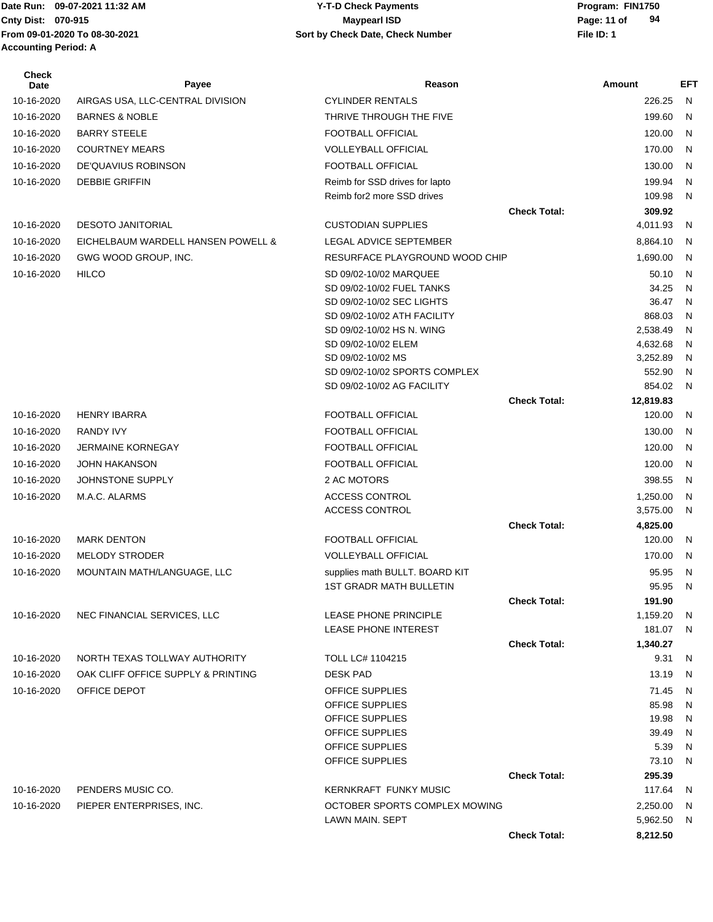Date Run: 09-07-2021 11:32 AM
Cnty Dist: 070-915
From 09-01-2020 To 08-30-2021
Accounting Period: A

**Y-T-D Check Payments**
**Maypearl ISD**
**Sort by Check Date, Check Number**

Program: FIN1750
File ID: 1

| Check Date | Payee | Reason | | Amount | EFT |
|---|---|---|---|---|---|
| 10-16-2020 | AIRGAS USA, LLC-CENTRAL DIVISION | CYLINDER RENTALS | | 226.25 | N |
| 10-16-2020 | BARNES & NOBLE | THRIVE THROUGH THE FIVE | | 199.60 | N |
| 10-16-2020 | BARRY STEELE | FOOTBALL OFFICIAL | | 120.00 | N |
| 10-16-2020 | COURTNEY MEARS | VOLLEYBALL OFFICIAL | | 170.00 | N |
| 10-16-2020 | DE'QUAVIUS ROBINSON | FOOTBALL OFFICIAL | | 130.00 | N |
| 10-16-2020 | DEBBIE GRIFFIN | Reimb for SSD drives for lapto | | 199.94 | N |
| | | Reimb for2 more SSD drives | | 109.98 | N |
| | | | **Check Total:** | **309.92** | |
| 10-16-2020 | DESOTO JANITORIAL | CUSTODIAN SUPPLIES | | 4,011.93 | N |
| 10-16-2020 | EICHELBAUM WARDELL HANSEN POWELL & | LEGAL ADVICE SEPTEMBER | | 8,864.10 | N |
| 10-16-2020 | GWG WOOD GROUP, INC. | RESURFACE PLAYGROUND WOOD CHIP | | 1,690.00 | N |
| 10-16-2020 | HILCO | SD 09/02-10/02 MARQUEE | | 50.10 | N |
| | | SD 09/02-10/02 FUEL TANKS | | 34.25 | N |
| | | SD 09/02-10/02 SEC LIGHTS | | 36.47 | N |
| | | SD 09/02-10/02 ATH FACILITY | | 868.03 | N |
| | | SD 09/02-10/02 HS N. WING | | 2,538.49 | N |
| | | SD 09/02-10/02 ELEM | | 4,632.68 | N |
| | | SD 09/02-10/02 MS | | 3,252.89 | N |
| | | SD 09/02-10/02 SPORTS COMPLEX | | 552.90 | N |
| | | SD 09/02-10/02 AG FACILITY | | 854.02 | N |
| | | | **Check Total:** | **12,819.83** | |
| 10-16-2020 | HENRY IBARRA | FOOTBALL OFFICIAL | | 120.00 | N |
| 10-16-2020 | RANDY IVY | FOOTBALL OFFICIAL | | 130.00 | N |
| 10-16-2020 | JERMAINE KORNEGAY | FOOTBALL OFFICIAL | | 120.00 | N |
| 10-16-2020 | JOHN HAKANSON | FOOTBALL OFFICIAL | | 120.00 | N |
| 10-16-2020 | JOHNSTONE SUPPLY | 2 AC MOTORS | | 398.55 | N |
| 10-16-2020 | M.A.C. ALARMS | ACCESS CONTROL | | 1,250.00 | N |
| | | ACCESS CONTROL | | 3,575.00 | N |
| | | | **Check Total:** | **4,825.00** | |
| 10-16-2020 | MARK DENTON | FOOTBALL OFFICIAL | | 120.00 | N |
| 10-16-2020 | MELODY STRODER | VOLLEYBALL OFFICIAL | | 170.00 | N |
| 10-16-2020 | MOUNTAIN MATH/LANGUAGE, LLC | supplies math BULLT. BOARD KIT | | 95.95 | N |
| | | 1ST GRADR MATH BULLETIN | | 95.95 | N |
| | | | **Check Total:** | **191.90** | |
| 10-16-2020 | NEC FINANCIAL SERVICES, LLC | LEASE PHONE PRINCIPLE | | 1,159.20 | N |
| | | LEASE PHONE INTEREST | | 181.07 | N |
| | | | **Check Total:** | **1,340.27** | |
| 10-16-2020 | NORTH TEXAS TOLLWAY AUTHORITY | TOLL LC# 1104215 | | 9.31 | N |
| 10-16-2020 | OAK CLIFF OFFICE SUPPLY & PRINTING | DESK PAD | | 13.19 | N |
| 10-16-2020 | OFFICE DEPOT | OFFICE SUPPLIES | | 71.45 | N |
| | | OFFICE SUPPLIES | | 85.98 | N |
| | | OFFICE SUPPLIES | | 19.98 | N |
| | | OFFICE SUPPLIES | | 39.49 | N |
| | | OFFICE SUPPLIES | | 5.39 | N |
| | | OFFICE SUPPLIES | | 73.10 | N |
| | | | **Check Total:** | **295.39** | |
| 10-16-2020 | PENDERS MUSIC CO. | KERNKRAFT FUNKY MUSIC | | 117.64 | N |
| 10-16-2020 | PIEPER ENTERPRISES, INC. | OCTOBER SPORTS COMPLEX MOWING | | 2,250.00 | N |
| | | LAWN MAIN. SEPT | | 5,962.50 | N |
| | | | **Check Total:** | **8,212.50** | |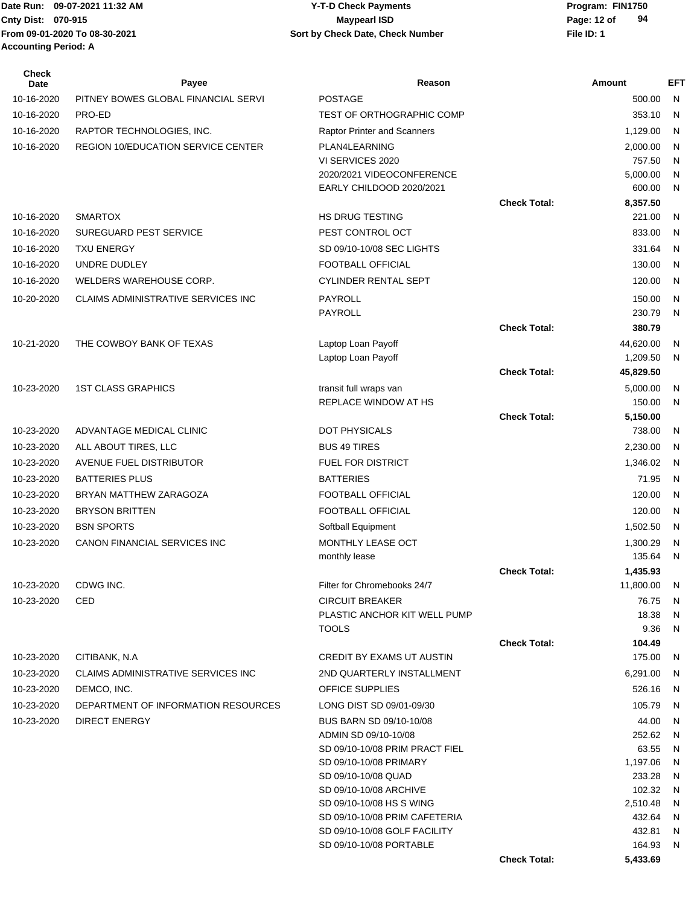Date Run: 09-07-2021 11:32 AM
Cnty Dist: 070-915
From 09-01-2020 To 08-30-2021
Accounting Period: A

**Y-T-D Check Payments**
**Maypearl ISD**
**Sort by Check Date, Check Number**

Program: FIN1750
File ID: 1

| Check Date | Payee | Reason | | Amount | EFT |
|---|---|---|---|---|---|
| 10-16-2020 | PITNEY BOWES GLOBAL FINANCIAL SERVI | POSTAGE | | 500.00 | N |
| 10-16-2020 | PRO-ED | TEST OF ORTHOGRAPHIC COMP | | 353.10 | N |
| 10-16-2020 | RAPTOR TECHNOLOGIES, INC. | Raptor Printer and Scanners | | 1,129.00 | N |
| 10-16-2020 | REGION 10/EDUCATION SERVICE CENTER | PLAN4LEARNING | | 2,000.00 | N |
| | | VI SERVICES 2020 | | 757.50 | N |
| | | 2020/2021 VIDEOCONFERENCE | | 5,000.00 | N |
| | | EARLY CHILDOOD 2020/2021 | | 600.00 | N |
| | | | **Check Total:** | **8,357.50** | |
| 10-16-2020 | SMARTOX | HS DRUG TESTING | | 221.00 | N |
| 10-16-2020 | SUREGUARD PEST SERVICE | PEST CONTROL OCT | | 833.00 | N |
| 10-16-2020 | TXU ENERGY | SD 09/10-10/08 SEC LIGHTS | | 331.64 | N |
| 10-16-2020 | UNDRE DUDLEY | FOOTBALL OFFICIAL | | 130.00 | N |
| 10-16-2020 | WELDERS WAREHOUSE CORP. | CYLINDER RENTAL SEPT | | 120.00 | N |
| 10-20-2020 | CLAIMS ADMINISTRATIVE SERVICES INC | PAYROLL | | 150.00 | N |
| | | PAYROLL | | 230.79 | N |
| | | | **Check Total:** | **380.79** | |
| 10-21-2020 | THE COWBOY BANK OF TEXAS | Laptop Loan Payoff | | 44,620.00 | N |
| | | Laptop Loan Payoff | | 1,209.50 | N |
| | | | **Check Total:** | **45,829.50** | |
| 10-23-2020 | 1ST CLASS GRAPHICS | transit full wraps van | | 5,000.00 | N |
| | | REPLACE WINDOW AT HS | | 150.00 | N |
| | | | **Check Total:** | **5,150.00** | |
| 10-23-2020 | ADVANTAGE MEDICAL CLINIC | DOT PHYSICALS | | 738.00 | N |
| 10-23-2020 | ALL ABOUT TIRES, LLC | BUS 49 TIRES | | 2,230.00 | N |
| 10-23-2020 | AVENUE FUEL DISTRIBUTOR | FUEL FOR DISTRICT | | 1,346.02 | N |
| 10-23-2020 | BATTERIES PLUS | BATTERIES | | 71.95 | N |
| 10-23-2020 | BRYAN MATTHEW ZARAGOZA | FOOTBALL OFFICIAL | | 120.00 | N |
| 10-23-2020 | BRYSON BRITTEN | FOOTBALL OFFICIAL | | 120.00 | N |
| 10-23-2020 | BSN SPORTS | Softball Equipment | | 1,502.50 | N |
| 10-23-2020 | CANON FINANCIAL SERVICES INC | MONTHLY LEASE OCT | | 1,300.29 | N |
| | | monthly lease | | 135.64 | N |
| | | | **Check Total:** | **1,435.93** | |
| 10-23-2020 | CDWG INC. | Filter for Chromebooks 24/7 | | 11,800.00 | N |
| 10-23-2020 | CED | CIRCUIT BREAKER | | 76.75 | N |
| | | PLASTIC ANCHOR KIT WELL PUMP | | 18.38 | N |
| | | TOOLS | | 9.36 | N |
| | | | **Check Total:** | **104.49** | |
| 10-23-2020 | CITIBANK, N.A | CREDIT BY EXAMS UT AUSTIN | | 175.00 | N |
| 10-23-2020 | CLAIMS ADMINISTRATIVE SERVICES INC | 2ND QUARTERLY INSTALLMENT | | 6,291.00 | N |
| 10-23-2020 | DEMCO, INC. | OFFICE SUPPLIES | | 526.16 | N |
| 10-23-2020 | DEPARTMENT OF INFORMATION RESOURCES | LONG DIST SD 09/01-09/30 | | 105.79 | N |
| 10-23-2020 | DIRECT ENERGY | BUS BARN SD 09/10-10/08 | | 44.00 | N |
| | | ADMIN SD 09/10-10/08 | | 252.62 | N |
| | | SD 09/10-10/08 PRIM PRACT FIEL | | 63.55 | N |
| | | SD 09/10-10/08 PRIMARY | | 1,197.06 | N |
| | | SD 09/10-10/08 QUAD | | 233.28 | N |
| | | SD 09/10-10/08 ARCHIVE | | 102.32 | N |
| | | SD 09/10-10/08 HS S WING | | 2,510.48 | N |
| | | SD 09/10-10/08 PRIM CAFETERIA | | 432.64 | N |
| | | SD 09/10-10/08 GOLF FACILITY | | 432.81 | N |
| | | SD 09/10-10/08 PORTABLE | | 164.93 | N |
| | | | **Check Total:** | **5,433.69** | |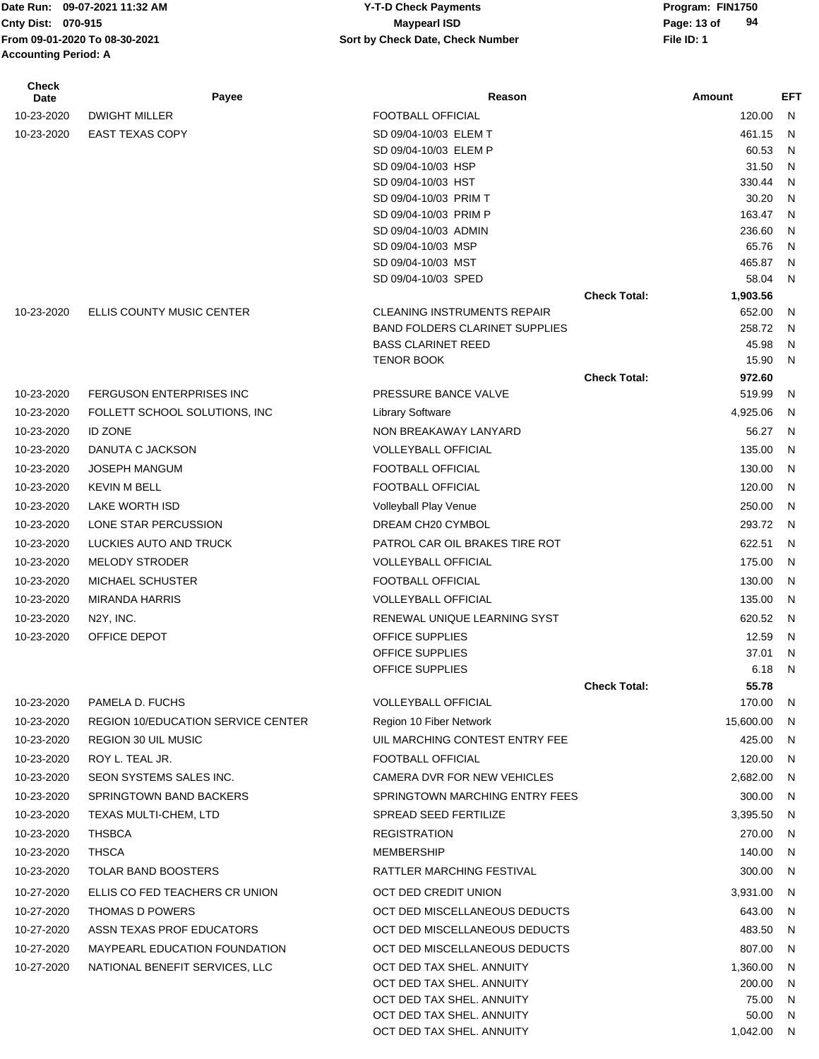Date Run: 09-07-2021 11:32 AM
Cnty Dist: 070-915
From 09-01-2020 To 08-30-2021
Accounting Period: A

**Y-T-D Check Payments**
**Maypearl ISD**
**Sort by Check Date, Check Number**

Program: FIN1750
File ID: 1

| Check Date | Payee | Reason | | Amount | EFT |
|---|---|---|---|---|---|
| 10-23-2020 | DWIGHT MILLER | FOOTBALL OFFICIAL | | 120.00 | N |
| 10-23-2020 | EAST TEXAS COPY | SD 09/04-10/03 ELEM T | | 461.15 | N |
| | | SD 09/04-10/03 ELEM P | | 60.53 | N |
| | | SD 09/04-10/03 HSP | | 31.50 | N |
| | | SD 09/04-10/03 HST | | 330.44 | N |
| | | SD 09/04-10/03 PRIM T | | 30.20 | N |
| | | SD 09/04-10/03 PRIM P | | 163.47 | N |
| | | SD 09/04-10/03 ADMIN | | 236.60 | N |
| | | SD 09/04-10/03 MSP | | 65.76 | N |
| | | SD 09/04-10/03 MST | | 465.87 | N |
| | | SD 09/04-10/03 SPED | | 58.04 | N |
| | | | **Check Total:** | **1,903.56** | |
| 10-23-2020 | ELLIS COUNTY MUSIC CENTER | CLEANING INSTRUMENTS REPAIR | | 652.00 | N |
| | | BAND FOLDERS CLARINET SUPPLIES | | 258.72 | N |
| | | BASS CLARINET REED | | 45.98 | N |
| | | TENOR BOOK | | 15.90 | N |
| | | | **Check Total:** | **972.60** | |
| 10-23-2020 | FERGUSON ENTERPRISES INC | PRESSURE BANCE VALVE | | 519.99 | N |
| 10-23-2020 | FOLLETT SCHOOL SOLUTIONS, INC | Library Software | | 4,925.06 | N |
| 10-23-2020 | ID ZONE | NON BREAKAWAY LANYARD | | 56.27 | N |
| 10-23-2020 | DANUTA C JACKSON | VOLLEYBALL OFFICIAL | | 135.00 | N |
| 10-23-2020 | JOSEPH MANGUM | FOOTBALL OFFICIAL | | 130.00 | N |
| 10-23-2020 | KEVIN M BELL | FOOTBALL OFFICIAL | | 120.00 | N |
| 10-23-2020 | LAKE WORTH ISD | Volleyball Play Venue | | 250.00 | N |
| 10-23-2020 | LONE STAR PERCUSSION | DREAM CH20 CYMBOL | | 293.72 | N |
| 10-23-2020 | LUCKIES AUTO AND TRUCK | PATROL CAR OIL BRAKES TIRE ROT | | 622.51 | N |
| 10-23-2020 | MELODY STRODER | VOLLEYBALL OFFICIAL | | 175.00 | N |
| 10-23-2020 | MICHAEL SCHUSTER | FOOTBALL OFFICIAL | | 130.00 | N |
| 10-23-2020 | MIRANDA HARRIS | VOLLEYBALL OFFICIAL | | 135.00 | N |
| 10-23-2020 | N2Y, INC. | RENEWAL UNIQUE LEARNING SYST | | 620.52 | N |
| 10-23-2020 | OFFICE DEPOT | OFFICE SUPPLIES | | 12.59 | N |
| | | OFFICE SUPPLIES | | 37.01 | N |
| | | OFFICE SUPPLIES | | 6.18 | N |
| | | | **Check Total:** | **55.78** | |
| 10-23-2020 | PAMELA D. FUCHS | VOLLEYBALL OFFICIAL | | 170.00 | N |
| 10-23-2020 | REGION 10/EDUCATION SERVICE CENTER | Region 10 Fiber Network | | 15,600.00 | N |
| 10-23-2020 | REGION 30 UIL MUSIC | UIL MARCHING CONTEST ENTRY FEE | | 425.00 | N |
| 10-23-2020 | ROY L. TEAL JR. | FOOTBALL OFFICIAL | | 120.00 | N |
| 10-23-2020 | SEON SYSTEMS SALES INC. | CAMERA DVR FOR NEW VEHICLES | | 2,682.00 | N |
| 10-23-2020 | SPRINGTOWN BAND BACKERS | SPRINGTOWN MARCHING ENTRY FEES | | 300.00 | N |
| 10-23-2020 | TEXAS MULTI-CHEM, LTD | SPREAD SEED FERTILIZE | | 3,395.50 | N |
| 10-23-2020 | THSBCA | REGISTRATION | | 270.00 | N |
| 10-23-2020 | THSCA | MEMBERSHIP | | 140.00 | N |
| 10-23-2020 | TOLAR BAND BOOSTERS | RATTLER MARCHING FESTIVAL | | 300.00 | N |
| 10-27-2020 | ELLIS CO FED TEACHERS CR UNION | OCT DED CREDIT UNION | | 3,931.00 | N |
| 10-27-2020 | THOMAS D POWERS | OCT DED MISCELLANEOUS DEDUCTS | | 643.00 | N |
| 10-27-2020 | ASSN TEXAS PROF EDUCATORS | OCT DED MISCELLANEOUS DEDUCTS | | 483.50 | N |
| 10-27-2020 | MAYPEARL EDUCATION FOUNDATION | OCT DED MISCELLANEOUS DEDUCTS | | 807.00 | N |
| 10-27-2020 | NATIONAL BENEFIT SERVICES, LLC | OCT DED TAX SHEL. ANNUITY | | 1,360.00 | N |
| | | OCT DED TAX SHEL. ANNUITY | | 200.00 | N |
| | | OCT DED TAX SHEL. ANNUITY | | 75.00 | N |
| | | OCT DED TAX SHEL. ANNUITY | | 50.00 | N |
| | | OCT DED TAX SHEL. ANNUITY | | 1,042.00 | N |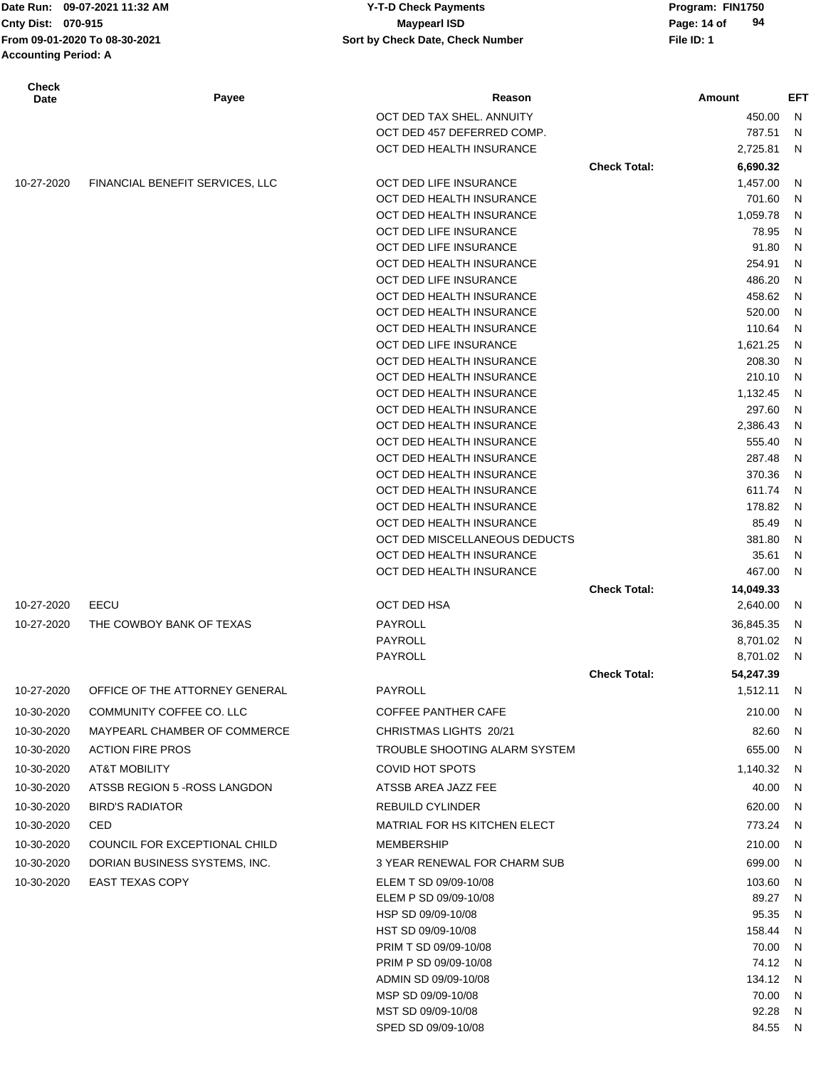| Check Date | Payee | Reason | | Amount | EFT |
|---|---|---|---|---|---|
| | | OCT DED TAX SHEL. ANNUITY | | 450.00 | N |
| | | OCT DED 457 DEFERRED COMP. | | 787.51 | N |
| | | OCT DED HEALTH INSURANCE | | 2,725.81 | N |
| | | | **Check Total:** | **6,690.32** | |
| 10-27-2020 | FINANCIAL BENEFIT SERVICES, LLC | OCT DED LIFE INSURANCE | | 1,457.00 | N |
| | | OCT DED HEALTH INSURANCE | | 701.60 | N |
| | | OCT DED HEALTH INSURANCE | | 1,059.78 | N |
| | | OCT DED LIFE INSURANCE | | 78.95 | N |
| | | OCT DED LIFE INSURANCE | | 91.80 | N |
| | | OCT DED HEALTH INSURANCE | | 254.91 | N |
| | | OCT DED LIFE INSURANCE | | 486.20 | N |
| | | OCT DED HEALTH INSURANCE | | 458.62 | N |
| | | OCT DED HEALTH INSURANCE | | 520.00 | N |
| | | OCT DED HEALTH INSURANCE | | 110.64 | N |
| | | OCT DED LIFE INSURANCE | | 1,621.25 | N |
| | | OCT DED HEALTH INSURANCE | | 208.30 | N |
| | | OCT DED HEALTH INSURANCE | | 210.10 | N |
| | | OCT DED HEALTH INSURANCE | | 1,132.45 | N |
| | | OCT DED HEALTH INSURANCE | | 297.60 | N |
| | | OCT DED HEALTH INSURANCE | | 2,386.43 | N |
| | | OCT DED HEALTH INSURANCE | | 555.40 | N |
| | | OCT DED HEALTH INSURANCE | | 287.48 | N |
| | | OCT DED HEALTH INSURANCE | | 370.36 | N |
| | | OCT DED HEALTH INSURANCE | | 611.74 | N |
| | | OCT DED HEALTH INSURANCE | | 178.82 | N |
| | | OCT DED HEALTH INSURANCE | | 85.49 | N |
| | | OCT DED MISCELLANEOUS DEDUCTS | | 381.80 | N |
| | | OCT DED HEALTH INSURANCE | | 35.61 | N |
| | | OCT DED HEALTH INSURANCE | | 467.00 | N |
| | | | **Check Total:** | **14,049.33** | |
| 10-27-2020 | EECU | OCT DED HSA | | 2,640.00 | N |
| 10-27-2020 | THE COWBOY BANK OF TEXAS | PAYROLL | | 36,845.35 | N |
| | | PAYROLL | | 8,701.02 | N |
| | | PAYROLL | | 8,701.02 | N |
| | | | **Check Total:** | **54,247.39** | |
| 10-27-2020 | OFFICE OF THE ATTORNEY GENERAL | PAYROLL | | 1,512.11 | N |
| 10-30-2020 | COMMUNITY COFFEE CO. LLC | COFFEE PANTHER CAFE | | 210.00 | N |
| 10-30-2020 | MAYPEARL CHAMBER OF COMMERCE | CHRISTMAS LIGHTS 20/21 | | 82.60 | N |
| 10-30-2020 | ACTION FIRE PROS | TROUBLE SHOOTING ALARM SYSTEM | | 655.00 | N |
| 10-30-2020 | AT&T MOBILITY | COVID HOT SPOTS | | 1,140.32 | N |
| 10-30-2020 | ATSSB REGION 5 -ROSS LANGDON | ATSSB AREA JAZZ FEE | | 40.00 | N |
| 10-30-2020 | BIRD'S RADIATOR | REBUILD CYLINDER | | 620.00 | N |
| 10-30-2020 | CED | MATRIAL FOR HS KITCHEN ELECT | | 773.24 | N |
| 10-30-2020 | COUNCIL FOR EXCEPTIONAL CHILD | MEMBERSHIP | | 210.00 | N |
| 10-30-2020 | DORIAN BUSINESS SYSTEMS, INC. | 3 YEAR RENEWAL FOR CHARM SUB | | 699.00 | N |
| 10-30-2020 | EAST TEXAS COPY | ELEM T SD 09/09-10/08 | | 103.60 | N |
| | | ELEM P SD 09/09-10/08 | | 89.27 | N |
| | | HSP SD 09/09-10/08 | | 95.35 | N |
| | | HST SD 09/09-10/08 | | 158.44 | N |
| | | PRIM T SD 09/09-10/08 | | 70.00 | N |
| | | PRIM P SD 09/09-10/08 | | 74.12 | N |
| | | ADMIN SD 09/09-10/08 | | 134.12 | N |
| | | MSP SD 09/09-10/08 | | 70.00 | N |
| | | MST SD 09/09-10/08 | | 92.28 | N |
| | | SPED SD 09/09-10/08 | | 84.55 | N |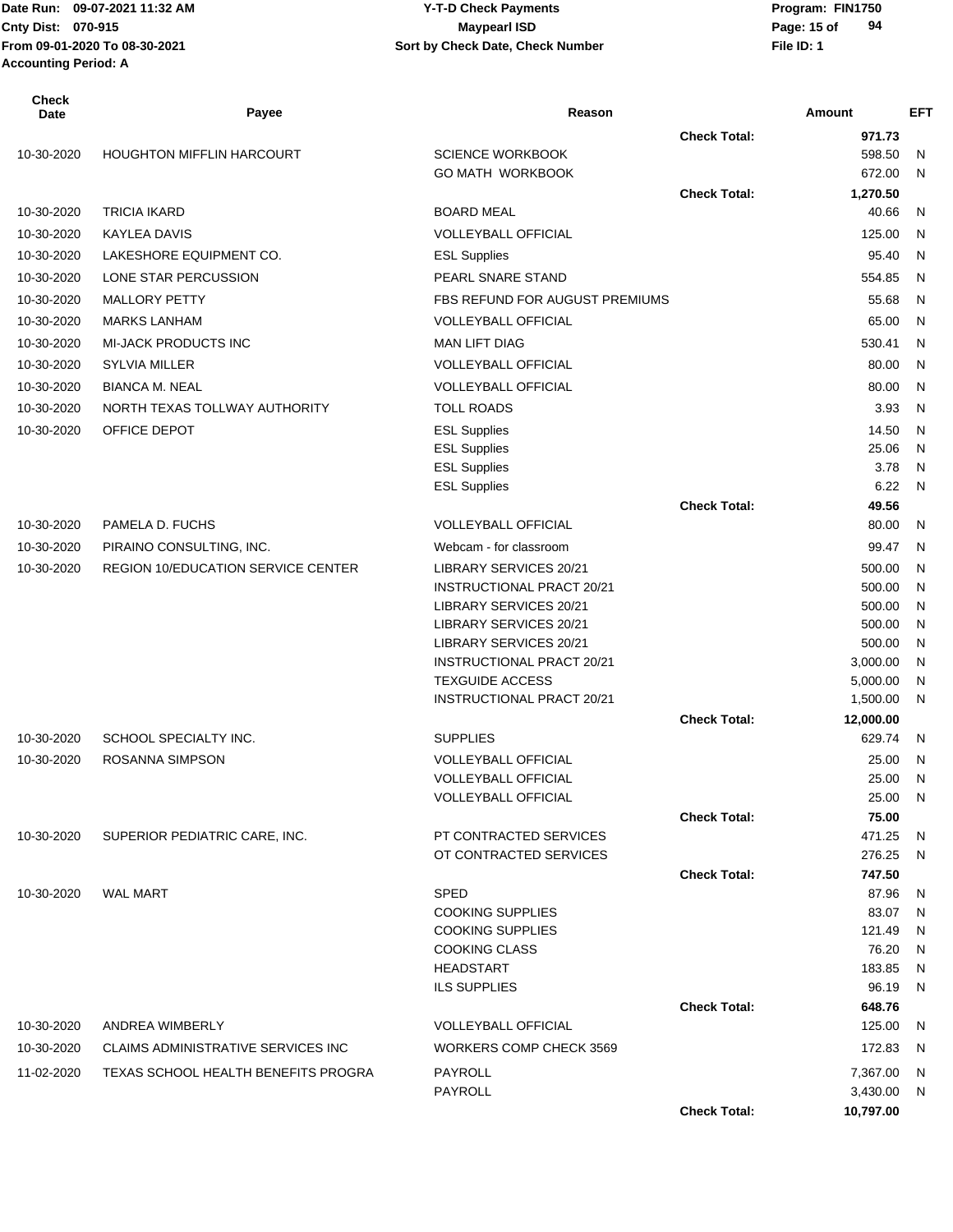| Check Date | Payee | Reason | | Amount | EFT |
|---|---|---|---|---|---|
| | | | Check Total: | 971.73 | |
| 10-30-2020 | HOUGHTON MIFFLIN HARCOURT | SCIENCE WORKBOOK | | 598.50 | N |
| | | GO MATH WORKBOOK | | 672.00 | N |
| | | | Check Total: | 1,270.50 | |
| 10-30-2020 | TRICIA IKARD | BOARD MEAL | | 40.66 | N |
| 10-30-2020 | KAYLEA DAVIS | VOLLEYBALL OFFICIAL | | 125.00 | N |
| 10-30-2020 | LAKESHORE EQUIPMENT CO. | ESL Supplies | | 95.40 | N |
| 10-30-2020 | LONE STAR PERCUSSION | PEARL SNARE STAND | | 554.85 | N |
| 10-30-2020 | MALLORY PETTY | FBS REFUND FOR AUGUST PREMIUMS | | 55.68 | N |
| 10-30-2020 | MARKS LANHAM | VOLLEYBALL OFFICIAL | | 65.00 | N |
| 10-30-2020 | MI-JACK PRODUCTS INC | MAN LIFT DIAG | | 530.41 | N |
| 10-30-2020 | SYLVIA MILLER | VOLLEYBALL OFFICIAL | | 80.00 | N |
| 10-30-2020 | BIANCA M. NEAL | VOLLEYBALL OFFICIAL | | 80.00 | N |
| 10-30-2020 | NORTH TEXAS TOLLWAY AUTHORITY | TOLL ROADS | | 3.93 | N |
| 10-30-2020 | OFFICE DEPOT | ESL Supplies | | 14.50 | N |
| | | ESL Supplies | | 25.06 | N |
| | | ESL Supplies | | 3.78 | N |
| | | ESL Supplies | | 6.22 | N |
| | | | Check Total: | 49.56 | |
| 10-30-2020 | PAMELA D. FUCHS | VOLLEYBALL OFFICIAL | | 80.00 | N |
| 10-30-2020 | PIRAINO CONSULTING, INC. | Webcam - for classroom | | 99.47 | N |
| 10-30-2020 | REGION 10/EDUCATION SERVICE CENTER | LIBRARY SERVICES 20/21 | | 500.00 | N |
| | | INSTRUCTIONAL PRACT 20/21 | | 500.00 | N |
| | | LIBRARY SERVICES 20/21 | | 500.00 | N |
| | | LIBRARY SERVICES 20/21 | | 500.00 | N |
| | | LIBRARY SERVICES 20/21 | | 500.00 | N |
| | | INSTRUCTIONAL PRACT 20/21 | | 3,000.00 | N |
| | | TEXGUIDE ACCESS | | 5,000.00 | N |
| | | INSTRUCTIONAL PRACT 20/21 | | 1,500.00 | N |
| | | | Check Total: | 12,000.00 | |
| 10-30-2020 | SCHOOL SPECIALTY INC. | SUPPLIES | | 629.74 | N |
| 10-30-2020 | ROSANNA SIMPSON | VOLLEYBALL OFFICIAL | | 25.00 | N |
| | | VOLLEYBALL OFFICIAL | | 25.00 | N |
| | | VOLLEYBALL OFFICIAL | | 25.00 | N |
| | | | Check Total: | 75.00 | |
| 10-30-2020 | SUPERIOR PEDIATRIC CARE, INC. | PT CONTRACTED SERVICES | | 471.25 | N |
| | | OT CONTRACTED SERVICES | | 276.25 | N |
| | | | Check Total: | 747.50 | |
| 10-30-2020 | WAL MART | SPED | | 87.96 | N |
| | | COOKING SUPPLIES | | 83.07 | N |
| | | COOKING SUPPLIES | | 121.49 | N |
| | | COOKING CLASS | | 76.20 | N |
| | | HEADSTART | | 183.85 | N |
| | | ILS SUPPLIES | | 96.19 | N |
| | | | Check Total: | 648.76 | |
| 10-30-2020 | ANDREA WIMBERLY | VOLLEYBALL OFFICIAL | | 125.00 | N |
| 10-30-2020 | CLAIMS ADMINISTRATIVE SERVICES INC | WORKERS COMP CHECK 3569 | | 172.83 | N |
| 11-02-2020 | TEXAS SCHOOL HEALTH BENEFITS PROGRA | PAYROLL | | 7,367.00 | N |
| | | PAYROLL | | 3,430.00 | N |
| | | | Check Total: | 10,797.00 | |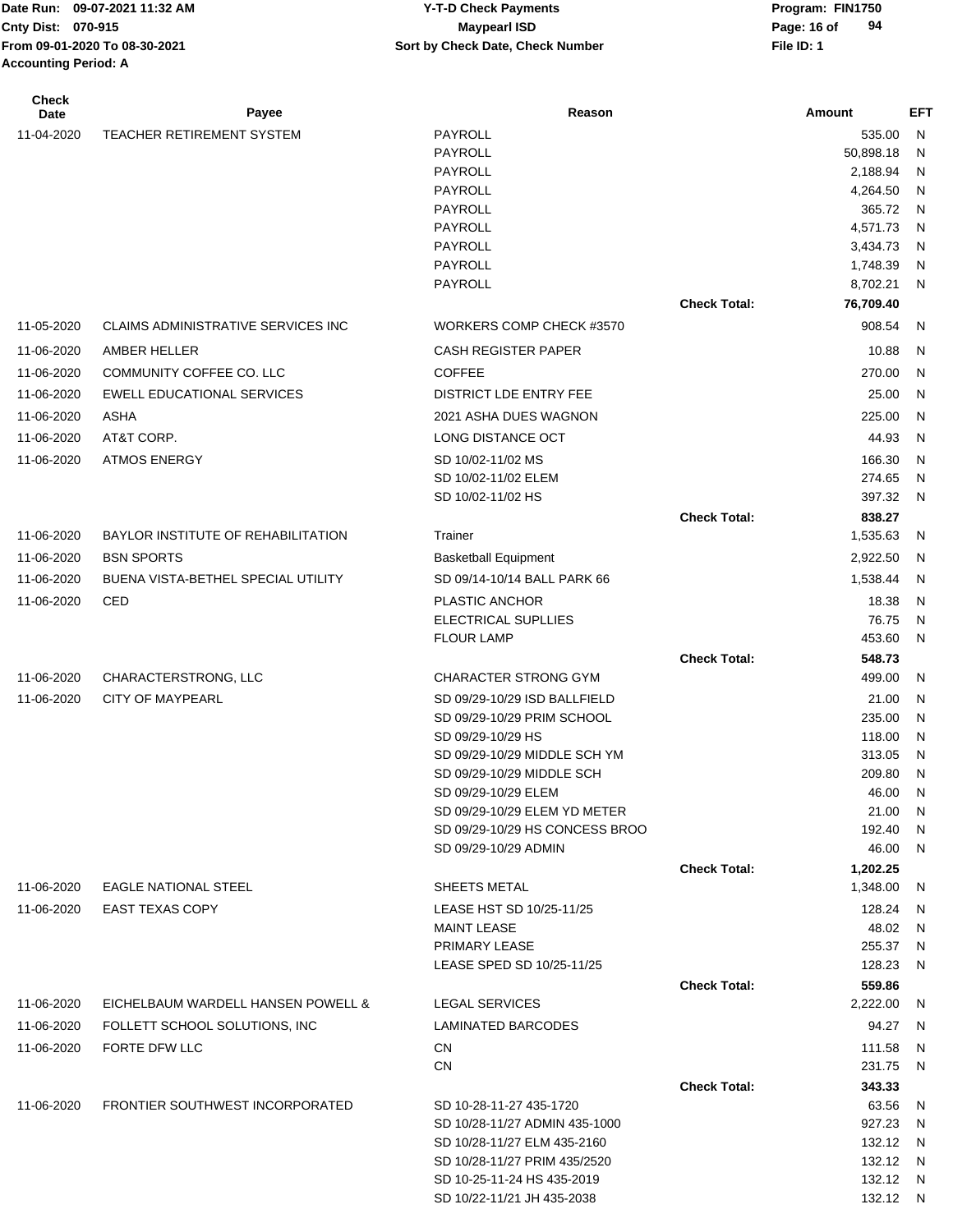Date Run: 09-07-2021 11:32 AM
Cnty Dist: 070-915
From 09-01-2020 To 08-30-2021
Accounting Period: A

**Y-T-D Check Payments**
**Maypearl ISD**
**Sort by Check Date, Check Number**

Program: FIN1750
File ID: 1

| Check Date | Payee | Reason | | Amount | EFT |
|---|---|---|---|---|---|
| 11-04-2020 | TEACHER RETIREMENT SYSTEM | PAYROLL | | 535.00 | N |
| | | PAYROLL | | 50,898.18 | N |
| | | PAYROLL | | 2,188.94 | N |
| | | PAYROLL | | 4,264.50 | N |
| | | PAYROLL | | 365.72 | N |
| | | PAYROLL | | 4,571.73 | N |
| | | PAYROLL | | 3,434.73 | N |
| | | PAYROLL | | 1,748.39 | N |
| | | PAYROLL | | 8,702.21 | N |
| | | | **Check Total:** | **76,709.40** | |
| 11-05-2020 | CLAIMS ADMINISTRATIVE SERVICES INC | WORKERS COMP CHECK #3570 | | 908.54 | N |
| 11-06-2020 | AMBER HELLER | CASH REGISTER PAPER | | 10.88 | N |
| 11-06-2020 | COMMUNITY COFFEE CO. LLC | COFFEE | | 270.00 | N |
| 11-06-2020 | EWELL EDUCATIONAL SERVICES | DISTRICT LDE ENTRY FEE | | 25.00 | N |
| 11-06-2020 | ASHA | 2021 ASHA DUES WAGNON | | 225.00 | N |
| 11-06-2020 | AT&T CORP. | LONG DISTANCE OCT | | 44.93 | N |
| 11-06-2020 | ATMOS ENERGY | SD 10/02-11/02 MS | | 166.30 | N |
| | | SD 10/02-11/02 ELEM | | 274.65 | N |
| | | SD 10/02-11/02 HS | | 397.32 | N |
| | | | **Check Total:** | **838.27** | |
| 11-06-2020 | BAYLOR INSTITUTE OF REHABILITATION | Trainer | | 1,535.63 | N |
| 11-06-2020 | BSN SPORTS | Basketball Equipment | | 2,922.50 | N |
| 11-06-2020 | BUENA VISTA-BETHEL SPECIAL UTILITY | SD 09/14-10/14 BALL PARK 66 | | 1,538.44 | N |
| 11-06-2020 | CED | PLASTIC ANCHOR | | 18.38 | N |
| | | ELECTRICAL SUPLLIES | | 76.75 | N |
| | | FLOUR LAMP | | 453.60 | N |
| | | | **Check Total:** | **548.73** | |
| 11-06-2020 | CHARACTERSTRONG, LLC | CHARACTER STRONG GYM | | 499.00 | N |
| 11-06-2020 | CITY OF MAYPEARL | SD 09/29-10/29 ISD BALLFIELD | | 21.00 | N |
| | | SD 09/29-10/29 PRIM SCHOOL | | 235.00 | N |
| | | SD 09/29-10/29 HS | | 118.00 | N |
| | | SD 09/29-10/29 MIDDLE SCH YM | | 313.05 | N |
| | | SD 09/29-10/29 MIDDLE SCH | | 209.80 | N |
| | | SD 09/29-10/29 ELEM | | 46.00 | N |
| | | SD 09/29-10/29 ELEM YD METER | | 21.00 | N |
| | | SD 09/29-10/29 HS CONCESS BROO | | 192.40 | N |
| | | SD 09/29-10/29 ADMIN | | 46.00 | N |
| | | | **Check Total:** | **1,202.25** | |
| 11-06-2020 | EAGLE NATIONAL STEEL | SHEETS METAL | | 1,348.00 | N |
| 11-06-2020 | EAST TEXAS COPY | LEASE HST SD 10/25-11/25 | | 128.24 | N |
| | | MAINT LEASE | | 48.02 | N |
| | | PRIMARY LEASE | | 255.37 | N |
| | | LEASE SPED SD 10/25-11/25 | | 128.23 | N |
| | | | **Check Total:** | **559.86** | |
| 11-06-2020 | EICHELBAUM WARDELL HANSEN POWELL & | LEGAL SERVICES | | 2,222.00 | N |
| 11-06-2020 | FOLLETT SCHOOL SOLUTIONS, INC | LAMINATED BARCODES | | 94.27 | N |
| 11-06-2020 | FORTE DFW LLC | CN | | 111.58 | N |
| | | CN | | 231.75 | N |
| | | | **Check Total:** | **343.33** | |
| 11-06-2020 | FRONTIER SOUTHWEST INCORPORATED | SD 10-28-11-27 435-1720 | | 63.56 | N |
| | | SD 10/28-11/27 ADMIN 435-1000 | | 927.23 | N |
| | | SD 10/28-11/27 ELM 435-2160 | | 132.12 | N |
| | | SD 10/28-11/27 PRIM 435/2520 | | 132.12 | N |
| | | SD 10-25-11-24 HS 435-2019 | | 132.12 | N |
| | | SD 10/22-11/21 JH 435-2038 | | 132.12 | N |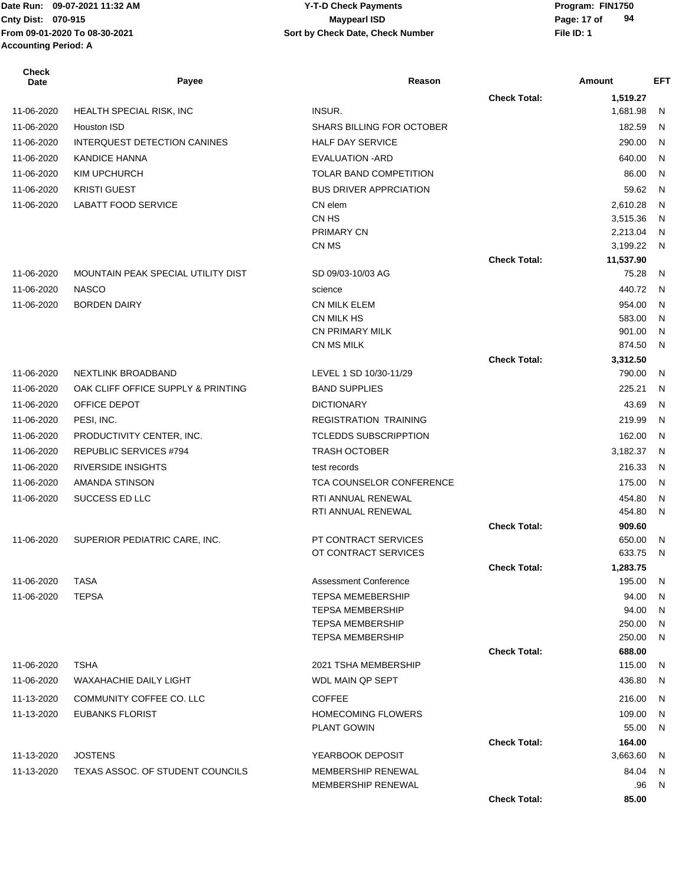| Check Date | Payee | Reason | | Amount | EFT |
|---|---|---|---|---|---|
| | | | Check Total: | 1,519.27 | |
| 11-06-2020 | HEALTH SPECIAL RISK, INC | INSUR. | | 1,681.98 | N |
| 11-06-2020 | Houston ISD | SHARS BILLING FOR OCTOBER | | 182.59 | N |
| 11-06-2020 | INTERQUEST DETECTION CANINES | HALF DAY SERVICE | | 290.00 | N |
| 11-06-2020 | KANDICE HANNA | EVALUATION -ARD | | 640.00 | N |
| 11-06-2020 | KIM UPCHURCH | TOLAR BAND COMPETITION | | 86.00 | N |
| 11-06-2020 | KRISTI GUEST | BUS DRIVER APPRCIATION | | 59.62 | N |
| 11-06-2020 | LABATT FOOD SERVICE | CN elem | | 2,610.28 | N |
| | | CN HS | | 3,515.36 | N |
| | | PRIMARY CN | | 2,213.04 | N |
| | | CN MS | | 3,199.22 | N |
| | | | Check Total: | 11,537.90 | |
| 11-06-2020 | MOUNTAIN PEAK SPECIAL UTILITY DIST | SD 09/03-10/03 AG | | 75.28 | N |
| 11-06-2020 | NASCO | science | | 440.72 | N |
| 11-06-2020 | BORDEN DAIRY | CN MILK ELEM | | 954.00 | N |
| | | CN MILK HS | | 583.00 | N |
| | | CN PRIMARY MILK | | 901.00 | N |
| | | CN MS MILK | | 874.50 | N |
| | | | Check Total: | 3,312.50 | |
| 11-06-2020 | NEXTLINK BROADBAND | LEVEL 1 SD 10/30-11/29 | | 790.00 | N |
| 11-06-2020 | OAK CLIFF OFFICE SUPPLY & PRINTING | BAND SUPPLIES | | 225.21 | N |
| 11-06-2020 | OFFICE DEPOT | DICTIONARY | | 43.69 | N |
| 11-06-2020 | PESI, INC. | REGISTRATION TRAINING | | 219.99 | N |
| 11-06-2020 | PRODUCTIVITY CENTER, INC. | TCLEDDS SUBSCRIPPTION | | 162.00 | N |
| 11-06-2020 | REPUBLIC SERVICES #794 | TRASH OCTOBER | | 3,182.37 | N |
| 11-06-2020 | RIVERSIDE INSIGHTS | test records | | 216.33 | N |
| 11-06-2020 | AMANDA STINSON | TCA COUNSELOR CONFERENCE | | 175.00 | N |
| 11-06-2020 | SUCCESS ED LLC | RTI ANNUAL RENEWAL | | 454.80 | N |
| | | RTI ANNUAL RENEWAL | | 454.80 | N |
| | | | Check Total: | 909.60 | |
| 11-06-2020 | SUPERIOR PEDIATRIC CARE, INC. | PT CONTRACT SERVICES | | 650.00 | N |
| | | OT CONTRACT SERVICES | | 633.75 | N |
| | | | Check Total: | 1,283.75 | |
| 11-06-2020 | TASA | Assessment Conference | | 195.00 | N |
| 11-06-2020 | TEPSA | TEPSA MEMEBERSHIP | | 94.00 | N |
| | | TEPSA MEMBERSHIP | | 94.00 | N |
| | | TEPSA MEMBERSHIP | | 250.00 | N |
| | | TEPSA MEMBERSHIP | | 250.00 | N |
| | | | Check Total: | 688.00 | |
| 11-06-2020 | TSHA | 2021 TSHA MEMBERSHIP | | 115.00 | N |
| 11-06-2020 | WAXAHACHIE DAILY LIGHT | WDL MAIN QP SEPT | | 436.80 | N |
| 11-13-2020 | COMMUNITY COFFEE CO. LLC | COFFEE | | 216.00 | N |
| 11-13-2020 | EUBANKS FLORIST | HOMECOMING FLOWERS | | 109.00 | N |
| | | PLANT GOWIN | | 55.00 | N |
| | | | Check Total: | 164.00 | |
| 11-13-2020 | JOSTENS | YEARBOOK DEPOSIT | | 3,663.60 | N |
| 11-13-2020 | TEXAS ASSOC. OF STUDENT COUNCILS | MEMBERSHIP RENEWAL | | 84.04 | N |
| | | MEMBERSHIP RENEWAL | | .96 | N |
| | | | Check Total: | 85.00 | |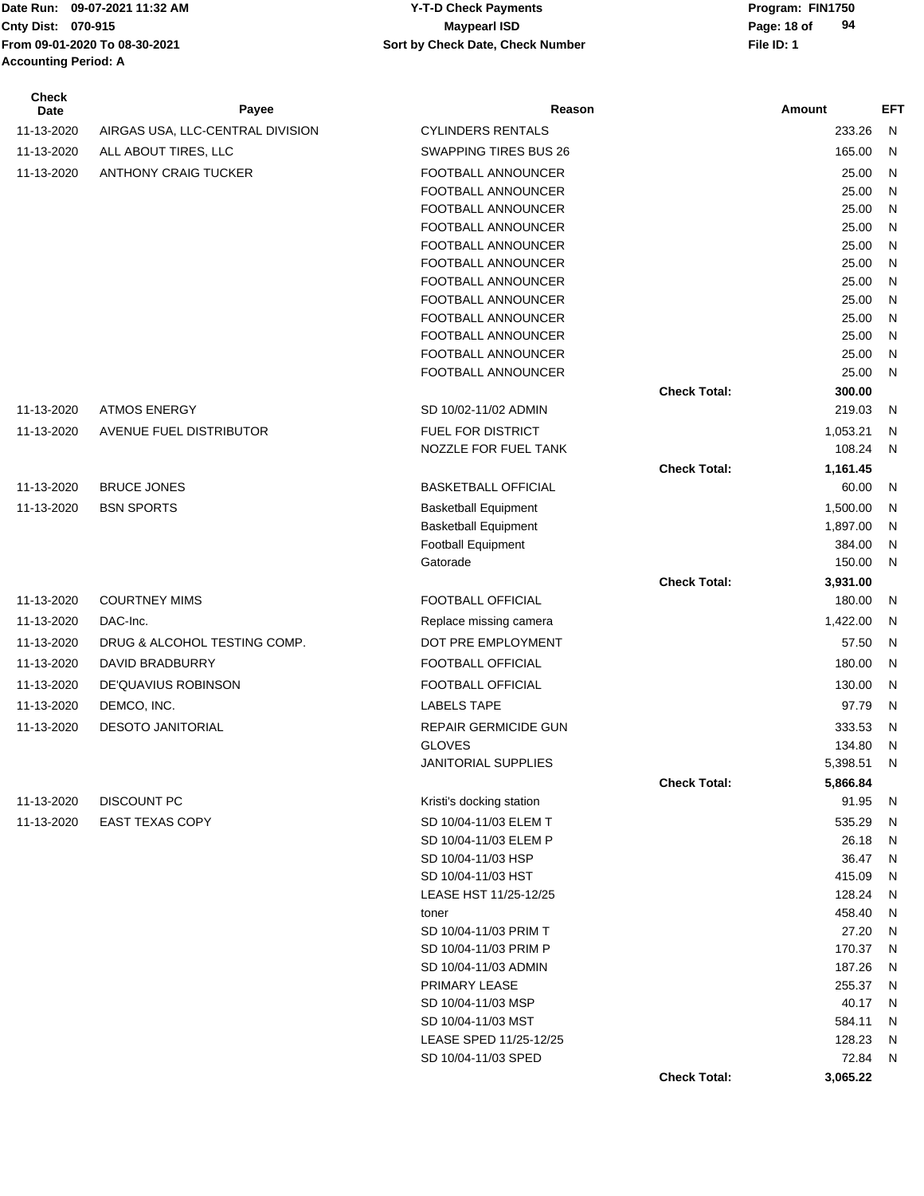Date Run: 09-07-2021 11:32 AM
Cnty Dist: 070-915
From 09-01-2020 To 08-30-2021
Accounting Period: A

**Y-T-D Check Payments**
**Maypearl ISD**
**Sort by Check Date, Check Number**

Program: FIN1750
File ID: 1

| Check Date | Payee | Reason | | Amount | EFT |
|---|---|---|---|---|---|
| 11-13-2020 | AIRGAS USA, LLC-CENTRAL DIVISION | CYLINDERS RENTALS | | 233.26 | N |
| 11-13-2020 | ALL ABOUT TIRES, LLC | SWAPPING TIRES BUS 26 | | 165.00 | N |
| 11-13-2020 | ANTHONY CRAIG TUCKER | FOOTBALL ANNOUNCER | | 25.00 | N |
| | | FOOTBALL ANNOUNCER | | 25.00 | N |
| | | FOOTBALL ANNOUNCER | | 25.00 | N |
| | | FOOTBALL ANNOUNCER | | 25.00 | N |
| | | FOOTBALL ANNOUNCER | | 25.00 | N |
| | | FOOTBALL ANNOUNCER | | 25.00 | N |
| | | FOOTBALL ANNOUNCER | | 25.00 | N |
| | | FOOTBALL ANNOUNCER | | 25.00 | N |
| | | FOOTBALL ANNOUNCER | | 25.00 | N |
| | | FOOTBALL ANNOUNCER | | 25.00 | N |
| | | FOOTBALL ANNOUNCER | | 25.00 | N |
| | | FOOTBALL ANNOUNCER | | 25.00 | N |
| | | | **Check Total:** | **300.00** | |
| 11-13-2020 | ATMOS ENERGY | SD 10/02-11/02 ADMIN | | 219.03 | N |
| 11-13-2020 | AVENUE FUEL DISTRIBUTOR | FUEL FOR DISTRICT | | 1,053.21 | N |
| | | NOZZLE FOR FUEL TANK | | 108.24 | N |
| | | | **Check Total:** | **1,161.45** | |
| 11-13-2020 | BRUCE JONES | BASKETBALL OFFICIAL | | 60.00 | N |
| 11-13-2020 | BSN SPORTS | Basketball Equipment | | 1,500.00 | N |
| | | Basketball Equipment | | 1,897.00 | N |
| | | Football Equipment | | 384.00 | N |
| | | Gatorade | | 150.00 | N |
| | | | **Check Total:** | **3,931.00** | |
| 11-13-2020 | COURTNEY MIMS | FOOTBALL OFFICIAL | | 180.00 | N |
| 11-13-2020 | DAC-Inc. | Replace missing camera | | 1,422.00 | N |
| 11-13-2020 | DRUG & ALCOHOL TESTING COMP. | DOT PRE EMPLOYMENT | | 57.50 | N |
| 11-13-2020 | DAVID BRADBURRY | FOOTBALL OFFICIAL | | 180.00 | N |
| 11-13-2020 | DE'QUAVIUS ROBINSON | FOOTBALL OFFICIAL | | 130.00 | N |
| 11-13-2020 | DEMCO, INC. | LABELS TAPE | | 97.79 | N |
| 11-13-2020 | DESOTO JANITORIAL | REPAIR GERMICIDE GUN | | 333.53 | N |
| | | GLOVES | | 134.80 | N |
| | | JANITORIAL SUPPLIES | | 5,398.51 | N |
| | | | **Check Total:** | **5,866.84** | |
| 11-13-2020 | DISCOUNT PC | Kristi's docking station | | 91.95 | N |
| 11-13-2020 | EAST TEXAS COPY | SD 10/04-11/03 ELEM T | | 535.29 | N |
| | | SD 10/04-11/03 ELEM P | | 26.18 | N |
| | | SD 10/04-11/03 HSP | | 36.47 | N |
| | | SD 10/04-11/03 HST | | 415.09 | N |
| | | LEASE HST 11/25-12/25 | | 128.24 | N |
| | | toner | | 458.40 | N |
| | | SD 10/04-11/03 PRIM T | | 27.20 | N |
| | | SD 10/04-11/03 PRIM P | | 170.37 | N |
| | | SD 10/04-11/03 ADMIN | | 187.26 | N |
| | | PRIMARY LEASE | | 255.37 | N |
| | | SD 10/04-11/03 MSP | | 40.17 | N |
| | | SD 10/04-11/03 MST | | 584.11 | N |
| | | LEASE SPED 11/25-12/25 | | 128.23 | N |
| | | SD 10/04-11/03 SPED | | 72.84 | N |
| | | | **Check Total:** | **3,065.22** | |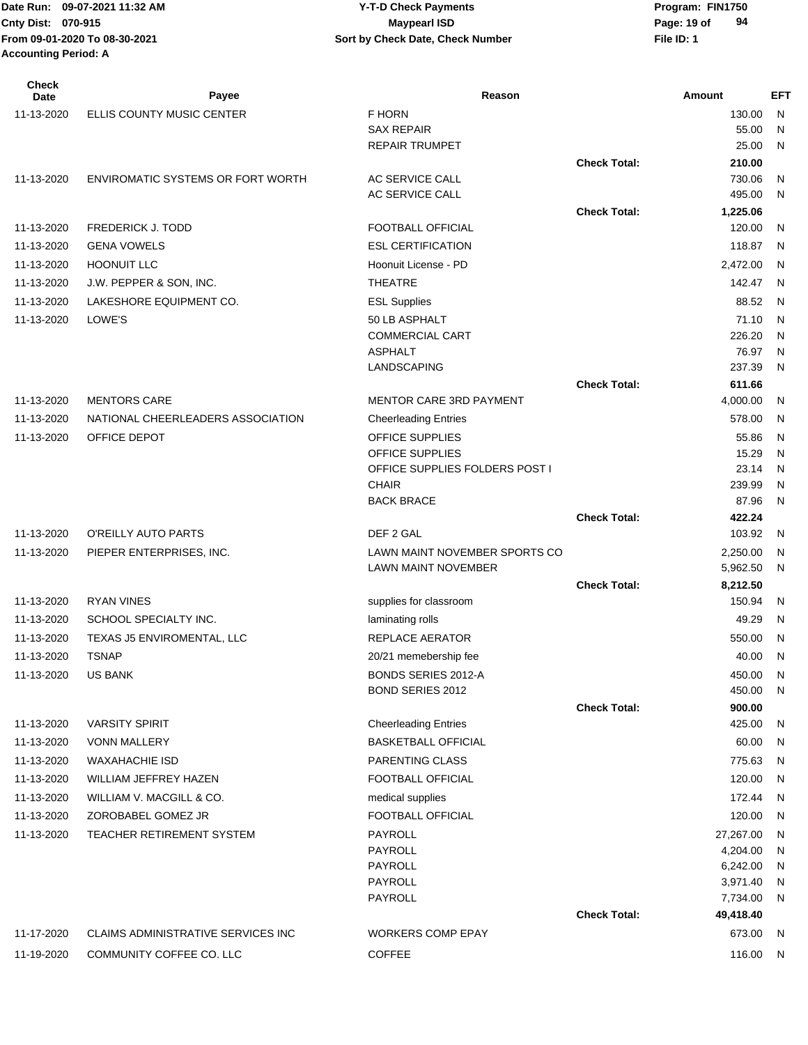Date Run: 09-07-2021 11:32 AM
Cnty Dist: 070-915
From 09-01-2020 To 08-30-2021
Accounting Period: A

**Y-T-D Check Payments**
**Maypearl ISD**
**Sort by Check Date, Check Number**

Program: FIN1750
File ID: 1

| Check Date | Payee | Reason | | Amount | EFT |
|---|---|---|---|---|---|
| 11-13-2020 | ELLIS COUNTY MUSIC CENTER | F HORN | | 130.00 | N |
| | | SAX REPAIR | | 55.00 | N |
| | | REPAIR TRUMPET | | 25.00 | N |
| | | | **Check Total:** | **210.00** | |
| 11-13-2020 | ENVIROMATIC SYSTEMS OR FORT WORTH | AC SERVICE CALL | | 730.06 | N |
| | | AC SERVICE CALL | | 495.00 | N |
| | | | **Check Total:** | **1,225.06** | |
| 11-13-2020 | FREDERICK J. TODD | FOOTBALL OFFICIAL | | 120.00 | N |
| 11-13-2020 | GENA VOWELS | ESL CERTIFICATION | | 118.87 | N |
| 11-13-2020 | HOONUIT LLC | Hoonuit License - PD | | 2,472.00 | N |
| 11-13-2020 | J.W. PEPPER & SON, INC. | THEATRE | | 142.47 | N |
| 11-13-2020 | LAKESHORE EQUIPMENT CO. | ESL Supplies | | 88.52 | N |
| 11-13-2020 | LOWE'S | 50 LB ASPHALT | | 71.10 | N |
| | | COMMERCIAL CART | | 226.20 | N |
| | | ASPHALT | | 76.97 | N |
| | | LANDSCAPING | | 237.39 | N |
| | | | **Check Total:** | **611.66** | |
| 11-13-2020 | MENTORS CARE | MENTOR CARE 3RD PAYMENT | | 4,000.00 | N |
| 11-13-2020 | NATIONAL CHEERLEADERS ASSOCIATION | Cheerleading Entries | | 578.00 | N |
| 11-13-2020 | OFFICE DEPOT | OFFICE SUPPLIES | | 55.86 | N |
| | | OFFICE SUPPLIES | | 15.29 | N |
| | | OFFICE SUPPLIES FOLDERS POST I | | 23.14 | N |
| | | CHAIR | | 239.99 | N |
| | | BACK BRACE | | 87.96 | N |
| | | | **Check Total:** | **422.24** | |
| 11-13-2020 | O'REILLY AUTO PARTS | DEF 2 GAL | | 103.92 | N |
| 11-13-2020 | PIEPER ENTERPRISES, INC. | LAWN MAINT NOVEMBER SPORTS CO | | 2,250.00 | N |
| | | LAWN MAINT NOVEMBER | | 5,962.50 | N |
| | | | **Check Total:** | **8,212.50** | |
| 11-13-2020 | RYAN VINES | supplies for classroom | | 150.94 | N |
| 11-13-2020 | SCHOOL SPECIALTY INC. | laminating rolls | | 49.29 | N |
| 11-13-2020 | TEXAS J5 ENVIROMENTAL, LLC | REPLACE AERATOR | | 550.00 | N |
| 11-13-2020 | TSNAP | 20/21 memebership fee | | 40.00 | N |
| 11-13-2020 | US BANK | BONDS SERIES 2012-A | | 450.00 | N |
| | | BOND SERIES 2012 | | 450.00 | N |
| | | | **Check Total:** | **900.00** | |
| 11-13-2020 | VARSITY SPIRIT | Cheerleading Entries | | 425.00 | N |
| 11-13-2020 | VONN MALLERY | BASKETBALL OFFICIAL | | 60.00 | N |
| 11-13-2020 | WAXAHACHIE ISD | PARENTING CLASS | | 775.63 | N |
| 11-13-2020 | WILLIAM JEFFREY HAZEN | FOOTBALL OFFICIAL | | 120.00 | N |
| 11-13-2020 | WILLIAM V. MACGILL & CO. | medical supplies | | 172.44 | N |
| 11-13-2020 | ZOROBABEL GOMEZ JR | FOOTBALL OFFICIAL | | 120.00 | N |
| 11-13-2020 | TEACHER RETIREMENT SYSTEM | PAYROLL | | 27,267.00 | N |
| | | PAYROLL | | 4,204.00 | N |
| | | PAYROLL | | 6,242.00 | N |
| | | PAYROLL | | 3,971.40 | N |
| | | PAYROLL | | 7,734.00 | N |
| | | | **Check Total:** | **49,418.40** | |
| 11-17-2020 | CLAIMS ADMINISTRATIVE SERVICES INC | WORKERS COMP EPAY | | 673.00 | N |
| 11-19-2020 | COMMUNITY COFFEE CO. LLC | COFFEE | | 116.00 | N |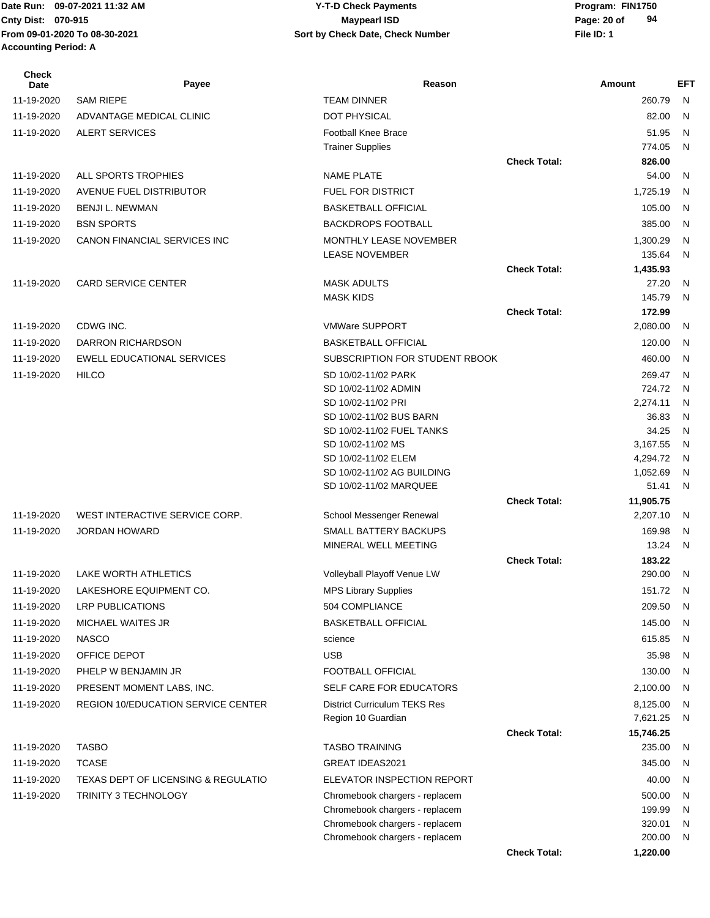Date Run: 09-07-2021 11:32 AM
Cnty Dist: 070-915
From 09-01-2020 To 08-30-2021
Accounting Period: A

**Y-T-D Check Payments**
**Maypearl ISD**
**Sort by Check Date, Check Number**

Program: FIN1750
File ID: 1

| Check Date | Payee | Reason | | Amount | EFT |
|---|---|---|---|---|---|
| 11-19-2020 | SAM RIEPE | TEAM DINNER | | 260.79 | N |
| 11-19-2020 | ADVANTAGE MEDICAL CLINIC | DOT PHYSICAL | | 82.00 | N |
| 11-19-2020 | ALERT SERVICES | Football Knee Brace | | 51.95 | N |
| | | Trainer Supplies | | 774.05 | N |
| | | | **Check Total:** | **826.00** | |
| 11-19-2020 | ALL SPORTS TROPHIES | NAME PLATE | | 54.00 | N |
| 11-19-2020 | AVENUE FUEL DISTRIBUTOR | FUEL FOR DISTRICT | | 1,725.19 | N |
| 11-19-2020 | BENJI L. NEWMAN | BASKETBALL OFFICIAL | | 105.00 | N |
| 11-19-2020 | BSN SPORTS | BACKDROPS FOOTBALL | | 385.00 | N |
| 11-19-2020 | CANON FINANCIAL SERVICES INC | MONTHLY LEASE NOVEMBER | | 1,300.29 | N |
| | | LEASE NOVEMBER | | 135.64 | N |
| | | | **Check Total:** | **1,435.93** | |
| 11-19-2020 | CARD SERVICE CENTER | MASK ADULTS | | 27.20 | N |
| | | MASK KIDS | | 145.79 | N |
| | | | **Check Total:** | **172.99** | |
| 11-19-2020 | CDWG INC. | VMWare SUPPORT | | 2,080.00 | N |
| 11-19-2020 | DARRON RICHARDSON | BASKETBALL OFFICIAL | | 120.00 | N |
| 11-19-2020 | EWELL EDUCATIONAL SERVICES | SUBSCRIPTION FOR STUDENT RBOOK | | 460.00 | N |
| 11-19-2020 | HILCO | SD 10/02-11/02 PARK | | 269.47 | N |
| | | SD 10/02-11/02 ADMIN | | 724.72 | N |
| | | SD 10/02-11/02 PRI | | 2,274.11 | N |
| | | SD 10/02-11/02 BUS BARN | | 36.83 | N |
| | | SD 10/02-11/02 FUEL TANKS | | 34.25 | N |
| | | SD 10/02-11/02 MS | | 3,167.55 | N |
| | | SD 10/02-11/02 ELEM | | 4,294.72 | N |
| | | SD 10/02-11/02 AG BUILDING | | 1,052.69 | N |
| | | SD 10/02-11/02 MARQUEE | | 51.41 | N |
| | | | **Check Total:** | **11,905.75** | |
| 11-19-2020 | WEST INTERACTIVE SERVICE CORP. | School Messenger Renewal | | 2,207.10 | N |
| 11-19-2020 | JORDAN HOWARD | SMALL BATTERY BACKUPS | | 169.98 | N |
| | | MINERAL WELL MEETING | | 13.24 | N |
| | | | **Check Total:** | **183.22** | |
| 11-19-2020 | LAKE WORTH ATHLETICS | Volleyball Playoff Venue LW | | 290.00 | N |
| 11-19-2020 | LAKESHORE EQUIPMENT CO. | MPS Library Supplies | | 151.72 | N |
| 11-19-2020 | LRP PUBLICATIONS | 504 COMPLIANCE | | 209.50 | N |
| 11-19-2020 | MICHAEL WAITES JR | BASKETBALL OFFICIAL | | 145.00 | N |
| 11-19-2020 | NASCO | science | | 615.85 | N |
| 11-19-2020 | OFFICE DEPOT | USB | | 35.98 | N |
| 11-19-2020 | PHELP W BENJAMIN JR | FOOTBALL OFFICIAL | | 130.00 | N |
| 11-19-2020 | PRESENT MOMENT LABS, INC. | SELF CARE FOR EDUCATORS | | 2,100.00 | N |
| 11-19-2020 | REGION 10/EDUCATION SERVICE CENTER | District Curriculum TEKS Res | | 8,125.00 | N |
| | | Region 10 Guardian | | 7,621.25 | N |
| | | | **Check Total:** | **15,746.25** | |
| 11-19-2020 | TASBO | TASBO TRAINING | | 235.00 | N |
| 11-19-2020 | TCASE | GREAT IDEAS2021 | | 345.00 | N |
| 11-19-2020 | TEXAS DEPT OF LICENSING & REGULATIO | ELEVATOR INSPECTION REPORT | | 40.00 | N |
| 11-19-2020 | TRINITY 3 TECHNOLOGY | Chromebook chargers - replacem | | 500.00 | N |
| | | Chromebook chargers - replacem | | 199.99 | N |
| | | Chromebook chargers - replacem | | 320.01 | N |
| | | Chromebook chargers - replacem | | 200.00 | N |
| | | | **Check Total:** | **1,220.00** | |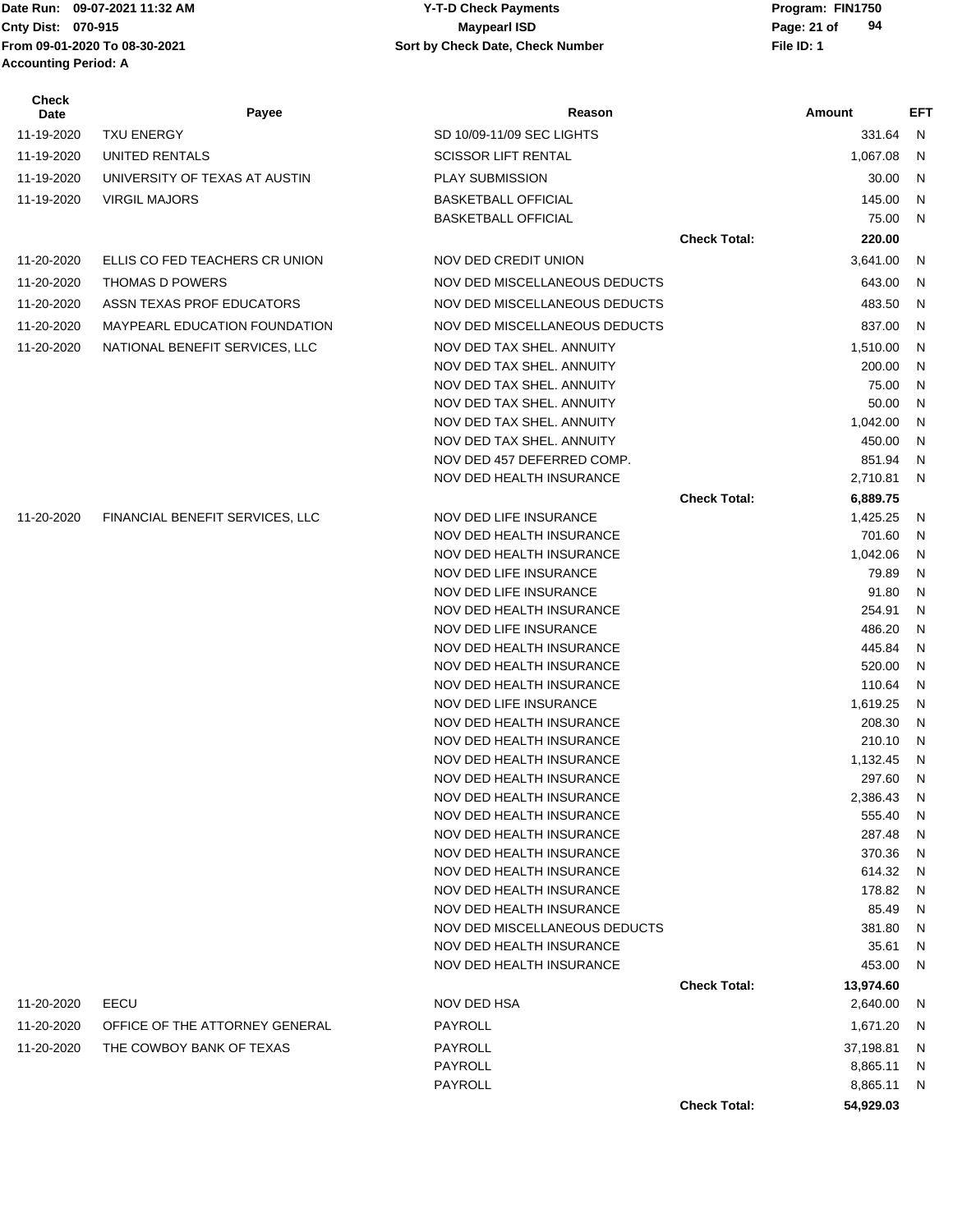| Check Date | Payee | Reason | | Amount | EFT |
|---|---|---|---|---|---|
| 11-19-2020 | TXU ENERGY | SD 10/09-11/09 SEC LIGHTS | | 331.64 | N |
| 11-19-2020 | UNITED RENTALS | SCISSOR LIFT RENTAL | | 1,067.08 | N |
| 11-19-2020 | UNIVERSITY OF TEXAS AT AUSTIN | PLAY SUBMISSION | | 30.00 | N |
| 11-19-2020 | VIRGIL MAJORS | BASKETBALL OFFICIAL | | 145.00 | N |
| | | BASKETBALL OFFICIAL | | 75.00 | N |
| | | | **Check Total:** | **220.00** | |
| 11-20-2020 | ELLIS CO FED TEACHERS CR UNION | NOV DED CREDIT UNION | | 3,641.00 | N |
| 11-20-2020 | THOMAS D POWERS | NOV DED MISCELLANEOUS DEDUCTS | | 643.00 | N |
| 11-20-2020 | ASSN TEXAS PROF EDUCATORS | NOV DED MISCELLANEOUS DEDUCTS | | 483.50 | N |
| 11-20-2020 | MAYPEARL EDUCATION FOUNDATION | NOV DED MISCELLANEOUS DEDUCTS | | 837.00 | N |
| 11-20-2020 | NATIONAL BENEFIT SERVICES, LLC | NOV DED TAX SHEL. ANNUITY | | 1,510.00 | N |
| | | NOV DED TAX SHEL. ANNUITY | | 200.00 | N |
| | | NOV DED TAX SHEL. ANNUITY | | 75.00 | N |
| | | NOV DED TAX SHEL. ANNUITY | | 50.00 | N |
| | | NOV DED TAX SHEL. ANNUITY | | 1,042.00 | N |
| | | NOV DED TAX SHEL. ANNUITY | | 450.00 | N |
| | | NOV DED 457 DEFERRED COMP. | | 851.94 | N |
| | | NOV DED HEALTH INSURANCE | | 2,710.81 | N |
| | | | **Check Total:** | **6,889.75** | |
| 11-20-2020 | FINANCIAL BENEFIT SERVICES, LLC | NOV DED LIFE INSURANCE | | 1,425.25 | N |
| | | NOV DED HEALTH INSURANCE | | 701.60 | N |
| | | NOV DED HEALTH INSURANCE | | 1,042.06 | N |
| | | NOV DED LIFE INSURANCE | | 79.89 | N |
| | | NOV DED LIFE INSURANCE | | 91.80 | N |
| | | NOV DED HEALTH INSURANCE | | 254.91 | N |
| | | NOV DED LIFE INSURANCE | | 486.20 | N |
| | | NOV DED HEALTH INSURANCE | | 445.84 | N |
| | | NOV DED HEALTH INSURANCE | | 520.00 | N |
| | | NOV DED HEALTH INSURANCE | | 110.64 | N |
| | | NOV DED LIFE INSURANCE | | 1,619.25 | N |
| | | NOV DED HEALTH INSURANCE | | 208.30 | N |
| | | NOV DED HEALTH INSURANCE | | 210.10 | N |
| | | NOV DED HEALTH INSURANCE | | 1,132.45 | N |
| | | NOV DED HEALTH INSURANCE | | 297.60 | N |
| | | NOV DED HEALTH INSURANCE | | 2,386.43 | N |
| | | NOV DED HEALTH INSURANCE | | 555.40 | N |
| | | NOV DED HEALTH INSURANCE | | 287.48 | N |
| | | NOV DED HEALTH INSURANCE | | 370.36 | N |
| | | NOV DED HEALTH INSURANCE | | 614.32 | N |
| | | NOV DED HEALTH INSURANCE | | 178.82 | N |
| | | NOV DED HEALTH INSURANCE | | 85.49 | N |
| | | NOV DED MISCELLANEOUS DEDUCTS | | 381.80 | N |
| | | NOV DED HEALTH INSURANCE | | 35.61 | N |
| | | NOV DED HEALTH INSURANCE | | 453.00 | N |
| | | | **Check Total:** | **13,974.60** | |
| 11-20-2020 | EECU | NOV DED HSA | | 2,640.00 | N |
| 11-20-2020 | OFFICE OF THE ATTORNEY GENERAL | PAYROLL | | 1,671.20 | N |
| 11-20-2020 | THE COWBOY BANK OF TEXAS | PAYROLL | | 37,198.81 | N |
| | | PAYROLL | | 8,865.11 | N |
| | | PAYROLL | | 8,865.11 | N |
| | | | **Check Total:** | **54,929.03** | |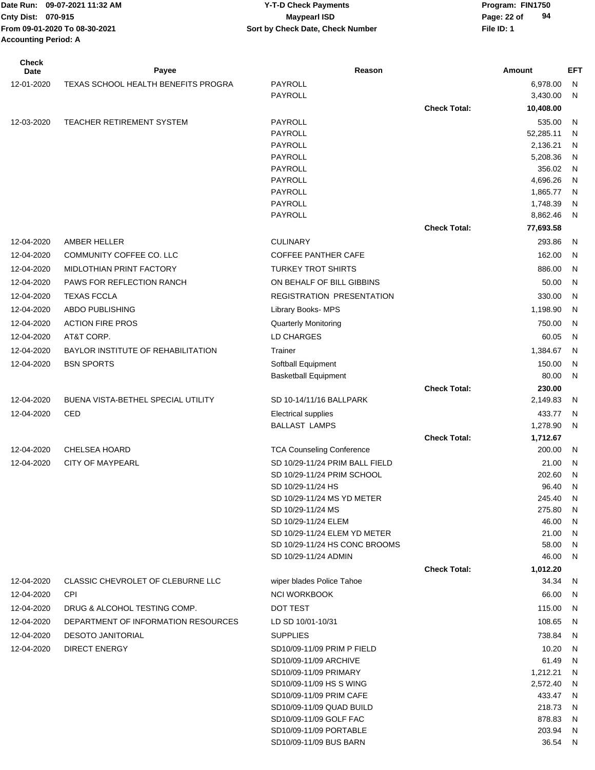Date Run: 09-07-2021 11:32 AM
Cnty Dist: 070-915
From 09-01-2020 To 08-30-2021
Accounting Period: A

**Y-T-D Check Payments**
**Maypearl ISD**
**Sort by Check Date, Check Number**

Program: FIN1750
File ID: 1

| Check Date | Payee | Reason | | Amount | EFT |
|---|---|---|---|---|---|
| 12-01-2020 | TEXAS SCHOOL HEALTH BENEFITS PROGRA | PAYROLL | | 6,978.00 | N |
| | | PAYROLL | | 3,430.00 | N |
| | | | **Check Total:** | **10,408.00** | |
| 12-03-2020 | TEACHER RETIREMENT SYSTEM | PAYROLL | | 535.00 | N |
| | | PAYROLL | | 52,285.11 | N |
| | | PAYROLL | | 2,136.21 | N |
| | | PAYROLL | | 5,208.36 | N |
| | | PAYROLL | | 356.02 | N |
| | | PAYROLL | | 4,696.26 | N |
| | | PAYROLL | | 1,865.77 | N |
| | | PAYROLL | | 1,748.39 | N |
| | | PAYROLL | | 8,862.46 | N |
| | | | **Check Total:** | **77,693.58** | |
| 12-04-2020 | AMBER HELLER | CULINARY | | 293.86 | N |
| 12-04-2020 | COMMUNITY COFFEE CO. LLC | COFFEE PANTHER CAFE | | 162.00 | N |
| 12-04-2020 | MIDLOTHIAN PRINT FACTORY | TURKEY TROT SHIRTS | | 886.00 | N |
| 12-04-2020 | PAWS FOR REFLECTION RANCH | ON BEHALF OF BILL GIBBINS | | 50.00 | N |
| 12-04-2020 | TEXAS FCCLA | REGISTRATION PRESENTATION | | 330.00 | N |
| 12-04-2020 | ABDO PUBLISHING | Library Books- MPS | | 1,198.90 | N |
| 12-04-2020 | ACTION FIRE PROS | Quarterly Monitoring | | 750.00 | N |
| 12-04-2020 | AT&T CORP. | LD CHARGES | | 60.05 | N |
| 12-04-2020 | BAYLOR INSTITUTE OF REHABILITATION | Trainer | | 1,384.67 | N |
| 12-04-2020 | BSN SPORTS | Softball Equipment | | 150.00 | N |
| | | Basketball Equipment | | 80.00 | N |
| | | | **Check Total:** | **230.00** | |
| 12-04-2020 | BUENA VISTA-BETHEL SPECIAL UTILITY | SD 10-14/11/16 BALLPARK | | 2,149.83 | N |
| 12-04-2020 | CED | Electrical supplies | | 433.77 | N |
| | | BALLAST LAMPS | | 1,278.90 | N |
| | | | **Check Total:** | **1,712.67** | |
| 12-04-2020 | CHELSEA HOARD | TCA Counseling Conference | | 200.00 | N |
| 12-04-2020 | CITY OF MAYPEARL | SD 10/29-11/24 PRIM BALL FIELD | | 21.00 | N |
| | | SD 10/29-11/24 PRIM SCHOOL | | 202.60 | N |
| | | SD 10/29-11/24 HS | | 96.40 | N |
| | | SD 10/29-11/24 MS YD METER | | 245.40 | N |
| | | SD 10/29-11/24 MS | | 275.80 | N |
| | | SD 10/29-11/24 ELEM | | 46.00 | N |
| | | SD 10/29-11/24 ELEM YD METER | | 21.00 | N |
| | | SD 10/29-11/24 HS CONC BROOMS | | 58.00 | N |
| | | SD 10/29-11/24 ADMIN | | 46.00 | N |
| | | | **Check Total:** | **1,012.20** | |
| 12-04-2020 | CLASSIC CHEVROLET OF CLEBURNE LLC | wiper blades Police Tahoe | | 34.34 | N |
| 12-04-2020 | CPI | NCI WORKBOOK | | 66.00 | N |
| 12-04-2020 | DRUG & ALCOHOL TESTING COMP. | DOT TEST | | 115.00 | N |
| 12-04-2020 | DEPARTMENT OF INFORMATION RESOURCES | LD SD 10/01-10/31 | | 108.65 | N |
| 12-04-2020 | DESOTO JANITORIAL | SUPPLIES | | 738.84 | N |
| 12-04-2020 | DIRECT ENERGY | SD10/09-11/09 PRIM P FIELD | | 10.20 | N |
| | | SD10/09-11/09 ARCHIVE | | 61.49 | N |
| | | SD10/09-11/09 PRIMARY | | 1,212.21 | N |
| | | SD10/09-11/09 HS S WING | | 2,572.40 | N |
| | | SD10/09-11/09 PRIM CAFE | | 433.47 | N |
| | | SD10/09-11/09 QUAD BUILD | | 218.73 | N |
| | | SD10/09-11/09 GOLF FAC | | 878.83 | N |
| | | SD10/09-11/09 PORTABLE | | 203.94 | N |
| | | SD10/09-11/09 BUS BARN | | 36.54 | N |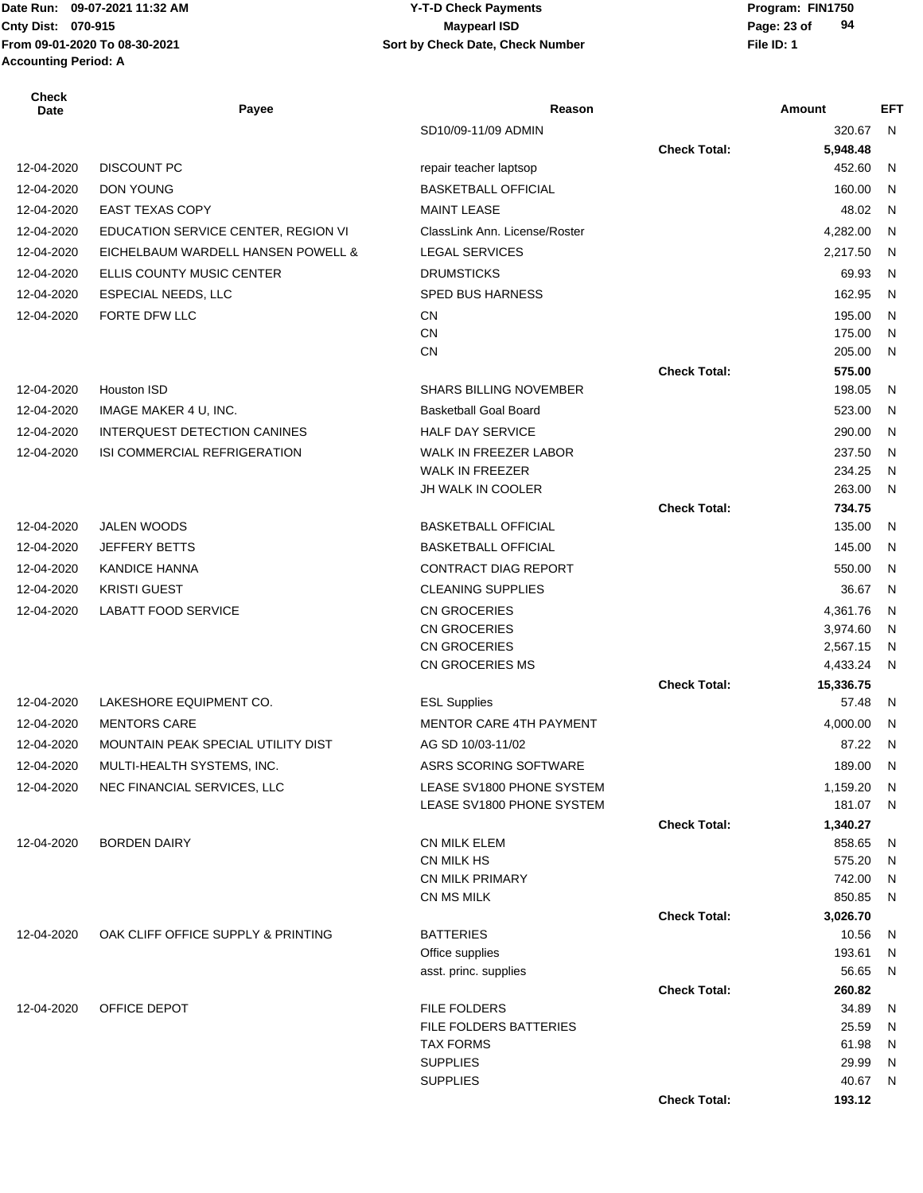Date Run: 09-07-2021 11:32 AM
Cnty Dist: 070-915
From 09-01-2020 To 08-30-2021
Accounting Period: A

**Y-T-D Check Payments**
**Maypearl ISD**
**Sort by Check Date, Check Number**

Program: FIN1750
File ID: 1

| Check Date | Payee | Reason | | Amount | EFT |
|---|---|---|---|---|---|
| | | SD10/09-11/09 ADMIN | | 320.67 | N |
| | | | Check Total: | 5,948.48 | |
| 12-04-2020 | DISCOUNT PC | repair teacher laptsop | | 452.60 | N |
| 12-04-2020 | DON YOUNG | BASKETBALL OFFICIAL | | 160.00 | N |
| 12-04-2020 | EAST TEXAS COPY | MAINT LEASE | | 48.02 | N |
| 12-04-2020 | EDUCATION SERVICE CENTER, REGION VI | ClassLink Ann. License/Roster | | 4,282.00 | N |
| 12-04-2020 | EICHELBAUM WARDELL HANSEN POWELL & | LEGAL SERVICES | | 2,217.50 | N |
| 12-04-2020 | ELLIS COUNTY MUSIC CENTER | DRUMSTICKS | | 69.93 | N |
| 12-04-2020 | ESPECIAL NEEDS, LLC | SPED BUS HARNESS | | 162.95 | N |
| 12-04-2020 | FORTE DFW LLC | CN | | 195.00 | N |
| | | CN | | 175.00 | N |
| | | CN | | 205.00 | N |
| | | | Check Total: | 575.00 | |
| 12-04-2020 | Houston ISD | SHARS BILLING NOVEMBER | | 198.05 | N |
| 12-04-2020 | IMAGE MAKER 4 U, INC. | Basketball Goal Board | | 523.00 | N |
| 12-04-2020 | INTERQUEST DETECTION CANINES | HALF DAY SERVICE | | 290.00 | N |
| 12-04-2020 | ISI COMMERCIAL REFRIGERATION | WALK IN FREEZER LABOR | | 237.50 | N |
| | | WALK IN FREEZER | | 234.25 | N |
| | | JH WALK IN COOLER | | 263.00 | N |
| | | | Check Total: | 734.75 | |
| 12-04-2020 | JALEN WOODS | BASKETBALL OFFICIAL | | 135.00 | N |
| 12-04-2020 | JEFFERY BETTS | BASKETBALL OFFICIAL | | 145.00 | N |
| 12-04-2020 | KANDICE HANNA | CONTRACT DIAG REPORT | | 550.00 | N |
| 12-04-2020 | KRISTI GUEST | CLEANING SUPPLIES | | 36.67 | N |
| 12-04-2020 | LABATT FOOD SERVICE | CN GROCERIES | | 4,361.76 | N |
| | | CN GROCERIES | | 3,974.60 | N |
| | | CN GROCERIES | | 2,567.15 | N |
| | | CN GROCERIES MS | | 4,433.24 | N |
| | | | Check Total: | 15,336.75 | |
| 12-04-2020 | LAKESHORE EQUIPMENT CO. | ESL Supplies | | 57.48 | N |
| 12-04-2020 | MENTORS CARE | MENTOR CARE 4TH PAYMENT | | 4,000.00 | N |
| 12-04-2020 | MOUNTAIN PEAK SPECIAL UTILITY DIST | AG SD 10/03-11/02 | | 87.22 | N |
| 12-04-2020 | MULTI-HEALTH SYSTEMS, INC. | ASRS SCORING SOFTWARE | | 189.00 | N |
| 12-04-2020 | NEC FINANCIAL SERVICES, LLC | LEASE SV1800 PHONE SYSTEM | | 1,159.20 | N |
| | | LEASE SV1800 PHONE SYSTEM | | 181.07 | N |
| | | | Check Total: | 1,340.27 | |
| 12-04-2020 | BORDEN DAIRY | CN MILK ELEM | | 858.65 | N |
| | | CN MILK HS | | 575.20 | N |
| | | CN MILK PRIMARY | | 742.00 | N |
| | | CN MS MILK | | 850.85 | N |
| | | | Check Total: | 3,026.70 | |
| 12-04-2020 | OAK CLIFF OFFICE SUPPLY & PRINTING | BATTERIES | | 10.56 | N |
| | | Office supplies | | 193.61 | N |
| | | asst. princ. supplies | | 56.65 | N |
| | | | Check Total: | 260.82 | |
| 12-04-2020 | OFFICE DEPOT | FILE FOLDERS | | 34.89 | N |
| | | FILE FOLDERS BATTERIES | | 25.59 | N |
| | | TAX FORMS | | 61.98 | N |
| | | SUPPLIES | | 29.99 | N |
| | | SUPPLIES | | 40.67 | N |
| | | | Check Total: | 193.12 | |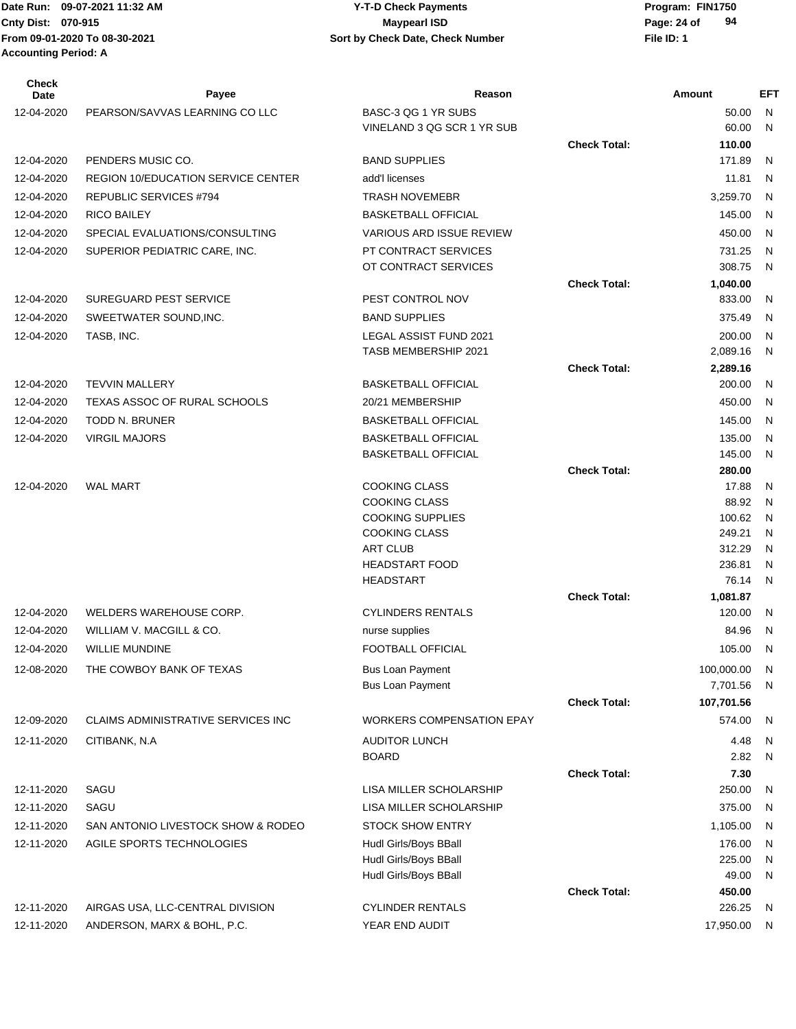| Check Date | Payee | Reason | | Amount | EFT |
|---|---|---|---|---|---|
| 12-04-2020 | PEARSON/SAVVAS LEARNING CO LLC | BASC-3 QG 1 YR SUBS | | 50.00 | N |
| | | VINELAND 3 QG SCR 1 YR SUB | | 60.00 | N |
| | | | Check Total: | 110.00 | |
| 12-04-2020 | PENDERS MUSIC CO. | BAND SUPPLIES | | 171.89 | N |
| 12-04-2020 | REGION 10/EDUCATION SERVICE CENTER | add'l licenses | | 11.81 | N |
| 12-04-2020 | REPUBLIC SERVICES #794 | TRASH NOVEMEBR | | 3,259.70 | N |
| 12-04-2020 | RICO BAILEY | BASKETBALL OFFICIAL | | 145.00 | N |
| 12-04-2020 | SPECIAL EVALUATIONS/CONSULTING | VARIOUS ARD ISSUE REVIEW | | 450.00 | N |
| 12-04-2020 | SUPERIOR PEDIATRIC CARE, INC. | PT CONTRACT SERVICES | | 731.25 | N |
| | | OT CONTRACT SERVICES | | 308.75 | N |
| | | | Check Total: | 1,040.00 | |
| 12-04-2020 | SUREGUARD PEST SERVICE | PEST CONTROL NOV | | 833.00 | N |
| 12-04-2020 | SWEETWATER SOUND,INC. | BAND SUPPLIES | | 375.49 | N |
| 12-04-2020 | TASB, INC. | LEGAL ASSIST FUND 2021 | | 200.00 | N |
| | | TASB MEMBERSHIP 2021 | | 2,089.16 | N |
| | | | Check Total: | 2,289.16 | |
| 12-04-2020 | TEVVIN MALLERY | BASKETBALL OFFICIAL | | 200.00 | N |
| 12-04-2020 | TEXAS ASSOC OF RURAL SCHOOLS | 20/21 MEMBERSHIP | | 450.00 | N |
| 12-04-2020 | TODD N. BRUNER | BASKETBALL OFFICIAL | | 145.00 | N |
| 12-04-2020 | VIRGIL MAJORS | BASKETBALL OFFICIAL | | 135.00 | N |
| | | BASKETBALL OFFICIAL | | 145.00 | N |
| | | | Check Total: | 280.00 | |
| 12-04-2020 | WAL MART | COOKING CLASS | | 17.88 | N |
| | | COOKING CLASS | | 88.92 | N |
| | | COOKING SUPPLIES | | 100.62 | N |
| | | COOKING CLASS | | 249.21 | N |
| | | ART CLUB | | 312.29 | N |
| | | HEADSTART FOOD | | 236.81 | N |
| | | HEADSTART | | 76.14 | N |
| | | | Check Total: | 1,081.87 | |
| 12-04-2020 | WELDERS WAREHOUSE CORP. | CYLINDERS RENTALS | | 120.00 | N |
| 12-04-2020 | WILLIAM V. MACGILL & CO. | nurse supplies | | 84.96 | N |
| 12-04-2020 | WILLIE MUNDINE | FOOTBALL OFFICIAL | | 105.00 | N |
| 12-08-2020 | THE COWBOY BANK OF TEXAS | Bus Loan Payment | | 100,000.00 | N |
| | | Bus Loan Payment | | 7,701.56 | N |
| | | | Check Total: | 107,701.56 | |
| 12-09-2020 | CLAIMS ADMINISTRATIVE SERVICES INC | WORKERS COMPENSATION EPAY | | 574.00 | N |
| 12-11-2020 | CITIBANK, N.A | AUDITOR LUNCH | | 4.48 | N |
| | | BOARD | | 2.82 | N |
| | | | Check Total: | 7.30 | |
| 12-11-2020 | SAGU | LISA MILLER SCHOLARSHIP | | 250.00 | N |
| 12-11-2020 | SAGU | LISA MILLER SCHOLARSHIP | | 375.00 | N |
| 12-11-2020 | SAN ANTONIO LIVESTOCK SHOW & RODEO | STOCK SHOW ENTRY | | 1,105.00 | N |
| 12-11-2020 | AGILE SPORTS TECHNOLOGIES | Hudl Girls/Boys BBall | | 176.00 | N |
| | | Hudl Girls/Boys BBall | | 225.00 | N |
| | | Hudl Girls/Boys BBall | | 49.00 | N |
| | | | Check Total: | 450.00 | |
| 12-11-2020 | AIRGAS USA, LLC-CENTRAL DIVISION | CYLINDER RENTALS | | 226.25 | N |
| 12-11-2020 | ANDERSON, MARX & BOHL, P.C. | YEAR END AUDIT | | 17,950.00 | N |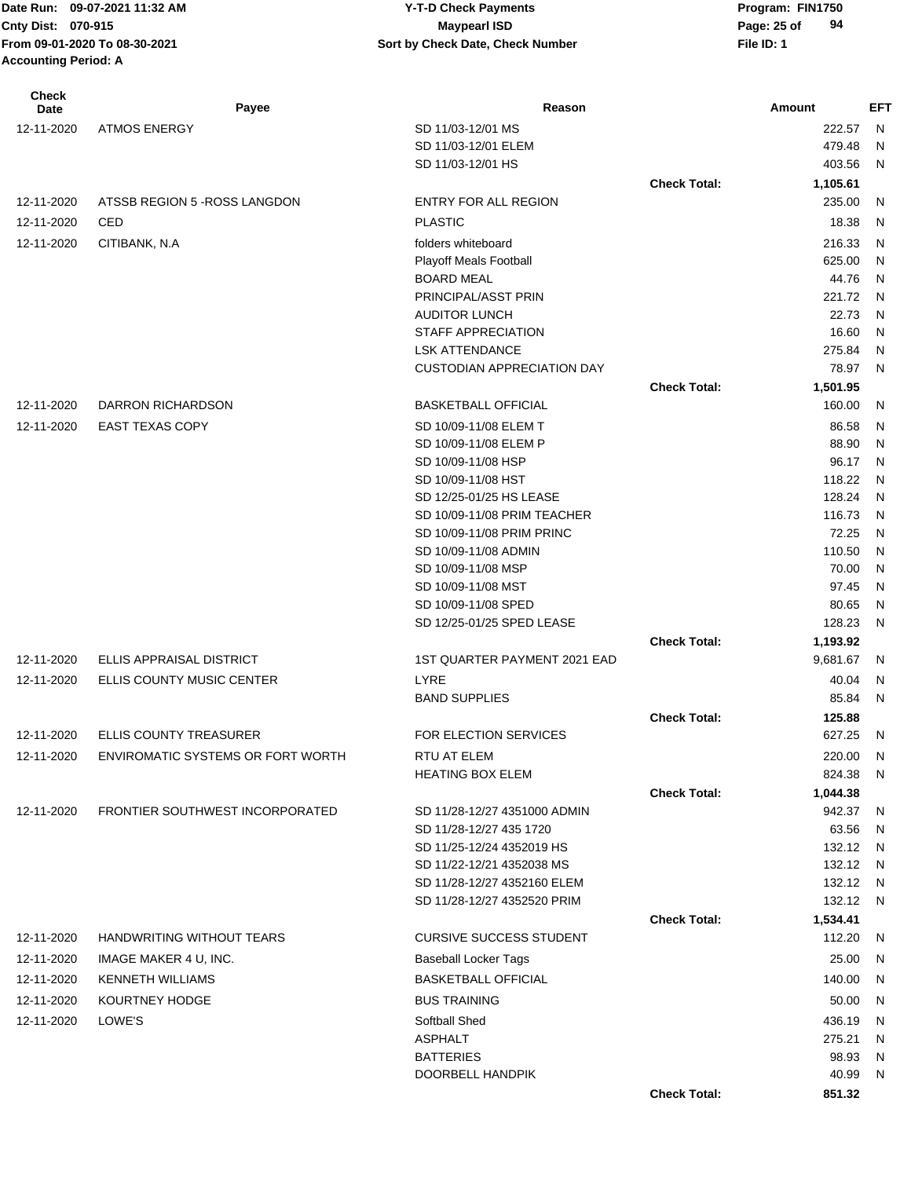Date Run: 09-07-2021 11:32 AM
Cnty Dist: 070-915
From 09-01-2020 To 08-30-2021
Accounting Period: A

**Y-T-D Check Payments**
**Maypearl ISD**
**Sort by Check Date, Check Number**

Program: FIN1750
File ID: 1

| Check Date | Payee | Reason | | Amount | EFT |
|---|---|---|---|---|---|
| 12-11-2020 | ATMOS ENERGY | SD 11/03-12/01 MS | | 222.57 | N |
| | | SD 11/03-12/01 ELEM | | 479.48 | N |
| | | SD 11/03-12/01 HS | | 403.56 | N |
| | | | **Check Total:** | **1,105.61** | |
| 12-11-2020 | ATSSB REGION 5 -ROSS LANGDON | ENTRY FOR ALL REGION | | 235.00 | N |
| 12-11-2020 | CED | PLASTIC | | 18.38 | N |
| 12-11-2020 | CITIBANK, N.A | folders whiteboard | | 216.33 | N |
| | | Playoff Meals Football | | 625.00 | N |
| | | BOARD MEAL | | 44.76 | N |
| | | PRINCIPAL/ASST PRIN | | 221.72 | N |
| | | AUDITOR LUNCH | | 22.73 | N |
| | | STAFF APPRECIATION | | 16.60 | N |
| | | LSK ATTENDANCE | | 275.84 | N |
| | | CUSTODIAN APPRECIATION DAY | | 78.97 | N |
| | | | **Check Total:** | **1,501.95** | |
| 12-11-2020 | DARRON RICHARDSON | BASKETBALL OFFICIAL | | 160.00 | N |
| 12-11-2020 | EAST TEXAS COPY | SD 10/09-11/08 ELEM T | | 86.58 | N |
| | | SD 10/09-11/08 ELEM P | | 88.90 | N |
| | | SD 10/09-11/08 HSP | | 96.17 | N |
| | | SD 10/09-11/08 HST | | 118.22 | N |
| | | SD 12/25-01/25 HS LEASE | | 128.24 | N |
| | | SD 10/09-11/08 PRIM TEACHER | | 116.73 | N |
| | | SD 10/09-11/08 PRIM PRINC | | 72.25 | N |
| | | SD 10/09-11/08 ADMIN | | 110.50 | N |
| | | SD 10/09-11/08 MSP | | 70.00 | N |
| | | SD 10/09-11/08 MST | | 97.45 | N |
| | | SD 10/09-11/08 SPED | | 80.65 | N |
| | | SD 12/25-01/25 SPED LEASE | | 128.23 | N |
| | | | **Check Total:** | **1,193.92** | |
| 12-11-2020 | ELLIS APPRAISAL DISTRICT | 1ST QUARTER PAYMENT 2021 EAD | | 9,681.67 | N |
| 12-11-2020 | ELLIS COUNTY MUSIC CENTER | LYRE | | 40.04 | N |
| | | BAND SUPPLIES | | 85.84 | N |
| | | | **Check Total:** | **125.88** | |
| 12-11-2020 | ELLIS COUNTY TREASURER | FOR ELECTION SERVICES | | 627.25 | N |
| 12-11-2020 | ENVIROMATIC SYSTEMS OR FORT WORTH | RTU AT ELEM | | 220.00 | N |
| | | HEATING BOX ELEM | | 824.38 | N |
| | | | **Check Total:** | **1,044.38** | |
| 12-11-2020 | FRONTIER SOUTHWEST INCORPORATED | SD 11/28-12/27 4351000 ADMIN | | 942.37 | N |
| | | SD 11/28-12/27 435 1720 | | 63.56 | N |
| | | SD 11/25-12/24 4352019 HS | | 132.12 | N |
| | | SD 11/22-12/21 4352038 MS | | 132.12 | N |
| | | SD 11/28-12/27 4352160 ELEM | | 132.12 | N |
| | | SD 11/28-12/27 4352520 PRIM | | 132.12 | N |
| | | | **Check Total:** | **1,534.41** | |
| 12-11-2020 | HANDWRITING WITHOUT TEARS | CURSIVE SUCCESS STUDENT | | 112.20 | N |
| 12-11-2020 | IMAGE MAKER 4 U, INC. | Baseball Locker Tags | | 25.00 | N |
| 12-11-2020 | KENNETH WILLIAMS | BASKETBALL OFFICIAL | | 140.00 | N |
| 12-11-2020 | KOURTNEY HODGE | BUS TRAINING | | 50.00 | N |
| 12-11-2020 | LOWE'S | Softball Shed | | 436.19 | N |
| | | ASPHALT | | 275.21 | N |
| | | BATTERIES | | 98.93 | N |
| | | DOORBELL HANDPIK | | 40.99 | N |
| | | | **Check Total:** | **851.32** | |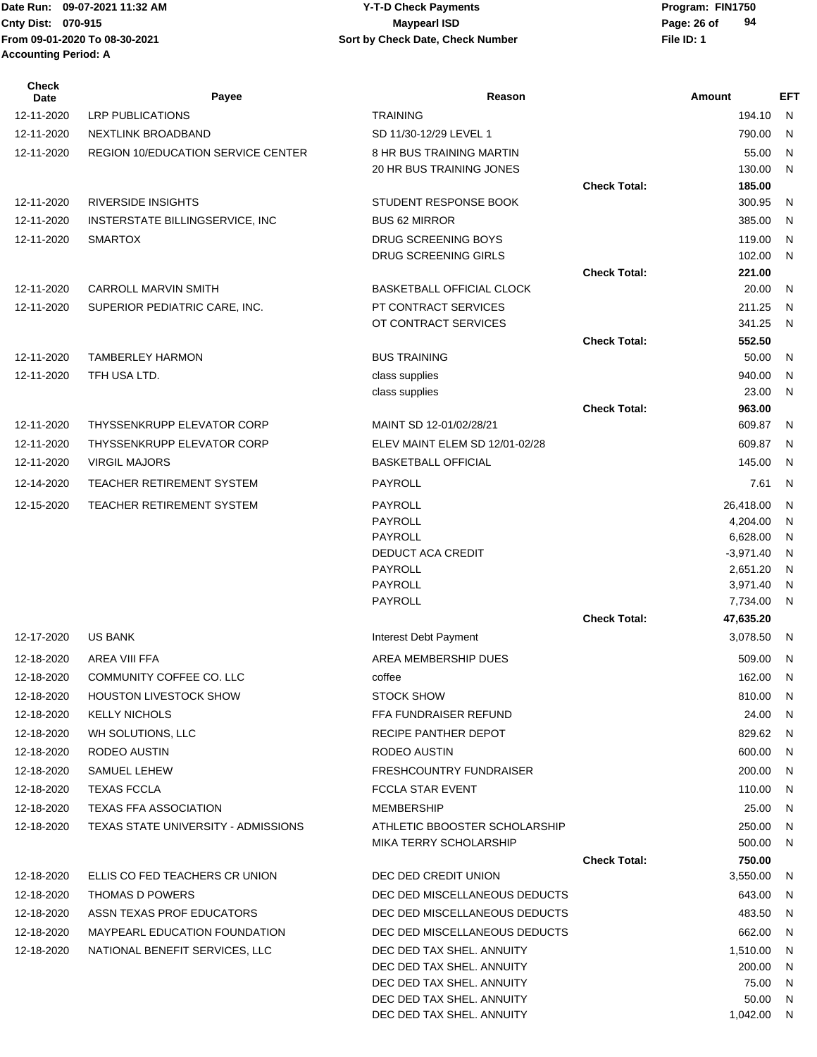Date Run: 09-07-2021 11:32 AM
Cnty Dist: 070-915
From 09-01-2020 To 08-30-2021
Accounting Period: A

**Y-T-D Check Payments**
**Maypearl ISD**
**Sort by Check Date, Check Number**

Program: FIN1750
File ID: 1

| Check Date | Payee | Reason | | Amount | EFT |
|---|---|---|---|---|---|
| 12-11-2020 | LRP PUBLICATIONS | TRAINING | | 194.10 | N |
| 12-11-2020 | NEXTLINK BROADBAND | SD 11/30-12/29 LEVEL 1 | | 790.00 | N |
| 12-11-2020 | REGION 10/EDUCATION SERVICE CENTER | 8 HR BUS TRAINING MARTIN | | 55.00 | N |
| | | 20 HR BUS TRAINING JONES | | 130.00 | N |
| | | | Check Total: | 185.00 | |
| 12-11-2020 | RIVERSIDE INSIGHTS | STUDENT RESPONSE BOOK | | 300.95 | N |
| 12-11-2020 | INSTERSTATE BILLINGSERVICE, INC | BUS 62 MIRROR | | 385.00 | N |
| 12-11-2020 | SMARTOX | DRUG SCREENING BOYS | | 119.00 | N |
| | | DRUG SCREENING GIRLS | | 102.00 | N |
| | | | Check Total: | 221.00 | |
| 12-11-2020 | CARROLL MARVIN SMITH | BASKETBALL OFFICIAL CLOCK | | 20.00 | N |
| 12-11-2020 | SUPERIOR PEDIATRIC CARE, INC. | PT CONTRACT SERVICES | | 211.25 | N |
| | | OT CONTRACT SERVICES | | 341.25 | N |
| | | | Check Total: | 552.50 | |
| 12-11-2020 | TAMBERLEY HARMON | BUS TRAINING | | 50.00 | N |
| 12-11-2020 | TFH USA LTD. | class supplies | | 940.00 | N |
| | | class supplies | | 23.00 | N |
| | | | Check Total: | 963.00 | |
| 12-11-2020 | THYSSENKRUPP ELEVATOR CORP | MAINT SD 12-01/02/28/21 | | 609.87 | N |
| 12-11-2020 | THYSSENKRUPP ELEVATOR CORP | ELEV MAINT ELEM SD 12/01-02/28 | | 609.87 | N |
| 12-11-2020 | VIRGIL MAJORS | BASKETBALL OFFICIAL | | 145.00 | N |
| 12-14-2020 | TEACHER RETIREMENT SYSTEM | PAYROLL | | 7.61 | N |
| 12-15-2020 | TEACHER RETIREMENT SYSTEM | PAYROLL | | 26,418.00 | N |
| | | PAYROLL | | 4,204.00 | N |
| | | PAYROLL | | 6,628.00 | N |
| | | DEDUCT ACA CREDIT | | -3,971.40 | N |
| | | PAYROLL | | 2,651.20 | N |
| | | PAYROLL | | 3,971.40 | N |
| | | PAYROLL | | 7,734.00 | N |
| | | | Check Total: | 47,635.20 | |
| 12-17-2020 | US BANK | Interest Debt Payment | | 3,078.50 | N |
| 12-18-2020 | AREA VIII FFA | AREA MEMBERSHIP DUES | | 509.00 | N |
| 12-18-2020 | COMMUNITY COFFEE CO. LLC | coffee | | 162.00 | N |
| 12-18-2020 | HOUSTON LIVESTOCK SHOW | STOCK SHOW | | 810.00 | N |
| 12-18-2020 | KELLY NICHOLS | FFA FUNDRAISER REFUND | | 24.00 | N |
| 12-18-2020 | WH SOLUTIONS, LLC | RECIPE PANTHER DEPOT | | 829.62 | N |
| 12-18-2020 | RODEO AUSTIN | RODEO AUSTIN | | 600.00 | N |
| 12-18-2020 | SAMUEL LEHEW | FRESHCOUNTRY FUNDRAISER | | 200.00 | N |
| 12-18-2020 | TEXAS FCCLA | FCCLA STAR EVENT | | 110.00 | N |
| 12-18-2020 | TEXAS FFA ASSOCIATION | MEMBERSHIP | | 25.00 | N |
| 12-18-2020 | TEXAS STATE UNIVERSITY - ADMISSIONS | ATHLETIC BBOOSTER SCHOLARSHIP | | 250.00 | N |
| | | MIKA TERRY SCHOLARSHIP | | 500.00 | N |
| | | | Check Total: | 750.00 | |
| 12-18-2020 | ELLIS CO FED TEACHERS CR UNION | DEC DED CREDIT UNION | | 3,550.00 | N |
| 12-18-2020 | THOMAS D POWERS | DEC DED MISCELLANEOUS DEDUCTS | | 643.00 | N |
| 12-18-2020 | ASSN TEXAS PROF EDUCATORS | DEC DED MISCELLANEOUS DEDUCTS | | 483.50 | N |
| 12-18-2020 | MAYPEARL EDUCATION FOUNDATION | DEC DED MISCELLANEOUS DEDUCTS | | 662.00 | N |
| 12-18-2020 | NATIONAL BENEFIT SERVICES, LLC | DEC DED TAX SHEL. ANNUITY | | 1,510.00 | N |
| | | DEC DED TAX SHEL. ANNUITY | | 200.00 | N |
| | | DEC DED TAX SHEL. ANNUITY | | 75.00 | N |
| | | DEC DED TAX SHEL. ANNUITY | | 50.00 | N |
| | | DEC DED TAX SHEL. ANNUITY | | 1,042.00 | N |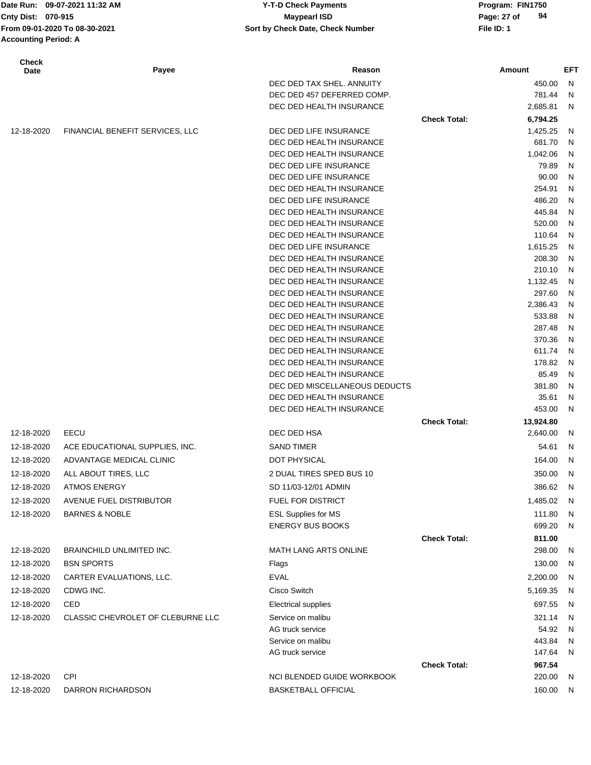| Check Date | Payee | Reason | | Amount | EFT |
|---|---|---|---|---|---|
| | | DEC DED TAX SHEL. ANNUITY | | 450.00 | N |
| | | DEC DED 457 DEFERRED COMP. | | 781.44 | N |
| | | DEC DED HEALTH INSURANCE | | 2,685.81 | N |
| | | | **Check Total:** | **6,794.25** | |
| 12-18-2020 | FINANCIAL BENEFIT SERVICES, LLC | DEC DED LIFE INSURANCE | | 1,425.25 | N |
| | | DEC DED HEALTH INSURANCE | | 681.70 | N |
| | | DEC DED HEALTH INSURANCE | | 1,042.06 | N |
| | | DEC DED LIFE INSURANCE | | 79.89 | N |
| | | DEC DED LIFE INSURANCE | | 90.00 | N |
| | | DEC DED HEALTH INSURANCE | | 254.91 | N |
| | | DEC DED LIFE INSURANCE | | 486.20 | N |
| | | DEC DED HEALTH INSURANCE | | 445.84 | N |
| | | DEC DED HEALTH INSURANCE | | 520.00 | N |
| | | DEC DED HEALTH INSURANCE | | 110.64 | N |
| | | DEC DED LIFE INSURANCE | | 1,615.25 | N |
| | | DEC DED HEALTH INSURANCE | | 208.30 | N |
| | | DEC DED HEALTH INSURANCE | | 210.10 | N |
| | | DEC DED HEALTH INSURANCE | | 1,132.45 | N |
| | | DEC DED HEALTH INSURANCE | | 297.60 | N |
| | | DEC DED HEALTH INSURANCE | | 2,386.43 | N |
| | | DEC DED HEALTH INSURANCE | | 533.88 | N |
| | | DEC DED HEALTH INSURANCE | | 287.48 | N |
| | | DEC DED HEALTH INSURANCE | | 370.36 | N |
| | | DEC DED HEALTH INSURANCE | | 611.74 | N |
| | | DEC DED HEALTH INSURANCE | | 178.82 | N |
| | | DEC DED HEALTH INSURANCE | | 85.49 | N |
| | | DEC DED MISCELLANEOUS DEDUCTS | | 381.80 | N |
| | | DEC DED HEALTH INSURANCE | | 35.61 | N |
| | | DEC DED HEALTH INSURANCE | | 453.00 | N |
| | | | **Check Total:** | **13,924.80** | |
| 12-18-2020 | EECU | DEC DED HSA | | 2,640.00 | N |
| 12-18-2020 | ACE EDUCATIONAL SUPPLIES, INC. | SAND TIMER | | 54.61 | N |
| 12-18-2020 | ADVANTAGE MEDICAL CLINIC | DOT PHYSICAL | | 164.00 | N |
| 12-18-2020 | ALL ABOUT TIRES, LLC | 2 DUAL TIRES SPED BUS 10 | | 350.00 | N |
| 12-18-2020 | ATMOS ENERGY | SD 11/03-12/01 ADMIN | | 386.62 | N |
| 12-18-2020 | AVENUE FUEL DISTRIBUTOR | FUEL FOR DISTRICT | | 1,485.02 | N |
| 12-18-2020 | BARNES & NOBLE | ESL Supplies for MS | | 111.80 | N |
| | | ENERGY BUS BOOKS | | 699.20 | N |
| | | | **Check Total:** | **811.00** | |
| 12-18-2020 | BRAINCHILD UNLIMITED INC. | MATH LANG ARTS ONLINE | | 298.00 | N |
| 12-18-2020 | BSN SPORTS | Flags | | 130.00 | N |
| 12-18-2020 | CARTER EVALUATIONS, LLC. | EVAL | | 2,200.00 | N |
| 12-18-2020 | CDWG INC. | Cisco Switch | | 5,169.35 | N |
| 12-18-2020 | CED | Electrical supplies | | 697.55 | N |
| 12-18-2020 | CLASSIC CHEVROLET OF CLEBURNE LLC | Service on malibu | | 321.14 | N |
| | | AG truck service | | 54.92 | N |
| | | Service on malibu | | 443.84 | N |
| | | AG truck service | | 147.64 | N |
| | | | **Check Total:** | **967.54** | |
| 12-18-2020 | CPI | NCI BLENDED GUIDE WORKBOOK | | 220.00 | N |
| 12-18-2020 | DARRON RICHARDSON | BASKETBALL OFFICIAL | | 160.00 | N |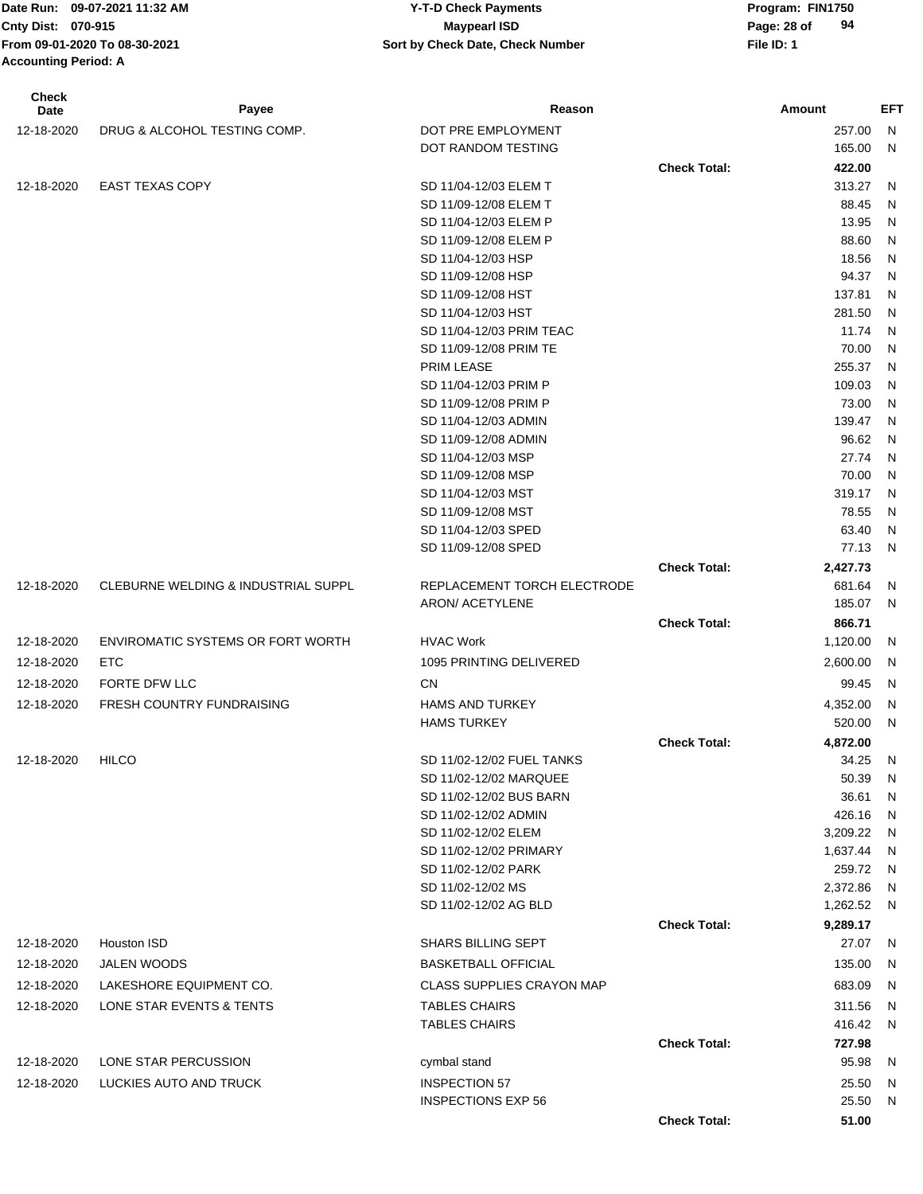| Check Date | Payee | Reason | | Amount | EFT |
|---|---|---|---|---|---|
| 12-18-2020 | DRUG & ALCOHOL TESTING COMP. | DOT PRE EMPLOYMENT | | 257.00 | N |
| | | DOT RANDOM TESTING | | 165.00 | N |
| | | | **Check Total:** | **422.00** | |
| 12-18-2020 | EAST TEXAS COPY | SD 11/04-12/03 ELEM T | | 313.27 | N |
| | | SD 11/09-12/08 ELEM T | | 88.45 | N |
| | | SD 11/04-12/03 ELEM P | | 13.95 | N |
| | | SD 11/09-12/08 ELEM P | | 88.60 | N |
| | | SD 11/04-12/03 HSP | | 18.56 | N |
| | | SD 11/09-12/08 HSP | | 94.37 | N |
| | | SD 11/09-12/08 HST | | 137.81 | N |
| | | SD 11/04-12/03 HST | | 281.50 | N |
| | | SD 11/04-12/03 PRIM TEAC | | 11.74 | N |
| | | SD 11/09-12/08 PRIM TE | | 70.00 | N |
| | | PRIM LEASE | | 255.37 | N |
| | | SD 11/04-12/03 PRIM P | | 109.03 | N |
| | | SD 11/09-12/08 PRIM P | | 73.00 | N |
| | | SD 11/04-12/03 ADMIN | | 139.47 | N |
| | | SD 11/09-12/08 ADMIN | | 96.62 | N |
| | | SD 11/04-12/03 MSP | | 27.74 | N |
| | | SD 11/09-12/08 MSP | | 70.00 | N |
| | | SD 11/04-12/03 MST | | 319.17 | N |
| | | SD 11/09-12/08 MST | | 78.55 | N |
| | | SD 11/04-12/03 SPED | | 63.40 | N |
| | | SD 11/09-12/08 SPED | | 77.13 | N |
| | | | **Check Total:** | **2,427.73** | |
| 12-18-2020 | CLEBURNE WELDING & INDUSTRIAL SUPPL | REPLACEMENT TORCH ELECTRODE | | 681.64 | N |
| | | ARON/ ACETYLENE | | 185.07 | N |
| | | | **Check Total:** | **866.71** | |
| 12-18-2020 | ENVIROMATIC SYSTEMS OR FORT WORTH | HVAC Work | | 1,120.00 | N |
| 12-18-2020 | ETC | 1095 PRINTING DELIVERED | | 2,600.00 | N |
| 12-18-2020 | FORTE DFW LLC | CN | | 99.45 | N |
| 12-18-2020 | FRESH COUNTRY FUNDRAISING | HAMS AND TURKEY | | 4,352.00 | N |
| | | HAMS TURKEY | | 520.00 | N |
| | | | **Check Total:** | **4,872.00** | |
| 12-18-2020 | HILCO | SD 11/02-12/02 FUEL TANKS | | 34.25 | N |
| | | SD 11/02-12/02 MARQUEE | | 50.39 | N |
| | | SD 11/02-12/02 BUS BARN | | 36.61 | N |
| | | SD 11/02-12/02 ADMIN | | 426.16 | N |
| | | SD 11/02-12/02 ELEM | | 3,209.22 | N |
| | | SD 11/02-12/02 PRIMARY | | 1,637.44 | N |
| | | SD 11/02-12/02 PARK | | 259.72 | N |
| | | SD 11/02-12/02 MS | | 2,372.86 | N |
| | | SD 11/02-12/02 AG BLD | | 1,262.52 | N |
| | | | **Check Total:** | **9,289.17** | |
| 12-18-2020 | Houston ISD | SHARS BILLING SEPT | | 27.07 | N |
| 12-18-2020 | JALEN WOODS | BASKETBALL OFFICIAL | | 135.00 | N |
| 12-18-2020 | LAKESHORE EQUIPMENT CO. | CLASS SUPPLIES CRAYON MAP | | 683.09 | N |
| 12-18-2020 | LONE STAR EVENTS & TENTS | TABLES CHAIRS | | 311.56 | N |
| | | TABLES CHAIRS | | 416.42 | N |
| | | | **Check Total:** | **727.98** | |
| 12-18-2020 | LONE STAR PERCUSSION | cymbal stand | | 95.98 | N |
| 12-18-2020 | LUCKIES AUTO AND TRUCK | INSPECTION 57 | | 25.50 | N |
| | | INSPECTIONS EXP 56 | | 25.50 | N |
| | | | **Check Total:** | **51.00** | |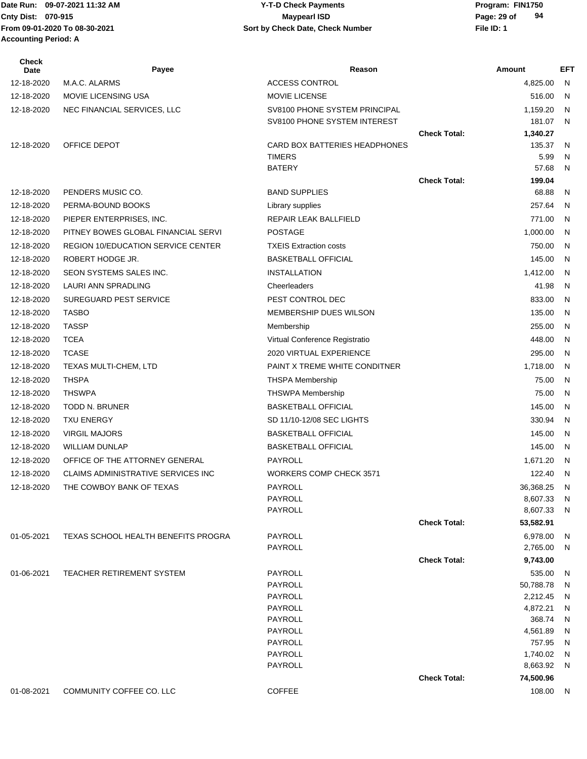| Check Date | Payee | Reason | | Amount | EFT |
|---|---|---|---|---|---|
| 12-18-2020 | M.A.C. ALARMS | ACCESS CONTROL | | 4,825.00 | N |
| 12-18-2020 | MOVIE LICENSING USA | MOVIE LICENSE | | 516.00 | N |
| 12-18-2020 | NEC FINANCIAL SERVICES, LLC | SV8100 PHONE SYSTEM PRINCIPAL | | 1,159.20 | N |
| | | SV8100 PHONE SYSTEM INTEREST | | 181.07 | N |
| | | | **Check Total:** | **1,340.27** | |
| 12-18-2020 | OFFICE DEPOT | CARD BOX BATTERIES HEADPHONES | | 135.37 | N |
| | | TIMERS | | 5.99 | N |
| | | BATERY | | 57.68 | N |
| | | | **Check Total:** | **199.04** | |
| 12-18-2020 | PENDERS MUSIC CO. | BAND SUPPLIES | | 68.88 | N |
| 12-18-2020 | PERMA-BOUND BOOKS | Library supplies | | 257.64 | N |
| 12-18-2020 | PIEPER ENTERPRISES, INC. | REPAIR LEAK BALLFIELD | | 771.00 | N |
| 12-18-2020 | PITNEY BOWES GLOBAL FINANCIAL SERVI | POSTAGE | | 1,000.00 | N |
| 12-18-2020 | REGION 10/EDUCATION SERVICE CENTER | TXEIS Extraction costs | | 750.00 | N |
| 12-18-2020 | ROBERT HODGE JR. | BASKETBALL OFFICIAL | | 145.00 | N |
| 12-18-2020 | SEON SYSTEMS SALES INC. | INSTALLATION | | 1,412.00 | N |
| 12-18-2020 | LAURI ANN SPRADLING | Cheerleaders | | 41.98 | N |
| 12-18-2020 | SUREGUARD PEST SERVICE | PEST CONTROL DEC | | 833.00 | N |
| 12-18-2020 | TASBO | MEMBERSHIP DUES WILSON | | 135.00 | N |
| 12-18-2020 | TASSP | Membership | | 255.00 | N |
| 12-18-2020 | TCEA | Virtual Conference Registratio | | 448.00 | N |
| 12-18-2020 | TCASE | 2020 VIRTUAL EXPERIENCE | | 295.00 | N |
| 12-18-2020 | TEXAS MULTI-CHEM, LTD | PAINT X TREME WHITE CONDITNER | | 1,718.00 | N |
| 12-18-2020 | THSPA | THSPA Membership | | 75.00 | N |
| 12-18-2020 | THSWPA | THSWPA Membership | | 75.00 | N |
| 12-18-2020 | TODD N. BRUNER | BASKETBALL OFFICIAL | | 145.00 | N |
| 12-18-2020 | TXU ENERGY | SD 11/10-12/08 SEC LIGHTS | | 330.94 | N |
| 12-18-2020 | VIRGIL MAJORS | BASKETBALL OFFICIAL | | 145.00 | N |
| 12-18-2020 | WILLIAM DUNLAP | BASKETBALL OFFICIAL | | 145.00 | N |
| 12-18-2020 | OFFICE OF THE ATTORNEY GENERAL | PAYROLL | | 1,671.20 | N |
| 12-18-2020 | CLAIMS ADMINISTRATIVE SERVICES INC | WORKERS COMP CHECK 3571 | | 122.40 | N |
| 12-18-2020 | THE COWBOY BANK OF TEXAS | PAYROLL | | 36,368.25 | N |
| | | PAYROLL | | 8,607.33 | N |
| | | PAYROLL | | 8,607.33 | N |
| | | | **Check Total:** | **53,582.91** | |
| 01-05-2021 | TEXAS SCHOOL HEALTH BENEFITS PROGRA | PAYROLL | | 6,978.00 | N |
| | | PAYROLL | | 2,765.00 | N |
| | | | **Check Total:** | **9,743.00** | |
| 01-06-2021 | TEACHER RETIREMENT SYSTEM | PAYROLL | | 535.00 | N |
| | | PAYROLL | | 50,788.78 | N |
| | | PAYROLL | | 2,212.45 | N |
| | | PAYROLL | | 4,872.21 | N |
| | | PAYROLL | | 368.74 | N |
| | | PAYROLL | | 4,561.89 | N |
| | | PAYROLL | | 757.95 | N |
| | | PAYROLL | | 1,740.02 | N |
| | | PAYROLL | | 8,663.92 | N |
| | | | **Check Total:** | **74,500.96** | |
| 01-08-2021 | COMMUNITY COFFEE CO. LLC | COFFEE | | 108.00 | N |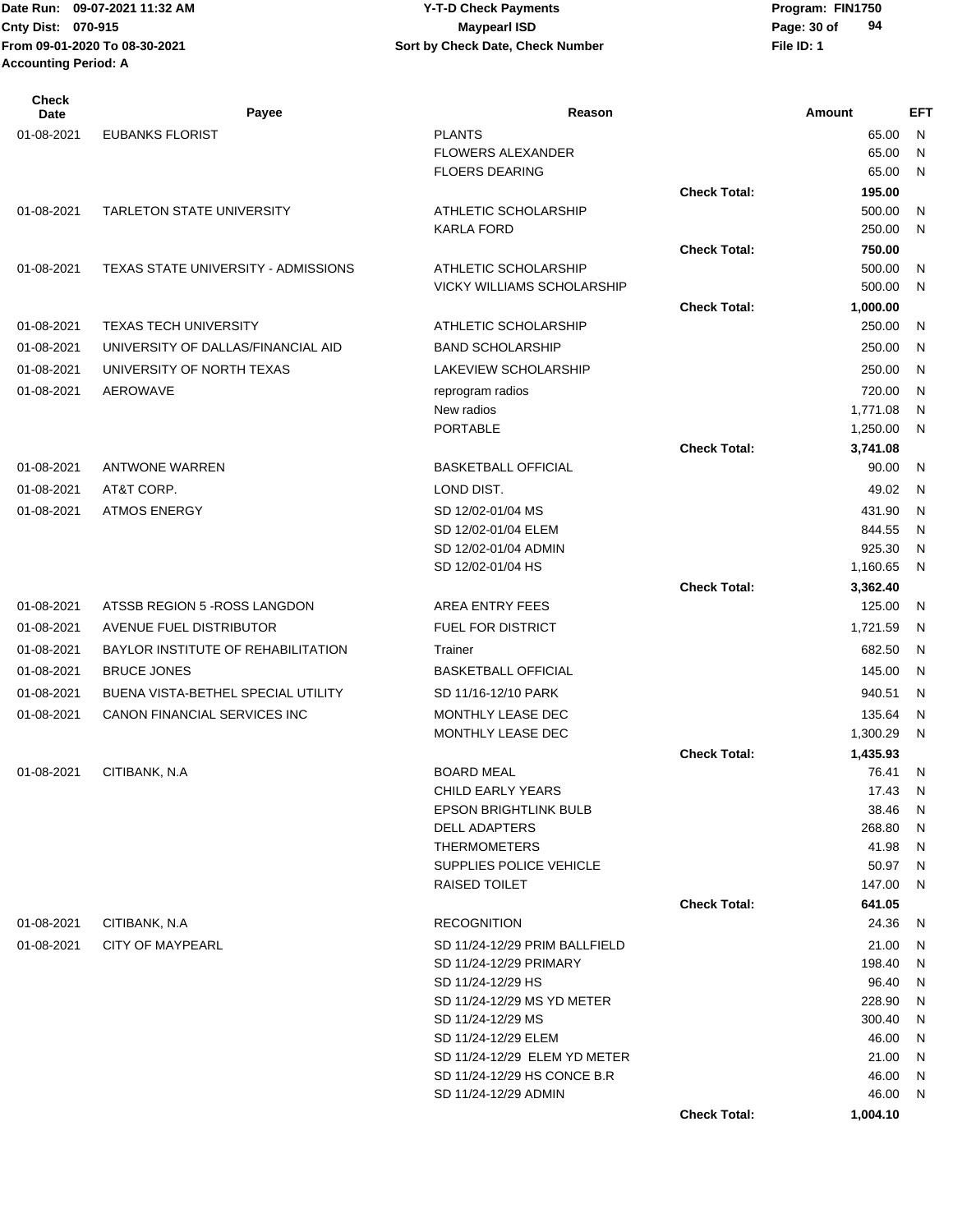| Check Date | Payee | Reason | | Amount | EFT |
|---|---|---|---|---|---|
| 01-08-2021 | EUBANKS FLORIST | PLANTS | | 65.00 | N |
| | | FLOWERS ALEXANDER | | 65.00 | N |
| | | FLOERS DEARING | | 65.00 | N |
| | | | **Check Total:** | **195.00** | |
| 01-08-2021 | TARLETON STATE UNIVERSITY | ATHLETIC SCHOLARSHIP | | 500.00 | N |
| | | KARLA FORD | | 250.00 | N |
| | | | **Check Total:** | **750.00** | |
| 01-08-2021 | TEXAS STATE UNIVERSITY - ADMISSIONS | ATHLETIC SCHOLARSHIP | | 500.00 | N |
| | | VICKY WILLIAMS SCHOLARSHIP | | 500.00 | N |
| | | | **Check Total:** | **1,000.00** | |
| 01-08-2021 | TEXAS TECH UNIVERSITY | ATHLETIC SCHOLARSHIP | | 250.00 | N |
| 01-08-2021 | UNIVERSITY OF DALLAS/FINANCIAL AID | BAND SCHOLARSHIP | | 250.00 | N |
| 01-08-2021 | UNIVERSITY OF NORTH TEXAS | LAKEVIEW SCHOLARSHIP | | 250.00 | N |
| 01-08-2021 | AEROWAVE | reprogram radios | | 720.00 | N |
| | | New radios | | 1,771.08 | N |
| | | PORTABLE | | 1,250.00 | N |
| | | | **Check Total:** | **3,741.08** | |
| 01-08-2021 | ANTWONE WARREN | BASKETBALL OFFICIAL | | 90.00 | N |
| 01-08-2021 | AT&T CORP. | LOND DIST. | | 49.02 | N |
| 01-08-2021 | ATMOS ENERGY | SD 12/02-01/04 MS | | 431.90 | N |
| | | SD 12/02-01/04 ELEM | | 844.55 | N |
| | | SD 12/02-01/04 ADMIN | | 925.30 | N |
| | | SD 12/02-01/04 HS | | 1,160.65 | N |
| | | | **Check Total:** | **3,362.40** | |
| 01-08-2021 | ATSSB REGION 5 -ROSS LANGDON | AREA ENTRY FEES | | 125.00 | N |
| 01-08-2021 | AVENUE FUEL DISTRIBUTOR | FUEL FOR DISTRICT | | 1,721.59 | N |
| 01-08-2021 | BAYLOR INSTITUTE OF REHABILITATION | Trainer | | 682.50 | N |
| 01-08-2021 | BRUCE JONES | BASKETBALL OFFICIAL | | 145.00 | N |
| 01-08-2021 | BUENA VISTA-BETHEL SPECIAL UTILITY | SD 11/16-12/10 PARK | | 940.51 | N |
| 01-08-2021 | CANON FINANCIAL SERVICES INC | MONTHLY LEASE DEC | | 135.64 | N |
| | | MONTHLY LEASE DEC | | 1,300.29 | N |
| | | | **Check Total:** | **1,435.93** | |
| 01-08-2021 | CITIBANK, N.A | BOARD MEAL | | 76.41 | N |
| | | CHILD EARLY YEARS | | 17.43 | N |
| | | EPSON BRIGHTLINK BULB | | 38.46 | N |
| | | DELL ADAPTERS | | 268.80 | N |
| | | THERMOMETERS | | 41.98 | N |
| | | SUPPLIES POLICE VEHICLE | | 50.97 | N |
| | | RAISED TOILET | | 147.00 | N |
| | | | **Check Total:** | **641.05** | |
| 01-08-2021 | CITIBANK, N.A | RECOGNITION | | 24.36 | N |
| 01-08-2021 | CITY OF MAYPEARL | SD 11/24-12/29 PRIM BALLFIELD | | 21.00 | N |
| | | SD 11/24-12/29 PRIMARY | | 198.40 | N |
| | | SD 11/24-12/29 HS | | 96.40 | N |
| | | SD 11/24-12/29 MS YD METER | | 228.90 | N |
| | | SD 11/24-12/29 MS | | 300.40 | N |
| | | SD 11/24-12/29 ELEM | | 46.00 | N |
| | | SD 11/24-12/29 ELEM YD METER | | 21.00 | N |
| | | SD 11/24-12/29 HS CONCE B.R | | 46.00 | N |
| | | SD 11/24-12/29 ADMIN | | 46.00 | N |
| | | | **Check Total:** | **1,004.10** | |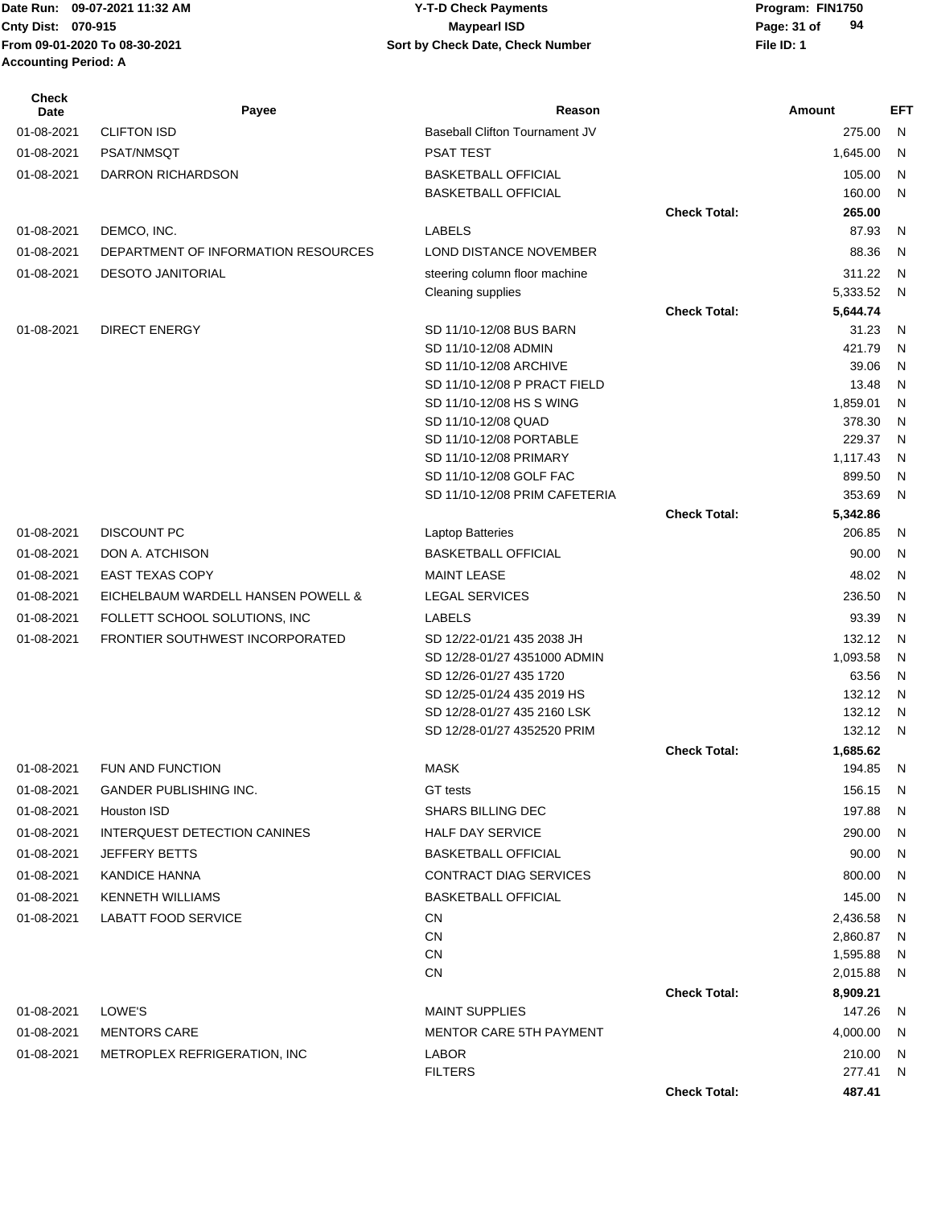Date Run: 09-07-2021 11:32 AM
Cnty Dist: 070-915
From 09-01-2020 To 08-30-2021
Accounting Period: A

**Y-T-D Check Payments**
**Maypearl ISD**
**Sort by Check Date, Check Number**

Program: FIN1750
File ID: 1

| Check Date | Payee | Reason | | Amount | EFT |
|---|---|---|---|---|---|
| 01-08-2021 | CLIFTON ISD | Baseball Clifton Tournament JV | | 275.00 | N |
| 01-08-2021 | PSAT/NMSQT | PSAT TEST | | 1,645.00 | N |
| 01-08-2021 | DARRON RICHARDSON | BASKETBALL OFFICIAL | | 105.00 | N |
| | | BASKETBALL OFFICIAL | | 160.00 | N |
| | | | **Check Total:** | **265.00** | |
| 01-08-2021 | DEMCO, INC. | LABELS | | 87.93 | N |
| 01-08-2021 | DEPARTMENT OF INFORMATION RESOURCES | LOND DISTANCE NOVEMBER | | 88.36 | N |
| 01-08-2021 | DESOTO JANITORIAL | steering column floor machine | | 311.22 | N |
| | | Cleaning supplies | | 5,333.52 | N |
| | | | **Check Total:** | **5,644.74** | |
| 01-08-2021 | DIRECT ENERGY | SD 11/10-12/08 BUS BARN | | 31.23 | N |
| | | SD 11/10-12/08 ADMIN | | 421.79 | N |
| | | SD 11/10-12/08 ARCHIVE | | 39.06 | N |
| | | SD 11/10-12/08 P PRACT FIELD | | 13.48 | N |
| | | SD 11/10-12/08 HS S WING | | 1,859.01 | N |
| | | SD 11/10-12/08 QUAD | | 378.30 | N |
| | | SD 11/10-12/08 PORTABLE | | 229.37 | N |
| | | SD 11/10-12/08 PRIMARY | | 1,117.43 | N |
| | | SD 11/10-12/08 GOLF FAC | | 899.50 | N |
| | | SD 11/10-12/08 PRIM CAFETERIA | | 353.69 | N |
| | | | **Check Total:** | **5,342.86** | |
| 01-08-2021 | DISCOUNT PC | Laptop Batteries | | 206.85 | N |
| 01-08-2021 | DON A. ATCHISON | BASKETBALL OFFICIAL | | 90.00 | N |
| 01-08-2021 | EAST TEXAS COPY | MAINT LEASE | | 48.02 | N |
| 01-08-2021 | EICHELBAUM WARDELL HANSEN POWELL & | LEGAL SERVICES | | 236.50 | N |
| 01-08-2021 | FOLLETT SCHOOL SOLUTIONS, INC | LABELS | | 93.39 | N |
| 01-08-2021 | FRONTIER SOUTHWEST INCORPORATED | SD 12/22-01/21 435 2038 JH | | 132.12 | N |
| | | SD 12/28-01/27 4351000 ADMIN | | 1,093.58 | N |
| | | SD 12/26-01/27 435 1720 | | 63.56 | N |
| | | SD 12/25-01/24 435 2019 HS | | 132.12 | N |
| | | SD 12/28-01/27 435 2160 LSK | | 132.12 | N |
| | | SD 12/28-01/27 4352520 PRIM | | 132.12 | N |
| | | | **Check Total:** | **1,685.62** | |
| 01-08-2021 | FUN AND FUNCTION | MASK | | 194.85 | N |
| 01-08-2021 | GANDER PUBLISHING INC. | GT tests | | 156.15 | N |
| 01-08-2021 | Houston ISD | SHARS BILLING DEC | | 197.88 | N |
| 01-08-2021 | INTERQUEST DETECTION CANINES | HALF DAY SERVICE | | 290.00 | N |
| 01-08-2021 | JEFFERY BETTS | BASKETBALL OFFICIAL | | 90.00 | N |
| 01-08-2021 | KANDICE HANNA | CONTRACT DIAG SERVICES | | 800.00 | N |
| 01-08-2021 | KENNETH WILLIAMS | BASKETBALL OFFICIAL | | 145.00 | N |
| 01-08-2021 | LABATT FOOD SERVICE | CN | | 2,436.58 | N |
| | | CN | | 2,860.87 | N |
| | | CN | | 1,595.88 | N |
| | | CN | | 2,015.88 | N |
| | | | **Check Total:** | **8,909.21** | |
| 01-08-2021 | LOWE'S | MAINT SUPPLIES | | 147.26 | N |
| 01-08-2021 | MENTORS CARE | MENTOR CARE 5TH PAYMENT | | 4,000.00 | N |
| 01-08-2021 | METROPLEX REFRIGERATION, INC | LABOR | | 210.00 | N |
| | | FILTERS | | 277.41 | N |
| | | | **Check Total:** | **487.41** | |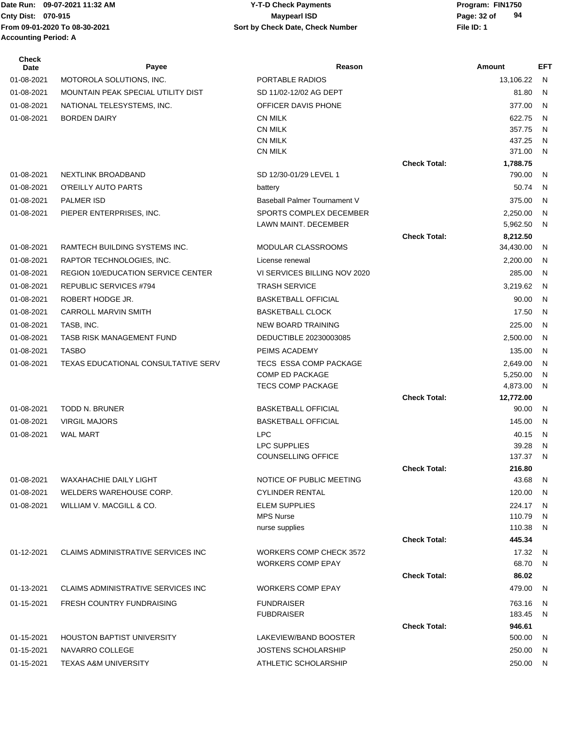| Check Date | Payee | Reason | | Amount | EFT |
|---|---|---|---|---|---|
| 01-08-2021 | MOTOROLA SOLUTIONS, INC. | PORTABLE RADIOS | | 13,106.22 | N |
| 01-08-2021 | MOUNTAIN PEAK SPECIAL UTILITY DIST | SD 11/02-12/02 AG DEPT | | 81.80 | N |
| 01-08-2021 | NATIONAL TELESYSTEMS, INC. | OFFICER DAVIS PHONE | | 377.00 | N |
| 01-08-2021 | BORDEN DAIRY | CN MILK | | 622.75 | N |
| | | CN MILK | | 357.75 | N |
| | | CN MILK | | 437.25 | N |
| | | CN MILK | | 371.00 | N |
| | | | **Check Total:** | **1,788.75** | |
| 01-08-2021 | NEXTLINK BROADBAND | SD 12/30-01/29 LEVEL 1 | | 790.00 | N |
| 01-08-2021 | O'REILLY AUTO PARTS | battery | | 50.74 | N |
| 01-08-2021 | PALMER ISD | Baseball Palmer Tournament V | | 375.00 | N |
| 01-08-2021 | PIEPER ENTERPRISES, INC. | SPORTS COMPLEX DECEMBER | | 2,250.00 | N |
| | | LAWN MAINT. DECEMBER | | 5,962.50 | N |
| | | | **Check Total:** | **8,212.50** | |
| 01-08-2021 | RAMTECH BUILDING SYSTEMS INC. | MODULAR CLASSROOMS | | 34,430.00 | N |
| 01-08-2021 | RAPTOR TECHNOLOGIES, INC. | License renewal | | 2,200.00 | N |
| 01-08-2021 | REGION 10/EDUCATION SERVICE CENTER | VI SERVICES BILLING NOV 2020 | | 285.00 | N |
| 01-08-2021 | REPUBLIC SERVICES #794 | TRASH SERVICE | | 3,219.62 | N |
| 01-08-2021 | ROBERT HODGE JR. | BASKETBALL OFFICIAL | | 90.00 | N |
| 01-08-2021 | CARROLL MARVIN SMITH | BASKETBALL CLOCK | | 17.50 | N |
| 01-08-2021 | TASB, INC. | NEW BOARD TRAINING | | 225.00 | N |
| 01-08-2021 | TASB RISK MANAGEMENT FUND | DEDUCTIBLE 20230003085 | | 2,500.00 | N |
| 01-08-2021 | TASBO | PEIMS ACADEMY | | 135.00 | N |
| 01-08-2021 | TEXAS EDUCATIONAL CONSULTATIVE SERV | TECS ESSA COMP PACKAGE | | 2,649.00 | N |
| | | COMP ED PACKAGE | | 5,250.00 | N |
| | | TECS COMP PACKAGE | | 4,873.00 | N |
| | | | **Check Total:** | **12,772.00** | |
| 01-08-2021 | TODD N. BRUNER | BASKETBALL OFFICIAL | | 90.00 | N |
| 01-08-2021 | VIRGIL MAJORS | BASKETBALL OFFICIAL | | 145.00 | N |
| 01-08-2021 | WAL MART | LPC | | 40.15 | N |
| | | LPC SUPPLIES | | 39.28 | N |
| | | COUNSELLING OFFICE | | 137.37 | N |
| | | | **Check Total:** | **216.80** | |
| 01-08-2021 | WAXAHACHIE DAILY LIGHT | NOTICE OF PUBLIC MEETING | | 43.68 | N |
| 01-08-2021 | WELDERS WAREHOUSE CORP. | CYLINDER RENTAL | | 120.00 | N |
| 01-08-2021 | WILLIAM V. MACGILL & CO. | ELEM SUPPLIES | | 224.17 | N |
| | | MPS Nurse | | 110.79 | N |
| | | nurse supplies | | 110.38 | N |
| | | | **Check Total:** | **445.34** | |
| 01-12-2021 | CLAIMS ADMINISTRATIVE SERVICES INC | WORKERS COMP CHECK 3572 | | 17.32 | N |
| | | WORKERS COMP EPAY | | 68.70 | N |
| | | | **Check Total:** | **86.02** | |
| 01-13-2021 | CLAIMS ADMINISTRATIVE SERVICES INC | WORKERS COMP EPAY | | 479.00 | N |
| 01-15-2021 | FRESH COUNTRY FUNDRAISING | FUNDRAISER | | 763.16 | N |
| | | FUBDRAISER | | 183.45 | N |
| | | | **Check Total:** | **946.61** | |
| 01-15-2021 | HOUSTON BAPTIST UNIVERSITY | LAKEVIEW/BAND BOOSTER | | 500.00 | N |
| 01-15-2021 | NAVARRO COLLEGE | JOSTENS SCHOLARSHIP | | 250.00 | N |
| 01-15-2021 | TEXAS A&M UNIVERSITY | ATHLETIC SCHOLARSHIP | | 250.00 | N |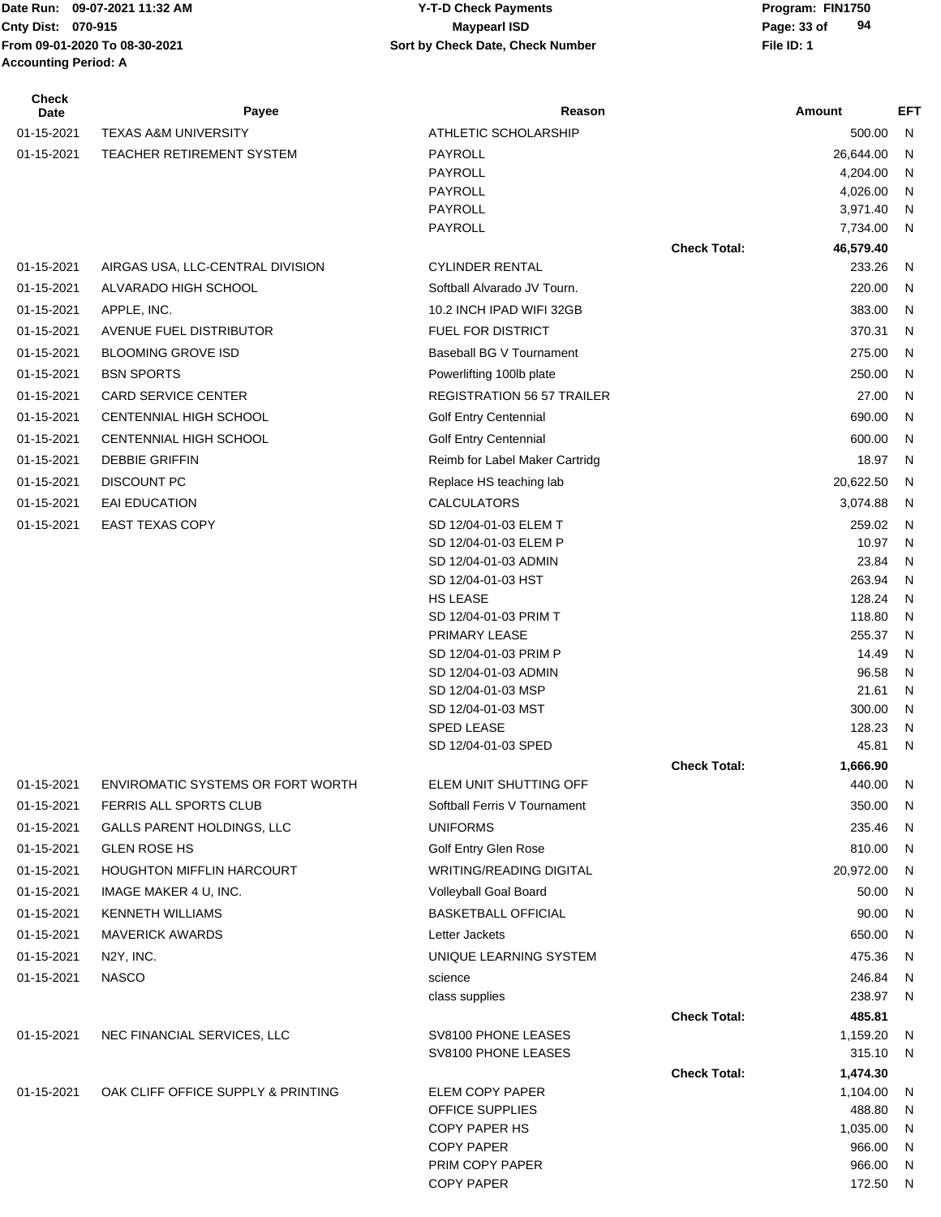Date Run: 09-07-2021 11:32 AM
Cnty Dist: 070-915
From 09-01-2020 To 08-30-2021
Accounting Period: A

**Y-T-D Check Payments**
**Maypearl ISD**
**Sort by Check Date, Check Number**

Program: FIN1750
File ID: 1

| Check Date | Payee | Reason | | Amount | EFT |
|---|---|---|---|---|---|
| 01-15-2021 | TEXAS A&M UNIVERSITY | ATHLETIC SCHOLARSHIP | | 500.00 | N |
| 01-15-2021 | TEACHER RETIREMENT SYSTEM | PAYROLL | | 26,644.00 | N |
| | | PAYROLL | | 4,204.00 | N |
| | | PAYROLL | | 4,026.00 | N |
| | | PAYROLL | | 3,971.40 | N |
| | | PAYROLL | | 7,734.00 | N |
| | | | Check Total: | 46,579.40 | |
| 01-15-2021 | AIRGAS USA, LLC-CENTRAL DIVISION | CYLINDER RENTAL | | 233.26 | N |
| 01-15-2021 | ALVARADO HIGH SCHOOL | Softball Alvarado JV Tourn. | | 220.00 | N |
| 01-15-2021 | APPLE, INC. | 10.2 INCH IPAD WIFI 32GB | | 383.00 | N |
| 01-15-2021 | AVENUE FUEL DISTRIBUTOR | FUEL FOR DISTRICT | | 370.31 | N |
| 01-15-2021 | BLOOMING GROVE ISD | Baseball BG V Tournament | | 275.00 | N |
| 01-15-2021 | BSN SPORTS | Powerlifting 100lb plate | | 250.00 | N |
| 01-15-2021 | CARD SERVICE CENTER | REGISTRATION 56 57 TRAILER | | 27.00 | N |
| 01-15-2021 | CENTENNIAL HIGH SCHOOL | Golf Entry Centennial | | 690.00 | N |
| 01-15-2021 | CENTENNIAL HIGH SCHOOL | Golf Entry Centennial | | 600.00 | N |
| 01-15-2021 | DEBBIE GRIFFIN | Reimb for Label Maker Cartridg | | 18.97 | N |
| 01-15-2021 | DISCOUNT PC | Replace HS teaching lab | | 20,622.50 | N |
| 01-15-2021 | EAI EDUCATION | CALCULATORS | | 3,074.88 | N |
| 01-15-2021 | EAST TEXAS COPY | SD 12/04-01-03 ELEM T | | 259.02 | N |
| | | SD 12/04-01-03 ELEM P | | 10.97 | N |
| | | SD 12/04-01-03 ADMIN | | 23.84 | N |
| | | SD 12/04-01-03 HST | | 263.94 | N |
| | | HS LEASE | | 128.24 | N |
| | | SD 12/04-01-03 PRIM T | | 118.80 | N |
| | | PRIMARY LEASE | | 255.37 | N |
| | | SD 12/04-01-03 PRIM P | | 14.49 | N |
| | | SD 12/04-01-03 ADMIN | | 96.58 | N |
| | | SD 12/04-01-03 MSP | | 21.61 | N |
| | | SD 12/04-01-03 MST | | 300.00 | N |
| | | SPED LEASE | | 128.23 | N |
| | | SD 12/04-01-03 SPED | | 45.81 | N |
| | | | Check Total: | 1,666.90 | |
| 01-15-2021 | ENVIROMATIC SYSTEMS OR FORT WORTH | ELEM UNIT SHUTTING OFF | | 440.00 | N |
| 01-15-2021 | FERRIS ALL SPORTS CLUB | Softball Ferris V Tournament | | 350.00 | N |
| 01-15-2021 | GALLS PARENT HOLDINGS, LLC | UNIFORMS | | 235.46 | N |
| 01-15-2021 | GLEN ROSE HS | Golf Entry Glen Rose | | 810.00 | N |
| 01-15-2021 | HOUGHTON MIFFLIN HARCOURT | WRITING/READING DIGITAL | | 20,972.00 | N |
| 01-15-2021 | IMAGE MAKER 4 U, INC. | Volleyball Goal Board | | 50.00 | N |
| 01-15-2021 | KENNETH WILLIAMS | BASKETBALL OFFICIAL | | 90.00 | N |
| 01-15-2021 | MAVERICK AWARDS | Letter Jackets | | 650.00 | N |
| 01-15-2021 | N2Y, INC. | UNIQUE LEARNING SYSTEM | | 475.36 | N |
| 01-15-2021 | NASCO | science | | 246.84 | N |
| | | class supplies | | 238.97 | N |
| | | | Check Total: | 485.81 | |
| 01-15-2021 | NEC FINANCIAL SERVICES, LLC | SV8100 PHONE LEASES | | 1,159.20 | N |
| | | SV8100 PHONE LEASES | | 315.10 | N |
| | | | Check Total: | 1,474.30 | |
| 01-15-2021 | OAK CLIFF OFFICE SUPPLY & PRINTING | ELEM COPY PAPER | | 1,104.00 | N |
| | | OFFICE SUPPLIES | | 488.80 | N |
| | | COPY PAPER HS | | 1,035.00 | N |
| | | COPY PAPER | | 966.00 | N |
| | | PRIM COPY PAPER | | 966.00 | N |
| | | COPY PAPER | | 172.50 | N |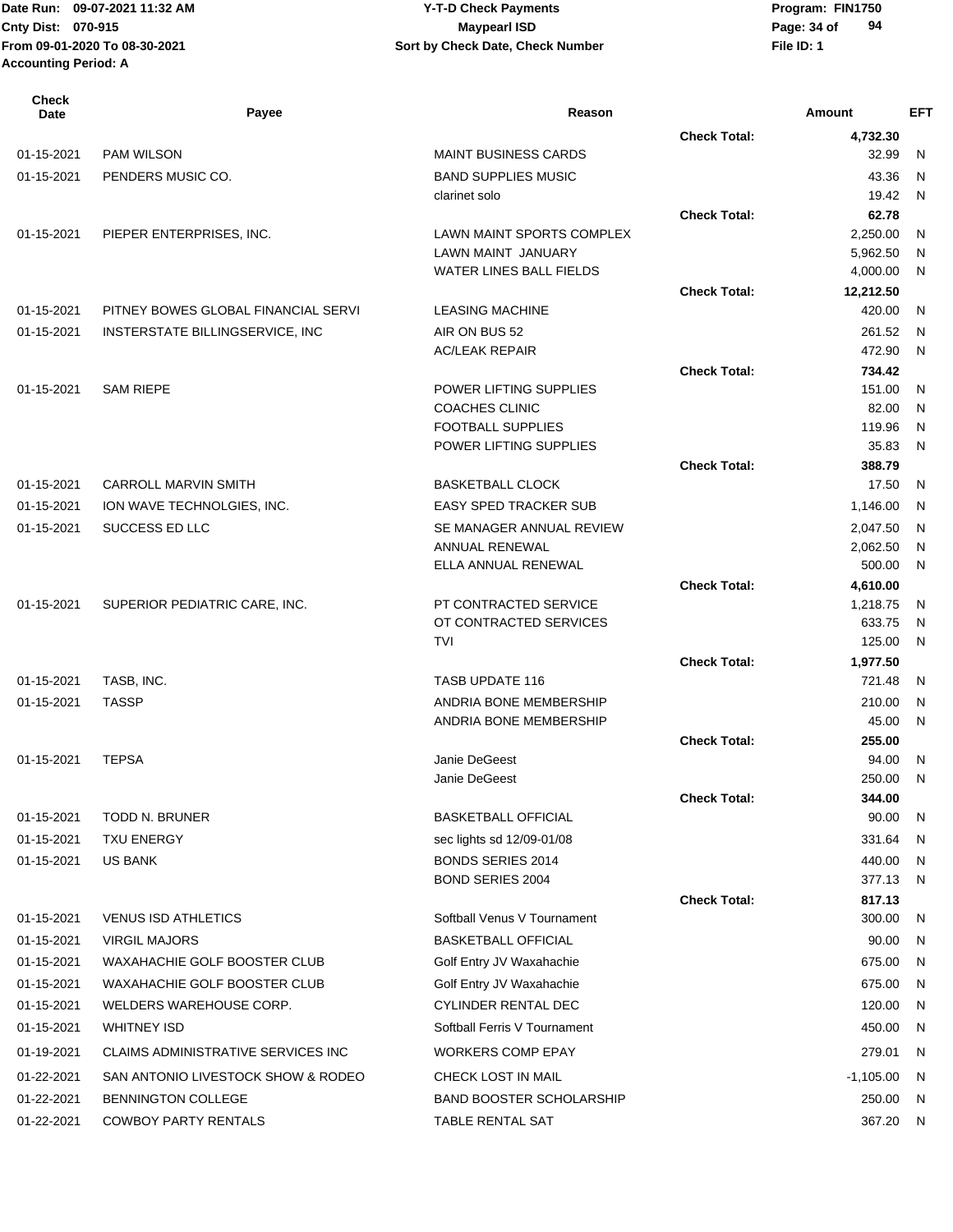| Check Date | Payee | Reason | | Amount | EFT |
|---|---|---|---|---|---|
| | | | Check Total: | 4,732.30 | |
| 01-15-2021 | PAM WILSON | MAINT BUSINESS CARDS | | 32.99 | N |
| 01-15-2021 | PENDERS MUSIC CO. | BAND SUPPLIES MUSIC | | 43.36 | N |
| | | clarinet solo | | 19.42 | N |
| | | | Check Total: | 62.78 | |
| 01-15-2021 | PIEPER ENTERPRISES, INC. | LAWN MAINT SPORTS COMPLEX | | 2,250.00 | N |
| | | LAWN MAINT JANUARY | | 5,962.50 | N |
| | | WATER LINES BALL FIELDS | | 4,000.00 | N |
| | | | Check Total: | 12,212.50 | |
| 01-15-2021 | PITNEY BOWES GLOBAL FINANCIAL SERVI | LEASING MACHINE | | 420.00 | N |
| 01-15-2021 | INTERSTATE BILLINGSERVICE, INC | AIR ON BUS 52 | | 261.52 | N |
| | | AC/LEAK REPAIR | | 472.90 | N |
| | | | Check Total: | 734.42 | |
| 01-15-2021 | SAM RIEPE | POWER LIFTING SUPPLIES | | 151.00 | N |
| | | COACHES CLINIC | | 82.00 | N |
| | | FOOTBALL SUPPLIES | | 119.96 | N |
| | | POWER LIFTING SUPPLIES | | 35.83 | N |
| | | | Check Total: | 388.79 | |
| 01-15-2021 | CARROLL MARVIN SMITH | BASKETBALL CLOCK | | 17.50 | N |
| 01-15-2021 | ION WAVE TECHNOLGIES, INC. | EASY SPED TRACKER SUB | | 1,146.00 | N |
| 01-15-2021 | SUCCESS ED LLC | SE MANAGER ANNUAL REVIEW | | 2,047.50 | N |
| | | ANNUAL RENEWAL | | 2,062.50 | N |
| | | ELLA ANNUAL RENEWAL | | 500.00 | N |
| | | | Check Total: | 4,610.00 | |
| 01-15-2021 | SUPERIOR PEDIATRIC CARE, INC. | PT CONTRACTED SERVICE | | 1,218.75 | N |
| | | OT CONTRACTED SERVICES | | 633.75 | N |
| | | TVI | | 125.00 | N |
| | | | Check Total: | 1,977.50 | |
| 01-15-2021 | TASB, INC. | TASB UPDATE 116 | | 721.48 | N |
| 01-15-2021 | TASSP | ANDRIA BONE MEMBERSHIP | | 210.00 | N |
| | | ANDRIA BONE MEMBERSHIP | | 45.00 | N |
| | | | Check Total: | 255.00 | |
| 01-15-2021 | TEPSA | Janie DeGeest | | 94.00 | N |
| | | Janie DeGeest | | 250.00 | N |
| | | | Check Total: | 344.00 | |
| 01-15-2021 | TODD N. BRUNER | BASKETBALL OFFICIAL | | 90.00 | N |
| 01-15-2021 | TXU ENERGY | sec lights sd 12/09-01/08 | | 331.64 | N |
| 01-15-2021 | US BANK | BONDS SERIES 2014 | | 440.00 | N |
| | | BOND SERIES 2004 | | 377.13 | N |
| | | | Check Total: | 817.13 | |
| 01-15-2021 | VENUS ISD ATHLETICS | Softball Venus V Tournament | | 300.00 | N |
| 01-15-2021 | VIRGIL MAJORS | BASKETBALL OFFICIAL | | 90.00 | N |
| 01-15-2021 | WAXAHACHIE GOLF BOOSTER CLUB | Golf Entry JV Waxahachie | | 675.00 | N |
| 01-15-2021 | WAXAHACHIE GOLF BOOSTER CLUB | Golf Entry JV Waxahachie | | 675.00 | N |
| 01-15-2021 | WELDERS WAREHOUSE CORP. | CYLINDER RENTAL DEC | | 120.00 | N |
| 01-15-2021 | WHITNEY ISD | Softball Ferris V Tournament | | 450.00 | N |
| 01-19-2021 | CLAIMS ADMINISTRATIVE SERVICES INC | WORKERS COMP EPAY | | 279.01 | N |
| 01-22-2021 | SAN ANTONIO LIVESTOCK SHOW & RODEO | CHECK LOST IN MAIL | | -1,105.00 | N |
| 01-22-2021 | BENNINGTON COLLEGE | BAND BOOSTER SCHOLARSHIP | | 250.00 | N |
| 01-22-2021 | COWBOY PARTY RENTALS | TABLE RENTAL SAT | | 367.20 | N |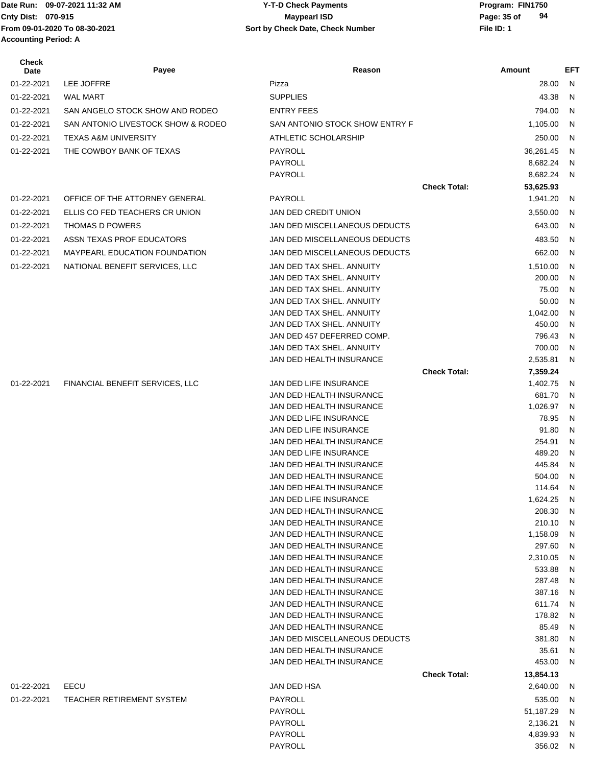Date Run: 09-07-2021 11:32 AM
Cnty Dist: 070-915
From 09-01-2020 To 08-30-2021
Accounting Period: A

**Y-T-D Check Payments**
**Maypearl ISD**
**Sort by Check Date, Check Number**

Program: FIN1750
File ID: 1

| Check Date | Payee | Reason | | Amount | EFT |
|---|---|---|---|---|---|
| 01-22-2021 | LEE JOFFRE | Pizza | | 28.00 | N |
| 01-22-2021 | WAL MART | SUPPLIES | | 43.38 | N |
| 01-22-2021 | SAN ANGELO STOCK SHOW AND RODEO | ENTRY FEES | | 794.00 | N |
| 01-22-2021 | SAN ANTONIO LIVESTOCK SHOW & RODEO | SAN ANTONIO STOCK SHOW ENTRY F | | 1,105.00 | N |
| 01-22-2021 | TEXAS A&M UNIVERSITY | ATHLETIC SCHOLARSHIP | | 250.00 | N |
| 01-22-2021 | THE COWBOY BANK OF TEXAS | PAYROLL | | 36,261.45 | N |
| | | PAYROLL | | 8,682.24 | N |
| | | PAYROLL | | 8,682.24 | N |
| | | | **Check Total:** | **53,625.93** | |
| 01-22-2021 | OFFICE OF THE ATTORNEY GENERAL | PAYROLL | | 1,941.20 | N |
| 01-22-2021 | ELLIS CO FED TEACHERS CR UNION | JAN DED CREDIT UNION | | 3,550.00 | N |
| 01-22-2021 | THOMAS D POWERS | JAN DED MISCELLANEOUS DEDUCTS | | 643.00 | N |
| 01-22-2021 | ASSN TEXAS PROF EDUCATORS | JAN DED MISCELLANEOUS DEDUCTS | | 483.50 | N |
| 01-22-2021 | MAYPEARL EDUCATION FOUNDATION | JAN DED MISCELLANEOUS DEDUCTS | | 662.00 | N |
| 01-22-2021 | NATIONAL BENEFIT SERVICES, LLC | JAN DED TAX SHEL. ANNUITY | | 1,510.00 | N |
| | | JAN DED TAX SHEL. ANNUITY | | 200.00 | N |
| | | JAN DED TAX SHEL. ANNUITY | | 75.00 | N |
| | | JAN DED TAX SHEL. ANNUITY | | 50.00 | N |
| | | JAN DED TAX SHEL. ANNUITY | | 1,042.00 | N |
| | | JAN DED TAX SHEL. ANNUITY | | 450.00 | N |
| | | JAN DED 457 DEFERRED COMP. | | 796.43 | N |
| | | JAN DED TAX SHEL. ANNUITY | | 700.00 | N |
| | | JAN DED HEALTH INSURANCE | | 2,535.81 | N |
| | | | **Check Total:** | **7,359.24** | |
| 01-22-2021 | FINANCIAL BENEFIT SERVICES, LLC | JAN DED LIFE INSURANCE | | 1,402.75 | N |
| | | JAN DED HEALTH INSURANCE | | 681.70 | N |
| | | JAN DED HEALTH INSURANCE | | 1,026.97 | N |
| | | JAN DED LIFE INSURANCE | | 78.95 | N |
| | | JAN DED LIFE INSURANCE | | 91.80 | N |
| | | JAN DED HEALTH INSURANCE | | 254.91 | N |
| | | JAN DED LIFE INSURANCE | | 489.20 | N |
| | | JAN DED HEALTH INSURANCE | | 445.84 | N |
| | | JAN DED HEALTH INSURANCE | | 504.00 | N |
| | | JAN DED HEALTH INSURANCE | | 114.64 | N |
| | | JAN DED LIFE INSURANCE | | 1,624.25 | N |
| | | JAN DED HEALTH INSURANCE | | 208.30 | N |
| | | JAN DED HEALTH INSURANCE | | 210.10 | N |
| | | JAN DED HEALTH INSURANCE | | 1,158.09 | N |
| | | JAN DED HEALTH INSURANCE | | 297.60 | N |
| | | JAN DED HEALTH INSURANCE | | 2,310.05 | N |
| | | JAN DED HEALTH INSURANCE | | 533.88 | N |
| | | JAN DED HEALTH INSURANCE | | 287.48 | N |
| | | JAN DED HEALTH INSURANCE | | 387.16 | N |
| | | JAN DED HEALTH INSURANCE | | 611.74 | N |
| | | JAN DED HEALTH INSURANCE | | 178.82 | N |
| | | JAN DED HEALTH INSURANCE | | 85.49 | N |
| | | JAN DED MISCELLANEOUS DEDUCTS | | 381.80 | N |
| | | JAN DED HEALTH INSURANCE | | 35.61 | N |
| | | JAN DED HEALTH INSURANCE | | 453.00 | N |
| | | | **Check Total:** | **13,854.13** | |
| 01-22-2021 | EECU | JAN DED HSA | | 2,640.00 | N |
| 01-22-2021 | TEACHER RETIREMENT SYSTEM | PAYROLL | | 535.00 | N |
| | | PAYROLL | | 51,187.29 | N |
| | | PAYROLL | | 2,136.21 | N |
| | | PAYROLL | | 4,839.93 | N |
| | | PAYROLL | | 356.02 | N |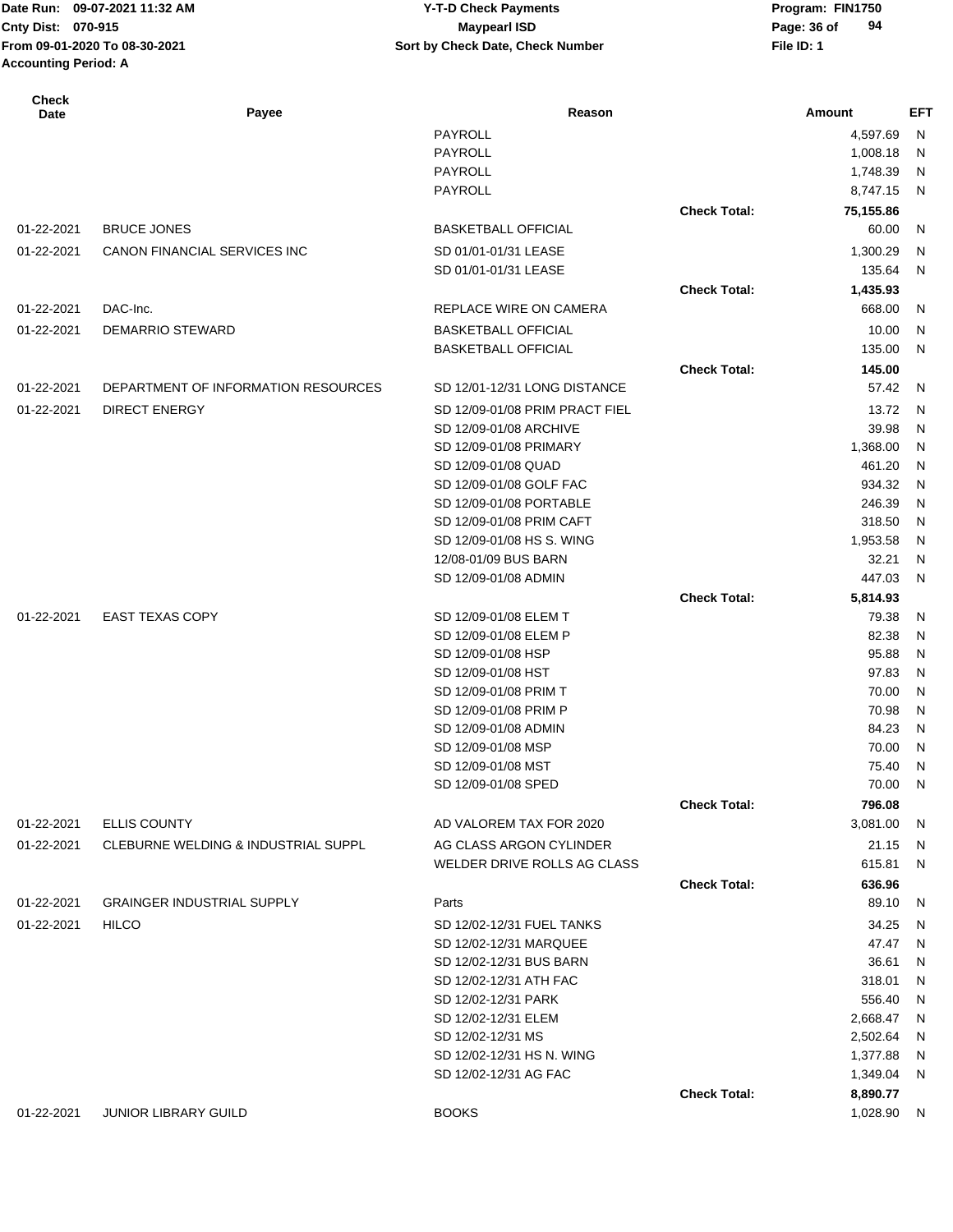Date Run: 09-07-2021 11:32 AM
Cnty Dist: 070-915
From 09-01-2020 To 08-30-2021
Accounting Period: A

**Y-T-D Check Payments**
**Maypearl ISD**
**Sort by Check Date, Check Number**

Program: FIN1750
File ID: 1

| Check Date | Payee | Reason | | Amount | EFT |
|---|---|---|---|---|---|
| | | PAYROLL | | 4,597.69 | N |
| | | PAYROLL | | 1,008.18 | N |
| | | PAYROLL | | 1,748.39 | N |
| | | PAYROLL | | 8,747.15 | N |
| | | | **Check Total:** | **75,155.86** | |
| 01-22-2021 | BRUCE JONES | BASKETBALL OFFICIAL | | 60.00 | N |
| 01-22-2021 | CANON FINANCIAL SERVICES INC | SD 01/01-01/31 LEASE | | 1,300.29 | N |
| | | SD 01/01-01/31 LEASE | | 135.64 | N |
| | | | **Check Total:** | **1,435.93** | |
| 01-22-2021 | DAC-Inc. | REPLACE WIRE ON CAMERA | | 668.00 | N |
| 01-22-2021 | DEMARRIO STEWARD | BASKETBALL OFFICIAL | | 10.00 | N |
| | | BASKETBALL OFFICIAL | | 135.00 | N |
| | | | **Check Total:** | **145.00** | |
| 01-22-2021 | DEPARTMENT OF INFORMATION RESOURCES | SD 12/01-12/31 LONG DISTANCE | | 57.42 | N |
| 01-22-2021 | DIRECT ENERGY | SD 12/09-01/08 PRIM PRACT FIEL | | 13.72 | N |
| | | SD 12/09-01/08 ARCHIVE | | 39.98 | N |
| | | SD 12/09-01/08 PRIMARY | | 1,368.00 | N |
| | | SD 12/09-01/08 QUAD | | 461.20 | N |
| | | SD 12/09-01/08 GOLF FAC | | 934.32 | N |
| | | SD 12/09-01/08 PORTABLE | | 246.39 | N |
| | | SD 12/09-01/08 PRIM CAFT | | 318.50 | N |
| | | SD 12/09-01/08 HS S. WING | | 1,953.58 | N |
| | | 12/08-01/09 BUS BARN | | 32.21 | N |
| | | SD 12/09-01/08 ADMIN | | 447.03 | N |
| | | | **Check Total:** | **5,814.93** | |
| 01-22-2021 | EAST TEXAS COPY | SD 12/09-01/08 ELEM T | | 79.38 | N |
| | | SD 12/09-01/08 ELEM P | | 82.38 | N |
| | | SD 12/09-01/08 HSP | | 95.88 | N |
| | | SD 12/09-01/08 HST | | 97.83 | N |
| | | SD 12/09-01/08 PRIM T | | 70.00 | N |
| | | SD 12/09-01/08 PRIM P | | 70.98 | N |
| | | SD 12/09-01/08 ADMIN | | 84.23 | N |
| | | SD 12/09-01/08 MSP | | 70.00 | N |
| | | SD 12/09-01/08 MST | | 75.40 | N |
| | | SD 12/09-01/08 SPED | | 70.00 | N |
| | | | **Check Total:** | **796.08** | |
| 01-22-2021 | ELLIS COUNTY | AD VALOREM TAX FOR 2020 | | 3,081.00 | N |
| 01-22-2021 | CLEBURNE WELDING & INDUSTRIAL SUPPL | AG CLASS ARGON CYLINDER | | 21.15 | N |
| | | WELDER DRIVE ROLLS AG CLASS | | 615.81 | N |
| | | | **Check Total:** | **636.96** | |
| 01-22-2021 | GRAINGER INDUSTRIAL SUPPLY | Parts | | 89.10 | N |
| 01-22-2021 | HILCO | SD 12/02-12/31 FUEL TANKS | | 34.25 | N |
| | | SD 12/02-12/31 MARQUEE | | 47.47 | N |
| | | SD 12/02-12/31 BUS BARN | | 36.61 | N |
| | | SD 12/02-12/31 ATH FAC | | 318.01 | N |
| | | SD 12/02-12/31 PARK | | 556.40 | N |
| | | SD 12/02-12/31 ELEM | | 2,668.47 | N |
| | | SD 12/02-12/31 MS | | 2,502.64 | N |
| | | SD 12/02-12/31 HS N. WING | | 1,377.88 | N |
| | | SD 12/02-12/31 AG FAC | | 1,349.04 | N |
| | | | **Check Total:** | **8,890.77** | |
| 01-22-2021 | JUNIOR LIBRARY GUILD | BOOKS | | 1,028.90 | N |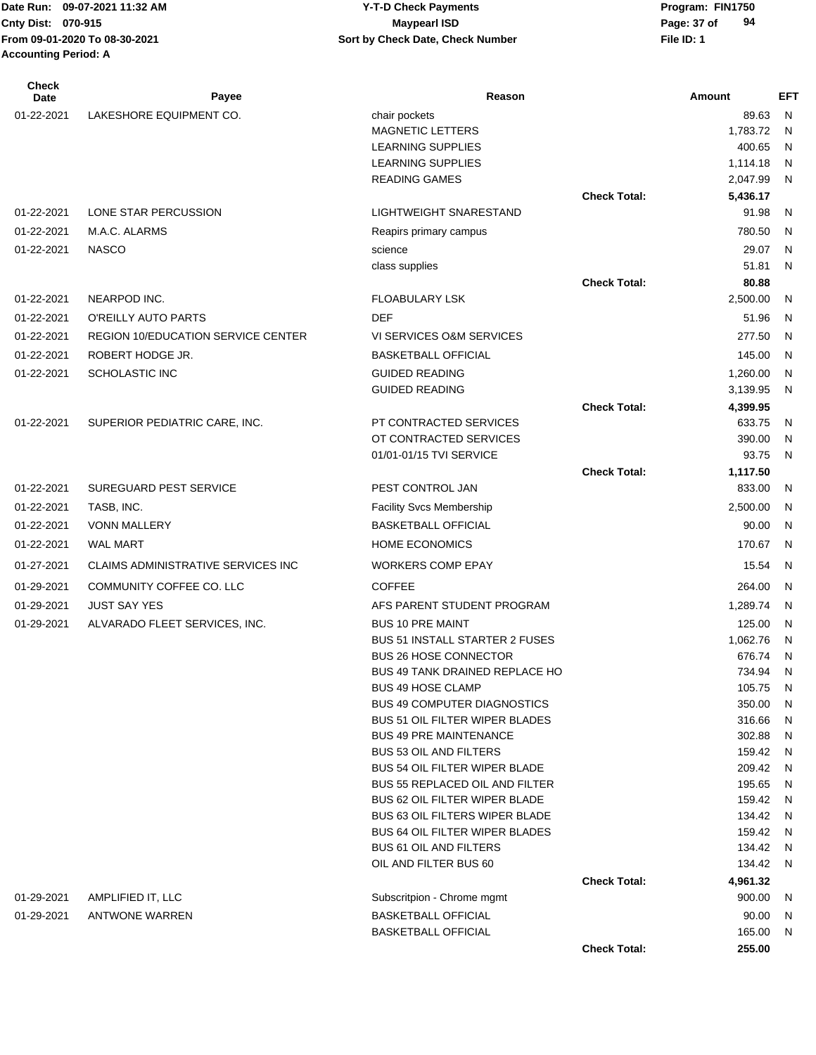Date Run: 09-07-2021 11:32 AM
Cnty Dist: 070-915
From 09-01-2020 To 08-30-2021
Accounting Period: A

**Y-T-D Check Payments**
**Maypearl ISD**
**Sort by Check Date, Check Number**

Program: FIN1750
File ID: 1

| Check Date | Payee | Reason | | Amount | EFT |
|---|---|---|---|---|---|
| 01-22-2021 | LAKESHORE EQUIPMENT CO. | chair pockets | | 89.63 | N |
| | | MAGNETIC LETTERS | | 1,783.72 | N |
| | | LEARNING SUPPLIES | | 400.65 | N |
| | | LEARNING SUPPLIES | | 1,114.18 | N |
| | | READING GAMES | | 2,047.99 | N |
| | | | **Check Total:** | **5,436.17** | |
| 01-22-2021 | LONE STAR PERCUSSION | LIGHTWEIGHT SNARESTAND | | 91.98 | N |
| 01-22-2021 | M.A.C. ALARMS | Reapirs primary campus | | 780.50 | N |
| 01-22-2021 | NASCO | science | | 29.07 | N |
| | | class supplies | | 51.81 | N |
| | | | **Check Total:** | **80.88** | |
| 01-22-2021 | NEARPOD INC. | FLOABULARY LSK | | 2,500.00 | N |
| 01-22-2021 | O'REILLY AUTO PARTS | DEF | | 51.96 | N |
| 01-22-2021 | REGION 10/EDUCATION SERVICE CENTER | VI SERVICES O&M SERVICES | | 277.50 | N |
| 01-22-2021 | ROBERT HODGE JR. | BASKETBALL OFFICIAL | | 145.00 | N |
| 01-22-2021 | SCHOLASTIC INC | GUIDED READING | | 1,260.00 | N |
| | | GUIDED READING | | 3,139.95 | N |
| | | | **Check Total:** | **4,399.95** | |
| 01-22-2021 | SUPERIOR PEDIATRIC CARE, INC. | PT CONTRACTED SERVICES | | 633.75 | N |
| | | OT CONTRACTED SERVICES | | 390.00 | N |
| | | 01/01-01/15 TVI SERVICE | | 93.75 | N |
| | | | **Check Total:** | **1,117.50** | |
| 01-22-2021 | SUREGUARD PEST SERVICE | PEST CONTROL JAN | | 833.00 | N |
| 01-22-2021 | TASB, INC. | Facility Svcs Membership | | 2,500.00 | N |
| 01-22-2021 | VONN MALLERY | BASKETBALL OFFICIAL | | 90.00 | N |
| 01-22-2021 | WAL MART | HOME ECONOMICS | | 170.67 | N |
| 01-27-2021 | CLAIMS ADMINISTRATIVE SERVICES INC | WORKERS COMP EPAY | | 15.54 | N |
| 01-29-2021 | COMMUNITY COFFEE CO. LLC | COFFEE | | 264.00 | N |
| 01-29-2021 | JUST SAY YES | AFS PARENT STUDENT PROGRAM | | 1,289.74 | N |
| 01-29-2021 | ALVARADO FLEET SERVICES, INC. | BUS 10 PRE MAINT | | 125.00 | N |
| | | BUS 51 INSTALL STARTER 2 FUSES | | 1,062.76 | N |
| | | BUS 26 HOSE CONNECTOR | | 676.74 | N |
| | | BUS 49 TANK DRAINED REPLACE HO | | 734.94 | N |
| | | BUS 49 HOSE CLAMP | | 105.75 | N |
| | | BUS 49 COMPUTER DIAGNOSTICS | | 350.00 | N |
| | | BUS 51 OIL FILTER WIPER BLADES | | 316.66 | N |
| | | BUS 49 PRE MAINTENANCE | | 302.88 | N |
| | | BUS 53 OIL AND FILTERS | | 159.42 | N |
| | | BUS 54 OIL FILTER WIPER BLADE | | 209.42 | N |
| | | BUS 55 REPLACED OIL AND FILTER | | 195.65 | N |
| | | BUS 62 OIL FILTER WIPER BLADE | | 159.42 | N |
| | | BUS 63 OIL FILTERS WIPER BLADE | | 134.42 | N |
| | | BUS 64 OIL FILTER WIPER BLADES | | 159.42 | N |
| | | BUS 61 OIL AND FILTERS | | 134.42 | N |
| | | OIL AND FILTER BUS 60 | | 134.42 | N |
| | | | **Check Total:** | **4,961.32** | |
| 01-29-2021 | AMPLIFIED IT, LLC | Subscritpion - Chrome mgmt | | 900.00 | N |
| 01-29-2021 | ANTWONE WARREN | BASKETBALL OFFICIAL | | 90.00 | N |
| | | BASKETBALL OFFICIAL | | 165.00 | N |
| | | | **Check Total:** | **255.00** | |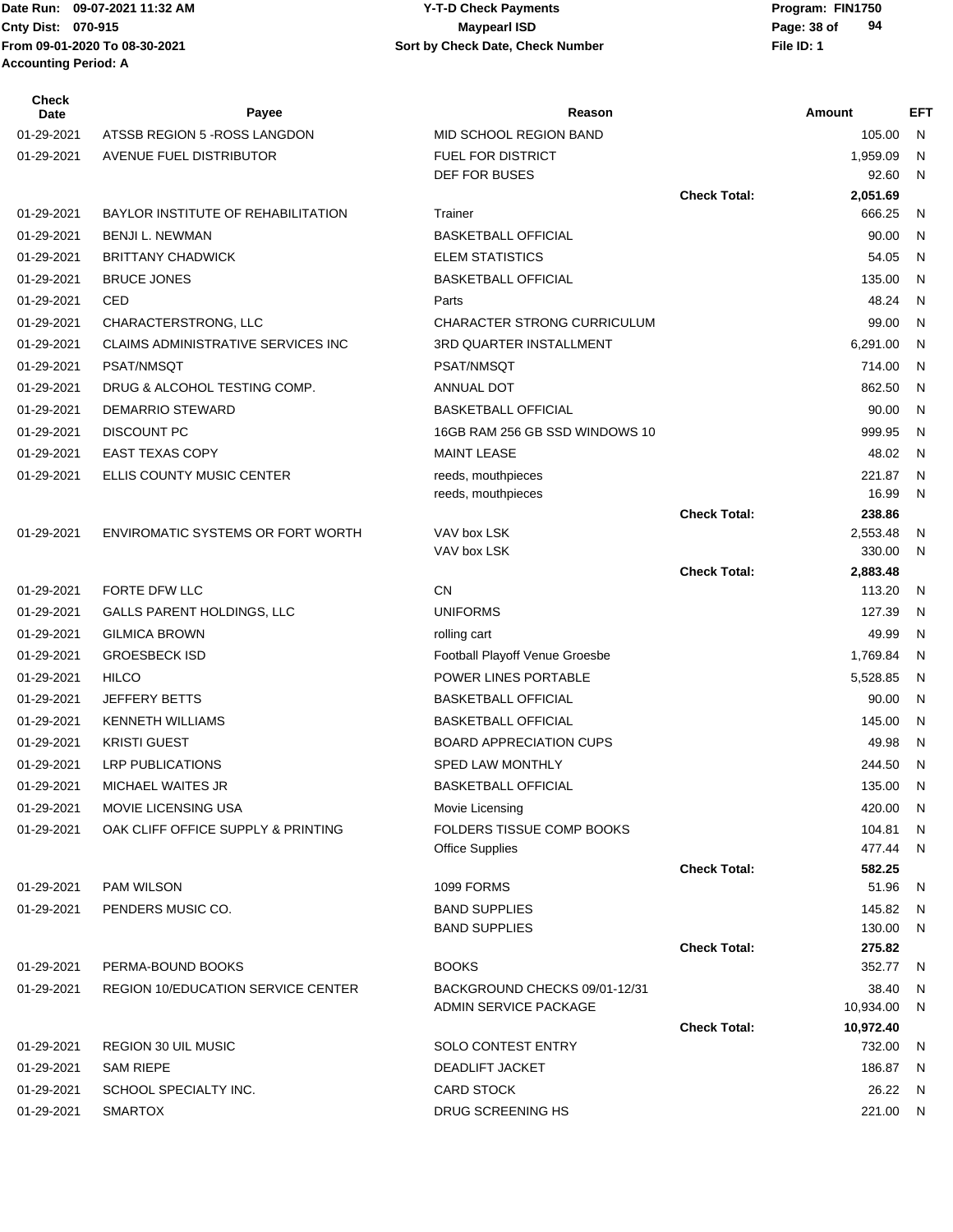Date Run: 09-07-2021 11:32 AM
Cnty Dist: 070-915
From 09-01-2020 To 08-30-2021
Accounting Period: A

**Y-T-D Check Payments**
**Maypearl ISD**
**Sort by Check Date, Check Number**

Program: FIN1750
File ID: 1

| Check Date | Payee | Reason | | Amount | EFT |
|---|---|---|---|---|---|
| 01-29-2021 | ATSSB REGION 5 -ROSS LANGDON | MID SCHOOL REGION BAND | | 105.00 | N |
| 01-29-2021 | AVENUE FUEL DISTRIBUTOR | FUEL FOR DISTRICT | | 1,959.09 | N |
| | | DEF FOR BUSES | | 92.60 | N |
| | | | **Check Total:** | **2,051.69** | |
| 01-29-2021 | BAYLOR INSTITUTE OF REHABILITATION | Trainer | | 666.25 | N |
| 01-29-2021 | BENJI L. NEWMAN | BASKETBALL OFFICIAL | | 90.00 | N |
| 01-29-2021 | BRITTANY CHADWICK | ELEM STATISTICS | | 54.05 | N |
| 01-29-2021 | BRUCE JONES | BASKETBALL OFFICIAL | | 135.00 | N |
| 01-29-2021 | CED | Parts | | 48.24 | N |
| 01-29-2021 | CHARACTERSTRONG, LLC | CHARACTER STRONG CURRICULUM | | 99.00 | N |
| 01-29-2021 | CLAIMS ADMINISTRATIVE SERVICES INC | 3RD QUARTER INSTALLMENT | | 6,291.00 | N |
| 01-29-2021 | PSAT/NMSQT | PSAT/NMSQT | | 714.00 | N |
| 01-29-2021 | DRUG & ALCOHOL TESTING COMP. | ANNUAL DOT | | 862.50 | N |
| 01-29-2021 | DEMARRIO STEWARD | BASKETBALL OFFICIAL | | 90.00 | N |
| 01-29-2021 | DISCOUNT PC | 16GB RAM 256 GB SSD WINDOWS 10 | | 999.95 | N |
| 01-29-2021 | EAST TEXAS COPY | MAINT LEASE | | 48.02 | N |
| 01-29-2021 | ELLIS COUNTY MUSIC CENTER | reeds, mouthpieces | | 221.87 | N |
| | | reeds, mouthpieces | | 16.99 | N |
| | | | **Check Total:** | **238.86** | |
| 01-29-2021 | ENVIROMATIC SYSTEMS OR FORT WORTH | VAV box LSK | | 2,553.48 | N |
| | | VAV box LSK | | 330.00 | N |
| | | | **Check Total:** | **2,883.48** | |
| 01-29-2021 | FORTE DFW LLC | CN | | 113.20 | N |
| 01-29-2021 | GALLS PARENT HOLDINGS, LLC | UNIFORMS | | 127.39 | N |
| 01-29-2021 | GILMICA BROWN | rolling cart | | 49.99 | N |
| 01-29-2021 | GROESBECK ISD | Football Playoff Venue Groesbe | | 1,769.84 | N |
| 01-29-2021 | HILCO | POWER LINES PORTABLE | | 5,528.85 | N |
| 01-29-2021 | JEFFERY BETTS | BASKETBALL OFFICIAL | | 90.00 | N |
| 01-29-2021 | KENNETH WILLIAMS | BASKETBALL OFFICIAL | | 145.00 | N |
| 01-29-2021 | KRISTI GUEST | BOARD APPRECIATION CUPS | | 49.98 | N |
| 01-29-2021 | LRP PUBLICATIONS | SPED LAW MONTHLY | | 244.50 | N |
| 01-29-2021 | MICHAEL WAITES JR | BASKETBALL OFFICIAL | | 135.00 | N |
| 01-29-2021 | MOVIE LICENSING USA | Movie Licensing | | 420.00 | N |
| 01-29-2021 | OAK CLIFF OFFICE SUPPLY & PRINTING | FOLDERS TISSUE COMP BOOKS | | 104.81 | N |
| | | Office Supplies | | 477.44 | N |
| | | | **Check Total:** | **582.25** | |
| 01-29-2021 | PAM WILSON | 1099 FORMS | | 51.96 | N |
| 01-29-2021 | PENDERS MUSIC CO. | BAND SUPPLIES | | 145.82 | N |
| | | BAND SUPPLIES | | 130.00 | N |
| | | | **Check Total:** | **275.82** | |
| 01-29-2021 | PERMA-BOUND BOOKS | BOOKS | | 352.77 | N |
| 01-29-2021 | REGION 10/EDUCATION SERVICE CENTER | BACKGROUND CHECKS 09/01-12/31 | | 38.40 | N |
| | | ADMIN SERVICE PACKAGE | | 10,934.00 | N |
| | | | **Check Total:** | **10,972.40** | |
| 01-29-2021 | REGION 30 UIL MUSIC | SOLO CONTEST ENTRY | | 732.00 | N |
| 01-29-2021 | SAM RIEPE | DEADLIFT JACKET | | 186.87 | N |
| 01-29-2021 | SCHOOL SPECIALTY INC. | CARD STOCK | | 26.22 | N |
| 01-29-2021 | SMARTOX | DRUG SCREENING HS | | 221.00 | N |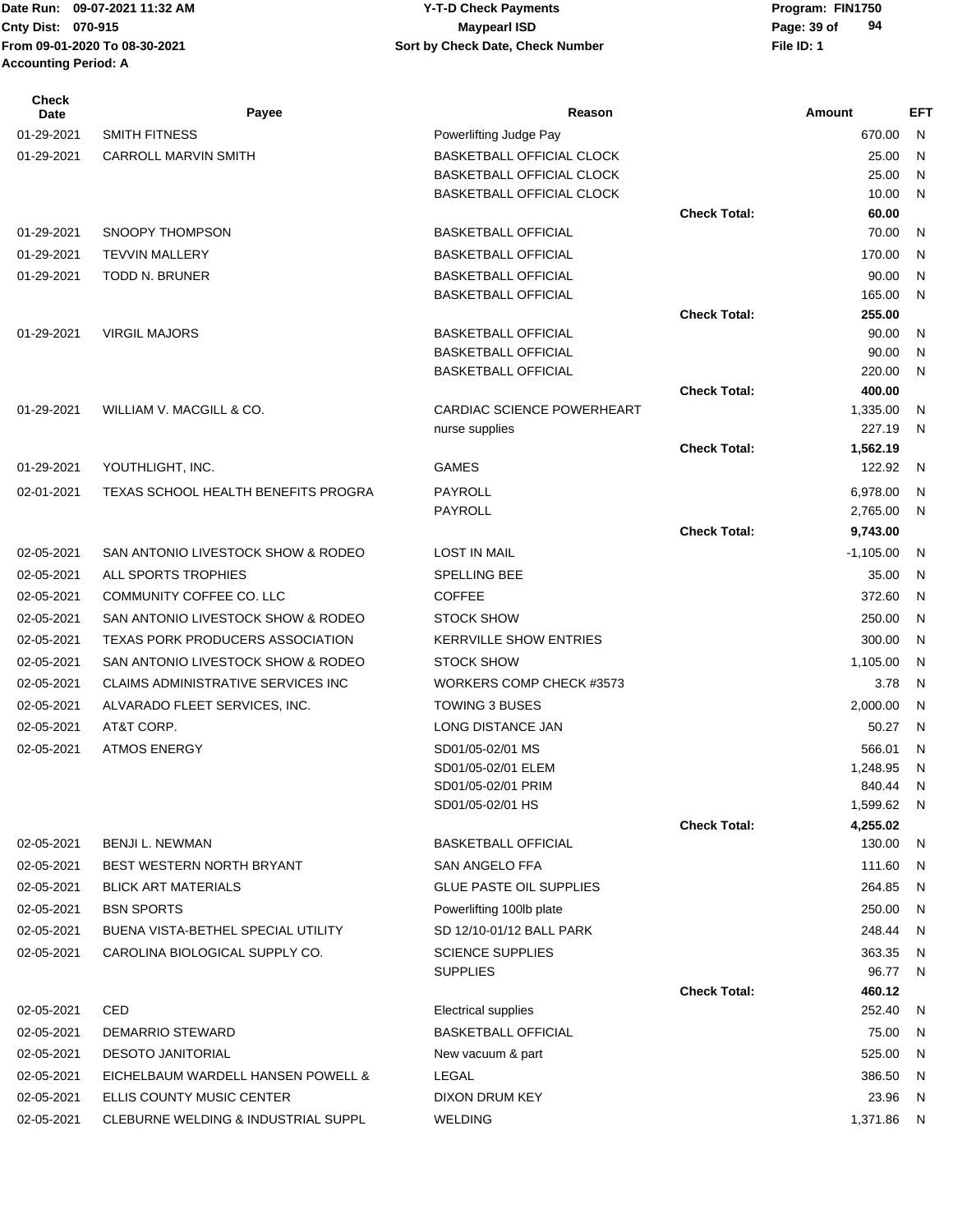Date Run: 09-07-2021 11:32 AM
Cnty Dist: 070-915
From 09-01-2020 To 08-30-2021
Accounting Period: A

**Y-T-D Check Payments**
**Maypearl ISD**
**Sort by Check Date, Check Number**

Program: FIN1750
File ID: 1

| Check Date | Payee | Reason | | Amount | EFT |
|---|---|---|---|---|---|
| 01-29-2021 | SMITH FITNESS | Powerlifting Judge Pay | | 670.00 | N |
| 01-29-2021 | CARROLL MARVIN SMITH | BASKETBALL OFFICIAL CLOCK | | 25.00 | N |
| | | BASKETBALL OFFICIAL CLOCK | | 25.00 | N |
| | | BASKETBALL OFFICIAL CLOCK | | 10.00 | N |
| | | | **Check Total:** | **60.00** | |
| 01-29-2021 | SNOOPY THOMPSON | BASKETBALL OFFICIAL | | 70.00 | N |
| 01-29-2021 | TEVVIN MALLERY | BASKETBALL OFFICIAL | | 170.00 | N |
| 01-29-2021 | TODD N. BRUNER | BASKETBALL OFFICIAL | | 90.00 | N |
| | | BASKETBALL OFFICIAL | | 165.00 | N |
| | | | **Check Total:** | **255.00** | |
| 01-29-2021 | VIRGIL MAJORS | BASKETBALL OFFICIAL | | 90.00 | N |
| | | BASKETBALL OFFICIAL | | 90.00 | N |
| | | BASKETBALL OFFICIAL | | 220.00 | N |
| | | | **Check Total:** | **400.00** | |
| 01-29-2021 | WILLIAM V. MACGILL & CO. | CARDIAC SCIENCE POWERHEART | | 1,335.00 | N |
| | | nurse supplies | | 227.19 | N |
| | | | **Check Total:** | **1,562.19** | |
| 01-29-2021 | YOUTHLIGHT, INC. | GAMES | | 122.92 | N |
| 02-01-2021 | TEXAS SCHOOL HEALTH BENEFITS PROGRA | PAYROLL | | 6,978.00 | N |
| | | PAYROLL | | 2,765.00 | N |
| | | | **Check Total:** | **9,743.00** | |
| 02-05-2021 | SAN ANTONIO LIVESTOCK SHOW & RODEO | LOST IN MAIL | | -1,105.00 | N |
| 02-05-2021 | ALL SPORTS TROPHIES | SPELLING BEE | | 35.00 | N |
| 02-05-2021 | COMMUNITY COFFEE CO. LLC | COFFEE | | 372.60 | N |
| 02-05-2021 | SAN ANTONIO LIVESTOCK SHOW & RODEO | STOCK SHOW | | 250.00 | N |
| 02-05-2021 | TEXAS PORK PRODUCERS ASSOCIATION | KERRVILLE SHOW ENTRIES | | 300.00 | N |
| 02-05-2021 | SAN ANTONIO LIVESTOCK SHOW & RODEO | STOCK SHOW | | 1,105.00 | N |
| 02-05-2021 | CLAIMS ADMINISTRATIVE SERVICES INC | WORKERS COMP CHECK #3573 | | 3.78 | N |
| 02-05-2021 | ALVARADO FLEET SERVICES, INC. | TOWING 3 BUSES | | 2,000.00 | N |
| 02-05-2021 | AT&T CORP. | LONG DISTANCE JAN | | 50.27 | N |
| 02-05-2021 | ATMOS ENERGY | SD01/05-02/01 MS | | 566.01 | N |
| | | SD01/05-02/01 ELEM | | 1,248.95 | N |
| | | SD01/05-02/01 PRIM | | 840.44 | N |
| | | SD01/05-02/01 HS | | 1,599.62 | N |
| | | | **Check Total:** | **4,255.02** | |
| 02-05-2021 | BENJI L. NEWMAN | BASKETBALL OFFICIAL | | 130.00 | N |
| 02-05-2021 | BEST WESTERN NORTH BRYANT | SAN ANGELO FFA | | 111.60 | N |
| 02-05-2021 | BLICK ART MATERIALS | GLUE PASTE OIL SUPPLIES | | 264.85 | N |
| 02-05-2021 | BSN SPORTS | Powerlifting 100lb plate | | 250.00 | N |
| 02-05-2021 | BUENA VISTA-BETHEL SPECIAL UTILITY | SD 12/10-01/12 BALL PARK | | 248.44 | N |
| 02-05-2021 | CAROLINA BIOLOGICAL SUPPLY CO. | SCIENCE SUPPLIES | | 363.35 | N |
| | | SUPPLIES | | 96.77 | N |
| | | | **Check Total:** | **460.12** | |
| 02-05-2021 | CED | Electrical supplies | | 252.40 | N |
| 02-05-2021 | DEMARRIO STEWARD | BASKETBALL OFFICIAL | | 75.00 | N |
| 02-05-2021 | DESOTO JANITORIAL | New vacuum & part | | 525.00 | N |
| 02-05-2021 | EICHELBAUM WARDELL HANSEN POWELL & | LEGAL | | 386.50 | N |
| 02-05-2021 | ELLIS COUNTY MUSIC CENTER | DIXON DRUM KEY | | 23.96 | N |
| 02-05-2021 | CLEBURNE WELDING & INDUSTRIAL SUPPL | WELDING | | 1,371.86 | N |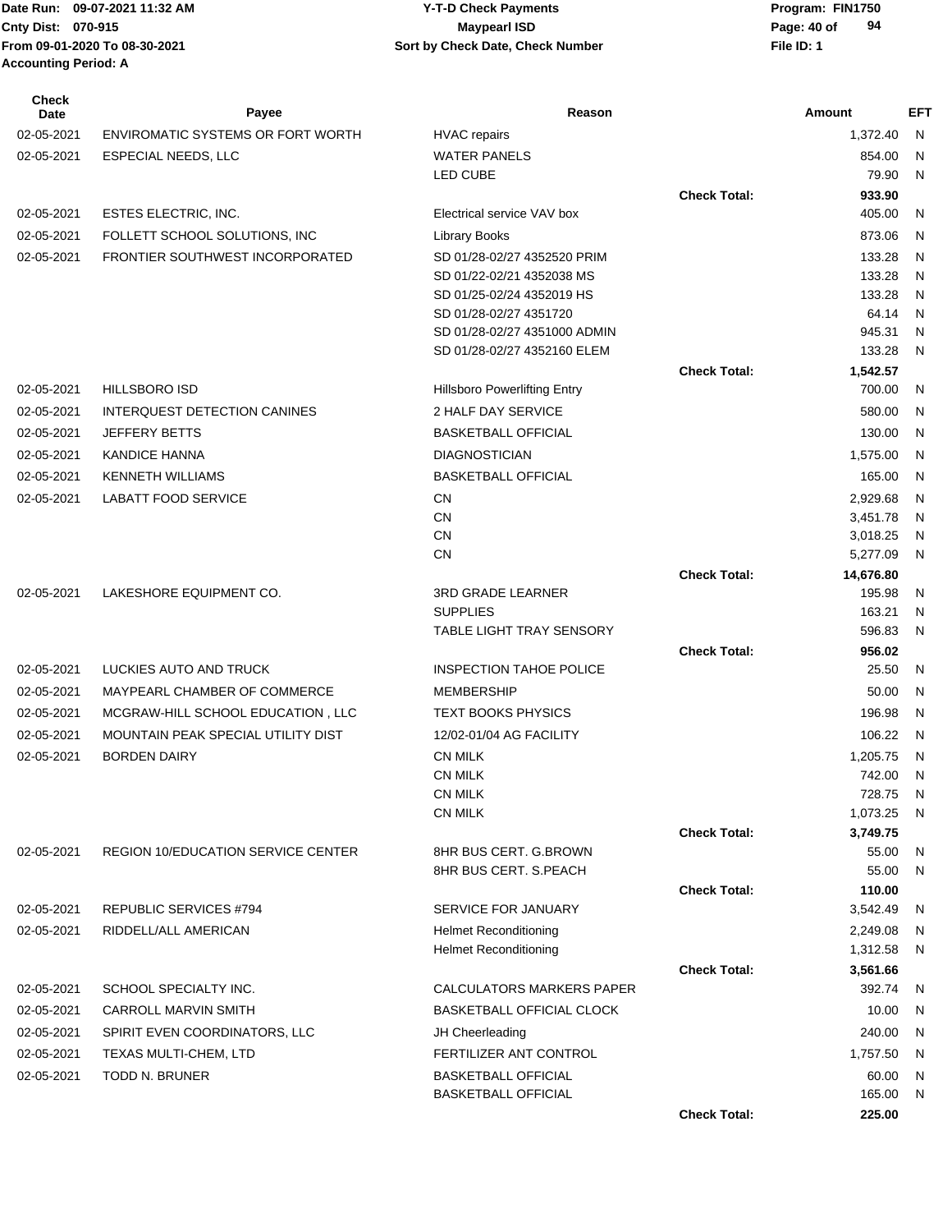Date Run: 09-07-2021 11:32 AM
Cnty Dist: 070-915
From 09-01-2020 To 08-30-2021
Accounting Period: A

**Y-T-D Check Payments**
**Maypearl ISD**
**Sort by Check Date, Check Number**

Program: FIN1750
File ID: 1

| Check Date | Payee | Reason | | Amount | EFT |
|---|---|---|---|---|---|
| 02-05-2021 | ENVIROMATIC SYSTEMS OR FORT WORTH | HVAC repairs | | 1,372.40 | N |
| 02-05-2021 | ESPECIAL NEEDS, LLC | WATER PANELS | | 854.00 | N |
| | | LED CUBE | | 79.90 | N |
| | | | **Check Total:** | **933.90** | |
| 02-05-2021 | ESTES ELECTRIC, INC. | Electrical service VAV box | | 405.00 | N |
| 02-05-2021 | FOLLETT SCHOOL SOLUTIONS, INC | Library Books | | 873.06 | N |
| 02-05-2021 | FRONTIER SOUTHWEST INCORPORATED | SD 01/28-02/27 4352520 PRIM | | 133.28 | N |
| | | SD 01/22-02/21 4352038 MS | | 133.28 | N |
| | | SD 01/25-02/24 4352019 HS | | 133.28 | N |
| | | SD 01/28-02/27 4351720 | | 64.14 | N |
| | | SD 01/28-02/27 4351000 ADMIN | | 945.31 | N |
| | | SD 01/28-02/27 4352160 ELEM | | 133.28 | N |
| | | | **Check Total:** | **1,542.57** | |
| 02-05-2021 | HILLSBORO ISD | Hillsboro Powerlifting Entry | | 700.00 | N |
| 02-05-2021 | INTERQUEST DETECTION CANINES | 2 HALF DAY SERVICE | | 580.00 | N |
| 02-05-2021 | JEFFERY BETTS | BASKETBALL OFFICIAL | | 130.00 | N |
| 02-05-2021 | KANDICE HANNA | DIAGNOSTICIAN | | 1,575.00 | N |
| 02-05-2021 | KENNETH WILLIAMS | BASKETBALL OFFICIAL | | 165.00 | N |
| 02-05-2021 | LABATT FOOD SERVICE | CN | | 2,929.68 | N |
| | | CN | | 3,451.78 | N |
| | | CN | | 3,018.25 | N |
| | | CN | | 5,277.09 | N |
| | | | **Check Total:** | **14,676.80** | |
| 02-05-2021 | LAKESHORE EQUIPMENT CO. | 3RD GRADE LEARNER | | 195.98 | N |
| | | SUPPLIES | | 163.21 | N |
| | | TABLE LIGHT TRAY SENSORY | | 596.83 | N |
| | | | **Check Total:** | **956.02** | |
| 02-05-2021 | LUCKIES AUTO AND TRUCK | INSPECTION TAHOE POLICE | | 25.50 | N |
| 02-05-2021 | MAYPEARL CHAMBER OF COMMERCE | MEMBERSHIP | | 50.00 | N |
| 02-05-2021 | MCGRAW-HILL SCHOOL EDUCATION , LLC | TEXT BOOKS PHYSICS | | 196.98 | N |
| 02-05-2021 | MOUNTAIN PEAK SPECIAL UTILITY DIST | 12/02-01/04 AG FACILITY | | 106.22 | N |
| 02-05-2021 | BORDEN DAIRY | CN MILK | | 1,205.75 | N |
| | | CN MILK | | 742.00 | N |
| | | CN MILK | | 728.75 | N |
| | | CN MILK | | 1,073.25 | N |
| | | | **Check Total:** | **3,749.75** | |
| 02-05-2021 | REGION 10/EDUCATION SERVICE CENTER | 8HR BUS CERT. G.BROWN | | 55.00 | N |
| | | 8HR BUS CERT. S.PEACH | | 55.00 | N |
| | | | **Check Total:** | **110.00** | |
| 02-05-2021 | REPUBLIC SERVICES #794 | SERVICE FOR JANUARY | | 3,542.49 | N |
| 02-05-2021 | RIDDELL/ALL AMERICAN | Helmet Reconditioning | | 2,249.08 | N |
| | | Helmet Reconditioning | | 1,312.58 | N |
| | | | **Check Total:** | **3,561.66** | |
| 02-05-2021 | SCHOOL SPECIALTY INC. | CALCULATORS MARKERS PAPER | | 392.74 | N |
| 02-05-2021 | CARROLL MARVIN SMITH | BASKETBALL OFFICIAL CLOCK | | 10.00 | N |
| 02-05-2021 | SPIRIT EVEN COORDINATORS, LLC | JH Cheerleading | | 240.00 | N |
| 02-05-2021 | TEXAS MULTI-CHEM, LTD | FERTILIZER ANT CONTROL | | 1,757.50 | N |
| 02-05-2021 | TODD N. BRUNER | BASKETBALL OFFICIAL | | 60.00 | N |
| | | BASKETBALL OFFICIAL | | 165.00 | N |
| | | | **Check Total:** | **225.00** | |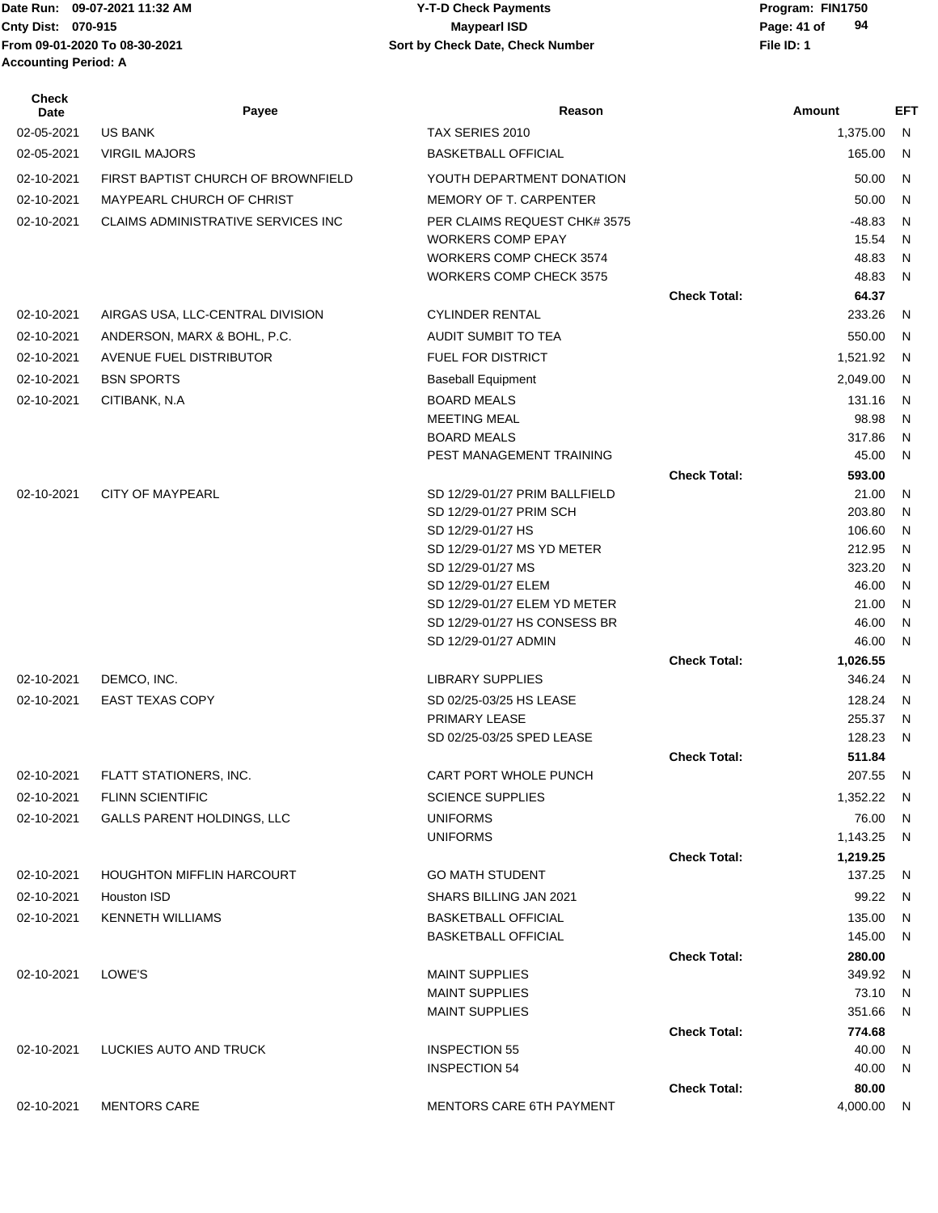| Check Date | Payee | Reason | | Amount | EFT |
|---|---|---|---|---|---|
| 02-05-2021 | US BANK | TAX SERIES 2010 | | 1,375.00 | N |
| 02-05-2021 | VIRGIL MAJORS | BASKETBALL OFFICIAL | | 165.00 | N |
| 02-10-2021 | FIRST BAPTIST CHURCH OF BROWNFIELD | YOUTH DEPARTMENT DONATION | | 50.00 | N |
| 02-10-2021 | MAYPEARL CHURCH OF CHRIST | MEMORY OF T. CARPENTER | | 50.00 | N |
| 02-10-2021 | CLAIMS ADMINISTRATIVE SERVICES INC | PER CLAIMS REQUEST CHK# 3575 | | -48.83 | N |
| | | WORKERS COMP EPAY | | 15.54 | N |
| | | WORKERS COMP CHECK 3574 | | 48.83 | N |
| | | WORKERS COMP CHECK 3575 | | 48.83 | N |
| | | | **Check Total:** | **64.37** | |
| 02-10-2021 | AIRGAS USA, LLC-CENTRAL DIVISION | CYLINDER RENTAL | | 233.26 | N |
| 02-10-2021 | ANDERSON, MARX & BOHL, P.C. | AUDIT SUMBIT TO TEA | | 550.00 | N |
| 02-10-2021 | AVENUE FUEL DISTRIBUTOR | FUEL FOR DISTRICT | | 1,521.92 | N |
| 02-10-2021 | BSN SPORTS | Baseball Equipment | | 2,049.00 | N |
| 02-10-2021 | CITIBANK, N.A | BOARD MEALS | | 131.16 | N |
| | | MEETING MEAL | | 98.98 | N |
| | | BOARD MEALS | | 317.86 | N |
| | | PEST MANAGEMENT TRAINING | | 45.00 | N |
| | | | **Check Total:** | **593.00** | |
| 02-10-2021 | CITY OF MAYPEARL | SD 12/29-01/27 PRIM BALLFIELD | | 21.00 | N |
| | | SD 12/29-01/27 PRIM SCH | | 203.80 | N |
| | | SD 12/29-01/27 HS | | 106.60 | N |
| | | SD 12/29-01/27 MS YD METER | | 212.95 | N |
| | | SD 12/29-01/27 MS | | 323.20 | N |
| | | SD 12/29-01/27 ELEM | | 46.00 | N |
| | | SD 12/29-01/27 ELEM YD METER | | 21.00 | N |
| | | SD 12/29-01/27 HS CONSESS BR | | 46.00 | N |
| | | SD 12/29-01/27 ADMIN | | 46.00 | N |
| | | | **Check Total:** | **1,026.55** | |
| 02-10-2021 | DEMCO, INC. | LIBRARY SUPPLIES | | 346.24 | N |
| 02-10-2021 | EAST TEXAS COPY | SD 02/25-03/25 HS LEASE | | 128.24 | N |
| | | PRIMARY LEASE | | 255.37 | N |
| | | SD 02/25-03/25 SPED LEASE | | 128.23 | N |
| | | | **Check Total:** | **511.84** | |
| 02-10-2021 | FLATT STATIONERS, INC. | CART PORT WHOLE PUNCH | | 207.55 | N |
| 02-10-2021 | FLINN SCIENTIFIC | SCIENCE SUPPLIES | | 1,352.22 | N |
| 02-10-2021 | GALLS PARENT HOLDINGS, LLC | UNIFORMS | | 76.00 | N |
| | | UNIFORMS | | 1,143.25 | N |
| | | | **Check Total:** | **1,219.25** | |
| 02-10-2021 | HOUGHTON MIFFLIN HARCOURT | GO MATH STUDENT | | 137.25 | N |
| 02-10-2021 | Houston ISD | SHARS BILLING JAN 2021 | | 99.22 | N |
| 02-10-2021 | KENNETH WILLIAMS | BASKETBALL OFFICIAL | | 135.00 | N |
| | | BASKETBALL OFFICIAL | | 145.00 | N |
| | | | **Check Total:** | **280.00** | |
| 02-10-2021 | LOWE'S | MAINT SUPPLIES | | 349.92 | N |
| | | MAINT SUPPLIES | | 73.10 | N |
| | | MAINT SUPPLIES | | 351.66 | N |
| | | | **Check Total:** | **774.68** | |
| 02-10-2021 | LUCKIES AUTO AND TRUCK | INSPECTION 55 | | 40.00 | N |
| | | INSPECTION 54 | | 40.00 | N |
| | | | **Check Total:** | **80.00** | |
| 02-10-2021 | MENTORS CARE | MENTORS CARE 6TH PAYMENT | | 4,000.00 | N |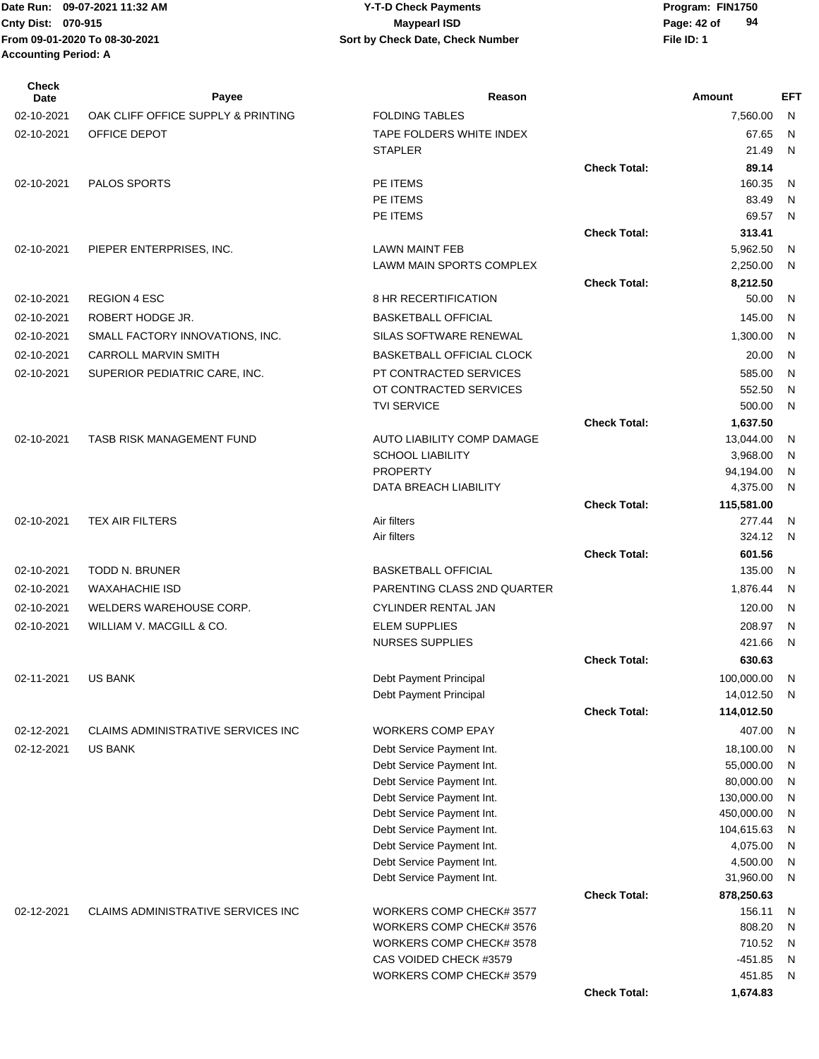Date Run: 09-07-2021 11:32 AM
Cnty Dist: 070-915
From 09-01-2020 To 08-30-2021
Accounting Period: A

**Y-T-D Check Payments**
**Maypearl ISD**
**Sort by Check Date, Check Number**

Program: FIN1750
File ID: 1

| Check Date | Payee | Reason | | Amount | EFT |
|---|---|---|---|---|---|
| 02-10-2021 | OAK CLIFF OFFICE SUPPLY & PRINTING | FOLDING TABLES | | 7,560.00 | N |
| 02-10-2021 | OFFICE DEPOT | TAPE FOLDERS WHITE INDEX | | 67.65 | N |
| | | STAPLER | | 21.49 | N |
| | | | **Check Total:** | **89.14** | |
| 02-10-2021 | PALOS SPORTS | PE ITEMS | | 160.35 | N |
| | | PE ITEMS | | 83.49 | N |
| | | PE ITEMS | | 69.57 | N |
| | | | **Check Total:** | **313.41** | |
| 02-10-2021 | PIEPER ENTERPRISES, INC. | LAWN MAINT FEB | | 5,962.50 | N |
| | | LAWM MAIN SPORTS COMPLEX | | 2,250.00 | N |
| | | | **Check Total:** | **8,212.50** | |
| 02-10-2021 | REGION 4 ESC | 8 HR RECERTIFICATION | | 50.00 | N |
| 02-10-2021 | ROBERT HODGE JR. | BASKETBALL OFFICIAL | | 145.00 | N |
| 02-10-2021 | SMALL FACTORY INNOVATIONS, INC. | SILAS SOFTWARE RENEWAL | | 1,300.00 | N |
| 02-10-2021 | CARROLL MARVIN SMITH | BASKETBALL OFFICIAL CLOCK | | 20.00 | N |
| 02-10-2021 | SUPERIOR PEDIATRIC CARE, INC. | PT CONTRACTED SERVICES | | 585.00 | N |
| | | OT CONTRACTED SERVICES | | 552.50 | N |
| | | TVI SERVICE | | 500.00 | N |
| | | | **Check Total:** | **1,637.50** | |
| 02-10-2021 | TASB RISK MANAGEMENT FUND | AUTO LIABILITY COMP DAMAGE | | 13,044.00 | N |
| | | SCHOOL LIABILITY | | 3,968.00 | N |
| | | PROPERTY | | 94,194.00 | N |
| | | DATA BREACH LIABILITY | | 4,375.00 | N |
| | | | **Check Total:** | **115,581.00** | |
| 02-10-2021 | TEX AIR FILTERS | Air filters | | 277.44 | N |
| | | Air filters | | 324.12 | N |
| | | | **Check Total:** | **601.56** | |
| 02-10-2021 | TODD N. BRUNER | BASKETBALL OFFICIAL | | 135.00 | N |
| 02-10-2021 | WAXAHACHIE ISD | PARENTING CLASS 2ND QUARTER | | 1,876.44 | N |
| 02-10-2021 | WELDERS WAREHOUSE CORP. | CYLINDER RENTAL JAN | | 120.00 | N |
| 02-10-2021 | WILLIAM V. MACGILL & CO. | ELEM SUPPLIES | | 208.97 | N |
| | | NURSES SUPPLIES | | 421.66 | N |
| | | | **Check Total:** | **630.63** | |
| 02-11-2021 | US BANK | Debt Payment Principal | | 100,000.00 | N |
| | | Debt Payment Principal | | 14,012.50 | N |
| | | | **Check Total:** | **114,012.50** | |
| 02-12-2021 | CLAIMS ADMINISTRATIVE SERVICES INC | WORKERS COMP EPAY | | 407.00 | N |
| 02-12-2021 | US BANK | Debt Service Payment Int. | | 18,100.00 | N |
| | | Debt Service Payment Int. | | 55,000.00 | N |
| | | Debt Service Payment Int. | | 80,000.00 | N |
| | | Debt Service Payment Int. | | 130,000.00 | N |
| | | Debt Service Payment Int. | | 450,000.00 | N |
| | | Debt Service Payment Int. | | 104,615.63 | N |
| | | Debt Service Payment Int. | | 4,075.00 | N |
| | | Debt Service Payment Int. | | 4,500.00 | N |
| | | Debt Service Payment Int. | | 31,960.00 | N |
| | | | **Check Total:** | **878,250.63** | |
| 02-12-2021 | CLAIMS ADMINISTRATIVE SERVICES INC | WORKERS COMP CHECK# 3577 | | 156.11 | N |
| | | WORKERS COMP CHECK# 3576 | | 808.20 | N |
| | | WORKERS COMP CHECK# 3578 | | 710.52 | N |
| | | CAS VOIDED CHECK #3579 | | -451.85 | N |
| | | WORKERS COMP CHECK# 3579 | | 451.85 | N |
| | | | **Check Total:** | **1,674.83** | |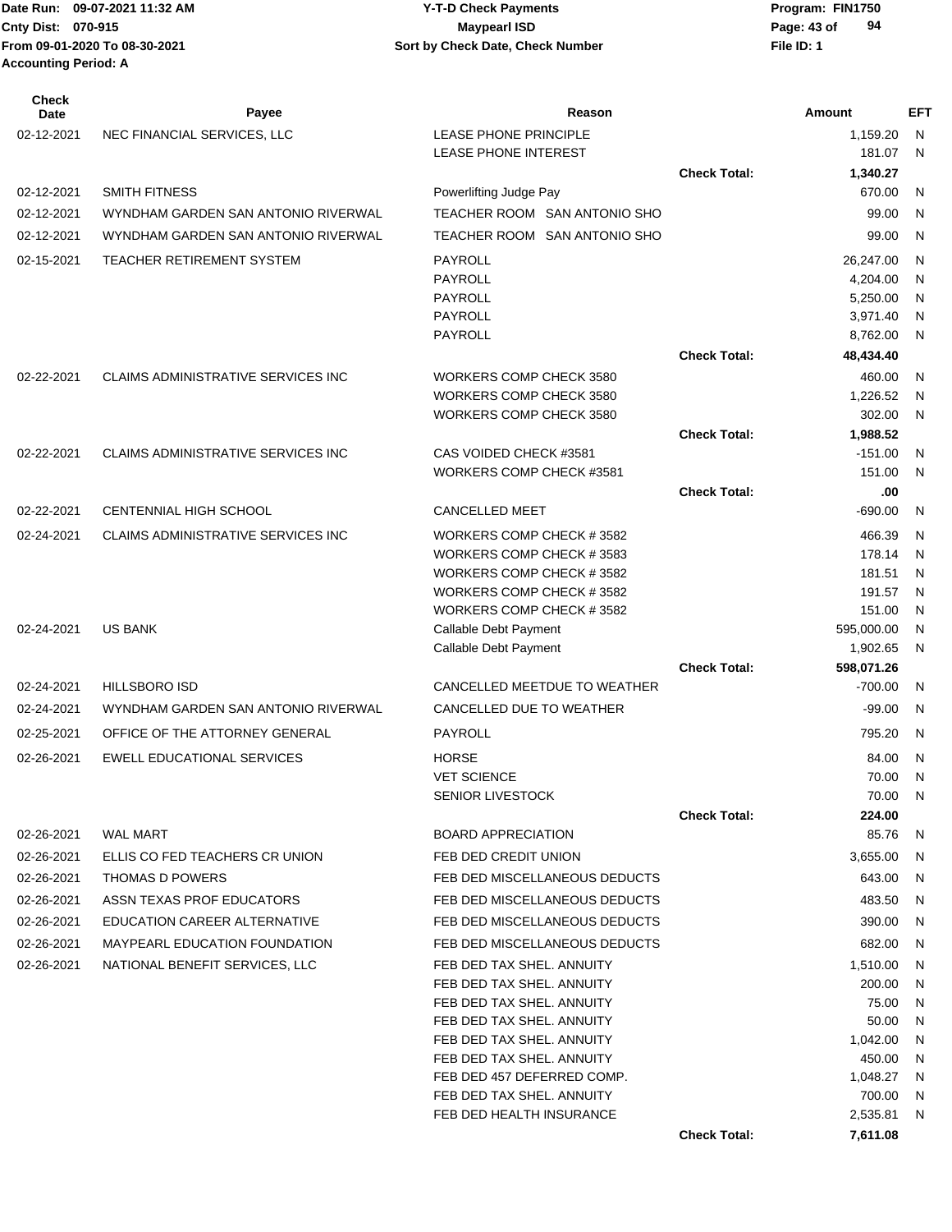Date Run: 09-07-2021 11:32 AM
Cnty Dist: 070-915
From 09-01-2020 To 08-30-2021
Accounting Period: A

**Y-T-D Check Payments**
**Maypearl ISD**
**Sort by Check Date, Check Number**

Program: FIN1750
File ID: 1

| Check Date | Payee | Reason | | Amount | EFT |
|---|---|---|---|---|---|
| 02-12-2021 | NEC FINANCIAL SERVICES, LLC | LEASE PHONE PRINCIPLE | | 1,159.20 | N |
| | | LEASE PHONE INTEREST | | 181.07 | N |
| | | | **Check Total:** | **1,340.27** | |
| 02-12-2021 | SMITH FITNESS | Powerlifting Judge Pay | | 670.00 | N |
| 02-12-2021 | WYNDHAM GARDEN SAN ANTONIO RIVERWAL | TEACHER ROOM SAN ANTONIO SHO | | 99.00 | N |
| 02-12-2021 | WYNDHAM GARDEN SAN ANTONIO RIVERWAL | TEACHER ROOM SAN ANTONIO SHO | | 99.00 | N |
| 02-15-2021 | TEACHER RETIREMENT SYSTEM | PAYROLL | | 26,247.00 | N |
| | | PAYROLL | | 4,204.00 | N |
| | | PAYROLL | | 5,250.00 | N |
| | | PAYROLL | | 3,971.40 | N |
| | | PAYROLL | | 8,762.00 | N |
| | | | **Check Total:** | **48,434.40** | |
| 02-22-2021 | CLAIMS ADMINISTRATIVE SERVICES INC | WORKERS COMP CHECK 3580 | | 460.00 | N |
| | | WORKERS COMP CHECK 3580 | | 1,226.52 | N |
| | | WORKERS COMP CHECK 3580 | | 302.00 | N |
| | | | **Check Total:** | **1,988.52** | |
| 02-22-2021 | CLAIMS ADMINISTRATIVE SERVICES INC | CAS VOIDED CHECK #3581 | | -151.00 | N |
| | | WORKERS COMP CHECK #3581 | | 151.00 | N |
| | | | **Check Total:** | **.00** | |
| 02-22-2021 | CENTENNIAL HIGH SCHOOL | CANCELLED MEET | | -690.00 | N |
| 02-24-2021 | CLAIMS ADMINISTRATIVE SERVICES INC | WORKERS COMP CHECK # 3582 | | 466.39 | N |
| | | WORKERS COMP CHECK # 3583 | | 178.14 | N |
| | | WORKERS COMP CHECK # 3582 | | 181.51 | N |
| | | WORKERS COMP CHECK # 3582 | | 191.57 | N |
| | | WORKERS COMP CHECK # 3582 | | 151.00 | N |
| 02-24-2021 | US BANK | Callable Debt Payment | | 595,000.00 | N |
| | | Callable Debt Payment | | 1,902.65 | N |
| | | | **Check Total:** | **598,071.26** | |
| 02-24-2021 | HILLSBORO ISD | CANCELLED MEETDUE TO WEATHER | | -700.00 | N |
| 02-24-2021 | WYNDHAM GARDEN SAN ANTONIO RIVERWAL | CANCELLED DUE TO WEATHER | | -99.00 | N |
| 02-25-2021 | OFFICE OF THE ATTORNEY GENERAL | PAYROLL | | 795.20 | N |
| 02-26-2021 | EWELL EDUCATIONAL SERVICES | HORSE | | 84.00 | N |
| | | VET SCIENCE | | 70.00 | N |
| | | SENIOR LIVESTOCK | | 70.00 | N |
| | | | **Check Total:** | **224.00** | |
| 02-26-2021 | WAL MART | BOARD APPRECIATION | | 85.76 | N |
| 02-26-2021 | ELLIS CO FED TEACHERS CR UNION | FEB DED CREDIT UNION | | 3,655.00 | N |
| 02-26-2021 | THOMAS D POWERS | FEB DED MISCELLANEOUS DEDUCTS | | 643.00 | N |
| 02-26-2021 | ASSN TEXAS PROF EDUCATORS | FEB DED MISCELLANEOUS DEDUCTS | | 483.50 | N |
| 02-26-2021 | EDUCATION CAREER ALTERNATIVE | FEB DED MISCELLANEOUS DEDUCTS | | 390.00 | N |
| 02-26-2021 | MAYPEARL EDUCATION FOUNDATION | FEB DED MISCELLANEOUS DEDUCTS | | 682.00 | N |
| 02-26-2021 | NATIONAL BENEFIT SERVICES, LLC | FEB DED TAX SHEL. ANNUITY | | 1,510.00 | N |
| | | FEB DED TAX SHEL. ANNUITY | | 200.00 | N |
| | | FEB DED TAX SHEL. ANNUITY | | 75.00 | N |
| | | FEB DED TAX SHEL. ANNUITY | | 50.00 | N |
| | | FEB DED TAX SHEL. ANNUITY | | 1,042.00 | N |
| | | FEB DED TAX SHEL. ANNUITY | | 450.00 | N |
| | | FEB DED 457 DEFERRED COMP. | | 1,048.27 | N |
| | | FEB DED TAX SHEL. ANNUITY | | 700.00 | N |
| | | FEB DED HEALTH INSURANCE | | 2,535.81 | N |
| | | | **Check Total:** | **7,611.08** | |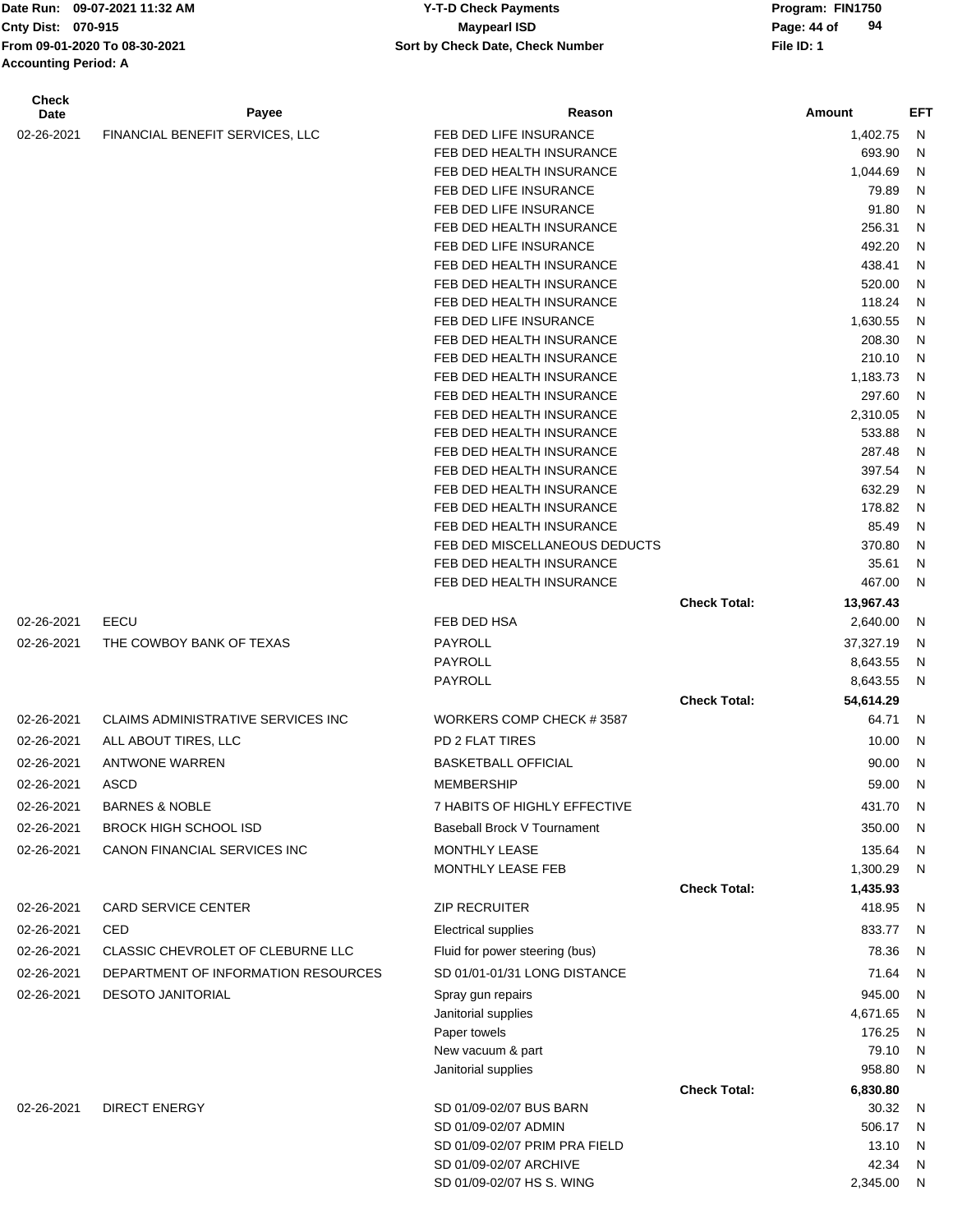| Check Date | Payee | Reason | | Amount | EFT |
|---|---|---|---|---|---|
| 02-26-2021 | FINANCIAL BENEFIT SERVICES, LLC | FEB DED LIFE INSURANCE | | 1,402.75 | N |
| | | FEB DED HEALTH INSURANCE | | 693.90 | N |
| | | FEB DED HEALTH INSURANCE | | 1,044.69 | N |
| | | FEB DED LIFE INSURANCE | | 79.89 | N |
| | | FEB DED LIFE INSURANCE | | 91.80 | N |
| | | FEB DED HEALTH INSURANCE | | 256.31 | N |
| | | FEB DED LIFE INSURANCE | | 492.20 | N |
| | | FEB DED HEALTH INSURANCE | | 438.41 | N |
| | | FEB DED HEALTH INSURANCE | | 520.00 | N |
| | | FEB DED HEALTH INSURANCE | | 118.24 | N |
| | | FEB DED LIFE INSURANCE | | 1,630.55 | N |
| | | FEB DED HEALTH INSURANCE | | 208.30 | N |
| | | FEB DED HEALTH INSURANCE | | 210.10 | N |
| | | FEB DED HEALTH INSURANCE | | 1,183.73 | N |
| | | FEB DED HEALTH INSURANCE | | 297.60 | N |
| | | FEB DED HEALTH INSURANCE | | 2,310.05 | N |
| | | FEB DED HEALTH INSURANCE | | 533.88 | N |
| | | FEB DED HEALTH INSURANCE | | 287.48 | N |
| | | FEB DED HEALTH INSURANCE | | 397.54 | N |
| | | FEB DED HEALTH INSURANCE | | 632.29 | N |
| | | FEB DED HEALTH INSURANCE | | 178.82 | N |
| | | FEB DED HEALTH INSURANCE | | 85.49 | N |
| | | FEB DED MISCELLANEOUS DEDUCTS | | 370.80 | N |
| | | FEB DED HEALTH INSURANCE | | 35.61 | N |
| | | FEB DED HEALTH INSURANCE | | 467.00 | N |
| | | | **Check Total:** | **13,967.43** | |
| 02-26-2021 | EECU | FEB DED HSA | | 2,640.00 | N |
| 02-26-2021 | THE COWBOY BANK OF TEXAS | PAYROLL | | 37,327.19 | N |
| | | PAYROLL | | 8,643.55 | N |
| | | PAYROLL | | 8,643.55 | N |
| | | | **Check Total:** | **54,614.29** | |
| 02-26-2021 | CLAIMS ADMINISTRATIVE SERVICES INC | WORKERS COMP CHECK # 3587 | | 64.71 | N |
| 02-26-2021 | ALL ABOUT TIRES, LLC | PD 2 FLAT TIRES | | 10.00 | N |
| 02-26-2021 | ANTWONE WARREN | BASKETBALL OFFICIAL | | 90.00 | N |
| 02-26-2021 | ASCD | MEMBERSHIP | | 59.00 | N |
| 02-26-2021 | BARNES & NOBLE | 7 HABITS OF HIGHLY EFFECTIVE | | 431.70 | N |
| 02-26-2021 | BROCK HIGH SCHOOL ISD | Baseball Brock V Tournament | | 350.00 | N |
| 02-26-2021 | CANON FINANCIAL SERVICES INC | MONTHLY LEASE | | 135.64 | N |
| | | MONTHLY LEASE FEB | | 1,300.29 | N |
| | | | **Check Total:** | **1,435.93** | |
| 02-26-2021 | CARD SERVICE CENTER | ZIP RECRUITER | | 418.95 | N |
| 02-26-2021 | CED | Electrical supplies | | 833.77 | N |
| 02-26-2021 | CLASSIC CHEVROLET OF CLEBURNE LLC | Fluid for power steering (bus) | | 78.36 | N |
| 02-26-2021 | DEPARTMENT OF INFORMATION RESOURCES | SD 01/01-01/31 LONG DISTANCE | | 71.64 | N |
| 02-26-2021 | DESOTO JANITORIAL | Spray gun repairs | | 945.00 | N |
| | | Janitorial supplies | | 4,671.65 | N |
| | | Paper towels | | 176.25 | N |
| | | New vacuum & part | | 79.10 | N |
| | | Janitorial supplies | | 958.80 | N |
| | | | **Check Total:** | **6,830.80** | |
| 02-26-2021 | DIRECT ENERGY | SD 01/09-02/07 BUS BARN | | 30.32 | N |
| | | SD 01/09-02/07 ADMIN | | 506.17 | N |
| | | SD 01/09-02/07 PRIM PRA FIELD | | 13.10 | N |
| | | SD 01/09-02/07 ARCHIVE | | 42.34 | N |
| | | SD 01/09-02/07 HS S. WING | | 2,345.00 | N |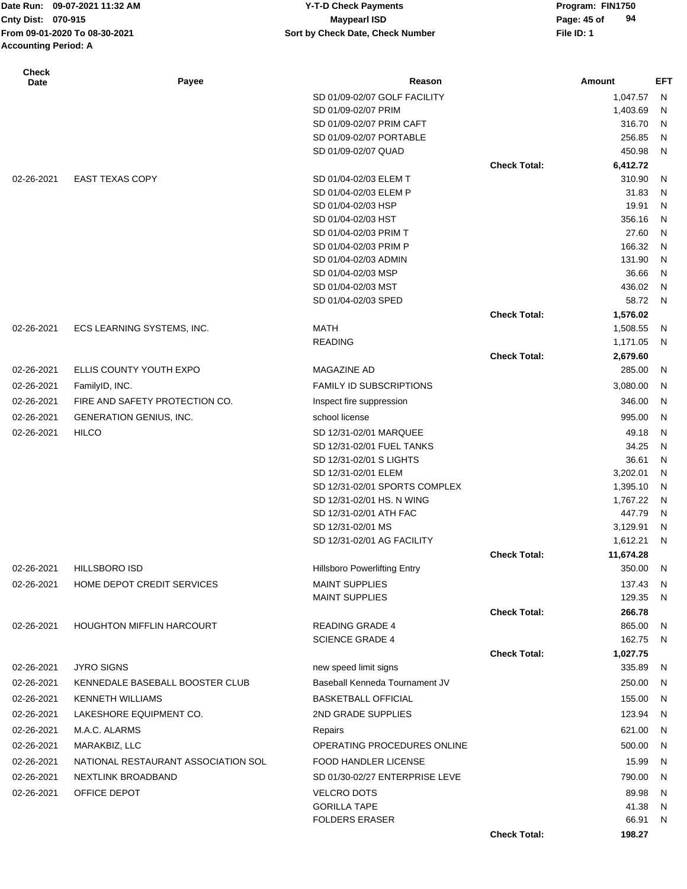| Check Date | Payee | Reason | | Amount | EFT |
|---|---|---|---|---|---|
| | | SD 01/09-02/07 GOLF FACILITY | | 1,047.57 | N |
| | | SD 01/09-02/07 PRIM | | 1,403.69 | N |
| | | SD 01/09-02/07 PRIM CAFT | | 316.70 | N |
| | | SD 01/09-02/07 PORTABLE | | 256.85 | N |
| | | SD 01/09-02/07 QUAD | | 450.98 | N |
| | | | **Check Total:** | **6,412.72** | |
| 02-26-2021 | EAST TEXAS COPY | SD 01/04-02/03 ELEM T | | 310.90 | N |
| | | SD 01/04-02/03 ELEM P | | 31.83 | N |
| | | SD 01/04-02/03 HSP | | 19.91 | N |
| | | SD 01/04-02/03 HST | | 356.16 | N |
| | | SD 01/04-02/03 PRIM T | | 27.60 | N |
| | | SD 01/04-02/03 PRIM P | | 166.32 | N |
| | | SD 01/04-02/03 ADMIN | | 131.90 | N |
| | | SD 01/04-02/03 MSP | | 36.66 | N |
| | | SD 01/04-02/03 MST | | 436.02 | N |
| | | SD 01/04-02/03 SPED | | 58.72 | N |
| | | | **Check Total:** | **1,576.02** | |
| 02-26-2021 | ECS LEARNING SYSTEMS, INC. | MATH | | 1,508.55 | N |
| | | READING | | 1,171.05 | N |
| | | | **Check Total:** | **2,679.60** | |
| 02-26-2021 | ELLIS COUNTY YOUTH EXPO | MAGAZINE AD | | 285.00 | N |
| 02-26-2021 | FamilyID, INC. | FAMILY ID SUBSCRIPTIONS | | 3,080.00 | N |
| 02-26-2021 | FIRE AND SAFETY PROTECTION CO. | Inspect fire suppression | | 346.00 | N |
| 02-26-2021 | GENERATION GENIUS, INC. | school license | | 995.00 | N |
| 02-26-2021 | HILCO | SD 12/31-02/01 MARQUEE | | 49.18 | N |
| | | SD 12/31-02/01 FUEL TANKS | | 34.25 | N |
| | | SD 12/31-02/01 S LIGHTS | | 36.61 | N |
| | | SD 12/31-02/01 ELEM | | 3,202.01 | N |
| | | SD 12/31-02/01 SPORTS COMPLEX | | 1,395.10 | N |
| | | SD 12/31-02/01 HS. N WING | | 1,767.22 | N |
| | | SD 12/31-02/01 ATH FAC | | 447.79 | N |
| | | SD 12/31-02/01 MS | | 3,129.91 | N |
| | | SD 12/31-02/01 AG FACILITY | | 1,612.21 | N |
| | | | **Check Total:** | **11,674.28** | |
| 02-26-2021 | HILLSBORO ISD | Hillsboro Powerlifting Entry | | 350.00 | N |
| 02-26-2021 | HOME DEPOT CREDIT SERVICES | MAINT SUPPLIES | | 137.43 | N |
| | | MAINT SUPPLIES | | 129.35 | N |
| | | | **Check Total:** | **266.78** | |
| 02-26-2021 | HOUGHTON MIFFLIN HARCOURT | READING GRADE 4 | | 865.00 | N |
| | | SCIENCE GRADE 4 | | 162.75 | N |
| | | | **Check Total:** | **1,027.75** | |
| 02-26-2021 | JYRO SIGNS | new speed limit signs | | 335.89 | N |
| 02-26-2021 | KENNEDALE BASEBALL BOOSTER CLUB | Baseball Kenneda Tournament JV | | 250.00 | N |
| 02-26-2021 | KENNETH WILLIAMS | BASKETBALL OFFICIAL | | 155.00 | N |
| 02-26-2021 | LAKESHORE EQUIPMENT CO. | 2ND GRADE SUPPLIES | | 123.94 | N |
| 02-26-2021 | M.A.C. ALARMS | Repairs | | 621.00 | N |
| 02-26-2021 | MARAKBIZ, LLC | OPERATING PROCEDURES ONLINE | | 500.00 | N |
| 02-26-2021 | NATIONAL RESTAURANT ASSOCIATION SOL | FOOD HANDLER LICENSE | | 15.99 | N |
| 02-26-2021 | NEXTLINK BROADBAND | SD 01/30-02/27 ENTERPRISE LEVE | | 790.00 | N |
| 02-26-2021 | OFFICE DEPOT | VELCRO DOTS | | 89.98 | N |
| | | GORILLA TAPE | | 41.38 | N |
| | | FOLDERS ERASER | | 66.91 | N |
| | | | **Check Total:** | **198.27** | |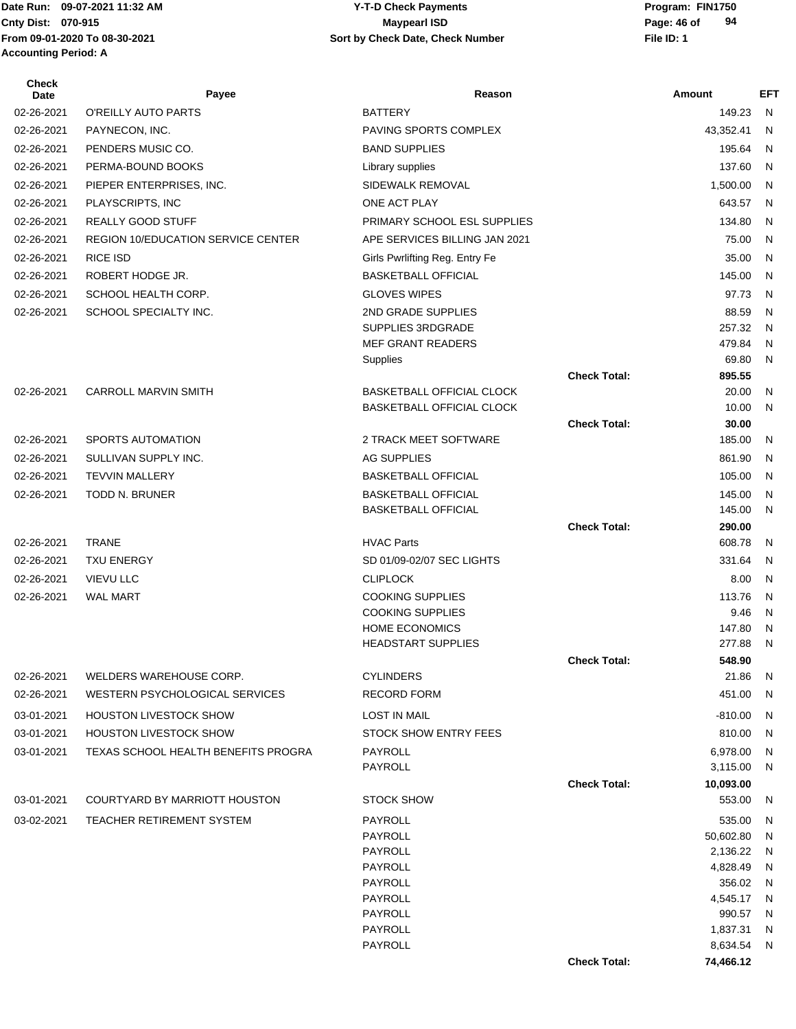Date Run: 09-07-2021 11:32 AM
Cnty Dist: 070-915
From 09-01-2020 To 08-30-2021
Accounting Period: A

**Y-T-D Check Payments**
**Maypearl ISD**
**Sort by Check Date, Check Number**

Program: FIN1750
File ID: 1

| Check Date | Payee | Reason | | Amount | EFT |
|---|---|---|---|---|---|
| 02-26-2021 | O'REILLY AUTO PARTS | BATTERY | | 149.23 | N |
| 02-26-2021 | PAYNECON, INC. | PAVING SPORTS COMPLEX | | 43,352.41 | N |
| 02-26-2021 | PENDERS MUSIC CO. | BAND SUPPLIES | | 195.64 | N |
| 02-26-2021 | PERMA-BOUND BOOKS | Library supplies | | 137.60 | N |
| 02-26-2021 | PIEPER ENTERPRISES, INC. | SIDEWALK REMOVAL | | 1,500.00 | N |
| 02-26-2021 | PLAYSCRIPTS, INC | ONE ACT PLAY | | 643.57 | N |
| 02-26-2021 | REALLY GOOD STUFF | PRIMARY SCHOOL ESL SUPPLIES | | 134.80 | N |
| 02-26-2021 | REGION 10/EDUCATION SERVICE CENTER | APE SERVICES BILLING JAN 2021 | | 75.00 | N |
| 02-26-2021 | RICE ISD | Girls Pwrlifting Reg. Entry Fe | | 35.00 | N |
| 02-26-2021 | ROBERT HODGE JR. | BASKETBALL OFFICIAL | | 145.00 | N |
| 02-26-2021 | SCHOOL HEALTH CORP. | GLOVES WIPES | | 97.73 | N |
| 02-26-2021 | SCHOOL SPECIALTY INC. | 2ND GRADE SUPPLIES | | 88.59 | N |
| | | SUPPLIES 3RDGRADE | | 257.32 | N |
| | | MEF GRANT READERS | | 479.84 | N |
| | | Supplies | | 69.80 | N |
| | | | **Check Total:** | **895.55** | |
| 02-26-2021 | CARROLL MARVIN SMITH | BASKETBALL OFFICIAL CLOCK | | 20.00 | N |
| | | BASKETBALL OFFICIAL CLOCK | | 10.00 | N |
| | | | **Check Total:** | **30.00** | |
| 02-26-2021 | SPORTS AUTOMATION | 2 TRACK MEET SOFTWARE | | 185.00 | N |
| 02-26-2021 | SULLIVAN SUPPLY INC. | AG SUPPLIES | | 861.90 | N |
| 02-26-2021 | TEVVIN MALLERY | BASKETBALL OFFICIAL | | 105.00 | N |
| 02-26-2021 | TODD N. BRUNER | BASKETBALL OFFICIAL | | 145.00 | N |
| | | BASKETBALL OFFICIAL | | 145.00 | N |
| | | | **Check Total:** | **290.00** | |
| 02-26-2021 | TRANE | HVAC Parts | | 608.78 | N |
| 02-26-2021 | TXU ENERGY | SD 01/09-02/07 SEC LIGHTS | | 331.64 | N |
| 02-26-2021 | VIEVU LLC | CLIPLOCK | | 8.00 | N |
| 02-26-2021 | WAL MART | COOKING SUPPLIES | | 113.76 | N |
| | | COOKING SUPPLIES | | 9.46 | N |
| | | HOME ECONOMICS | | 147.80 | N |
| | | HEADSTART SUPPLIES | | 277.88 | N |
| | | | **Check Total:** | **548.90** | |
| 02-26-2021 | WELDERS WAREHOUSE CORP. | CYLINDERS | | 21.86 | N |
| 02-26-2021 | WESTERN PSYCHOLOGICAL SERVICES | RECORD FORM | | 451.00 | N |
| 03-01-2021 | HOUSTON LIVESTOCK SHOW | LOST IN MAIL | | -810.00 | N |
| 03-01-2021 | HOUSTON LIVESTOCK SHOW | STOCK SHOW ENTRY FEES | | 810.00 | N |
| 03-01-2021 | TEXAS SCHOOL HEALTH BENEFITS PROGRA | PAYROLL | | 6,978.00 | N |
| | | PAYROLL | | 3,115.00 | N |
| | | | **Check Total:** | **10,093.00** | |
| 03-01-2021 | COURTYARD BY MARRIOTT HOUSTON | STOCK SHOW | | 553.00 | N |
| 03-02-2021 | TEACHER RETIREMENT SYSTEM | PAYROLL | | 535.00 | N |
| | | PAYROLL | | 50,602.80 | N |
| | | PAYROLL | | 2,136.22 | N |
| | | PAYROLL | | 4,828.49 | N |
| | | PAYROLL | | 356.02 | N |
| | | PAYROLL | | 4,545.17 | N |
| | | PAYROLL | | 990.57 | N |
| | | PAYROLL | | 1,837.31 | N |
| | | PAYROLL | | 8,634.54 | N |
| | | | **Check Total:** | **74,466.12** | |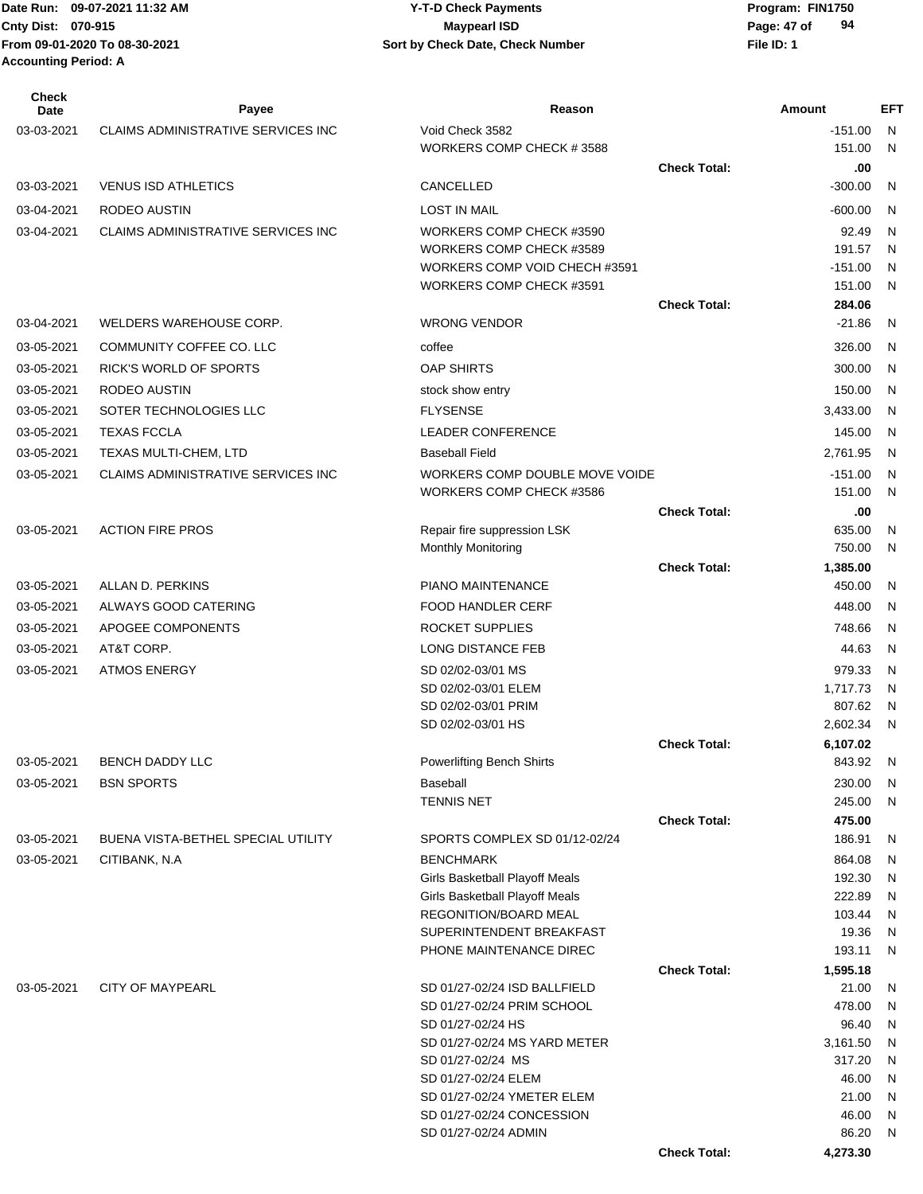Date Run: 09-07-2021 11:32 AM
Cnty Dist: 070-915
From 09-01-2020 To 08-30-2021
Accounting Period: A

**Y-T-D Check Payments**
**Maypearl ISD**
**Sort by Check Date, Check Number**

Program: FIN1750
File ID: 1

| Check Date | Payee | Reason | | Amount | EFT |
|---|---|---|---|---|---|
| 03-03-2021 | CLAIMS ADMINISTRATIVE SERVICES INC | Void Check 3582 | | -151.00 | N |
| | | WORKERS COMP CHECK # 3588 | | 151.00 | N |
| | | | **Check Total:** | **.00** | |
| 03-03-2021 | VENUS ISD ATHLETICS | CANCELLED | | -300.00 | N |
| 03-04-2021 | RODEO AUSTIN | LOST IN MAIL | | -600.00 | N |
| 03-04-2021 | CLAIMS ADMINISTRATIVE SERVICES INC | WORKERS COMP CHECK #3590 | | 92.49 | N |
| | | WORKERS COMP CHECK #3589 | | 191.57 | N |
| | | WORKERS COMP VOID CHECH #3591 | | -151.00 | N |
| | | WORKERS COMP CHECK #3591 | | 151.00 | N |
| | | | **Check Total:** | **284.06** | |
| 03-04-2021 | WELDERS WAREHOUSE CORP. | WRONG VENDOR | | -21.86 | N |
| 03-05-2021 | COMMUNITY COFFEE CO. LLC | coffee | | 326.00 | N |
| 03-05-2021 | RICK'S WORLD OF SPORTS | OAP SHIRTS | | 300.00 | N |
| 03-05-2021 | RODEO AUSTIN | stock show entry | | 150.00 | N |
| 03-05-2021 | SOTER TECHNOLOGIES LLC | FLYSENSE | | 3,433.00 | N |
| 03-05-2021 | TEXAS FCCLA | LEADER CONFERENCE | | 145.00 | N |
| 03-05-2021 | TEXAS MULTI-CHEM, LTD | Baseball Field | | 2,761.95 | N |
| 03-05-2021 | CLAIMS ADMINISTRATIVE SERVICES INC | WORKERS COMP DOUBLE MOVE VOIDE | | -151.00 | N |
| | | WORKERS COMP CHECK #3586 | | 151.00 | N |
| | | | **Check Total:** | **.00** | |
| 03-05-2021 | ACTION FIRE PROS | Repair fire suppression LSK | | 635.00 | N |
| | | Monthly Monitoring | | 750.00 | N |
| | | | **Check Total:** | **1,385.00** | |
| 03-05-2021 | ALLAN D. PERKINS | PIANO MAINTENANCE | | 450.00 | N |
| 03-05-2021 | ALWAYS GOOD CATERING | FOOD HANDLER CERF | | 448.00 | N |
| 03-05-2021 | APOGEE COMPONENTS | ROCKET SUPPLIES | | 748.66 | N |
| 03-05-2021 | AT&T CORP. | LONG DISTANCE FEB | | 44.63 | N |
| 03-05-2021 | ATMOS ENERGY | SD 02/02-03/01 MS | | 979.33 | N |
| | | SD 02/02-03/01 ELEM | | 1,717.73 | N |
| | | SD 02/02-03/01 PRIM | | 807.62 | N |
| | | SD 02/02-03/01 HS | | 2,602.34 | N |
| | | | **Check Total:** | **6,107.02** | |
| 03-05-2021 | BENCH DADDY LLC | Powerlifting Bench Shirts | | 843.92 | N |
| 03-05-2021 | BSN SPORTS | Baseball | | 230.00 | N |
| | | TENNIS NET | | 245.00 | N |
| | | | **Check Total:** | **475.00** | |
| 03-05-2021 | BUENA VISTA-BETHEL SPECIAL UTILITY | SPORTS COMPLEX SD 01/12-02/24 | | 186.91 | N |
| 03-05-2021 | CITIBANK, N.A | BENCHMARK | | 864.08 | N |
| | | Girls Basketball Playoff Meals | | 192.30 | N |
| | | Girls Basketball Playoff Meals | | 222.89 | N |
| | | REGONITION/BOARD MEAL | | 103.44 | N |
| | | SUPERINTENDENT BREAKFAST | | 19.36 | N |
| | | PHONE MAINTENANCE DIREC | | 193.11 | N |
| | | | **Check Total:** | **1,595.18** | |
| 03-05-2021 | CITY OF MAYPEARL | SD 01/27-02/24 ISD BALLFIELD | | 21.00 | N |
| | | SD 01/27-02/24 PRIM SCHOOL | | 478.00 | N |
| | | SD 01/27-02/24 HS | | 96.40 | N |
| | | SD 01/27-02/24 MS YARD METER | | 3,161.50 | N |
| | | SD 01/27-02/24 MS | | 317.20 | N |
| | | SD 01/27-02/24 ELEM | | 46.00 | N |
| | | SD 01/27-02/24 YMETER ELEM | | 21.00 | N |
| | | SD 01/27-02/24 CONCESSION | | 46.00 | N |
| | | SD 01/27-02/24 ADMIN | | 86.20 | N |
| | | | **Check Total:** | **4,273.30** | |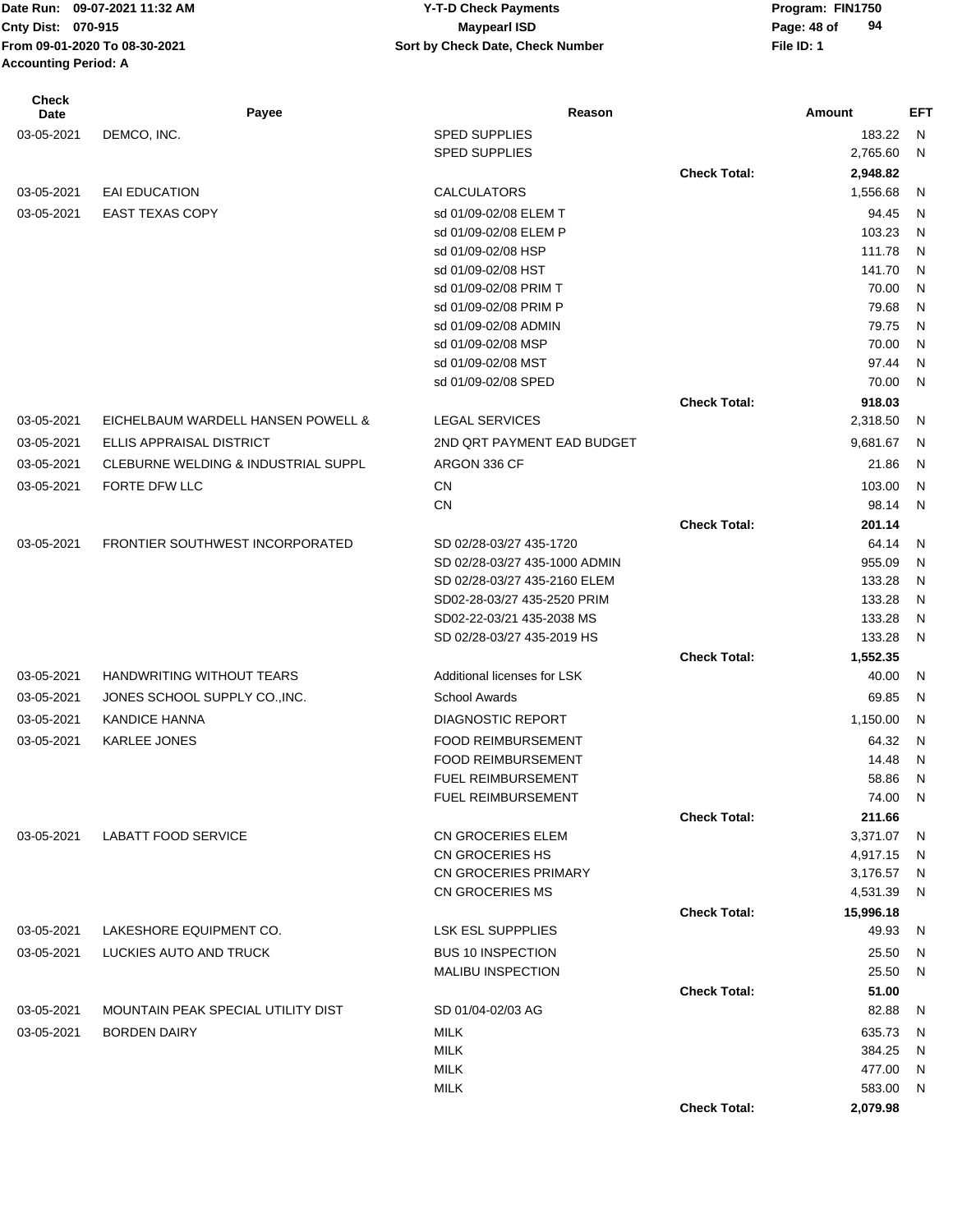Date Run: 09-07-2021 11:32 AM
Cnty Dist: 070-915
From 09-01-2020 To 08-30-2021
Accounting Period: A

**Y-T-D Check Payments**
**Maypearl ISD**
**Sort by Check Date, Check Number**

Program: FIN1750
File ID: 1

| Check Date | Payee | Reason | | Amount | EFT |
|---|---|---|---|---|---|
| 03-05-2021 | DEMCO, INC. | SPED SUPPLIES | | 183.22 | N |
| | | SPED SUPPLIES | | 2,765.60 | N |
| | | | **Check Total:** | **2,948.82** | |
| 03-05-2021 | EAI EDUCATION | CALCULATORS | | 1,556.68 | N |
| 03-05-2021 | EAST TEXAS COPY | sd 01/09-02/08 ELEM T | | 94.45 | N |
| | | sd 01/09-02/08 ELEM P | | 103.23 | N |
| | | sd 01/09-02/08 HSP | | 111.78 | N |
| | | sd 01/09-02/08 HST | | 141.70 | N |
| | | sd 01/09-02/08 PRIM T | | 70.00 | N |
| | | sd 01/09-02/08 PRIM P | | 79.68 | N |
| | | sd 01/09-02/08 ADMIN | | 79.75 | N |
| | | sd 01/09-02/08 MSP | | 70.00 | N |
| | | sd 01/09-02/08 MST | | 97.44 | N |
| | | sd 01/09-02/08 SPED | | 70.00 | N |
| | | | **Check Total:** | **918.03** | |
| 03-05-2021 | EICHELBAUM WARDELL HANSEN POWELL & | LEGAL SERVICES | | 2,318.50 | N |
| 03-05-2021 | ELLIS APPRAISAL DISTRICT | 2ND QRT PAYMENT EAD BUDGET | | 9,681.67 | N |
| 03-05-2021 | CLEBURNE WELDING & INDUSTRIAL SUPPL | ARGON 336 CF | | 21.86 | N |
| 03-05-2021 | FORTE DFW LLC | CN | | 103.00 | N |
| | | CN | | 98.14 | N |
| | | | **Check Total:** | **201.14** | |
| 03-05-2021 | FRONTIER SOUTHWEST INCORPORATED | SD 02/28-03/27 435-1720 | | 64.14 | N |
| | | SD 02/28-03/27 435-1000 ADMIN | | 955.09 | N |
| | | SD 02/28-03/27 435-2160 ELEM | | 133.28 | N |
| | | SD02-28-03/27 435-2520 PRIM | | 133.28 | N |
| | | SD02-22-03/21 435-2038 MS | | 133.28 | N |
| | | SD 02/28-03/27 435-2019 HS | | 133.28 | N |
| | | | **Check Total:** | **1,552.35** | |
| 03-05-2021 | HANDWRITING WITHOUT TEARS | Additional licenses for LSK | | 40.00 | N |
| 03-05-2021 | JONES SCHOOL SUPPLY CO.,INC. | School Awards | | 69.85 | N |
| 03-05-2021 | KANDICE HANNA | DIAGNOSTIC REPORT | | 1,150.00 | N |
| 03-05-2021 | KARLEE JONES | FOOD REIMBURSEMENT | | 64.32 | N |
| | | FOOD REIMBURSEMENT | | 14.48 | N |
| | | FUEL REIMBURSEMENT | | 58.86 | N |
| | | FUEL REIMBURSEMENT | | 74.00 | N |
| | | | **Check Total:** | **211.66** | |
| 03-05-2021 | LABATT FOOD SERVICE | CN GROCERIES ELEM | | 3,371.07 | N |
| | | CN GROCERIES HS | | 4,917.15 | N |
| | | CN GROCERIES PRIMARY | | 3,176.57 | N |
| | | CN GROCERIES MS | | 4,531.39 | N |
| | | | **Check Total:** | **15,996.18** | |
| 03-05-2021 | LAKESHORE EQUIPMENT CO. | LSK ESL SUPPPLIES | | 49.93 | N |
| 03-05-2021 | LUCKIES AUTO AND TRUCK | BUS 10 INSPECTION | | 25.50 | N |
| | | MALIBU INSPECTION | | 25.50 | N |
| | | | **Check Total:** | **51.00** | |
| 03-05-2021 | MOUNTAIN PEAK SPECIAL UTILITY DIST | SD 01/04-02/03 AG | | 82.88 | N |
| 03-05-2021 | BORDEN DAIRY | MILK | | 635.73 | N |
| | | MILK | | 384.25 | N |
| | | MILK | | 477.00 | N |
| | | MILK | | 583.00 | N |
| | | | **Check Total:** | **2,079.98** | |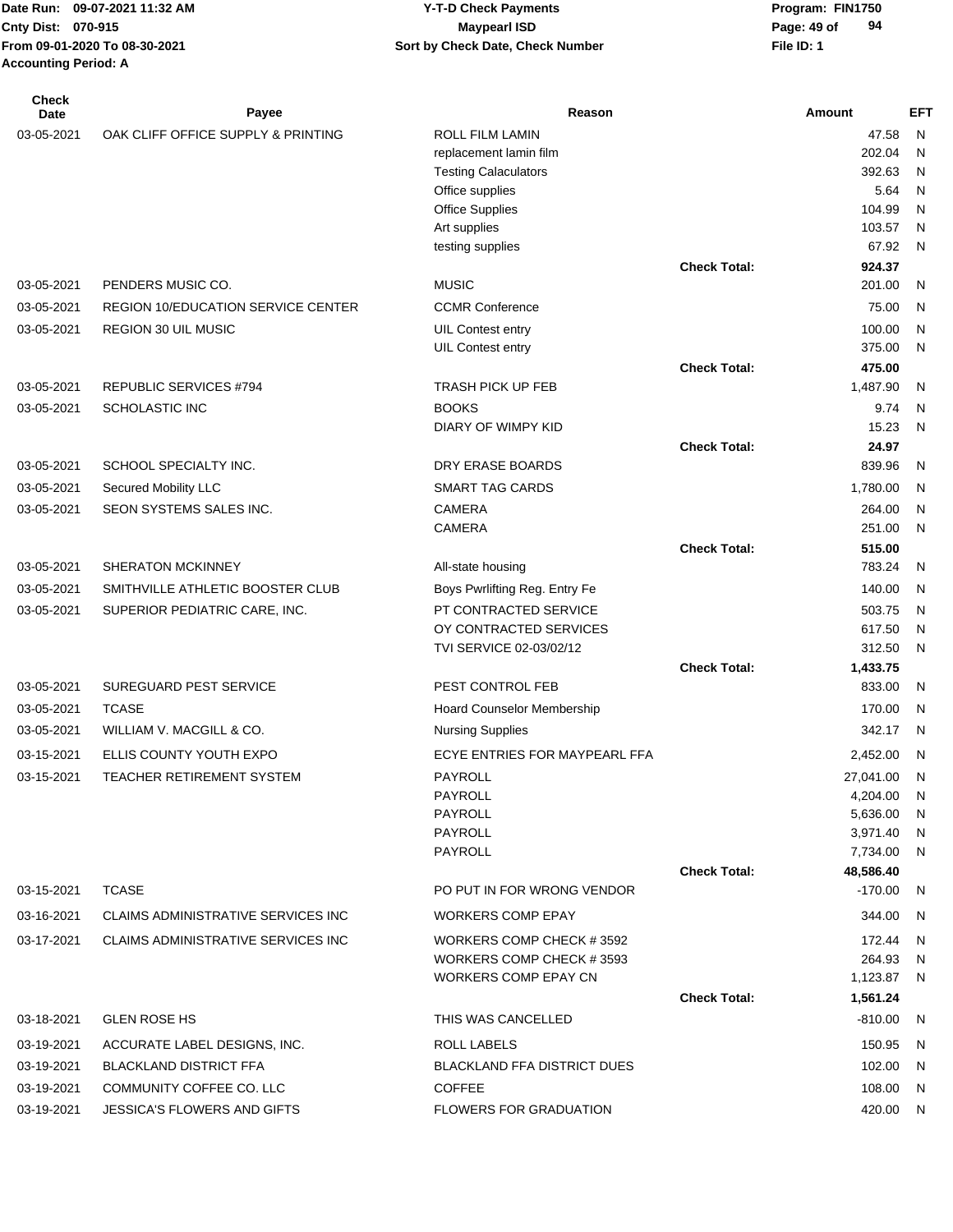Date Run: 09-07-2021 11:32 AM
Cnty Dist: 070-915
From 09-01-2020 To 08-30-2021
Accounting Period: A

**Y-T-D Check Payments**
**Maypearl ISD**
**Sort by Check Date, Check Number**

Program: FIN1750
File ID: 1

| Check Date | Payee | Reason | | Amount | EFT |
|---|---|---|---|---|---|
| 03-05-2021 | OAK CLIFF OFFICE SUPPLY & PRINTING | ROLL FILM LAMIN | | 47.58 | N |
| | | replacement lamin film | | 202.04 | N |
| | | Testing Calaculators | | 392.63 | N |
| | | Office supplies | | 5.64 | N |
| | | Office Supplies | | 104.99 | N |
| | | Art supplies | | 103.57 | N |
| | | testing supplies | | 67.92 | N |
| | | | **Check Total:** | **924.37** | |
| 03-05-2021 | PENDERS MUSIC CO. | MUSIC | | 201.00 | N |
| 03-05-2021 | REGION 10/EDUCATION SERVICE CENTER | CCMR Conference | | 75.00 | N |
| 03-05-2021 | REGION 30 UIL MUSIC | UIL Contest entry | | 100.00 | N |
| | | UIL Contest entry | | 375.00 | N |
| | | | **Check Total:** | **475.00** | |
| 03-05-2021 | REPUBLIC SERVICES #794 | TRASH PICK UP FEB | | 1,487.90 | N |
| 03-05-2021 | SCHOLASTIC INC | BOOKS | | 9.74 | N |
| | | DIARY OF WIMPY KID | | 15.23 | N |
| | | | **Check Total:** | **24.97** | |
| 03-05-2021 | SCHOOL SPECIALTY INC. | DRY ERASE BOARDS | | 839.96 | N |
| 03-05-2021 | Secured Mobility LLC | SMART TAG CARDS | | 1,780.00 | N |
| 03-05-2021 | SEON SYSTEMS SALES INC. | CAMERA | | 264.00 | N |
| | | CAMERA | | 251.00 | N |
| | | | **Check Total:** | **515.00** | |
| 03-05-2021 | SHERATON MCKINNEY | All-state housing | | 783.24 | N |
| 03-05-2021 | SMITHVILLE ATHLETIC BOOSTER CLUB | Boys Pwrlifting Reg. Entry Fe | | 140.00 | N |
| 03-05-2021 | SUPERIOR PEDIATRIC CARE, INC. | PT CONTRACTED SERVICE | | 503.75 | N |
| | | OY CONTRACTED SERVICES | | 617.50 | N |
| | | TVI SERVICE 02-03/02/12 | | 312.50 | N |
| | | | **Check Total:** | **1,433.75** | |
| 03-05-2021 | SUREGUARD PEST SERVICE | PEST CONTROL FEB | | 833.00 | N |
| 03-05-2021 | TCASE | Hoard Counselor Membership | | 170.00 | N |
| 03-05-2021 | WILLIAM V. MACGILL & CO. | Nursing Supplies | | 342.17 | N |
| 03-15-2021 | ELLIS COUNTY YOUTH EXPO | ECYE ENTRIES FOR MAYPEARL FFA | | 2,452.00 | N |
| 03-15-2021 | TEACHER RETIREMENT SYSTEM | PAYROLL | | 27,041.00 | N |
| | | PAYROLL | | 4,204.00 | N |
| | | PAYROLL | | 5,636.00 | N |
| | | PAYROLL | | 3,971.40 | N |
| | | PAYROLL | | 7,734.00 | N |
| | | | **Check Total:** | **48,586.40** | |
| 03-15-2021 | TCASE | PO PUT IN FOR WRONG VENDOR | | -170.00 | N |
| 03-16-2021 | CLAIMS ADMINISTRATIVE SERVICES INC | WORKERS COMP EPAY | | 344.00 | N |
| 03-17-2021 | CLAIMS ADMINISTRATIVE SERVICES INC | WORKERS COMP CHECK # 3592 | | 172.44 | N |
| | | WORKERS COMP CHECK # 3593 | | 264.93 | N |
| | | WORKERS COMP EPAY CN | | 1,123.87 | N |
| | | | **Check Total:** | **1,561.24** | |
| 03-18-2021 | GLEN ROSE HS | THIS WAS CANCELLED | | -810.00 | N |
| 03-19-2021 | ACCURATE LABEL DESIGNS, INC. | ROLL LABELS | | 150.95 | N |
| 03-19-2021 | BLACKLAND DISTRICT FFA | BLACKLAND FFA DISTRICT DUES | | 102.00 | N |
| 03-19-2021 | COMMUNITY COFFEE CO. LLC | COFFEE | | 108.00 | N |
| 03-19-2021 | JESSICA'S FLOWERS AND GIFTS | FLOWERS FOR GRADUATION | | 420.00 | N |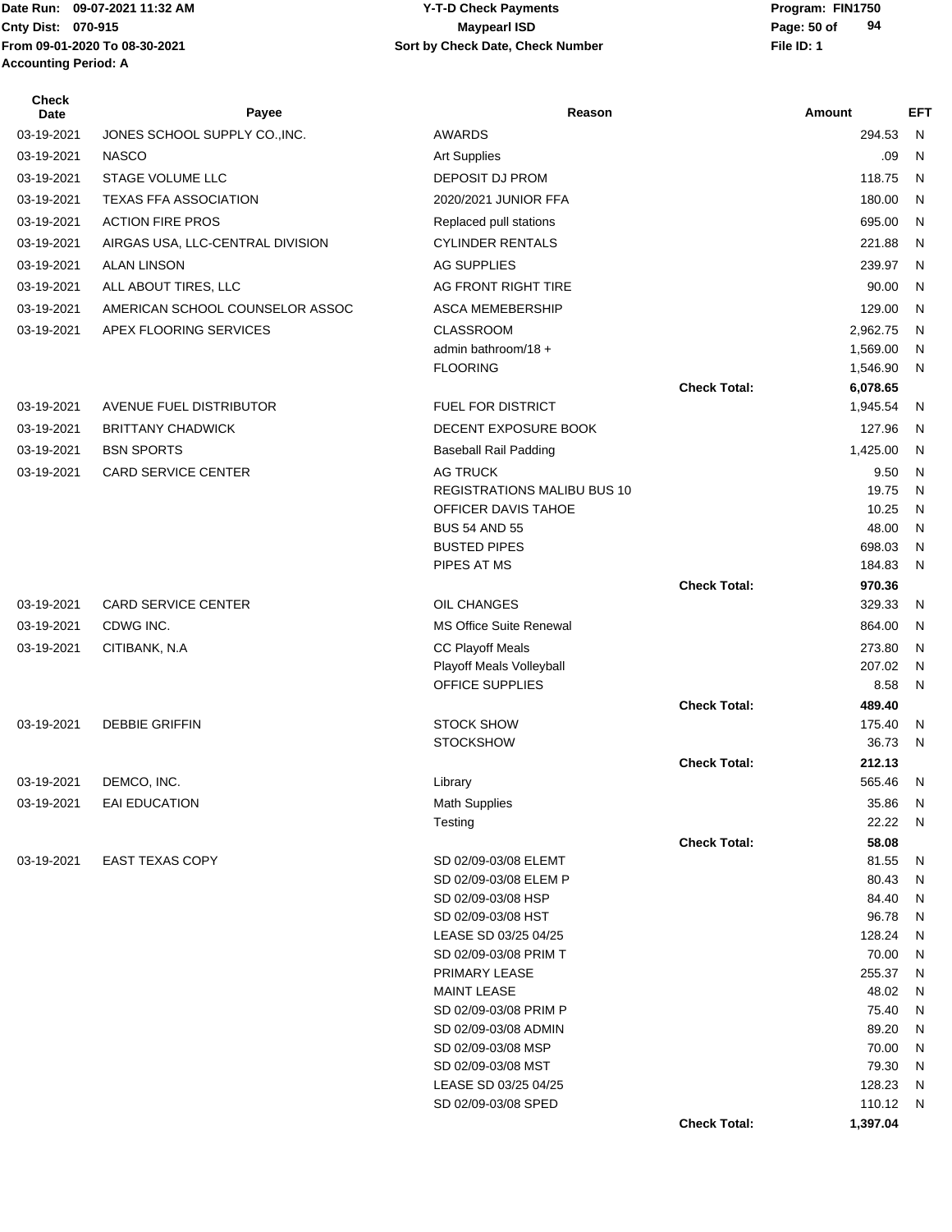Date Run: 09-07-2021 11:32 AM
Cnty Dist: 070-915
From 09-01-2020 To 08-30-2021
Accounting Period: A

**Y-T-D Check Payments**
**Maypearl ISD**
**Sort by Check Date, Check Number**

Program: FIN1750
File ID: 1

| Check Date | Payee | Reason | | Amount | EFT |
|---|---|---|---|---|---|
| 03-19-2021 | JONES SCHOOL SUPPLY CO.,INC. | AWARDS | | 294.53 | N |
| 03-19-2021 | NASCO | Art Supplies | | .09 | N |
| 03-19-2021 | STAGE VOLUME LLC | DEPOSIT DJ PROM | | 118.75 | N |
| 03-19-2021 | TEXAS FFA ASSOCIATION | 2020/2021 JUNIOR FFA | | 180.00 | N |
| 03-19-2021 | ACTION FIRE PROS | Replaced pull stations | | 695.00 | N |
| 03-19-2021 | AIRGAS USA, LLC-CENTRAL DIVISION | CYLINDER RENTALS | | 221.88 | N |
| 03-19-2021 | ALAN LINSON | AG SUPPLIES | | 239.97 | N |
| 03-19-2021 | ALL ABOUT TIRES, LLC | AG FRONT RIGHT TIRE | | 90.00 | N |
| 03-19-2021 | AMERICAN SCHOOL COUNSELOR ASSOC | ASCA MEMEBERSHIP | | 129.00 | N |
| 03-19-2021 | APEX FLOORING SERVICES | CLASSROOM | | 2,962.75 | N |
| | | admin bathroom/18 + | | 1,569.00 | N |
| | | FLOORING | | 1,546.90 | N |
| | | | **Check Total:** | **6,078.65** | |
| 03-19-2021 | AVENUE FUEL DISTRIBUTOR | FUEL FOR DISTRICT | | 1,945.54 | N |
| 03-19-2021 | BRITTANY CHADWICK | DECENT EXPOSURE BOOK | | 127.96 | N |
| 03-19-2021 | BSN SPORTS | Baseball Rail Padding | | 1,425.00 | N |
| 03-19-2021 | CARD SERVICE CENTER | AG TRUCK | | 9.50 | N |
| | | REGISTRATIONS MALIBU BUS 10 | | 19.75 | N |
| | | OFFICER DAVIS TAHOE | | 10.25 | N |
| | | BUS 54 AND 55 | | 48.00 | N |
| | | BUSTED PIPES | | 698.03 | N |
| | | PIPES AT MS | | 184.83 | N |
| | | | **Check Total:** | **970.36** | |
| 03-19-2021 | CARD SERVICE CENTER | OIL CHANGES | | 329.33 | N |
| 03-19-2021 | CDWG INC. | MS Office Suite Renewal | | 864.00 | N |
| 03-19-2021 | CITIBANK, N.A | CC Playoff Meals | | 273.80 | N |
| | | Playoff Meals Volleyball | | 207.02 | N |
| | | OFFICE SUPPLIES | | 8.58 | N |
| | | | **Check Total:** | **489.40** | |
| 03-19-2021 | DEBBIE GRIFFIN | STOCK SHOW | | 175.40 | N |
| | | STOCKSHOW | | 36.73 | N |
| | | | **Check Total:** | **212.13** | |
| 03-19-2021 | DEMCO, INC. | Library | | 565.46 | N |
| 03-19-2021 | EAI EDUCATION | Math Supplies | | 35.86 | N |
| | | Testing | | 22.22 | N |
| | | | **Check Total:** | **58.08** | |
| 03-19-2021 | EAST TEXAS COPY | SD 02/09-03/08 ELEMT | | 81.55 | N |
| | | SD 02/09-03/08 ELEM P | | 80.43 | N |
| | | SD 02/09-03/08 HSP | | 84.40 | N |
| | | SD 02/09-03/08 HST | | 96.78 | N |
| | | LEASE SD 03/25 04/25 | | 128.24 | N |
| | | SD 02/09-03/08 PRIM T | | 70.00 | N |
| | | PRIMARY LEASE | | 255.37 | N |
| | | MAINT LEASE | | 48.02 | N |
| | | SD 02/09-03/08 PRIM P | | 75.40 | N |
| | | SD 02/09-03/08 ADMIN | | 89.20 | N |
| | | SD 02/09-03/08 MSP | | 70.00 | N |
| | | SD 02/09-03/08 MST | | 79.30 | N |
| | | LEASE SD 03/25 04/25 | | 128.23 | N |
| | | SD 02/09-03/08 SPED | | 110.12 | N |
| | | | **Check Total:** | **1,397.04** | |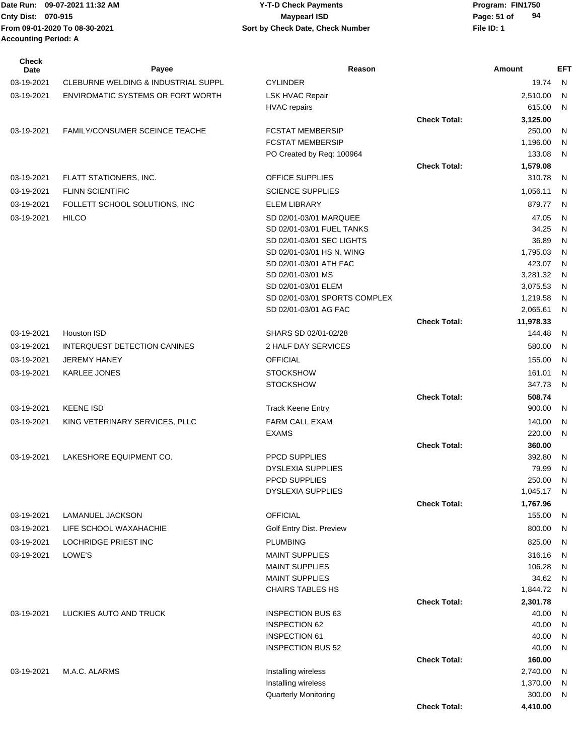Date Run: 09-07-2021 11:32 AM
Cnty Dist: 070-915
From 09-01-2020 To 08-30-2021
Accounting Period: A

# Y-T-D Check Payments
## Maypearl ISD
### Sort by Check Date, Check Number

Program: FIN1750
File ID: 1

| Check Date | Payee | Reason | | Amount | EFT |
|---|---|---|---|---|---|
| 03-19-2021 | CLEBURNE WELDING & INDUSTRIAL SUPPL | CYLINDER | | 19.74 | N |
| 03-19-2021 | ENVIROMATIC SYSTEMS OR FORT WORTH | LSK HVAC Repair | | 2,510.00 | N |
| | | HVAC repairs | | 615.00 | N |
| | | | **Check Total:** | **3,125.00** | |
| 03-19-2021 | FAMILY/CONSUMER SCEINCE TEACHE | FCSTAT MEMBERSIP | | 250.00 | N |
| | | FCSTAT MEMBERSIP | | 1,196.00 | N |
| | | PO Created by Req: 100964 | | 133.08 | N |
| | | | **Check Total:** | **1,579.08** | |
| 03-19-2021 | FLATT STATIONERS, INC. | OFFICE SUPPLIES | | 310.78 | N |
| 03-19-2021 | FLINN SCIENTIFIC | SCIENCE SUPPLIES | | 1,056.11 | N |
| 03-19-2021 | FOLLETT SCHOOL SOLUTIONS, INC | ELEM LIBRARY | | 879.77 | N |
| 03-19-2021 | HILCO | SD 02/01-03/01 MARQUEE | | 47.05 | N |
| | | SD 02/01-03/01 FUEL TANKS | | 34.25 | N |
| | | SD 02/01-03/01 SEC LIGHTS | | 36.89 | N |
| | | SD 02/01-03/01 HS N. WING | | 1,795.03 | N |
| | | SD 02/01-03/01 ATH FAC | | 423.07 | N |
| | | SD 02/01-03/01 MS | | 3,281.32 | N |
| | | SD 02/01-03/01 ELEM | | 3,075.53 | N |
| | | SD 02/01-03/01 SPORTS COMPLEX | | 1,219.58 | N |
| | | SD 02/01-03/01 AG FAC | | 2,065.61 | N |
| | | | **Check Total:** | **11,978.33** | |
| 03-19-2021 | Houston ISD | SHARS SD 02/01-02/28 | | 144.48 | N |
| 03-19-2021 | INTERQUEST DETECTION CANINES | 2 HALF DAY SERVICES | | 580.00 | N |
| 03-19-2021 | JEREMY HANEY | OFFICIAL | | 155.00 | N |
| 03-19-2021 | KARLEE JONES | STOCKSHOW | | 161.01 | N |
| | | STOCKSHOW | | 347.73 | N |
| | | | **Check Total:** | **508.74** | |
| 03-19-2021 | KEENE ISD | Track Keene Entry | | 900.00 | N |
| 03-19-2021 | KING VETERINARY SERVICES, PLLC | FARM CALL EXAM | | 140.00 | N |
| | | EXAMS | | 220.00 | N |
| | | | **Check Total:** | **360.00** | |
| 03-19-2021 | LAKESHORE EQUIPMENT CO. | PPCD SUPPLIES | | 392.80 | N |
| | | DYSLEXIA SUPPLIES | | 79.99 | N |
| | | PPCD SUPPLIES | | 250.00 | N |
| | | DYSLEXIA SUPPLIES | | 1,045.17 | N |
| | | | **Check Total:** | **1,767.96** | |
| 03-19-2021 | LAMANUEL JACKSON | OFFICIAL | | 155.00 | N |
| 03-19-2021 | LIFE SCHOOL WAXAHACHIE | Golf Entry Dist. Preview | | 800.00 | N |
| 03-19-2021 | LOCHRIDGE PRIEST INC | PLUMBING | | 825.00 | N |
| 03-19-2021 | LOWE'S | MAINT SUPPLIES | | 316.16 | N |
| | | MAINT SUPPLIES | | 106.28 | N |
| | | MAINT SUPPLIES | | 34.62 | N |
| | | CHAIRS TABLES HS | | 1,844.72 | N |
| | | | **Check Total:** | **2,301.78** | |
| 03-19-2021 | LUCKIES AUTO AND TRUCK | INSPECTION BUS 63 | | 40.00 | N |
| | | INSPECTION 62 | | 40.00 | N |
| | | INSPECTION 61 | | 40.00 | N |
| | | INSPECTION BUS 52 | | 40.00 | N |
| | | | **Check Total:** | **160.00** | |
| 03-19-2021 | M.A.C. ALARMS | Installing wireless | | 2,740.00 | N |
| | | Installing wireless | | 1,370.00 | N |
| | | Quarterly Monitoring | | 300.00 | N |
| | | | **Check Total:** | **4,410.00** | |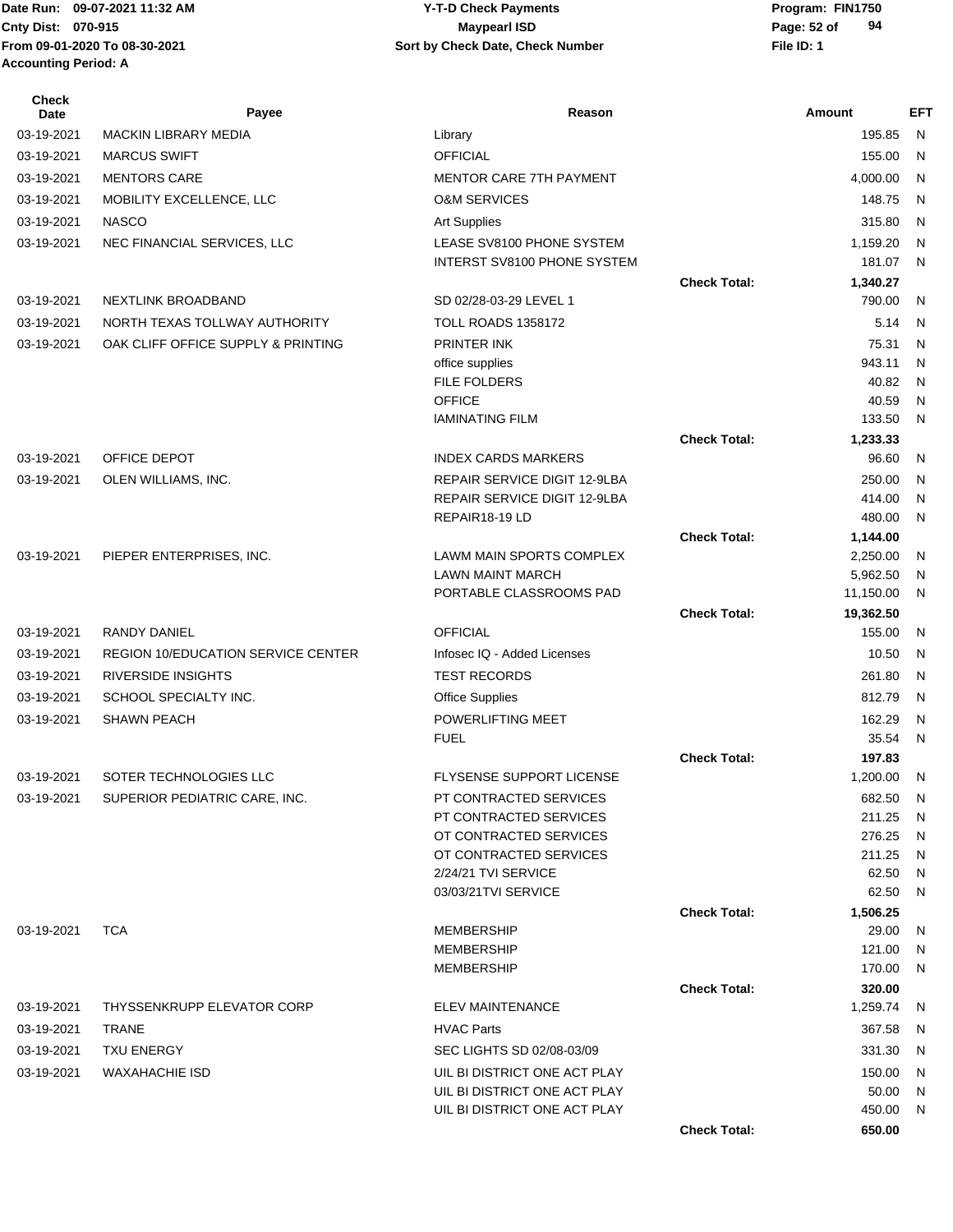| Check Date | Payee | Reason | | Amount | EFT |
|---|---|---|---|---|---|
| 03-19-2021 | MACKIN LIBRARY MEDIA | Library | | 195.85 | N |
| 03-19-2021 | MARCUS SWIFT | OFFICIAL | | 155.00 | N |
| 03-19-2021 | MENTORS CARE | MENTOR CARE 7TH PAYMENT | | 4,000.00 | N |
| 03-19-2021 | MOBILITY EXCELLENCE, LLC | O&M SERVICES | | 148.75 | N |
| 03-19-2021 | NASCO | Art Supplies | | 315.80 | N |
| 03-19-2021 | NEC FINANCIAL SERVICES, LLC | LEASE SV8100 PHONE SYSTEM | | 1,159.20 | N |
| | | INTERST SV8100 PHONE SYSTEM | | 181.07 | N |
| | | | **Check Total:** | **1,340.27** | |
| 03-19-2021 | NEXTLINK BROADBAND | SD 02/28-03-29 LEVEL 1 | | 790.00 | N |
| 03-19-2021 | NORTH TEXAS TOLLWAY AUTHORITY | TOLL ROADS 1358172 | | 5.14 | N |
| 03-19-2021 | OAK CLIFF OFFICE SUPPLY & PRINTING | PRINTER INK | | 75.31 | N |
| | | office supplies | | 943.11 | N |
| | | FILE FOLDERS | | 40.82 | N |
| | | OFFICE | | 40.59 | N |
| | | lAMINATING FILM | | 133.50 | N |
| | | | **Check Total:** | **1,233.33** | |
| 03-19-2021 | OFFICE DEPOT | INDEX CARDS MARKERS | | 96.60 | N |
| 03-19-2021 | OLEN WILLIAMS, INC. | REPAIR SERVICE DIGIT 12-9LBA | | 250.00 | N |
| | | REPAIR SERVICE DIGIT 12-9LBA | | 414.00 | N |
| | | REPAIR18-19 LD | | 480.00 | N |
| | | | **Check Total:** | **1,144.00** | |
| 03-19-2021 | PIEPER ENTERPRISES, INC. | LAWM MAIN SPORTS COMPLEX | | 2,250.00 | N |
| | | LAWN MAINT MARCH | | 5,962.50 | N |
| | | PORTABLE CLASSROOMS PAD | | 11,150.00 | N |
| | | | **Check Total:** | **19,362.50** | |
| 03-19-2021 | RANDY DANIEL | OFFICIAL | | 155.00 | N |
| 03-19-2021 | REGION 10/EDUCATION SERVICE CENTER | Infosec IQ - Added Licenses | | 10.50 | N |
| 03-19-2021 | RIVERSIDE INSIGHTS | TEST RECORDS | | 261.80 | N |
| 03-19-2021 | SCHOOL SPECIALTY INC. | Office Supplies | | 812.79 | N |
| 03-19-2021 | SHAWN PEACH | POWERLIFTING MEET | | 162.29 | N |
| | | FUEL | | 35.54 | N |
| | | | **Check Total:** | **197.83** | |
| 03-19-2021 | SOTER TECHNOLOGIES LLC | FLYSENSE SUPPORT LICENSE | | 1,200.00 | N |
| 03-19-2021 | SUPERIOR PEDIATRIC CARE, INC. | PT CONTRACTED SERVICES | | 682.50 | N |
| | | PT CONTRACTED SERVICES | | 211.25 | N |
| | | OT CONTRACTED SERVICES | | 276.25 | N |
| | | OT CONTRACTED SERVICES | | 211.25 | N |
| | | 2/24/21 TVI SERVICE | | 62.50 | N |
| | | 03/03/21TVI SERVICE | | 62.50 | N |
| | | | **Check Total:** | **1,506.25** | |
| 03-19-2021 | TCA | MEMBERSHIP | | 29.00 | N |
| | | MEMBERSHIP | | 121.00 | N |
| | | MEMBERSHIP | | 170.00 | N |
| | | | **Check Total:** | **320.00** | |
| 03-19-2021 | THYSSENKRUPP ELEVATOR CORP | ELEV MAINTENANCE | | 1,259.74 | N |
| 03-19-2021 | TRANE | HVAC Parts | | 367.58 | N |
| 03-19-2021 | TXU ENERGY | SEC LIGHTS SD 02/08-03/09 | | 331.30 | N |
| 03-19-2021 | WAXAHACHIE ISD | UIL BI DISTRICT ONE ACT PLAY | | 150.00 | N |
| | | UIL BI DISTRICT ONE ACT PLAY | | 50.00 | N |
| | | UIL BI DISTRICT ONE ACT PLAY | | 450.00 | N |
| | | | **Check Total:** | **650.00** | |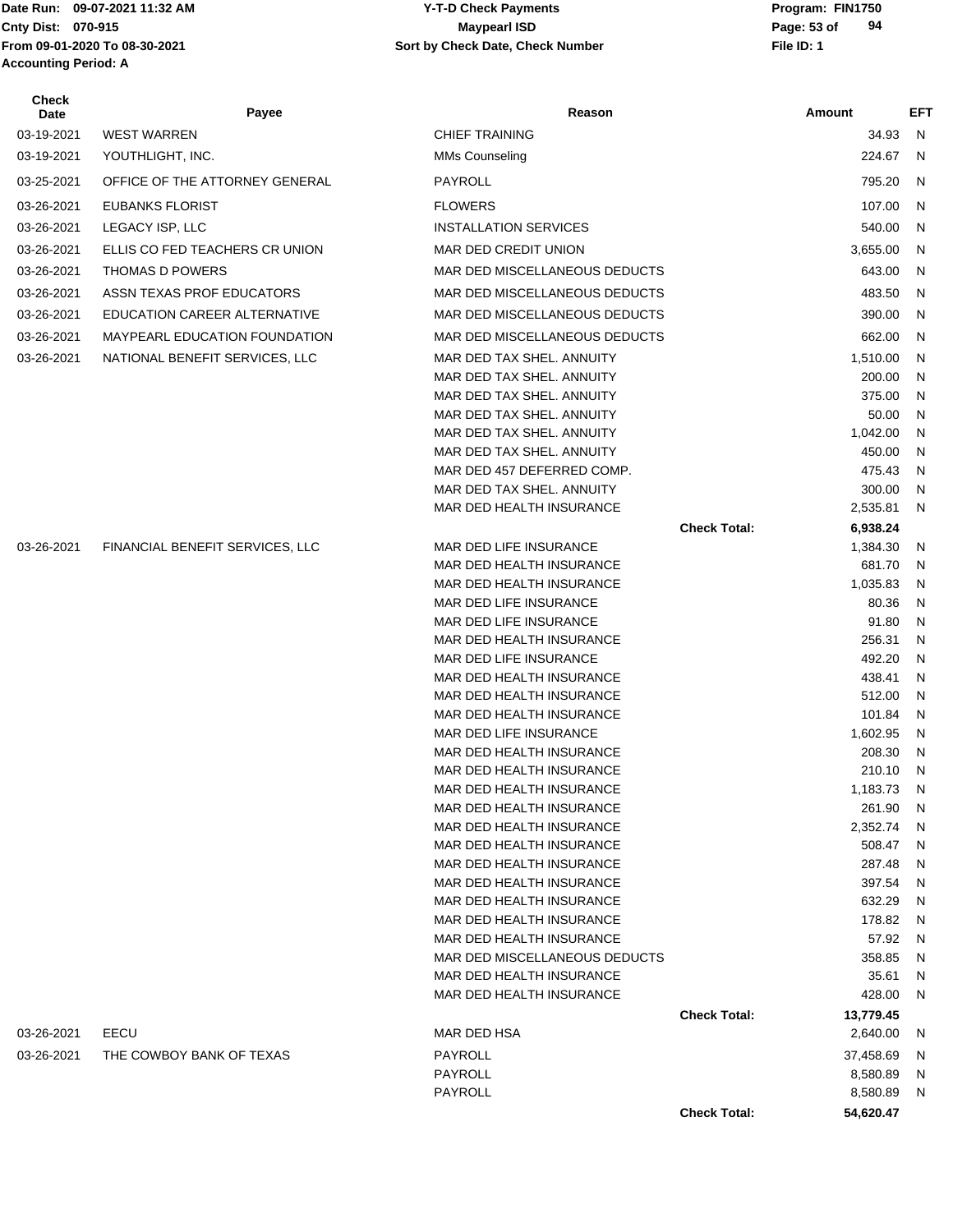| Check Date | Payee | Reason | | Amount | EFT |
|---|---|---|---|---|---|
| 03-19-2021 | WEST WARREN | CHIEF TRAINING | | 34.93 | N |
| 03-19-2021 | YOUTHLIGHT, INC. | MMs Counseling | | 224.67 | N |
| 03-25-2021 | OFFICE OF THE ATTORNEY GENERAL | PAYROLL | | 795.20 | N |
| 03-26-2021 | EUBANKS FLORIST | FLOWERS | | 107.00 | N |
| 03-26-2021 | LEGACY ISP, LLC | INSTALLATION SERVICES | | 540.00 | N |
| 03-26-2021 | ELLIS CO FED TEACHERS CR UNION | MAR DED CREDIT UNION | | 3,655.00 | N |
| 03-26-2021 | THOMAS D POWERS | MAR DED MISCELLANEOUS DEDUCTS | | 643.00 | N |
| 03-26-2021 | ASSN TEXAS PROF EDUCATORS | MAR DED MISCELLANEOUS DEDUCTS | | 483.50 | N |
| 03-26-2021 | EDUCATION CAREER ALTERNATIVE | MAR DED MISCELLANEOUS DEDUCTS | | 390.00 | N |
| 03-26-2021 | MAYPEARL EDUCATION FOUNDATION | MAR DED MISCELLANEOUS DEDUCTS | | 662.00 | N |
| 03-26-2021 | NATIONAL BENEFIT SERVICES, LLC | MAR DED TAX SHEL. ANNUITY | | 1,510.00 | N |
| | | MAR DED TAX SHEL. ANNUITY | | 200.00 | N |
| | | MAR DED TAX SHEL. ANNUITY | | 375.00 | N |
| | | MAR DED TAX SHEL. ANNUITY | | 50.00 | N |
| | | MAR DED TAX SHEL. ANNUITY | | 1,042.00 | N |
| | | MAR DED TAX SHEL. ANNUITY | | 450.00 | N |
| | | MAR DED 457 DEFERRED COMP. | | 475.43 | N |
| | | MAR DED TAX SHEL. ANNUITY | | 300.00 | N |
| | | MAR DED HEALTH INSURANCE | | 2,535.81 | N |
| | | | **Check Total:** | **6,938.24** | |
| 03-26-2021 | FINANCIAL BENEFIT SERVICES, LLC | MAR DED LIFE INSURANCE | | 1,384.30 | N |
| | | MAR DED HEALTH INSURANCE | | 681.70 | N |
| | | MAR DED HEALTH INSURANCE | | 1,035.83 | N |
| | | MAR DED LIFE INSURANCE | | 80.36 | N |
| | | MAR DED LIFE INSURANCE | | 91.80 | N |
| | | MAR DED HEALTH INSURANCE | | 256.31 | N |
| | | MAR DED LIFE INSURANCE | | 492.20 | N |
| | | MAR DED HEALTH INSURANCE | | 438.41 | N |
| | | MAR DED HEALTH INSURANCE | | 512.00 | N |
| | | MAR DED HEALTH INSURANCE | | 101.84 | N |
| | | MAR DED LIFE INSURANCE | | 1,602.95 | N |
| | | MAR DED HEALTH INSURANCE | | 208.30 | N |
| | | MAR DED HEALTH INSURANCE | | 210.10 | N |
| | | MAR DED HEALTH INSURANCE | | 1,183.73 | N |
| | | MAR DED HEALTH INSURANCE | | 261.90 | N |
| | | MAR DED HEALTH INSURANCE | | 2,352.74 | N |
| | | MAR DED HEALTH INSURANCE | | 508.47 | N |
| | | MAR DED HEALTH INSURANCE | | 287.48 | N |
| | | MAR DED HEALTH INSURANCE | | 397.54 | N |
| | | MAR DED HEALTH INSURANCE | | 632.29 | N |
| | | MAR DED HEALTH INSURANCE | | 178.82 | N |
| | | MAR DED HEALTH INSURANCE | | 57.92 | N |
| | | MAR DED MISCELLANEOUS DEDUCTS | | 358.85 | N |
| | | MAR DED HEALTH INSURANCE | | 35.61 | N |
| | | MAR DED HEALTH INSURANCE | | 428.00 | N |
| | | | **Check Total:** | **13,779.45** | |
| 03-26-2021 | EECU | MAR DED HSA | | 2,640.00 | N |
| 03-26-2021 | THE COWBOY BANK OF TEXAS | PAYROLL | | 37,458.69 | N |
| | | PAYROLL | | 8,580.89 | N |
| | | PAYROLL | | 8,580.89 | N |
| | | | **Check Total:** | **54,620.47** | |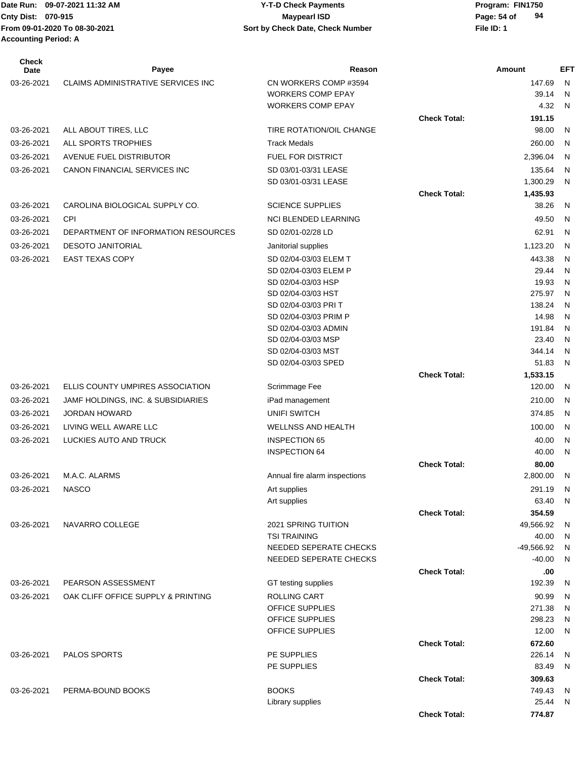Date Run: 09-07-2021 11:32 AM
Cnty Dist: 070-915
From 09-01-2020 To 08-30-2021
Accounting Period: A

# Y-T-D Check Payments
## Maypearl ISD
### Sort by Check Date, Check Number

Program: FIN1750
File ID: 1

| Check Date | Payee | Reason | | Amount | EFT |
|---|---|---|---|---|---|
| 03-26-2021 | CLAIMS ADMINISTRATIVE SERVICES INC | CN WORKERS COMP #3594 | | 147.69 | N |
| | | WORKERS COMP EPAY | | 39.14 | N |
| | | WORKERS COMP EPAY | | 4.32 | N |
| | | | **Check Total:** | **191.15** | |
| 03-26-2021 | ALL ABOUT TIRES, LLC | TIRE ROTATION/OIL CHANGE | | 98.00 | N |
| 03-26-2021 | ALL SPORTS TROPHIES | Track Medals | | 260.00 | N |
| 03-26-2021 | AVENUE FUEL DISTRIBUTOR | FUEL FOR DISTRICT | | 2,396.04 | N |
| 03-26-2021 | CANON FINANCIAL SERVICES INC | SD 03/01-03/31 LEASE | | 135.64 | N |
| | | SD 03/01-03/31 LEASE | | 1,300.29 | N |
| | | | **Check Total:** | **1,435.93** | |
| 03-26-2021 | CAROLINA BIOLOGICAL SUPPLY CO. | SCIENCE SUPPLIES | | 38.26 | N |
| 03-26-2021 | CPI | NCI BLENDED LEARNING | | 49.50 | N |
| 03-26-2021 | DEPARTMENT OF INFORMATION RESOURCES | SD 02/01-02/28 LD | | 62.91 | N |
| 03-26-2021 | DESOTO JANITORIAL | Janitorial supplies | | 1,123.20 | N |
| 03-26-2021 | EAST TEXAS COPY | SD 02/04-03/03 ELEM T | | 443.38 | N |
| | | SD 02/04-03/03 ELEM P | | 29.44 | N |
| | | SD 02/04-03/03 HSP | | 19.93 | N |
| | | SD 02/04-03/03 HST | | 275.97 | N |
| | | SD 02/04-03/03 PRI T | | 138.24 | N |
| | | SD 02/04-03/03 PRIM P | | 14.98 | N |
| | | SD 02/04-03/03 ADMIN | | 191.84 | N |
| | | SD 02/04-03/03 MSP | | 23.40 | N |
| | | SD 02/04-03/03 MST | | 344.14 | N |
| | | SD 02/04-03/03 SPED | | 51.83 | N |
| | | | **Check Total:** | **1,533.15** | |
| 03-26-2021 | ELLIS COUNTY UMPIRES ASSOCIATION | Scrimmage Fee | | 120.00 | N |
| 03-26-2021 | JAMF HOLDINGS, INC. & SUBSIDIARIES | iPad management | | 210.00 | N |
| 03-26-2021 | JORDAN HOWARD | UNIFI SWITCH | | 374.85 | N |
| 03-26-2021 | LIVING WELL AWARE LLC | WELLNSS AND HEALTH | | 100.00 | N |
| 03-26-2021 | LUCKIES AUTO AND TRUCK | INSPECTION 65 | | 40.00 | N |
| | | INSPECTION 64 | | 40.00 | N |
| | | | **Check Total:** | **80.00** | |
| 03-26-2021 | M.A.C. ALARMS | Annual fire alarm inspections | | 2,800.00 | N |
| 03-26-2021 | NASCO | Art supplies | | 291.19 | N |
| | | Art supplies | | 63.40 | N |
| | | | **Check Total:** | **354.59** | |
| 03-26-2021 | NAVARRO COLLEGE | 2021 SPRING TUITION | | 49,566.92 | N |
| | | TSI TRAINING | | 40.00 | N |
| | | NEEDED SEPERATE CHECKS | | -49,566.92 | N |
| | | NEEDED SEPERATE CHECKS | | -40.00 | N |
| | | | **Check Total:** | **.00** | |
| 03-26-2021 | PEARSON ASSESSMENT | GT testing supplies | | 192.39 | N |
| 03-26-2021 | OAK CLIFF OFFICE SUPPLY & PRINTING | ROLLING CART | | 90.99 | N |
| | | OFFICE SUPPLIES | | 271.38 | N |
| | | OFFICE SUPPLIES | | 298.23 | N |
| | | OFFICE SUPPLIES | | 12.00 | N |
| | | | **Check Total:** | **672.60** | |
| 03-26-2021 | PALOS SPORTS | PE SUPPLIES | | 226.14 | N |
| | | PE SUPPLIES | | 83.49 | N |
| | | | **Check Total:** | **309.63** | |
| 03-26-2021 | PERMA-BOUND BOOKS | BOOKS | | 749.43 | N |
| | | Library supplies | | 25.44 | N |
| | | | **Check Total:** | **774.87** | |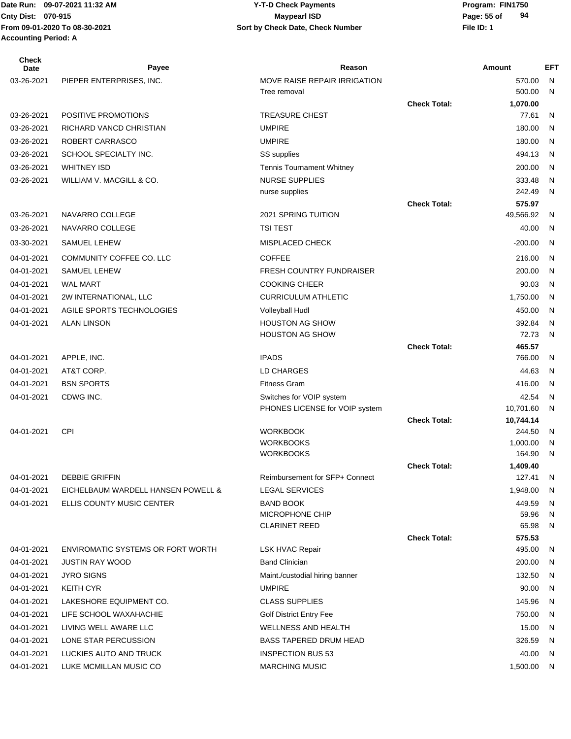Date Run: 09-07-2021 11:32 AM
Cnty Dist: 070-915
From 09-01-2020 To 08-30-2021
Accounting Period: A

**Y-T-D Check Payments**
**Maypearl ISD**
**Sort by Check Date, Check Number**

Program: FIN1750
File ID: 1

| Check Date | Payee | Reason | | Amount | EFT |
|---|---|---|---|---|---|
| 03-26-2021 | PIEPER ENTERPRISES, INC. | MOVE RAISE REPAIR IRRIGATION | | 570.00 | N |
| | | Tree removal | | 500.00 | N |
| | | | **Check Total:** | **1,070.00** | |
| 03-26-2021 | POSITIVE PROMOTIONS | TREASURE CHEST | | 77.61 | N |
| 03-26-2021 | RICHARD VANCD CHRISTIAN | UMPIRE | | 180.00 | N |
| 03-26-2021 | ROBERT CARRASCO | UMPIRE | | 180.00 | N |
| 03-26-2021 | SCHOOL SPECIALTY INC. | SS supplies | | 494.13 | N |
| 03-26-2021 | WHITNEY ISD | Tennis Tournament Whitney | | 200.00 | N |
| 03-26-2021 | WILLIAM V. MACGILL & CO. | NURSE SUPPLIES | | 333.48 | N |
| | | nurse supplies | | 242.49 | N |
| | | | **Check Total:** | **575.97** | |
| 03-26-2021 | NAVARRO COLLEGE | 2021 SPRING TUITION | | 49,566.92 | N |
| 03-26-2021 | NAVARRO COLLEGE | TSI TEST | | 40.00 | N |
| 03-30-2021 | SAMUEL LEHEW | MISPLACED CHECK | | -200.00 | N |
| 04-01-2021 | COMMUNITY COFFEE CO. LLC | COFFEE | | 216.00 | N |
| 04-01-2021 | SAMUEL LEHEW | FRESH COUNTRY FUNDRAISER | | 200.00 | N |
| 04-01-2021 | WAL MART | COOKING CHEER | | 90.03 | N |
| 04-01-2021 | 2W INTERNATIONAL, LLC | CURRICULUM ATHLETIC | | 1,750.00 | N |
| 04-01-2021 | AGILE SPORTS TECHNOLOGIES | Volleyball Hudl | | 450.00 | N |
| 04-01-2021 | ALAN LINSON | HOUSTON AG SHOW | | 392.84 | N |
| | | HOUSTON AG SHOW | | 72.73 | N |
| | | | **Check Total:** | **465.57** | |
| 04-01-2021 | APPLE, INC. | IPADS | | 766.00 | N |
| 04-01-2021 | AT&T CORP. | LD CHARGES | | 44.63 | N |
| 04-01-2021 | BSN SPORTS | Fitness Gram | | 416.00 | N |
| 04-01-2021 | CDWG INC. | Switches for VOIP system | | 42.54 | N |
| | | PHONES LICENSE for VOIP system | | 10,701.60 | N |
| | | | **Check Total:** | **10,744.14** | |
| 04-01-2021 | CPI | WORKBOOK | | 244.50 | N |
| | | WORKBOOKS | | 1,000.00 | N |
| | | WORKBOOKS | | 164.90 | N |
| | | | **Check Total:** | **1,409.40** | |
| 04-01-2021 | DEBBIE GRIFFIN | Reimbursement for SFP+ Connect | | 127.41 | N |
| 04-01-2021 | EICHELBAUM WARDELL HANSEN POWELL & | LEGAL SERVICES | | 1,948.00 | N |
| 04-01-2021 | ELLIS COUNTY MUSIC CENTER | BAND BOOK | | 449.59 | N |
| | | MICROPHONE CHIP | | 59.96 | N |
| | | CLARINET REED | | 65.98 | N |
| | | | **Check Total:** | **575.53** | |
| 04-01-2021 | ENVIROMATIC SYSTEMS OR FORT WORTH | LSK HVAC Repair | | 495.00 | N |
| 04-01-2021 | JUSTIN RAY WOOD | Band Clinician | | 200.00 | N |
| 04-01-2021 | JYRO SIGNS | Maint./custodial hiring banner | | 132.50 | N |
| 04-01-2021 | KEITH CYR | UMPIRE | | 90.00 | N |
| 04-01-2021 | LAKESHORE EQUIPMENT CO. | CLASS SUPPLIES | | 145.96 | N |
| 04-01-2021 | LIFE SCHOOL WAXAHACHIE | Golf District Entry Fee | | 750.00 | N |
| 04-01-2021 | LIVING WELL AWARE LLC | WELLNESS AND HEALTH | | 15.00 | N |
| 04-01-2021 | LONE STAR PERCUSSION | BASS TAPERED DRUM HEAD | | 326.59 | N |
| 04-01-2021 | LUCKIES AUTO AND TRUCK | INSPECTION BUS 53 | | 40.00 | N |
| 04-01-2021 | LUKE MCMILLAN MUSIC CO | MARCHING MUSIC | | 1,500.00 | N |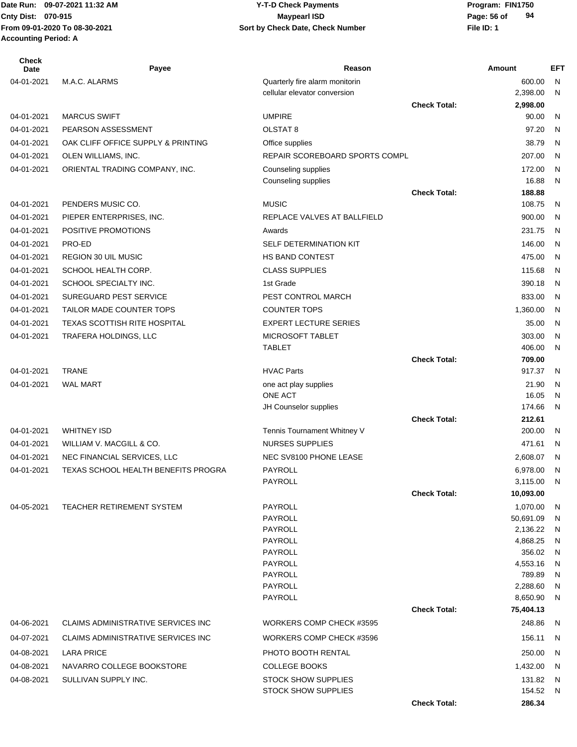Date Run: 09-07-2021 11:32 AM
Cnty Dist: 070-915
From 09-01-2020 To 08-30-2021
Accounting Period: A

**Y-T-D Check Payments**
**Maypearl ISD**
**Sort by Check Date, Check Number**

Program: FIN1750
File ID: 1

| Check Date | Payee | Reason | | Amount | EFT |
|---|---|---|---|---|---|
| 04-01-2021 | M.A.C. ALARMS | Quarterly fire alarm monitorin | | 600.00 | N |
| | | cellular elevator conversion | | 2,398.00 | N |
| | | | Check Total: | 2,998.00 | |
| 04-01-2021 | MARCUS SWIFT | UMPIRE | | 90.00 | N |
| 04-01-2021 | PEARSON ASSESSMENT | OLSTAT 8 | | 97.20 | N |
| 04-01-2021 | OAK CLIFF OFFICE SUPPLY & PRINTING | Office supplies | | 38.79 | N |
| 04-01-2021 | OLEN WILLIAMS, INC. | REPAIR SCOREBOARD SPORTS COMPL | | 207.00 | N |
| 04-01-2021 | ORIENTAL TRADING COMPANY, INC. | Counseling supplies | | 172.00 | N |
| | | Counseling supplies | | 16.88 | N |
| | | | Check Total: | 188.88 | |
| 04-01-2021 | PENDERS MUSIC CO. | MUSIC | | 108.75 | N |
| 04-01-2021 | PIEPER ENTERPRISES, INC. | REPLACE VALVES AT BALLFIELD | | 900.00 | N |
| 04-01-2021 | POSITIVE PROMOTIONS | Awards | | 231.75 | N |
| 04-01-2021 | PRO-ED | SELF DETERMINATION KIT | | 146.00 | N |
| 04-01-2021 | REGION 30 UIL MUSIC | HS BAND CONTEST | | 475.00 | N |
| 04-01-2021 | SCHOOL HEALTH CORP. | CLASS SUPPLIES | | 115.68 | N |
| 04-01-2021 | SCHOOL SPECIALTY INC. | 1st Grade | | 390.18 | N |
| 04-01-2021 | SUREGUARD PEST SERVICE | PEST CONTROL MARCH | | 833.00 | N |
| 04-01-2021 | TAILOR MADE COUNTER TOPS | COUNTER TOPS | | 1,360.00 | N |
| 04-01-2021 | TEXAS SCOTTISH RITE HOSPITAL | EXPERT LECTURE SERIES | | 35.00 | N |
| 04-01-2021 | TRAFERA HOLDINGS, LLC | MICROSOFT TABLET | | 303.00 | N |
| | | TABLET | | 406.00 | N |
| | | | Check Total: | 709.00 | |
| 04-01-2021 | TRANE | HVAC Parts | | 917.37 | N |
| 04-01-2021 | WAL MART | one act play supplies | | 21.90 | N |
| | | ONE ACT | | 16.05 | N |
| | | JH Counselor supplies | | 174.66 | N |
| | | | Check Total: | 212.61 | |
| 04-01-2021 | WHITNEY ISD | Tennis Tournament Whitney V | | 200.00 | N |
| 04-01-2021 | WILLIAM V. MACGILL & CO. | NURSES SUPPLIES | | 471.61 | N |
| 04-01-2021 | NEC FINANCIAL SERVICES, LLC | NEC SV8100 PHONE LEASE | | 2,608.07 | N |
| 04-01-2021 | TEXAS SCHOOL HEALTH BENEFITS PROGRA | PAYROLL | | 6,978.00 | N |
| | | PAYROLL | | 3,115.00 | N |
| | | | Check Total: | 10,093.00 | |
| 04-05-2021 | TEACHER RETIREMENT SYSTEM | PAYROLL | | 1,070.00 | N |
| | | PAYROLL | | 50,691.09 | N |
| | | PAYROLL | | 2,136.22 | N |
| | | PAYROLL | | 4,868.25 | N |
| | | PAYROLL | | 356.02 | N |
| | | PAYROLL | | 4,553.16 | N |
| | | PAYROLL | | 789.89 | N |
| | | PAYROLL | | 2,288.60 | N |
| | | PAYROLL | | 8,650.90 | N |
| | | | Check Total: | 75,404.13 | |
| 04-06-2021 | CLAIMS ADMINISTRATIVE SERVICES INC | WORKERS COMP CHECK #3595 | | 248.86 | N |
| 04-07-2021 | CLAIMS ADMINISTRATIVE SERVICES INC | WORKERS COMP CHECK #3596 | | 156.11 | N |
| 04-08-2021 | LARA PRICE | PHOTO BOOTH RENTAL | | 250.00 | N |
| 04-08-2021 | NAVARRO COLLEGE BOOKSTORE | COLLEGE BOOKS | | 1,432.00 | N |
| 04-08-2021 | SULLIVAN SUPPLY INC. | STOCK SHOW SUPPLIES | | 131.82 | N |
| | | STOCK SHOW SUPPLIES | | 154.52 | N |
| | | | Check Total: | 286.34 | |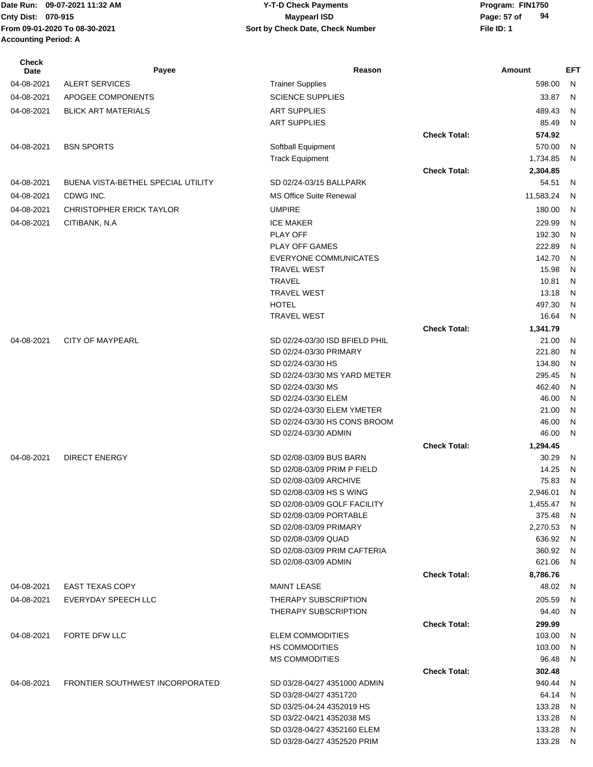Date Run: 09-07-2021 11:32 AM
Cnty Dist: 070-915
From 09-01-2020 To 08-30-2021
Accounting Period: A

# Y-T-D Check Payments
## Maypearl ISD
### Sort by Check Date, Check Number

Program: FIN1750
File ID: 1

| Check Date | Payee | Reason | | Amount | EFT |
|---|---|---|---|---|---|
| 04-08-2021 | ALERT SERVICES | Trainer Supplies | | 598.00 | N |
| 04-08-2021 | APOGEE COMPONENTS | SCIENCE SUPPLIES | | 33.87 | N |
| 04-08-2021 | BLICK ART MATERIALS | ART SUPPLIES | | 489.43 | N |
| | | ART SUPPLIES | | 85.49 | N |
| | | | **Check Total:** | **574.92** | |
| 04-08-2021 | BSN SPORTS | Softball Equipment | | 570.00 | N |
| | | Track Equipment | | 1,734.85 | N |
| | | | **Check Total:** | **2,304.85** | |
| 04-08-2021 | BUENA VISTA-BETHEL SPECIAL UTILITY | SD 02/24-03/15 BALLPARK | | 54.51 | N |
| 04-08-2021 | CDWG INC. | MS Office Suite Renewal | | 11,583.24 | N |
| 04-08-2021 | CHRISTOPHER ERICK TAYLOR | UMPIRE | | 180.00 | N |
| 04-08-2021 | CITIBANK, N.A | ICE MAKER | | 229.99 | N |
| | | PLAY OFF | | 192.30 | N |
| | | PLAY OFF GAMES | | 222.89 | N |
| | | EVERYONE COMMUNICATES | | 142.70 | N |
| | | TRAVEL WEST | | 15.98 | N |
| | | TRAVEL | | 10.81 | N |
| | | TRAVEL WEST | | 13.18 | N |
| | | HOTEL | | 497.30 | N |
| | | TRAVEL WEST | | 16.64 | N |
| | | | **Check Total:** | **1,341.79** | |
| 04-08-2021 | CITY OF MAYPEARL | SD 02/24-03/30 ISD BFIELD PHIL | | 21.00 | N |
| | | SD 02/24-03/30 PRIMARY | | 221.80 | N |
| | | SD 02/24-03/30 HS | | 134.80 | N |
| | | SD 02/24-03/30 MS YARD METER | | 295.45 | N |
| | | SD 02/24-03/30 MS | | 462.40 | N |
| | | SD 02/24-03/30 ELEM | | 46.00 | N |
| | | SD 02/24-03/30 ELEM YMETER | | 21.00 | N |
| | | SD 02/24-03/30 HS CONS BROOM | | 46.00 | N |
| | | SD 02/24-03/30 ADMIN | | 46.00 | N |
| | | | **Check Total:** | **1,294.45** | |
| 04-08-2021 | DIRECT ENERGY | SD 02/08-03/09 BUS BARN | | 30.29 | N |
| | | SD 02/08-03/09 PRIM P FIELD | | 14.25 | N |
| | | SD 02/08-03/09 ARCHIVE | | 75.83 | N |
| | | SD 02/08-03/09 HS S WING | | 2,946.01 | N |
| | | SD 02/08-03/09 GOLF FACILITY | | 1,455.47 | N |
| | | SD 02/08-03/09 PORTABLE | | 375.48 | N |
| | | SD 02/08-03/09 PRIMARY | | 2,270.53 | N |
| | | SD 02/08-03/09 QUAD | | 636.92 | N |
| | | SD 02/08-03/09 PRIM CAFTERIA | | 360.92 | N |
| | | SD 02/08-03/09 ADMIN | | 621.06 | N |
| | | | **Check Total:** | **8,786.76** | |
| 04-08-2021 | EAST TEXAS COPY | MAINT LEASE | | 48.02 | N |
| 04-08-2021 | EVERYDAY SPEECH LLC | THERAPY SUBSCRIPTION | | 205.59 | N |
| | | THERAPY SUBSCRIPTION | | 94.40 | N |
| | | | **Check Total:** | **299.99** | |
| 04-08-2021 | FORTE DFW LLC | ELEM COMMODITIES | | 103.00 | N |
| | | HS COMMODITIES | | 103.00 | N |
| | | MS COMMODITIES | | 96.48 | N |
| | | | **Check Total:** | **302.48** | |
| 04-08-2021 | FRONTIER SOUTHWEST INCORPORATED | SD 03/28-04/27 4351000 ADMIN | | 940.44 | N |
| | | SD 03/28-04/27 4351720 | | 64.14 | N |
| | | SD 03/25-04-24 4352019 HS | | 133.28 | N |
| | | SD 03/22-04/21 4352038 MS | | 133.28 | N |
| | | SD 03/28-04/27 4352160 ELEM | | 133.28 | N |
| | | SD 03/28-04/27 4352520 PRIM | | 133.28 | N |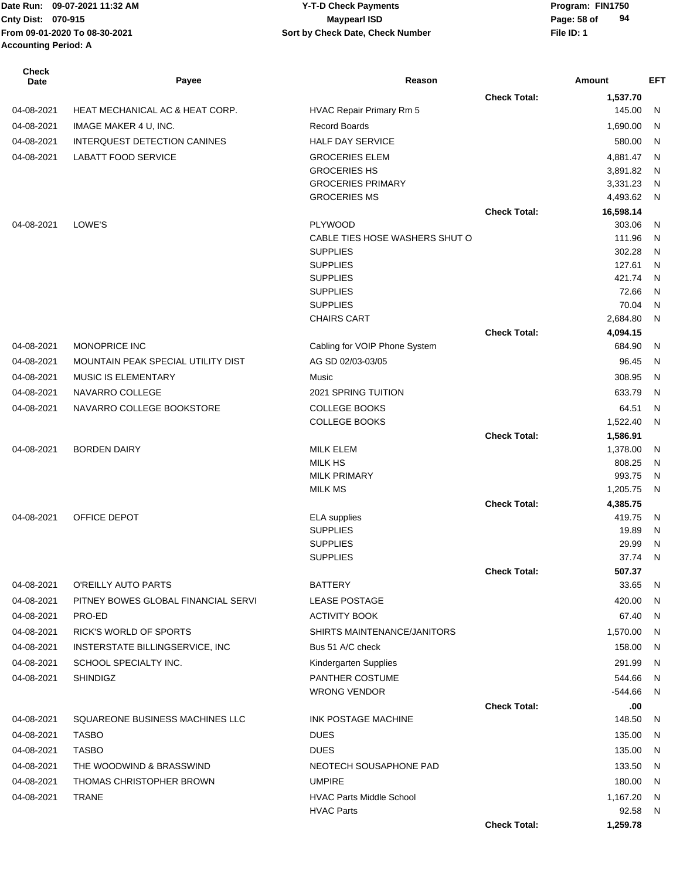Date Run: 09-07-2021 11:32 AM
Cnty Dist: 070-915
From 09-01-2020 To 08-30-2021
Accounting Period: A

**Y-T-D Check Payments**
**Maypearl ISD**
**Sort by Check Date, Check Number**

Program: FIN1750
File ID: 1

| Check Date | Payee | Reason | | Amount | EFT |
|---|---|---|---|---|---|
| | | | Check Total: | 1,537.70 | |
| 04-08-2021 | HEAT MECHANICAL AC & HEAT CORP. | HVAC Repair Primary Rm 5 | | 145.00 | N |
| 04-08-2021 | IMAGE MAKER 4 U, INC. | Record Boards | | 1,690.00 | N |
| 04-08-2021 | INTERQUEST DETECTION CANINES | HALF DAY SERVICE | | 580.00 | N |
| 04-08-2021 | LABATT FOOD SERVICE | GROCERIES ELEM | | 4,881.47 | N |
| | | GROCERIES HS | | 3,891.82 | N |
| | | GROCERIES PRIMARY | | 3,331.23 | N |
| | | GROCERIES MS | | 4,493.62 | N |
| | | | Check Total: | 16,598.14 | |
| 04-08-2021 | LOWE'S | PLYWOOD | | 303.06 | N |
| | | CABLE TIES HOSE WASHERS SHUT O | | 111.96 | N |
| | | SUPPLIES | | 302.28 | N |
| | | SUPPLIES | | 127.61 | N |
| | | SUPPLIES | | 421.74 | N |
| | | SUPPLIES | | 72.66 | N |
| | | SUPPLIES | | 70.04 | N |
| | | CHAIRS CART | | 2,684.80 | N |
| | | | Check Total: | 4,094.15 | |
| 04-08-2021 | MONOPRICE INC | Cabling for VOIP Phone System | | 684.90 | N |
| 04-08-2021 | MOUNTAIN PEAK SPECIAL UTILITY DIST | AG SD 02/03-03/05 | | 96.45 | N |
| 04-08-2021 | MUSIC IS ELEMENTARY | Music | | 308.95 | N |
| 04-08-2021 | NAVARRO COLLEGE | 2021 SPRING TUITION | | 633.79 | N |
| 04-08-2021 | NAVARRO COLLEGE BOOKSTORE | COLLEGE BOOKS | | 64.51 | N |
| | | COLLEGE BOOKS | | 1,522.40 | N |
| | | | Check Total: | 1,586.91 | |
| 04-08-2021 | BORDEN DAIRY | MILK ELEM | | 1,378.00 | N |
| | | MILK HS | | 808.25 | N |
| | | MILK PRIMARY | | 993.75 | N |
| | | MILK MS | | 1,205.75 | N |
| | | | Check Total: | 4,385.75 | |
| 04-08-2021 | OFFICE DEPOT | ELA supplies | | 419.75 | N |
| | | SUPPLIES | | 19.89 | N |
| | | SUPPLIES | | 29.99 | N |
| | | SUPPLIES | | 37.74 | N |
| | | | Check Total: | 507.37 | |
| 04-08-2021 | O'REILLY AUTO PARTS | BATTERY | | 33.65 | N |
| 04-08-2021 | PITNEY BOWES GLOBAL FINANCIAL SERVI | LEASE POSTAGE | | 420.00 | N |
| 04-08-2021 | PRO-ED | ACTIVITY BOOK | | 67.40 | N |
| 04-08-2021 | RICK'S WORLD OF SPORTS | SHIRTS MAINTENANCE/JANITORS | | 1,570.00 | N |
| 04-08-2021 | INTERSTATE BILLINGSERVICE, INC | Bus 51 A/C check | | 158.00 | N |
| 04-08-2021 | SCHOOL SPECIALTY INC. | Kindergarten Supplies | | 291.99 | N |
| 04-08-2021 | SHINDIGZ | PANTHER COSTUME | | 544.66 | N |
| | | WRONG VENDOR | | -544.66 | N |
| | | | Check Total: | .00 | |
| 04-08-2021 | SQUAREONE BUSINESS MACHINES LLC | INK POSTAGE MACHINE | | 148.50 | N |
| 04-08-2021 | TASBO | DUES | | 135.00 | N |
| 04-08-2021 | TASBO | DUES | | 135.00 | N |
| 04-08-2021 | THE WOODWIND & BRASSWIND | NEOTECH SOUSAPHONE PAD | | 133.50 | N |
| 04-08-2021 | THOMAS CHRISTOPHER BROWN | UMPIRE | | 180.00 | N |
| 04-08-2021 | TRANE | HVAC Parts Middle School | | 1,167.20 | N |
| | | HVAC Parts | | 92.58 | N |
| | | | Check Total: | 1,259.78 | |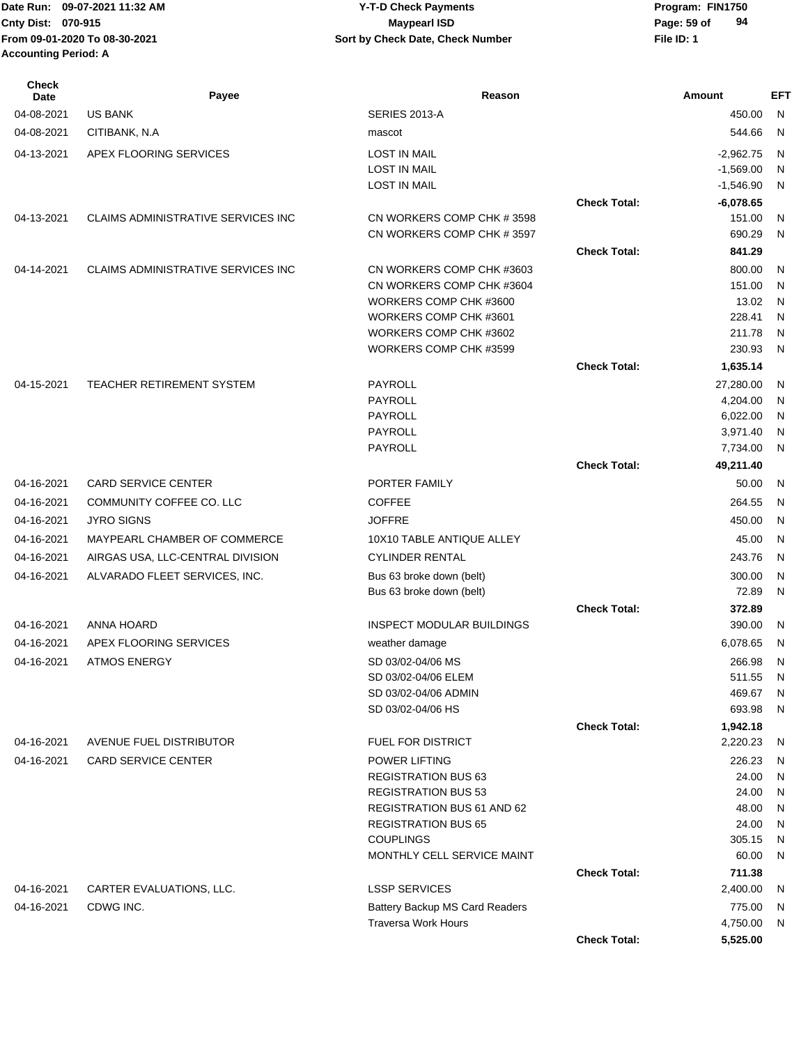Date Run: 09-07-2021 11:32 AM
Cnty Dist: 070-915
From 09-01-2020 To 08-30-2021
Accounting Period: A

**Y-T-D Check Payments**
**Maypearl ISD**
**Sort by Check Date, Check Number**

Program: FIN1750
File ID: 1

| Check Date | Payee | Reason | | Amount | EFT |
|---|---|---|---|---|---|
| 04-08-2021 | US BANK | SERIES 2013-A | | 450.00 | N |
| 04-08-2021 | CITIBANK, N.A | mascot | | 544.66 | N |
| 04-13-2021 | APEX FLOORING SERVICES | LOST IN MAIL | | -2,962.75 | N |
| | | LOST IN MAIL | | -1,569.00 | N |
| | | LOST IN MAIL | | -1,546.90 | N |
| | | | **Check Total:** | **-6,078.65** | |
| 04-13-2021 | CLAIMS ADMINISTRATIVE SERVICES INC | CN WORKERS COMP CHK # 3598 | | 151.00 | N |
| | | CN WORKERS COMP CHK # 3597 | | 690.29 | N |
| | | | **Check Total:** | **841.29** | |
| 04-14-2021 | CLAIMS ADMINISTRATIVE SERVICES INC | CN WORKERS COMP CHK #3603 | | 800.00 | N |
| | | CN WORKERS COMP CHK #3604 | | 151.00 | N |
| | | WORKERS COMP CHK #3600 | | 13.02 | N |
| | | WORKERS COMP CHK #3601 | | 228.41 | N |
| | | WORKERS COMP CHK #3602 | | 211.78 | N |
| | | WORKERS COMP CHK #3599 | | 230.93 | N |
| | | | **Check Total:** | **1,635.14** | |
| 04-15-2021 | TEACHER RETIREMENT SYSTEM | PAYROLL | | 27,280.00 | N |
| | | PAYROLL | | 4,204.00 | N |
| | | PAYROLL | | 6,022.00 | N |
| | | PAYROLL | | 3,971.40 | N |
| | | PAYROLL | | 7,734.00 | N |
| | | | **Check Total:** | **49,211.40** | |
| 04-16-2021 | CARD SERVICE CENTER | PORTER FAMILY | | 50.00 | N |
| 04-16-2021 | COMMUNITY COFFEE CO. LLC | COFFEE | | 264.55 | N |
| 04-16-2021 | JYRO SIGNS | JOFFRE | | 450.00 | N |
| 04-16-2021 | MAYPEARL CHAMBER OF COMMERCE | 10X10 TABLE ANTIQUE ALLEY | | 45.00 | N |
| 04-16-2021 | AIRGAS USA, LLC-CENTRAL DIVISION | CYLINDER RENTAL | | 243.76 | N |
| 04-16-2021 | ALVARADO FLEET SERVICES, INC. | Bus 63 broke down (belt) | | 300.00 | N |
| | | Bus 63 broke down (belt) | | 72.89 | N |
| | | | **Check Total:** | **372.89** | |
| 04-16-2021 | ANNA HOARD | INSPECT MODULAR BUILDINGS | | 390.00 | N |
| 04-16-2021 | APEX FLOORING SERVICES | weather damage | | 6,078.65 | N |
| 04-16-2021 | ATMOS ENERGY | SD 03/02-04/06 MS | | 266.98 | N |
| | | SD 03/02-04/06 ELEM | | 511.55 | N |
| | | SD 03/02-04/06 ADMIN | | 469.67 | N |
| | | SD 03/02-04/06 HS | | 693.98 | N |
| | | | **Check Total:** | **1,942.18** | |
| 04-16-2021 | AVENUE FUEL DISTRIBUTOR | FUEL FOR DISTRICT | | 2,220.23 | N |
| 04-16-2021 | CARD SERVICE CENTER | POWER LIFTING | | 226.23 | N |
| | | REGISTRATION BUS 63 | | 24.00 | N |
| | | REGISTRATION BUS 53 | | 24.00 | N |
| | | REGISTRATION BUS 61 AND 62 | | 48.00 | N |
| | | REGISTRATION BUS 65 | | 24.00 | N |
| | | COUPLINGS | | 305.15 | N |
| | | MONTHLY CELL SERVICE MAINT | | 60.00 | N |
| | | | **Check Total:** | **711.38** | |
| 04-16-2021 | CARTER EVALUATIONS, LLC. | LSSP SERVICES | | 2,400.00 | N |
| 04-16-2021 | CDWG INC. | Battery Backup MS Card Readers | | 775.00 | N |
| | | Traversa Work Hours | | 4,750.00 | N |
| | | | **Check Total:** | **5,525.00** | |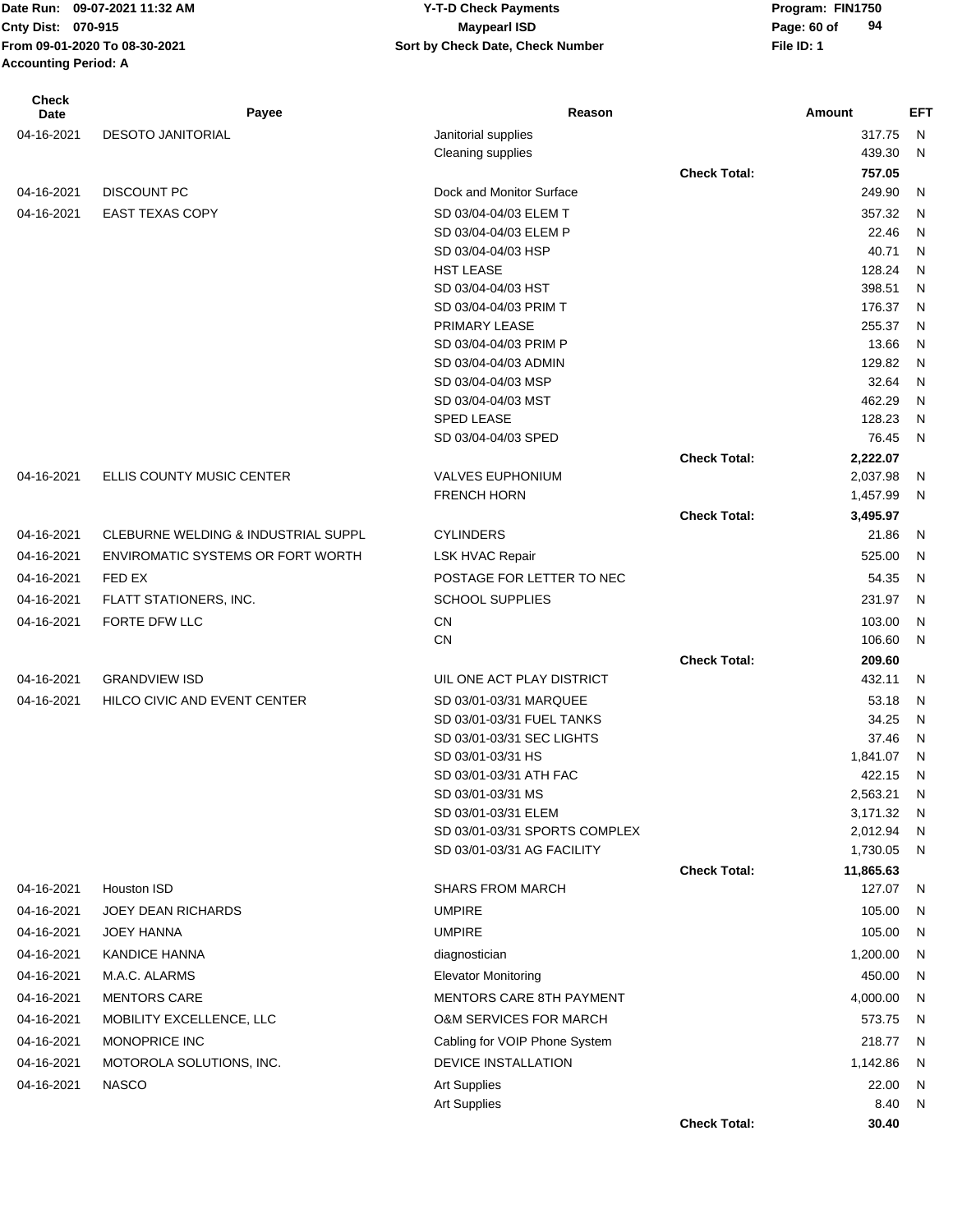| Check Date | Payee | Reason | | Amount | EFT |
|---|---|---|---|---|---|
| 04-16-2021 | DESOTO JANITORIAL | Janitorial supplies | | 317.75 | N |
| | | Cleaning supplies | | 439.30 | N |
| | | | **Check Total:** | **757.05** | |
| 04-16-2021 | DISCOUNT PC | Dock and Monitor Surface | | 249.90 | N |
| 04-16-2021 | EAST TEXAS COPY | SD 03/04-04/03 ELEM T | | 357.32 | N |
| | | SD 03/04-04/03 ELEM P | | 22.46 | N |
| | | SD 03/04-04/03 HSP | | 40.71 | N |
| | | HST LEASE | | 128.24 | N |
| | | SD 03/04-04/03 HST | | 398.51 | N |
| | | SD 03/04-04/03 PRIM T | | 176.37 | N |
| | | PRIMARY LEASE | | 255.37 | N |
| | | SD 03/04-04/03 PRIM P | | 13.66 | N |
| | | SD 03/04-04/03 ADMIN | | 129.82 | N |
| | | SD 03/04-04/03 MSP | | 32.64 | N |
| | | SD 03/04-04/03 MST | | 462.29 | N |
| | | SPED LEASE | | 128.23 | N |
| | | SD 03/04-04/03 SPED | | 76.45 | N |
| | | | **Check Total:** | **2,222.07** | |
| 04-16-2021 | ELLIS COUNTY MUSIC CENTER | VALVES EUPHONIUM | | 2,037.98 | N |
| | | FRENCH HORN | | 1,457.99 | N |
| | | | **Check Total:** | **3,495.97** | |
| 04-16-2021 | CLEBURNE WELDING & INDUSTRIAL SUPPL | CYLINDERS | | 21.86 | N |
| 04-16-2021 | ENVIROMATIC SYSTEMS OR FORT WORTH | LSK HVAC Repair | | 525.00 | N |
| 04-16-2021 | FED EX | POSTAGE FOR LETTER TO NEC | | 54.35 | N |
| 04-16-2021 | FLATT STATIONERS, INC. | SCHOOL SUPPLIES | | 231.97 | N |
| 04-16-2021 | FORTE DFW LLC | CN | | 103.00 | N |
| | | CN | | 106.60 | N |
| | | | **Check Total:** | **209.60** | |
| 04-16-2021 | GRANDVIEW ISD | UIL ONE ACT PLAY DISTRICT | | 432.11 | N |
| 04-16-2021 | HILCO CIVIC AND EVENT CENTER | SD 03/01-03/31 MARQUEE | | 53.18 | N |
| | | SD 03/01-03/31 FUEL TANKS | | 34.25 | N |
| | | SD 03/01-03/31 SEC LIGHTS | | 37.46 | N |
| | | SD 03/01-03/31 HS | | 1,841.07 | N |
| | | SD 03/01-03/31 ATH FAC | | 422.15 | N |
| | | SD 03/01-03/31 MS | | 2,563.21 | N |
| | | SD 03/01-03/31 ELEM | | 3,171.32 | N |
| | | SD 03/01-03/31 SPORTS COMPLEX | | 2,012.94 | N |
| | | SD 03/01-03/31 AG FACILITY | | 1,730.05 | N |
| | | | **Check Total:** | **11,865.63** | |
| 04-16-2021 | Houston ISD | SHARS FROM MARCH | | 127.07 | N |
| 04-16-2021 | JOEY DEAN RICHARDS | UMPIRE | | 105.00 | N |
| 04-16-2021 | JOEY HANNA | UMPIRE | | 105.00 | N |
| 04-16-2021 | KANDICE HANNA | diagnostician | | 1,200.00 | N |
| 04-16-2021 | M.A.C. ALARMS | Elevator Monitoring | | 450.00 | N |
| 04-16-2021 | MENTORS CARE | MENTORS CARE 8TH PAYMENT | | 4,000.00 | N |
| 04-16-2021 | MOBILITY EXCELLENCE, LLC | O&M SERVICES FOR MARCH | | 573.75 | N |
| 04-16-2021 | MONOPRICE INC | Cabling for VOIP Phone System | | 218.77 | N |
| 04-16-2021 | MOTOROLA SOLUTIONS, INC. | DEVICE INSTALLATION | | 1,142.86 | N |
| 04-16-2021 | NASCO | Art Supplies | | 22.00 | N |
| | | Art Supplies | | 8.40 | N |
| | | | **Check Total:** | **30.40** | |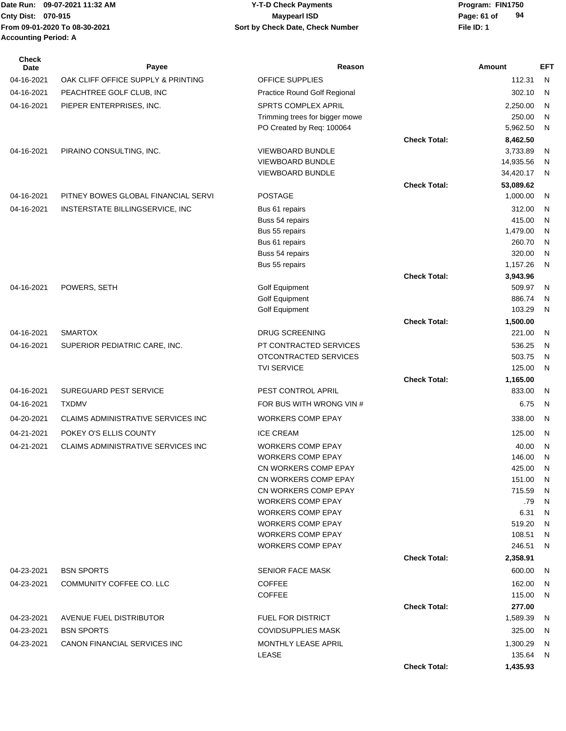Date Run: 09-07-2021 11:32 AM
Cnty Dist: 070-915
From 09-01-2020 To 08-30-2021
Accounting Period: A

**Y-T-D Check Payments**
**Maypearl ISD**
**Sort by Check Date, Check Number**

Program: FIN1750
File ID: 1

| Check Date | Payee | Reason | | Amount | EFT |
|---|---|---|---|---|---|
| 04-16-2021 | OAK CLIFF OFFICE SUPPLY & PRINTING | OFFICE SUPPLIES | | 112.31 | N |
| 04-16-2021 | PEACHTREE GOLF CLUB, INC | Practice Round Golf Regional | | 302.10 | N |
| 04-16-2021 | PIEPER ENTERPRISES, INC. | SPRTS COMPLEX APRIL | | 2,250.00 | N |
| | | Trimming trees for bigger mowe | | 250.00 | N |
| | | PO Created by Req: 100064 | | 5,962.50 | N |
| | | | **Check Total:** | **8,462.50** | |
| 04-16-2021 | PIRAINO CONSULTING, INC. | VIEWBOARD BUNDLE | | 3,733.89 | N |
| | | VIEWBOARD BUNDLE | | 14,935.56 | N |
| | | VIEWBOARD BUNDLE | | 34,420.17 | N |
| | | | **Check Total:** | **53,089.62** | |
| 04-16-2021 | PITNEY BOWES GLOBAL FINANCIAL SERVI | POSTAGE | | 1,000.00 | N |
| 04-16-2021 | INSTERSTATE BILLINGSERVICE, INC | Bus 61 repairs | | 312.00 | N |
| | | Buss 54 repairs | | 415.00 | N |
| | | Bus 55 repairs | | 1,479.00 | N |
| | | Bus 61 repairs | | 260.70 | N |
| | | Buss 54 repairs | | 320.00 | N |
| | | Bus 55 repairs | | 1,157.26 | N |
| | | | **Check Total:** | **3,943.96** | |
| 04-16-2021 | POWERS, SETH | Golf Equipment | | 509.97 | N |
| | | Golf Equipment | | 886.74 | N |
| | | Golf Equipment | | 103.29 | N |
| | | | **Check Total:** | **1,500.00** | |
| 04-16-2021 | SMARTOX | DRUG SCREENING | | 221.00 | N |
| 04-16-2021 | SUPERIOR PEDIATRIC CARE, INC. | PT CONTRACTED SERVICES | | 536.25 | N |
| | | OTCONTRACTED SERVICES | | 503.75 | N |
| | | TVI SERVICE | | 125.00 | N |
| | | | **Check Total:** | **1,165.00** | |
| 04-16-2021 | SUREGUARD PEST SERVICE | PEST CONTROL APRIL | | 833.00 | N |
| 04-16-2021 | TXDMV | FOR BUS WITH WRONG VIN # | | 6.75 | N |
| 04-20-2021 | CLAIMS ADMINISTRATIVE SERVICES INC | WORKERS COMP EPAY | | 338.00 | N |
| 04-21-2021 | POKEY O'S ELLIS COUNTY | ICE CREAM | | 125.00 | N |
| 04-21-2021 | CLAIMS ADMINISTRATIVE SERVICES INC | WORKERS COMP EPAY | | 40.00 | N |
| | | WORKERS COMP EPAY | | 146.00 | N |
| | | CN WORKERS COMP EPAY | | 425.00 | N |
| | | CN WORKERS COMP EPAY | | 151.00 | N |
| | | CN WORKERS COMP EPAY | | 715.59 | N |
| | | WORKERS COMP EPAY | | .79 | N |
| | | WORKERS COMP EPAY | | 6.31 | N |
| | | WORKERS COMP EPAY | | 519.20 | N |
| | | WORKERS COMP EPAY | | 108.51 | N |
| | | WORKERS COMP EPAY | | 246.51 | N |
| | | | **Check Total:** | **2,358.91** | |
| 04-23-2021 | BSN SPORTS | SENIOR FACE MASK | | 600.00 | N |
| 04-23-2021 | COMMUNITY COFFEE CO. LLC | COFFEE | | 162.00 | N |
| | | COFFEE | | 115.00 | N |
| | | | **Check Total:** | **277.00** | |
| 04-23-2021 | AVENUE FUEL DISTRIBUTOR | FUEL FOR DISTRICT | | 1,589.39 | N |
| 04-23-2021 | BSN SPORTS | COVIDSUPPLIES MASK | | 325.00 | N |
| 04-23-2021 | CANON FINANCIAL SERVICES INC | MONTHLY LEASE APRIL | | 1,300.29 | N |
| | | LEASE | | 135.64 | N |
| | | | **Check Total:** | **1,435.93** | |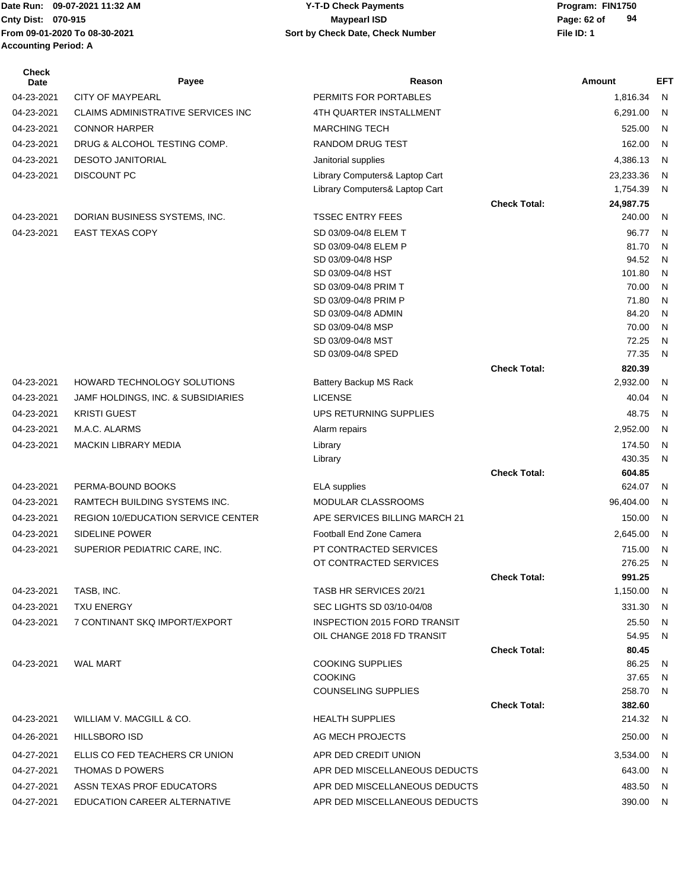Date Run: 09-07-2021 11:32 AM
Cnty Dist: 070-915
From 09-01-2020 To 08-30-2021
Accounting Period: A

**Y-T-D Check Payments**
**Maypearl ISD**
**Sort by Check Date, Check Number**

Program: FIN1750
File ID: 1

| Check Date | Payee | Reason | | Amount | EFT |
|---|---|---|---|---|---|
| 04-23-2021 | CITY OF MAYPEARL | PERMITS FOR PORTABLES | | 1,816.34 | N |
| 04-23-2021 | CLAIMS ADMINISTRATIVE SERVICES INC | 4TH QUARTER INSTALLMENT | | 6,291.00 | N |
| 04-23-2021 | CONNOR HARPER | MARCHING TECH | | 525.00 | N |
| 04-23-2021 | DRUG & ALCOHOL TESTING COMP. | RANDOM DRUG TEST | | 162.00 | N |
| 04-23-2021 | DESOTO JANITORIAL | Janitorial supplies | | 4,386.13 | N |
| 04-23-2021 | DISCOUNT PC | Library Computers& Laptop Cart | | 23,233.36 | N |
| | | Library Computers& Laptop Cart | | 1,754.39 | N |
| | | | **Check Total:** | **24,987.75** | |
| 04-23-2021 | DORIAN BUSINESS SYSTEMS, INC. | TSSEC ENTRY FEES | | 240.00 | N |
| 04-23-2021 | EAST TEXAS COPY | SD 03/09-04/8 ELEM T | | 96.77 | N |
| | | SD 03/09-04/8 ELEM P | | 81.70 | N |
| | | SD 03/09-04/8 HSP | | 94.52 | N |
| | | SD 03/09-04/8 HST | | 101.80 | N |
| | | SD 03/09-04/8 PRIM T | | 70.00 | N |
| | | SD 03/09-04/8 PRIM P | | 71.80 | N |
| | | SD 03/09-04/8 ADMIN | | 84.20 | N |
| | | SD 03/09-04/8 MSP | | 70.00 | N |
| | | SD 03/09-04/8 MST | | 72.25 | N |
| | | SD 03/09-04/8 SPED | | 77.35 | N |
| | | | **Check Total:** | **820.39** | |
| 04-23-2021 | HOWARD TECHNOLOGY SOLUTIONS | Battery Backup MS Rack | | 2,932.00 | N |
| 04-23-2021 | JAMF HOLDINGS, INC. & SUBSIDIARIES | LICENSE | | 40.04 | N |
| 04-23-2021 | KRISTI GUEST | UPS RETURNING SUPPLIES | | 48.75 | N |
| 04-23-2021 | M.A.C. ALARMS | Alarm repairs | | 2,952.00 | N |
| 04-23-2021 | MACKIN LIBRARY MEDIA | Library | | 174.50 | N |
| | | Library | | 430.35 | N |
| | | | **Check Total:** | **604.85** | |
| 04-23-2021 | PERMA-BOUND BOOKS | ELA supplies | | 624.07 | N |
| 04-23-2021 | RAMTECH BUILDING SYSTEMS INC. | MODULAR CLASSROOMS | | 96,404.00 | N |
| 04-23-2021 | REGION 10/EDUCATION SERVICE CENTER | APE SERVICES BILLING MARCH 21 | | 150.00 | N |
| 04-23-2021 | SIDELINE POWER | Football End Zone Camera | | 2,645.00 | N |
| 04-23-2021 | SUPERIOR PEDIATRIC CARE, INC. | PT CONTRACTED SERVICES | | 715.00 | N |
| | | OT CONTRACTED SERVICES | | 276.25 | N |
| | | | **Check Total:** | **991.25** | |
| 04-23-2021 | TASB, INC. | TASB HR SERVICES 20/21 | | 1,150.00 | N |
| 04-23-2021 | TXU ENERGY | SEC LIGHTS SD 03/10-04/08 | | 331.30 | N |
| 04-23-2021 | 7 CONTINANT SKQ IMPORT/EXPORT | INSPECTION 2015 FORD TRANSIT | | 25.50 | N |
| | | OIL CHANGE 2018 FD TRANSIT | | 54.95 | N |
| | | | **Check Total:** | **80.45** | |
| 04-23-2021 | WAL MART | COOKING SUPPLIES | | 86.25 | N |
| | | COOKING | | 37.65 | N |
| | | COUNSELING SUPPLIES | | 258.70 | N |
| | | | **Check Total:** | **382.60** | |
| 04-23-2021 | WILLIAM V. MACGILL & CO. | HEALTH SUPPLIES | | 214.32 | N |
| 04-26-2021 | HILLSBORO ISD | AG MECH PROJECTS | | 250.00 | N |
| 04-27-2021 | ELLIS CO FED TEACHERS CR UNION | APR DED CREDIT UNION | | 3,534.00 | N |
| 04-27-2021 | THOMAS D POWERS | APR DED MISCELLANEOUS DEDUCTS | | 643.00 | N |
| 04-27-2021 | ASSN TEXAS PROF EDUCATORS | APR DED MISCELLANEOUS DEDUCTS | | 483.50 | N |
| 04-27-2021 | EDUCATION CAREER ALTERNATIVE | APR DED MISCELLANEOUS DEDUCTS | | 390.00 | N |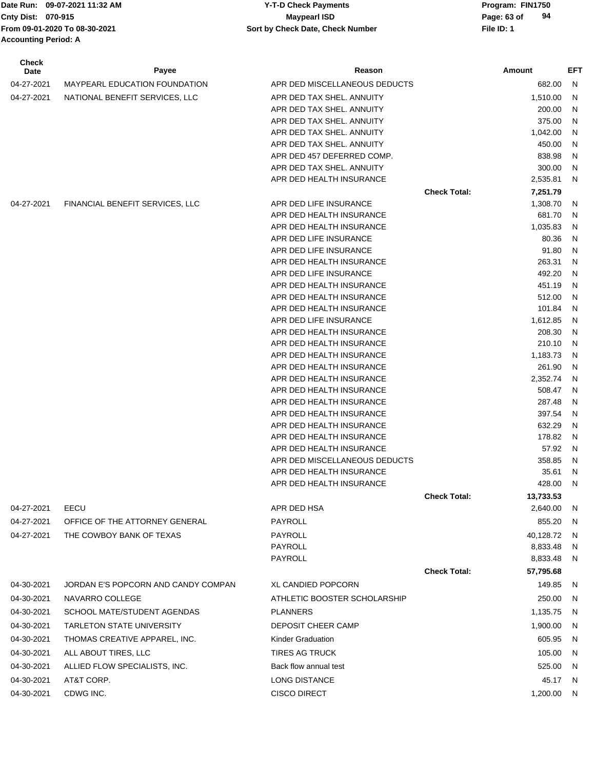| Check Date | Payee | Reason | | Amount | EFT |
|---|---|---|---|---|---|
| 04-27-2021 | MAYPEARL EDUCATION FOUNDATION | APR DED MISCELLANEOUS DEDUCTS | | 682.00 | N |
| 04-27-2021 | NATIONAL BENEFIT SERVICES, LLC | APR DED TAX SHEL. ANNUITY | | 1,510.00 | N |
| | | APR DED TAX SHEL. ANNUITY | | 200.00 | N |
| | | APR DED TAX SHEL. ANNUITY | | 375.00 | N |
| | | APR DED TAX SHEL. ANNUITY | | 1,042.00 | N |
| | | APR DED TAX SHEL. ANNUITY | | 450.00 | N |
| | | APR DED 457 DEFERRED COMP. | | 838.98 | N |
| | | APR DED TAX SHEL. ANNUITY | | 300.00 | N |
| | | APR DED HEALTH INSURANCE | | 2,535.81 | N |
| | | | **Check Total:** | **7,251.79** | |
| 04-27-2021 | FINANCIAL BENEFIT SERVICES, LLC | APR DED LIFE INSURANCE | | 1,308.70 | N |
| | | APR DED HEALTH INSURANCE | | 681.70 | N |
| | | APR DED HEALTH INSURANCE | | 1,035.83 | N |
| | | APR DED LIFE INSURANCE | | 80.36 | N |
| | | APR DED LIFE INSURANCE | | 91.80 | N |
| | | APR DED HEALTH INSURANCE | | 263.31 | N |
| | | APR DED LIFE INSURANCE | | 492.20 | N |
| | | APR DED HEALTH INSURANCE | | 451.19 | N |
| | | APR DED HEALTH INSURANCE | | 512.00 | N |
| | | APR DED HEALTH INSURANCE | | 101.84 | N |
| | | APR DED LIFE INSURANCE | | 1,612.85 | N |
| | | APR DED HEALTH INSURANCE | | 208.30 | N |
| | | APR DED HEALTH INSURANCE | | 210.10 | N |
| | | APR DED HEALTH INSURANCE | | 1,183.73 | N |
| | | APR DED HEALTH INSURANCE | | 261.90 | N |
| | | APR DED HEALTH INSURANCE | | 2,352.74 | N |
| | | APR DED HEALTH INSURANCE | | 508.47 | N |
| | | APR DED HEALTH INSURANCE | | 287.48 | N |
| | | APR DED HEALTH INSURANCE | | 397.54 | N |
| | | APR DED HEALTH INSURANCE | | 632.29 | N |
| | | APR DED HEALTH INSURANCE | | 178.82 | N |
| | | APR DED HEALTH INSURANCE | | 57.92 | N |
| | | APR DED MISCELLANEOUS DEDUCTS | | 358.85 | N |
| | | APR DED HEALTH INSURANCE | | 35.61 | N |
| | | APR DED HEALTH INSURANCE | | 428.00 | N |
| | | | **Check Total:** | **13,733.53** | |
| 04-27-2021 | EECU | APR DED HSA | | 2,640.00 | N |
| 04-27-2021 | OFFICE OF THE ATTORNEY GENERAL | PAYROLL | | 855.20 | N |
| 04-27-2021 | THE COWBOY BANK OF TEXAS | PAYROLL | | 40,128.72 | N |
| | | PAYROLL | | 8,833.48 | N |
| | | PAYROLL | | 8,833.48 | N |
| | | | **Check Total:** | **57,795.68** | |
| 04-30-2021 | JORDAN E'S POPCORN AND CANDY COMPAN | XL CANDIED POPCORN | | 149.85 | N |
| 04-30-2021 | NAVARRO COLLEGE | ATHLETIC BOOSTER SCHOLARSHIP | | 250.00 | N |
| 04-30-2021 | SCHOOL MATE/STUDENT AGENDAS | PLANNERS | | 1,135.75 | N |
| 04-30-2021 | TARLETON STATE UNIVERSITY | DEPOSIT CHEER CAMP | | 1,900.00 | N |
| 04-30-2021 | THOMAS CREATIVE APPAREL, INC. | Kinder Graduation | | 605.95 | N |
| 04-30-2021 | ALL ABOUT TIRES, LLC | TIRES AG TRUCK | | 105.00 | N |
| 04-30-2021 | ALLIED FLOW SPECIALISTS, INC. | Back flow annual test | | 525.00 | N |
| 04-30-2021 | AT&T CORP. | LONG DISTANCE | | 45.17 | N |
| 04-30-2021 | CDWG INC. | CISCO DIRECT | | 1,200.00 | N |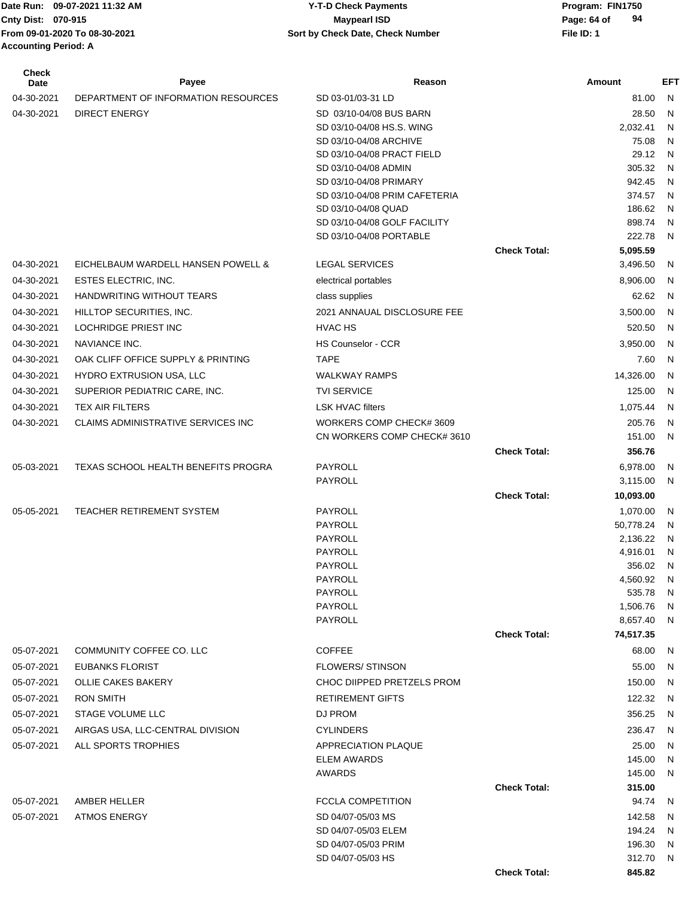Date Run: 09-07-2021 11:32 AM
Cnty Dist: 070-915
From 09-01-2020 To 08-30-2021
Accounting Period: A

# Y-T-D Check Payments
## Maypearl ISD
Sort by Check Date, Check Number

Program: FIN1750
File ID: 1

| Check Date | Payee | Reason | | Amount | EFT |
|---|---|---|---|---|---|
| 04-30-2021 | DEPARTMENT OF INFORMATION RESOURCES | SD 03-01/03-31 LD | | 81.00 | N |
| 04-30-2021 | DIRECT ENERGY | SD 03/10-04/08 BUS BARN | | 28.50 | N |
| | | SD 03/10-04/08 HS.S. WING | | 2,032.41 | N |
| | | SD 03/10-04/08 ARCHIVE | | 75.08 | N |
| | | SD 03/10-04/08 PRACT FIELD | | 29.12 | N |
| | | SD 03/10-04/08 ADMIN | | 305.32 | N |
| | | SD 03/10-04/08 PRIMARY | | 942.45 | N |
| | | SD 03/10-04/08 PRIM CAFETERIA | | 374.57 | N |
| | | SD 03/10-04/08 QUAD | | 186.62 | N |
| | | SD 03/10-04/08 GOLF FACILITY | | 898.74 | N |
| | | SD 03/10-04/08 PORTABLE | | 222.78 | N |
| | | | **Check Total:** | **5,095.59** | |
| 04-30-2021 | EICHELBAUM WARDELL HANSEN POWELL & | LEGAL SERVICES | | 3,496.50 | N |
| 04-30-2021 | ESTES ELECTRIC, INC. | electrical portables | | 8,906.00 | N |
| 04-30-2021 | HANDWRITING WITHOUT TEARS | class supplies | | 62.62 | N |
| 04-30-2021 | HILLTOP SECURITIES, INC. | 2021 ANNAUAL DISCLOSURE FEE | | 3,500.00 | N |
| 04-30-2021 | LOCHRIDGE PRIEST INC | HVAC HS | | 520.50 | N |
| 04-30-2021 | NAVIANCE INC. | HS Counselor - CCR | | 3,950.00 | N |
| 04-30-2021 | OAK CLIFF OFFICE SUPPLY & PRINTING | TAPE | | 7.60 | N |
| 04-30-2021 | HYDRO EXTRUSION USA, LLC | WALKWAY RAMPS | | 14,326.00 | N |
| 04-30-2021 | SUPERIOR PEDIATRIC CARE, INC. | TVI SERVICE | | 125.00 | N |
| 04-30-2021 | TEX AIR FILTERS | LSK HVAC filters | | 1,075.44 | N |
| 04-30-2021 | CLAIMS ADMINISTRATIVE SERVICES INC | WORKERS COMP CHECK# 3609 | | 205.76 | N |
| | | CN WORKERS COMP CHECK# 3610 | | 151.00 | N |
| | | | **Check Total:** | **356.76** | |
| 05-03-2021 | TEXAS SCHOOL HEALTH BENEFITS PROGRA | PAYROLL | | 6,978.00 | N |
| | | PAYROLL | | 3,115.00 | N |
| | | | **Check Total:** | **10,093.00** | |
| 05-05-2021 | TEACHER RETIREMENT SYSTEM | PAYROLL | | 1,070.00 | N |
| | | PAYROLL | | 50,778.24 | N |
| | | PAYROLL | | 2,136.22 | N |
| | | PAYROLL | | 4,916.01 | N |
| | | PAYROLL | | 356.02 | N |
| | | PAYROLL | | 4,560.92 | N |
| | | PAYROLL | | 535.78 | N |
| | | PAYROLL | | 1,506.76 | N |
| | | PAYROLL | | 8,657.40 | N |
| | | | **Check Total:** | **74,517.35** | |
| 05-07-2021 | COMMUNITY COFFEE CO. LLC | COFFEE | | 68.00 | N |
| 05-07-2021 | EUBANKS FLORIST | FLOWERS/ STINSON | | 55.00 | N |
| 05-07-2021 | OLLIE CAKES BAKERY | CHOC DIIPPED PRETZELS PROM | | 150.00 | N |
| 05-07-2021 | RON SMITH | RETIREMENT GIFTS | | 122.32 | N |
| 05-07-2021 | STAGE VOLUME LLC | DJ PROM | | 356.25 | N |
| 05-07-2021 | AIRGAS USA, LLC-CENTRAL DIVISION | CYLINDERS | | 236.47 | N |
| 05-07-2021 | ALL SPORTS TROPHIES | APPRECIATION PLAQUE | | 25.00 | N |
| | | ELEM AWARDS | | 145.00 | N |
| | | AWARDS | | 145.00 | N |
| | | | **Check Total:** | **315.00** | |
| 05-07-2021 | AMBER HELLER | FCCLA COMPETITION | | 94.74 | N |
| 05-07-2021 | ATMOS ENERGY | SD 04/07-05/03 MS | | 142.58 | N |
| | | SD 04/07-05/03 ELEM | | 194.24 | N |
| | | SD 04/07-05/03 PRIM | | 196.30 | N |
| | | SD 04/07-05/03 HS | | 312.70 | N |
| | | | **Check Total:** | **845.82** | |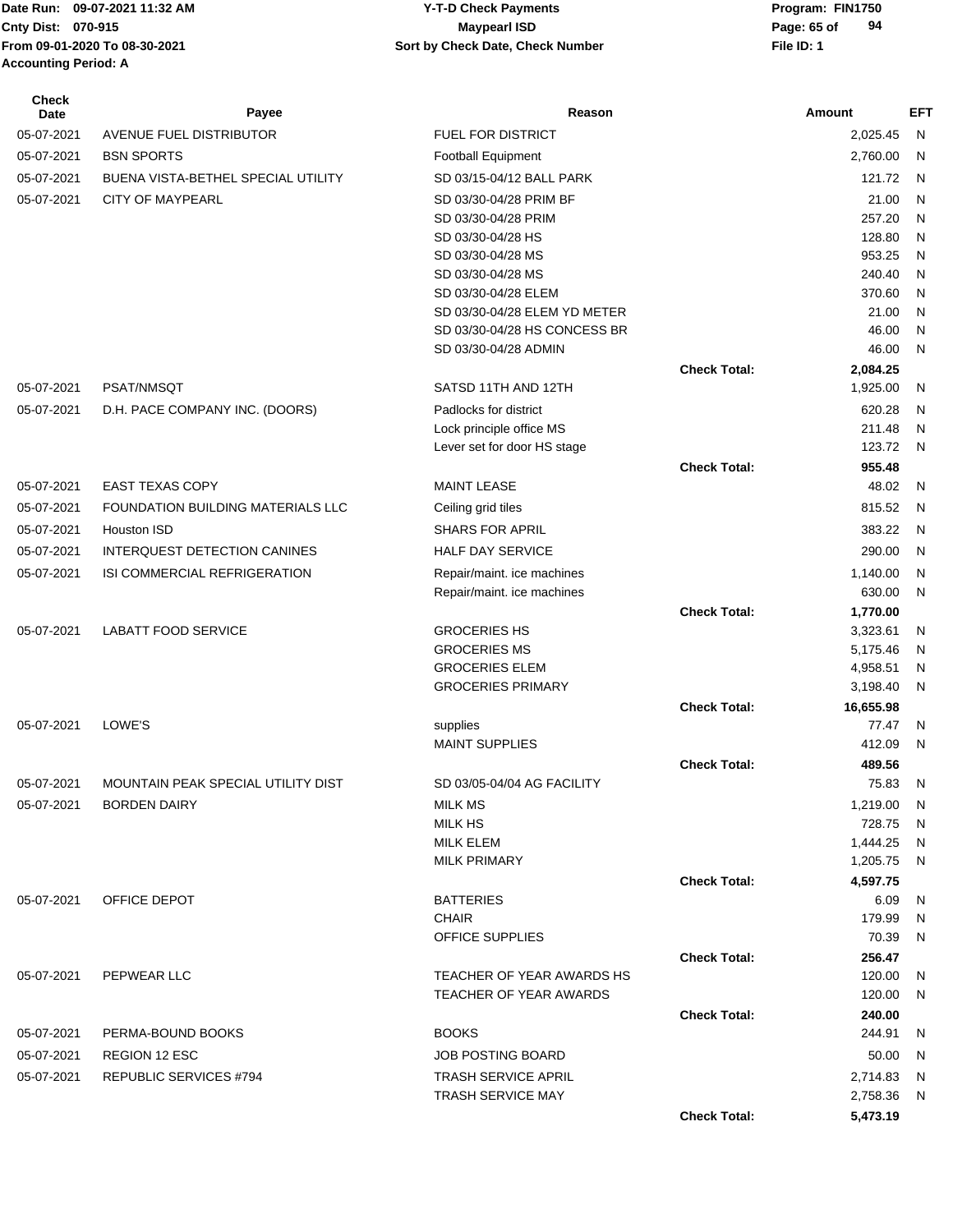Date Run: 09-07-2021 11:32 AM
Cnty Dist: 070-915
From 09-01-2020 To 08-30-2021
Accounting Period: A

# Y-T-D Check Payments
## Maypearl ISD
### Sort by Check Date, Check Number

Program: FIN1750
File ID: 1

| Check Date | Payee | Reason | | Amount | EFT |
|---|---|---|---|---|---|
| 05-07-2021 | AVENUE FUEL DISTRIBUTOR | FUEL FOR DISTRICT | | 2,025.45 | N |
| 05-07-2021 | BSN SPORTS | Football Equipment | | 2,760.00 | N |
| 05-07-2021 | BUENA VISTA-BETHEL SPECIAL UTILITY | SD 03/15-04/12 BALL PARK | | 121.72 | N |
| 05-07-2021 | CITY OF MAYPEARL | SD 03/30-04/28 PRIM BF | | 21.00 | N |
| | | SD 03/30-04/28 PRIM | | 257.20 | N |
| | | SD 03/30-04/28 HS | | 128.80 | N |
| | | SD 03/30-04/28 MS | | 953.25 | N |
| | | SD 03/30-04/28 MS | | 240.40 | N |
| | | SD 03/30-04/28 ELEM | | 370.60 | N |
| | | SD 03/30-04/28 ELEM YD METER | | 21.00 | N |
| | | SD 03/30-04/28 HS CONCESS BR | | 46.00 | N |
| | | SD 03/30-04/28 ADMIN | | 46.00 | N |
| | | | **Check Total:** | **2,084.25** | |
| 05-07-2021 | PSAT/NMSQT | SATSD 11TH AND 12TH | | 1,925.00 | N |
| 05-07-2021 | D.H. PACE COMPANY INC. (DOORS) | Padlocks for district | | 620.28 | N |
| | | Lock principle office MS | | 211.48 | N |
| | | Lever set for door HS stage | | 123.72 | N |
| | | | **Check Total:** | **955.48** | |
| 05-07-2021 | EAST TEXAS COPY | MAINT LEASE | | 48.02 | N |
| 05-07-2021 | FOUNDATION BUILDING MATERIALS LLC | Ceiling grid tiles | | 815.52 | N |
| 05-07-2021 | Houston ISD | SHARS FOR APRIL | | 383.22 | N |
| 05-07-2021 | INTERQUEST DETECTION CANINES | HALF DAY SERVICE | | 290.00 | N |
| 05-07-2021 | ISI COMMERCIAL REFRIGERATION | Repair/maint. ice machines | | 1,140.00 | N |
| | | Repair/maint. ice machines | | 630.00 | N |
| | | | **Check Total:** | **1,770.00** | |
| 05-07-2021 | LABATT FOOD SERVICE | GROCERIES HS | | 3,323.61 | N |
| | | GROCERIES MS | | 5,175.46 | N |
| | | GROCERIES ELEM | | 4,958.51 | N |
| | | GROCERIES PRIMARY | | 3,198.40 | N |
| | | | **Check Total:** | **16,655.98** | |
| 05-07-2021 | LOWE'S | supplies | | 77.47 | N |
| | | MAINT SUPPLIES | | 412.09 | N |
| | | | **Check Total:** | **489.56** | |
| 05-07-2021 | MOUNTAIN PEAK SPECIAL UTILITY DIST | SD 03/05-04/04 AG FACILITY | | 75.83 | N |
| 05-07-2021 | BORDEN DAIRY | MILK MS | | 1,219.00 | N |
| | | MILK HS | | 728.75 | N |
| | | MILK ELEM | | 1,444.25 | N |
| | | MILK PRIMARY | | 1,205.75 | N |
| | | | **Check Total:** | **4,597.75** | |
| 05-07-2021 | OFFICE DEPOT | BATTERIES | | 6.09 | N |
| | | CHAIR | | 179.99 | N |
| | | OFFICE SUPPLIES | | 70.39 | N |
| | | | **Check Total:** | **256.47** | |
| 05-07-2021 | PEPWEAR LLC | TEACHER OF YEAR AWARDS HS | | 120.00 | N |
| | | TEACHER OF YEAR AWARDS | | 120.00 | N |
| | | | **Check Total:** | **240.00** | |
| 05-07-2021 | PERMA-BOUND BOOKS | BOOKS | | 244.91 | N |
| 05-07-2021 | REGION 12 ESC | JOB POSTING BOARD | | 50.00 | N |
| 05-07-2021 | REPUBLIC SERVICES #794 | TRASH SERVICE APRIL | | 2,714.83 | N |
| | | TRASH SERVICE MAY | | 2,758.36 | N |
| | | | **Check Total:** | **5,473.19** | |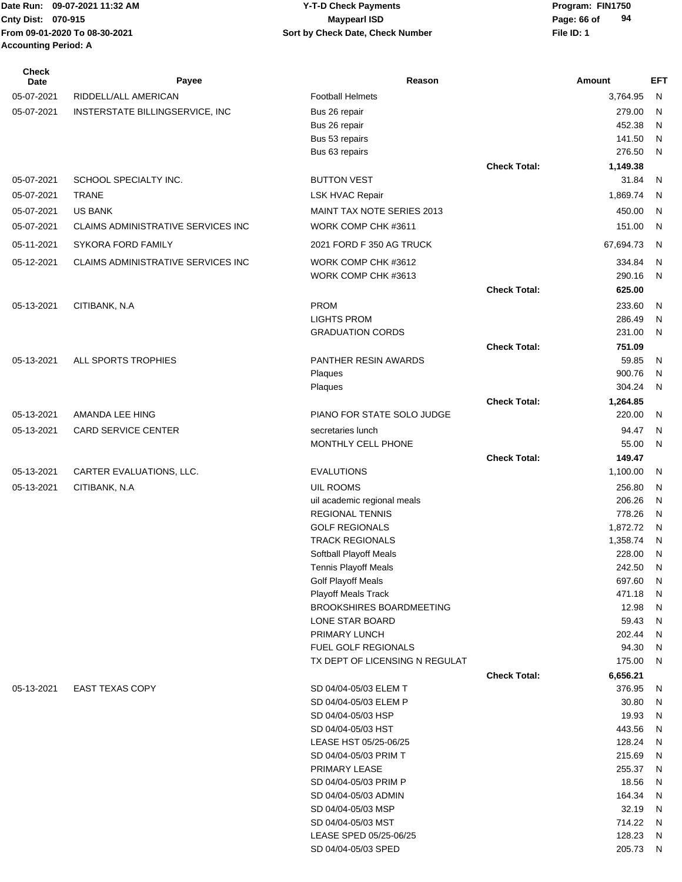Date Run: 09-07-2021 11:32 AM
Cnty Dist: 070-915
From 09-01-2020 To 08-30-2021
Accounting Period: A

**Y-T-D Check Payments**
**Maypearl ISD**
**Sort by Check Date, Check Number**

Program: FIN1750
File ID: 1

| Check Date | Payee | Reason | | Amount | EFT |
|---|---|---|---|---|---|
| 05-07-2021 | RIDDELL/ALL AMERICAN | Football Helmets | | 3,764.95 | N |
| 05-07-2021 | INSTERSTATE BILLINGSERVICE, INC | Bus 26 repair | | 279.00 | N |
| | | Bus 26 repair | | 452.38 | N |
| | | Bus 53 repairs | | 141.50 | N |
| | | Bus 63 repairs | | 276.50 | N |
| | | | **Check Total:** | **1,149.38** | |
| 05-07-2021 | SCHOOL SPECIALTY INC. | BUTTON VEST | | 31.84 | N |
| 05-07-2021 | TRANE | LSK HVAC Repair | | 1,869.74 | N |
| 05-07-2021 | US BANK | MAINT TAX NOTE SERIES 2013 | | 450.00 | N |
| 05-07-2021 | CLAIMS ADMINISTRATIVE SERVICES INC | WORK COMP CHK #3611 | | 151.00 | N |
| 05-11-2021 | SYKORA FORD FAMILY | 2021 FORD F 350 AG TRUCK | | 67,694.73 | N |
| 05-12-2021 | CLAIMS ADMINISTRATIVE SERVICES INC | WORK COMP CHK #3612 | | 334.84 | N |
| | | WORK COMP CHK #3613 | | 290.16 | N |
| | | | **Check Total:** | **625.00** | |
| 05-13-2021 | CITIBANK, N.A | PROM | | 233.60 | N |
| | | LIGHTS PROM | | 286.49 | N |
| | | GRADUATION CORDS | | 231.00 | N |
| | | | **Check Total:** | **751.09** | |
| 05-13-2021 | ALL SPORTS TROPHIES | PANTHER RESIN AWARDS | | 59.85 | N |
| | | Plaques | | 900.76 | N |
| | | Plaques | | 304.24 | N |
| | | | **Check Total:** | **1,264.85** | |
| 05-13-2021 | AMANDA LEE HING | PIANO FOR STATE SOLO JUDGE | | 220.00 | N |
| 05-13-2021 | CARD SERVICE CENTER | secretaries lunch | | 94.47 | N |
| | | MONTHLY CELL PHONE | | 55.00 | N |
| | | | **Check Total:** | **149.47** | |
| 05-13-2021 | CARTER EVALUATIONS, LLC. | EVALUTIONS | | 1,100.00 | N |
| 05-13-2021 | CITIBANK, N.A | UIL ROOMS | | 256.80 | N |
| | | uil academic regional meals | | 206.26 | N |
| | | REGIONAL TENNIS | | 778.26 | N |
| | | GOLF REGIONALS | | 1,872.72 | N |
| | | TRACK REGIONALS | | 1,358.74 | N |
| | | Softball Playoff Meals | | 228.00 | N |
| | | Tennis Playoff Meals | | 242.50 | N |
| | | Golf Playoff Meals | | 697.60 | N |
| | | Playoff Meals Track | | 471.18 | N |
| | | BROOKSHIRES BOARDMEETING | | 12.98 | N |
| | | LONE STAR BOARD | | 59.43 | N |
| | | PRIMARY LUNCH | | 202.44 | N |
| | | FUEL GOLF REGIONALS | | 94.30 | N |
| | | TX DEPT OF LICENSING N REGULAT | | 175.00 | N |
| | | | **Check Total:** | **6,656.21** | |
| 05-13-2021 | EAST TEXAS COPY | SD 04/04-05/03 ELEM T | | 376.95 | N |
| | | SD 04/04-05/03 ELEM P | | 30.80 | N |
| | | SD 04/04-05/03 HSP | | 19.93 | N |
| | | SD 04/04-05/03 HST | | 443.56 | N |
| | | LEASE HST 05/25-06/25 | | 128.24 | N |
| | | SD 04/04-05/03 PRIM T | | 215.69 | N |
| | | PRIMARY LEASE | | 255.37 | N |
| | | SD 04/04-05/03 PRIM P | | 18.56 | N |
| | | SD 04/04-05/03 ADMIN | | 164.34 | N |
| | | SD 04/04-05/03 MSP | | 32.19 | N |
| | | SD 04/04-05/03 MST | | 714.22 | N |
| | | LEASE SPED 05/25-06/25 | | 128.23 | N |
| | | SD 04/04-05/03 SPED | | 205.73 | N |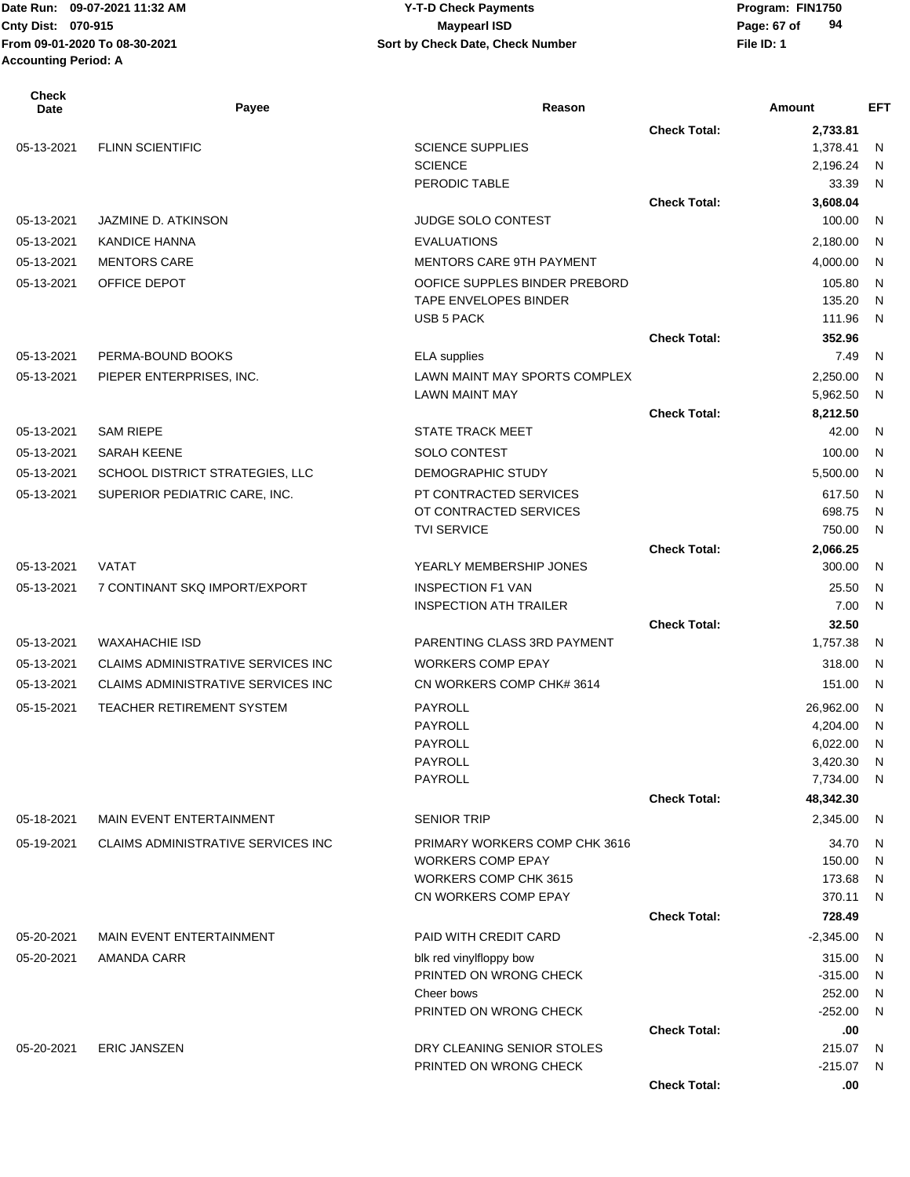Date Run: 09-07-2021 11:32 AM
Cnty Dist: 070-915
From 09-01-2020 To 08-30-2021
Accounting Period: A

**Y-T-D Check Payments**
**Maypearl ISD**
**Sort by Check Date, Check Number**

Program: FIN1750
File ID: 1

| Check Date | Payee | Reason | | Amount | EFT |
|---|---|---|---|---|---|
| | | | Check Total: | 2,733.81 | |
| 05-13-2021 | FLINN SCIENTIFIC | SCIENCE SUPPLIES | | 1,378.41 | N |
| | | SCIENCE | | 2,196.24 | N |
| | | PERODIC TABLE | | 33.39 | N |
| | | | Check Total: | 3,608.04 | |
| 05-13-2021 | JAZMINE D. ATKINSON | JUDGE SOLO CONTEST | | 100.00 | N |
| 05-13-2021 | KANDICE HANNA | EVALUATIONS | | 2,180.00 | N |
| 05-13-2021 | MENTORS CARE | MENTORS CARE 9TH PAYMENT | | 4,000.00 | N |
| 05-13-2021 | OFFICE DEPOT | OOFICE SUPPLES BINDER PREBORD | | 105.80 | N |
| | | TAPE ENVELOPES BINDER | | 135.20 | N |
| | | USB 5 PACK | | 111.96 | N |
| | | | Check Total: | 352.96 | |
| 05-13-2021 | PERMA-BOUND BOOKS | ELA supplies | | 7.49 | N |
| 05-13-2021 | PIEPER ENTERPRISES, INC. | LAWN MAINT MAY SPORTS COMPLEX | | 2,250.00 | N |
| | | LAWN MAINT MAY | | 5,962.50 | N |
| | | | Check Total: | 8,212.50 | |
| 05-13-2021 | SAM RIEPE | STATE TRACK MEET | | 42.00 | N |
| 05-13-2021 | SARAH KEENE | SOLO CONTEST | | 100.00 | N |
| 05-13-2021 | SCHOOL DISTRICT STRATEGIES, LLC | DEMOGRAPHIC STUDY | | 5,500.00 | N |
| 05-13-2021 | SUPERIOR PEDIATRIC CARE, INC. | PT CONTRACTED SERVICES | | 617.50 | N |
| | | OT CONTRACTED SERVICES | | 698.75 | N |
| | | TVI SERVICE | | 750.00 | N |
| | | | Check Total: | 2,066.25 | |
| 05-13-2021 | VATAT | YEARLY MEMBERSHIP JONES | | 300.00 | N |
| 05-13-2021 | 7 CONTINANT SKQ IMPORT/EXPORT | INSPECTION F1 VAN | | 25.50 | N |
| | | INSPECTION ATH TRAILER | | 7.00 | N |
| | | | Check Total: | 32.50 | |
| 05-13-2021 | WAXAHACHIE ISD | PARENTING CLASS 3RD PAYMENT | | 1,757.38 | N |
| 05-13-2021 | CLAIMS ADMINISTRATIVE SERVICES INC | WORKERS COMP EPAY | | 318.00 | N |
| 05-13-2021 | CLAIMS ADMINISTRATIVE SERVICES INC | CN WORKERS COMP CHK# 3614 | | 151.00 | N |
| 05-15-2021 | TEACHER RETIREMENT SYSTEM | PAYROLL | | 26,962.00 | N |
| | | PAYROLL | | 4,204.00 | N |
| | | PAYROLL | | 6,022.00 | N |
| | | PAYROLL | | 3,420.30 | N |
| | | PAYROLL | | 7,734.00 | N |
| | | | Check Total: | 48,342.30 | |
| 05-18-2021 | MAIN EVENT ENTERTAINMENT | SENIOR TRIP | | 2,345.00 | N |
| 05-19-2021 | CLAIMS ADMINISTRATIVE SERVICES INC | PRIMARY WORKERS COMP CHK 3616 | | 34.70 | N |
| | | WORKERS COMP EPAY | | 150.00 | N |
| | | WORKERS COMP CHK 3615 | | 173.68 | N |
| | | CN WORKERS COMP EPAY | | 370.11 | N |
| | | | Check Total: | 728.49 | |
| 05-20-2021 | MAIN EVENT ENTERTAINMENT | PAID WITH CREDIT CARD | | -2,345.00 | N |
| 05-20-2021 | AMANDA CARR | blk red vinylfloppy bow | | 315.00 | N |
| | | PRINTED ON WRONG CHECK | | -315.00 | N |
| | | Cheer bows | | 252.00 | N |
| | | PRINTED ON WRONG CHECK | | -252.00 | N |
| | | | Check Total: | .00 | |
| 05-20-2021 | ERIC JANSZEN | DRY CLEANING SENIOR STOLES | | 215.07 | N |
| | | PRINTED ON WRONG CHECK | | -215.07 | N |
| | | | Check Total: | .00 | |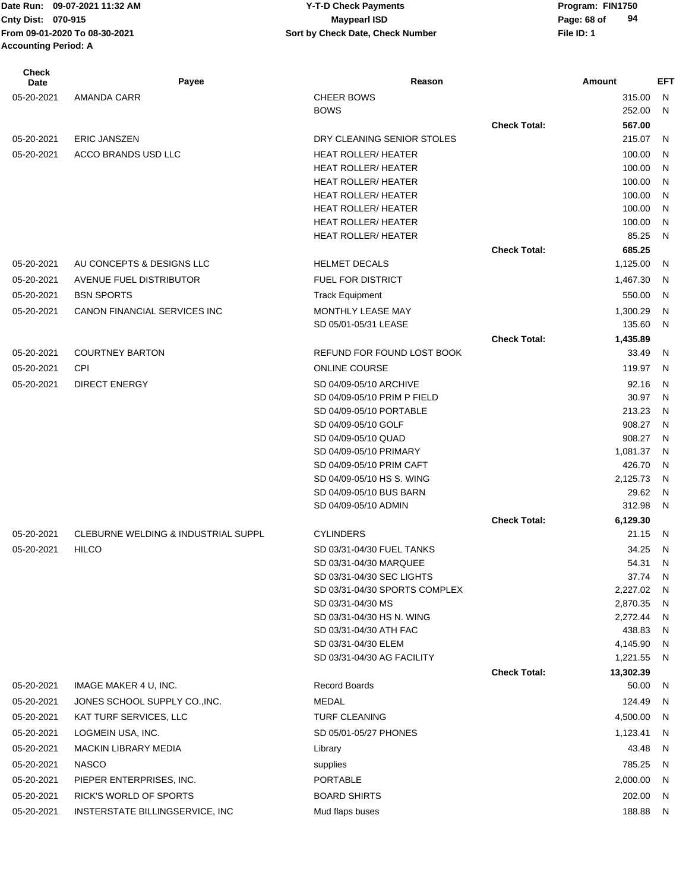Date Run: 09-07-2021 11:32 AM
Cnty Dist: 070-915
From 09-01-2020 To 08-30-2021
Accounting Period: A

**Y-T-D Check Payments**
**Maypearl ISD**
**Sort by Check Date, Check Number**

Program: FIN1750
File ID: 1

| Check Date | Payee | Reason | | Amount | EFT |
|---|---|---|---|---|---|
| 05-20-2021 | AMANDA CARR | CHEER BOWS | | 315.00 | N |
| | | BOWS | | 252.00 | N |
| | | | **Check Total:** | **567.00** | |
| 05-20-2021 | ERIC JANSZEN | DRY CLEANING SENIOR STOLES | | 215.07 | N |
| 05-20-2021 | ACCO BRANDS USD LLC | HEAT ROLLER/ HEATER | | 100.00 | N |
| | | HEAT ROLLER/ HEATER | | 100.00 | N |
| | | HEAT ROLLER/ HEATER | | 100.00 | N |
| | | HEAT ROLLER/ HEATER | | 100.00 | N |
| | | HEAT ROLLER/ HEATER | | 100.00 | N |
| | | HEAT ROLLER/ HEATER | | 100.00 | N |
| | | HEAT ROLLER/ HEATER | | 85.25 | N |
| | | | **Check Total:** | **685.25** | |
| 05-20-2021 | AU CONCEPTS & DESIGNS LLC | HELMET DECALS | | 1,125.00 | N |
| 05-20-2021 | AVENUE FUEL DISTRIBUTOR | FUEL FOR DISTRICT | | 1,467.30 | N |
| 05-20-2021 | BSN SPORTS | Track Equipment | | 550.00 | N |
| 05-20-2021 | CANON FINANCIAL SERVICES INC | MONTHLY LEASE MAY | | 1,300.29 | N |
| | | SD 05/01-05/31 LEASE | | 135.60 | N |
| | | | **Check Total:** | **1,435.89** | |
| 05-20-2021 | COURTNEY BARTON | REFUND FOR FOUND LOST BOOK | | 33.49 | N |
| 05-20-2021 | CPI | ONLINE COURSE | | 119.97 | N |
| 05-20-2021 | DIRECT ENERGY | SD 04/09-05/10 ARCHIVE | | 92.16 | N |
| | | SD 04/09-05/10 PRIM P FIELD | | 30.97 | N |
| | | SD 04/09-05/10 PORTABLE | | 213.23 | N |
| | | SD 04/09-05/10 GOLF | | 908.27 | N |
| | | SD 04/09-05/10 QUAD | | 908.27 | N |
| | | SD 04/09-05/10 PRIMARY | | 1,081.37 | N |
| | | SD 04/09-05/10 PRIM CAFT | | 426.70 | N |
| | | SD 04/09-05/10 HS S. WING | | 2,125.73 | N |
| | | SD 04/09-05/10 BUS BARN | | 29.62 | N |
| | | SD 04/09-05/10 ADMIN | | 312.98 | N |
| | | | **Check Total:** | **6,129.30** | |
| 05-20-2021 | CLEBURNE WELDING & INDUSTRIAL SUPPL | CYLINDERS | | 21.15 | N |
| 05-20-2021 | HILCO | SD 03/31-04/30 FUEL TANKS | | 34.25 | N |
| | | SD 03/31-04/30 MARQUEE | | 54.31 | N |
| | | SD 03/31-04/30 SEC LIGHTS | | 37.74 | N |
| | | SD 03/31-04/30 SPORTS COMPLEX | | 2,227.02 | N |
| | | SD 03/31-04/30 MS | | 2,870.35 | N |
| | | SD 03/31-04/30 HS N. WING | | 2,272.44 | N |
| | | SD 03/31-04/30 ATH FAC | | 438.83 | N |
| | | SD 03/31-04/30 ELEM | | 4,145.90 | N |
| | | SD 03/31-04/30 AG FACILITY | | 1,221.55 | N |
| | | | **Check Total:** | **13,302.39** | |
| 05-20-2021 | IMAGE MAKER 4 U, INC. | Record Boards | | 50.00 | N |
| 05-20-2021 | JONES SCHOOL SUPPLY CO.,INC. | MEDAL | | 124.49 | N |
| 05-20-2021 | KAT TURF SERVICES, LLC | TURF CLEANING | | 4,500.00 | N |
| 05-20-2021 | LOGMEIN USA, INC. | SD 05/01-05/27 PHONES | | 1,123.41 | N |
| 05-20-2021 | MACKIN LIBRARY MEDIA | Library | | 43.48 | N |
| 05-20-2021 | NASCO | supplies | | 785.25 | N |
| 05-20-2021 | PIEPER ENTERPRISES, INC. | PORTABLE | | 2,000.00 | N |
| 05-20-2021 | RICK'S WORLD OF SPORTS | BOARD SHIRTS | | 202.00 | N |
| 05-20-2021 | INSTERSTATE BILLINGSERVICE, INC | Mud flaps buses | | 188.88 | N |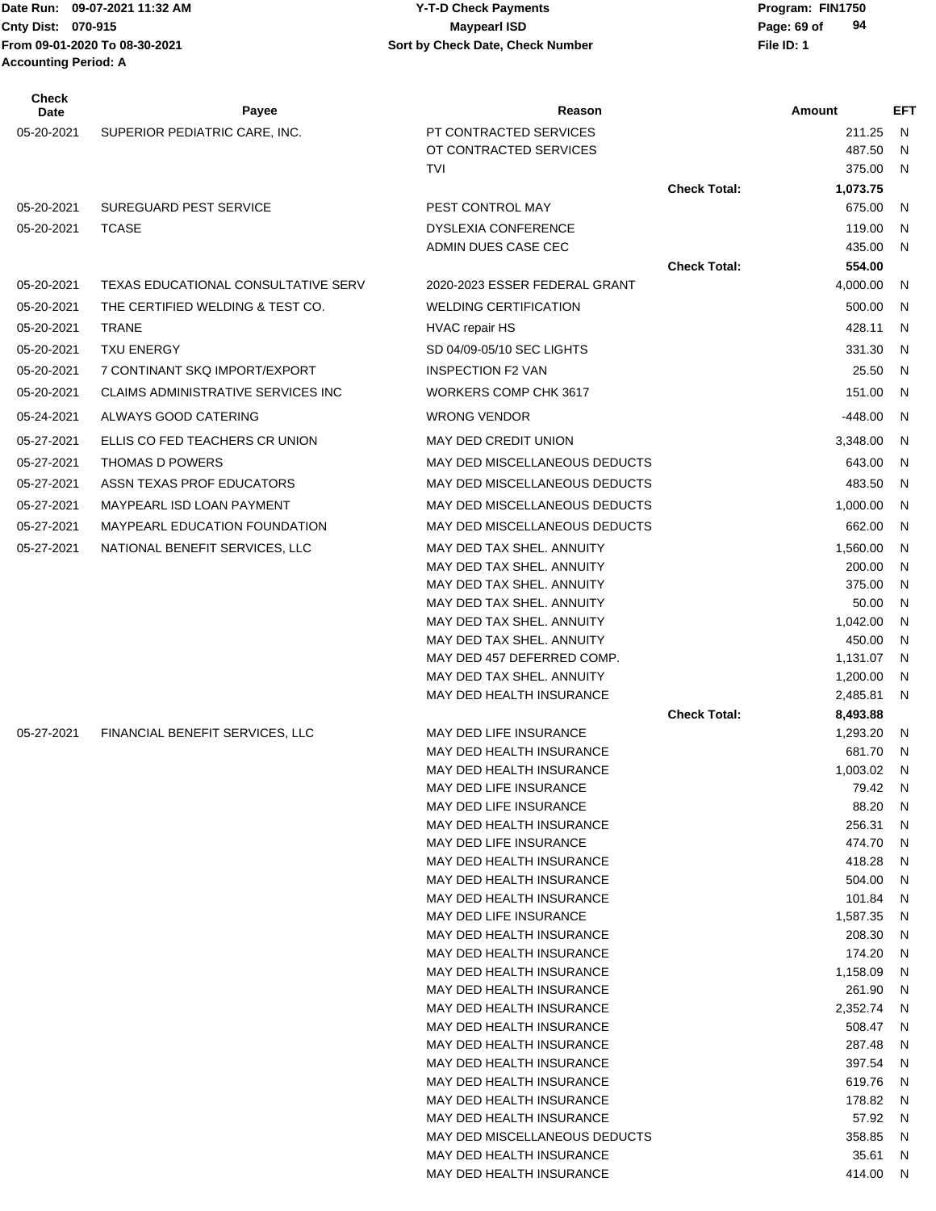Date Run: 09-07-2021 11:32 AM
Cnty Dist: 070-915
From 09-01-2020 To 08-30-2021
Accounting Period: A

**Y-T-D Check Payments**
**Maypearl ISD**
**Sort by Check Date, Check Number**

Program: FIN1750
File ID: 1

| Check Date | Payee | Reason | | Amount | EFT |
|---|---|---|---|---|---|
| 05-20-2021 | SUPERIOR PEDIATRIC CARE, INC. | PT CONTRACTED SERVICES | | 211.25 | N |
| | | OT CONTRACTED SERVICES | | 487.50 | N |
| | | TVI | | 375.00 | N |
| | | | **Check Total:** | **1,073.75** | |
| 05-20-2021 | SUREGUARD PEST SERVICE | PEST CONTROL MAY | | 675.00 | N |
| 05-20-2021 | TCASE | DYSLEXIA CONFERENCE | | 119.00 | N |
| | | ADMIN DUES CASE CEC | | 435.00 | N |
| | | | **Check Total:** | **554.00** | |
| 05-20-2021 | TEXAS EDUCATIONAL CONSULTATIVE SERV | 2020-2023 ESSER FEDERAL GRANT | | 4,000.00 | N |
| 05-20-2021 | THE CERTIFIED WELDING & TEST CO. | WELDING CERTIFICATION | | 500.00 | N |
| 05-20-2021 | TRANE | HVAC repair HS | | 428.11 | N |
| 05-20-2021 | TXU ENERGY | SD 04/09-05/10 SEC LIGHTS | | 331.30 | N |
| 05-20-2021 | 7 CONTINANT SKQ IMPORT/EXPORT | INSPECTION F2 VAN | | 25.50 | N |
| 05-20-2021 | CLAIMS ADMINISTRATIVE SERVICES INC | WORKERS COMP CHK 3617 | | 151.00 | N |
| 05-24-2021 | ALWAYS GOOD CATERING | WRONG VENDOR | | -448.00 | N |
| 05-27-2021 | ELLIS CO FED TEACHERS CR UNION | MAY DED CREDIT UNION | | 3,348.00 | N |
| 05-27-2021 | THOMAS D POWERS | MAY DED MISCELLANEOUS DEDUCTS | | 643.00 | N |
| 05-27-2021 | ASSN TEXAS PROF EDUCATORS | MAY DED MISCELLANEOUS DEDUCTS | | 483.50 | N |
| 05-27-2021 | MAYPEARL ISD LOAN PAYMENT | MAY DED MISCELLANEOUS DEDUCTS | | 1,000.00 | N |
| 05-27-2021 | MAYPEARL EDUCATION FOUNDATION | MAY DED MISCELLANEOUS DEDUCTS | | 662.00 | N |
| 05-27-2021 | NATIONAL BENEFIT SERVICES, LLC | MAY DED TAX SHEL. ANNUITY | | 1,560.00 | N |
| | | MAY DED TAX SHEL. ANNUITY | | 200.00 | N |
| | | MAY DED TAX SHEL. ANNUITY | | 375.00 | N |
| | | MAY DED TAX SHEL. ANNUITY | | 50.00 | N |
| | | MAY DED TAX SHEL. ANNUITY | | 1,042.00 | N |
| | | MAY DED TAX SHEL. ANNUITY | | 450.00 | N |
| | | MAY DED 457 DEFERRED COMP. | | 1,131.07 | N |
| | | MAY DED TAX SHEL. ANNUITY | | 1,200.00 | N |
| | | MAY DED HEALTH INSURANCE | | 2,485.81 | N |
| | | | **Check Total:** | **8,493.88** | |
| 05-27-2021 | FINANCIAL BENEFIT SERVICES, LLC | MAY DED LIFE INSURANCE | | 1,293.20 | N |
| | | MAY DED HEALTH INSURANCE | | 681.70 | N |
| | | MAY DED HEALTH INSURANCE | | 1,003.02 | N |
| | | MAY DED LIFE INSURANCE | | 79.42 | N |
| | | MAY DED LIFE INSURANCE | | 88.20 | N |
| | | MAY DED HEALTH INSURANCE | | 256.31 | N |
| | | MAY DED LIFE INSURANCE | | 474.70 | N |
| | | MAY DED HEALTH INSURANCE | | 418.28 | N |
| | | MAY DED HEALTH INSURANCE | | 504.00 | N |
| | | MAY DED HEALTH INSURANCE | | 101.84 | N |
| | | MAY DED LIFE INSURANCE | | 1,587.35 | N |
| | | MAY DED HEALTH INSURANCE | | 208.30 | N |
| | | MAY DED HEALTH INSURANCE | | 174.20 | N |
| | | MAY DED HEALTH INSURANCE | | 1,158.09 | N |
| | | MAY DED HEALTH INSURANCE | | 261.90 | N |
| | | MAY DED HEALTH INSURANCE | | 2,352.74 | N |
| | | MAY DED HEALTH INSURANCE | | 508.47 | N |
| | | MAY DED HEALTH INSURANCE | | 287.48 | N |
| | | MAY DED HEALTH INSURANCE | | 397.54 | N |
| | | MAY DED HEALTH INSURANCE | | 619.76 | N |
| | | MAY DED HEALTH INSURANCE | | 178.82 | N |
| | | MAY DED HEALTH INSURANCE | | 57.92 | N |
| | | MAY DED MISCELLANEOUS DEDUCTS | | 358.85 | N |
| | | MAY DED HEALTH INSURANCE | | 35.61 | N |
| | | MAY DED HEALTH INSURANCE | | 414.00 | N |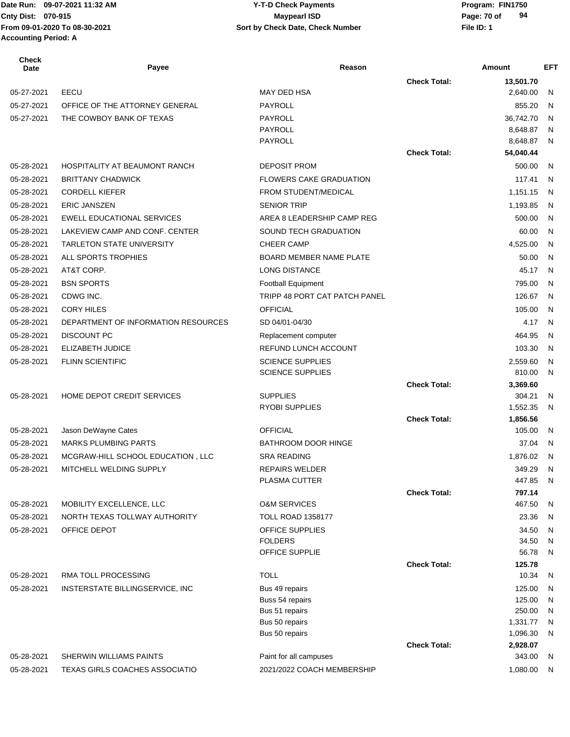Date Run: 09-07-2021 11:32 AM
Cnty Dist: 070-915
From 09-01-2020 To 08-30-2021
Accounting Period: A

**Y-T-D Check Payments**
**Maypearl ISD**
**Sort by Check Date, Check Number**

Program: FIN1750
File ID: 1

| Check Date | Payee | Reason | | Amount | EFT |
|---|---|---|---|---|---|
| | | | **Check Total:** | **13,501.70** | |
| 05-27-2021 | EECU | MAY DED HSA | | 2,640.00 | N |
| 05-27-2021 | OFFICE OF THE ATTORNEY GENERAL | PAYROLL | | 855.20 | N |
| 05-27-2021 | THE COWBOY BANK OF TEXAS | PAYROLL | | 36,742.70 | N |
| | | PAYROLL | | 8,648.87 | N |
| | | PAYROLL | | 8,648.87 | N |
| | | | **Check Total:** | **54,040.44** | |
| 05-28-2021 | HOSPITALITY AT BEAUMONT RANCH | DEPOSIT PROM | | 500.00 | N |
| 05-28-2021 | BRITTANY CHADWICK | FLOWERS CAKE GRADUATION | | 117.41 | N |
| 05-28-2021 | CORDELL KIEFER | FROM STUDENT/MEDICAL | | 1,151.15 | N |
| 05-28-2021 | ERIC JANSZEN | SENIOR TRIP | | 1,193.85 | N |
| 05-28-2021 | EWELL EDUCATIONAL SERVICES | AREA 8 LEADERSHIP CAMP REG | | 500.00 | N |
| 05-28-2021 | LAKEVIEW CAMP AND CONF. CENTER | SOUND TECH GRADUATION | | 60.00 | N |
| 05-28-2021 | TARLETON STATE UNIVERSITY | CHEER CAMP | | 4,525.00 | N |
| 05-28-2021 | ALL SPORTS TROPHIES | BOARD MEMBER NAME PLATE | | 50.00 | N |
| 05-28-2021 | AT&T CORP. | LONG DISTANCE | | 45.17 | N |
| 05-28-2021 | BSN SPORTS | Football Equipment | | 795.00 | N |
| 05-28-2021 | CDWG INC. | TRIPP 48 PORT CAT PATCH PANEL | | 126.67 | N |
| 05-28-2021 | CORY HILES | OFFICIAL | | 105.00 | N |
| 05-28-2021 | DEPARTMENT OF INFORMATION RESOURCES | SD 04/01-04/30 | | 4.17 | N |
| 05-28-2021 | DISCOUNT PC | Replacement computer | | 464.95 | N |
| 05-28-2021 | ELIZABETH JUDICE | REFUND LUNCH ACCOUNT | | 103.30 | N |
| 05-28-2021 | FLINN SCIENTIFIC | SCIENCE SUPPLIES | | 2,559.60 | N |
| | | SCIENCE SUPPLIES | | 810.00 | N |
| | | | **Check Total:** | **3,369.60** | |
| 05-28-2021 | HOME DEPOT CREDIT SERVICES | SUPPLIES | | 304.21 | N |
| | | RYOBI SUPPLIES | | 1,552.35 | N |
| | | | **Check Total:** | **1,856.56** | |
| 05-28-2021 | Jason DeWayne Cates | OFFICIAL | | 105.00 | N |
| 05-28-2021 | MARKS PLUMBING PARTS | BATHROOM DOOR HINGE | | 37.04 | N |
| 05-28-2021 | MCGRAW-HILL SCHOOL EDUCATION , LLC | SRA READING | | 1,876.02 | N |
| 05-28-2021 | MITCHELL WELDING SUPPLY | REPAIRS WELDER | | 349.29 | N |
| | | PLASMA CUTTER | | 447.85 | N |
| | | | **Check Total:** | **797.14** | |
| 05-28-2021 | MOBILITY EXCELLENCE, LLC | O&M SERVICES | | 467.50 | N |
| 05-28-2021 | NORTH TEXAS TOLLWAY AUTHORITY | TOLL ROAD 1358177 | | 23.36 | N |
| 05-28-2021 | OFFICE DEPOT | OFFICE SUPPLIES | | 34.50 | N |
| | | FOLDERS | | 34.50 | N |
| | | OFFICE SUPPLIE | | 56.78 | N |
| | | | **Check Total:** | **125.78** | |
| 05-28-2021 | RMA TOLL PROCESSING | TOLL | | 10.34 | N |
| 05-28-2021 | INSTERSTATE BILLINGSERVICE, INC | Bus 49 repairs | | 125.00 | N |
| | | Buss 54 repairs | | 125.00 | N |
| | | Bus 51 repairs | | 250.00 | N |
| | | Bus 50 repairs | | 1,331.77 | N |
| | | Bus 50 repairs | | 1,096.30 | N |
| | | | **Check Total:** | **2,928.07** | |
| 05-28-2021 | SHERWIN WILLIAMS PAINTS | Paint for all campuses | | 343.00 | N |
| 05-28-2021 | TEXAS GIRLS COACHES ASSOCIATIO | 2021/2022 COACH MEMBERSHIP | | 1,080.00 | N |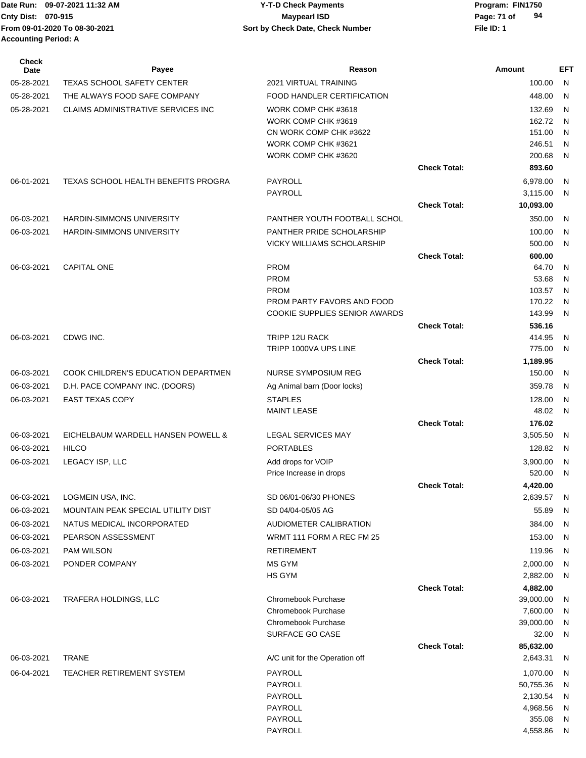| Check Date | Payee | Reason | | Amount | EFT |
|---|---|---|---|---|---|
| 05-28-2021 | TEXAS SCHOOL SAFETY CENTER | 2021 VIRTUAL TRAINING | | 100.00 | N |
| 05-28-2021 | THE ALWAYS FOOD SAFE COMPANY | FOOD HANDLER CERTIFICATION | | 448.00 | N |
| 05-28-2021 | CLAIMS ADMINISTRATIVE SERVICES INC | WORK COMP CHK #3618 | | 132.69 | N |
| | | WORK COMP CHK #3619 | | 162.72 | N |
| | | CN WORK COMP CHK #3622 | | 151.00 | N |
| | | WORK COMP CHK #3621 | | 246.51 | N |
| | | WORK COMP CHK #3620 | | 200.68 | N |
| | | | **Check Total:** | **893.60** | |
| 06-01-2021 | TEXAS SCHOOL HEALTH BENEFITS PROGRA | PAYROLL | | 6,978.00 | N |
| | | PAYROLL | | 3,115.00 | N |
| | | | **Check Total:** | **10,093.00** | |
| 06-03-2021 | HARDIN-SIMMONS UNIVERSITY | PANTHER YOUTH FOOTBALL SCHOL | | 350.00 | N |
| 06-03-2021 | HARDIN-SIMMONS UNIVERSITY | PANTHER PRIDE SCHOLARSHIP | | 100.00 | N |
| | | VICKY WILLIAMS SCHOLARSHIP | | 500.00 | N |
| | | | **Check Total:** | **600.00** | |
| 06-03-2021 | CAPITAL ONE | PROM | | 64.70 | N |
| | | PROM | | 53.68 | N |
| | | PROM | | 103.57 | N |
| | | PROM PARTY FAVORS AND FOOD | | 170.22 | N |
| | | COOKIE SUPPLIES SENIOR AWARDS | | 143.99 | N |
| | | | **Check Total:** | **536.16** | |
| 06-03-2021 | CDWG INC. | TRIPP 12U RACK | | 414.95 | N |
| | | TRIPP 1000VA UPS LINE | | 775.00 | N |
| | | | **Check Total:** | **1,189.95** | |
| 06-03-2021 | COOK CHILDREN'S EDUCATION DEPARTMEN | NURSE SYMPOSIUM REG | | 150.00 | N |
| 06-03-2021 | D.H. PACE COMPANY INC. (DOORS) | Ag Animal barn (Door locks) | | 359.78 | N |
| 06-03-2021 | EAST TEXAS COPY | STAPLES | | 128.00 | N |
| | | MAINT LEASE | | 48.02 | N |
| | | | **Check Total:** | **176.02** | |
| 06-03-2021 | EICHELBAUM WARDELL HANSEN POWELL & | LEGAL SERVICES MAY | | 3,505.50 | N |
| 06-03-2021 | HILCO | PORTABLES | | 128.82 | N |
| 06-03-2021 | LEGACY ISP, LLC | Add drops for VOIP | | 3,900.00 | N |
| | | Price Increase in drops | | 520.00 | N |
| | | | **Check Total:** | **4,420.00** | |
| 06-03-2021 | LOGMEIN USA, INC. | SD 06/01-06/30 PHONES | | 2,639.57 | N |
| 06-03-2021 | MOUNTAIN PEAK SPECIAL UTILITY DIST | SD 04/04-05/05 AG | | 55.89 | N |
| 06-03-2021 | NATUS MEDICAL INCORPORATED | AUDIOMETER CALIBRATION | | 384.00 | N |
| 06-03-2021 | PEARSON ASSESSMENT | WRMT 111 FORM A REC FM 25 | | 153.00 | N |
| 06-03-2021 | PAM WILSON | RETIREMENT | | 119.96 | N |
| 06-03-2021 | PONDER COMPANY | MS GYM | | 2,000.00 | N |
| | | HS GYM | | 2,882.00 | N |
| | | | **Check Total:** | **4,882.00** | |
| 06-03-2021 | TRAFERA HOLDINGS, LLC | Chromebook Purchase | | 39,000.00 | N |
| | | Chromebook Purchase | | 7,600.00 | N |
| | | Chromebook Purchase | | 39,000.00 | N |
| | | SURFACE GO CASE | | 32.00 | N |
| | | | **Check Total:** | **85,632.00** | |
| 06-03-2021 | TRANE | A/C unit for the Operation off | | 2,643.31 | N |
| 06-04-2021 | TEACHER RETIREMENT SYSTEM | PAYROLL | | 1,070.00 | N |
| | | PAYROLL | | 50,755.36 | N |
| | | PAYROLL | | 2,130.54 | N |
| | | PAYROLL | | 4,968.56 | N |
| | | PAYROLL | | 355.08 | N |
| | | PAYROLL | | 4,558.86 | N |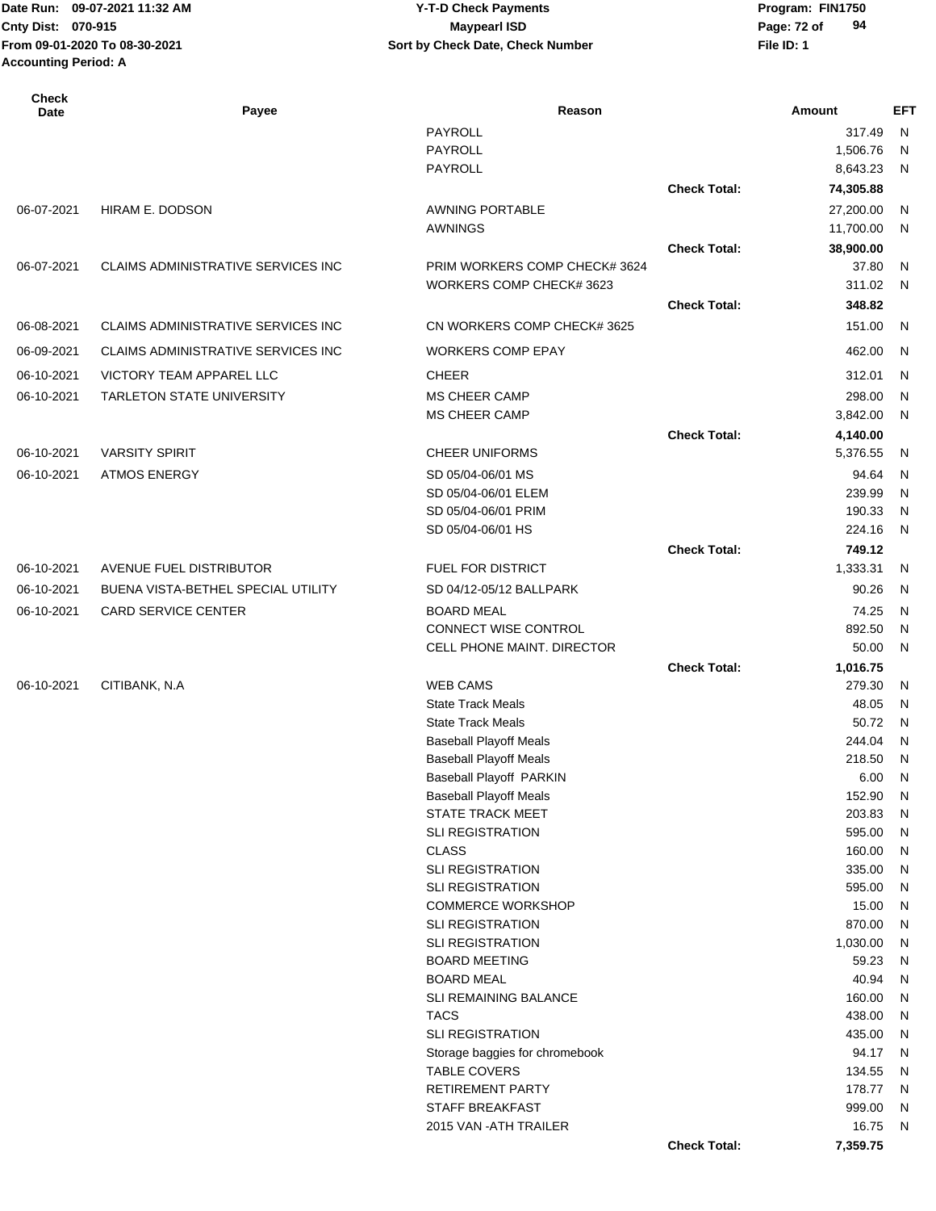| Check Date | Payee | Reason | | Amount | EFT |
|---|---|---|---|---|---|
| | | PAYROLL | | 317.49 | N |
| | | PAYROLL | | 1,506.76 | N |
| | | PAYROLL | | 8,643.23 | N |
| | | | **Check Total:** | **74,305.88** | |
| 06-07-2021 | HIRAM E. DODSON | AWNING PORTABLE | | 27,200.00 | N |
| | | AWNINGS | | 11,700.00 | N |
| | | | **Check Total:** | **38,900.00** | |
| 06-07-2021 | CLAIMS ADMINISTRATIVE SERVICES INC | PRIM WORKERS COMP CHECK# 3624 | | 37.80 | N |
| | | WORKERS COMP CHECK# 3623 | | 311.02 | N |
| | | | **Check Total:** | **348.82** | |
| 06-08-2021 | CLAIMS ADMINISTRATIVE SERVICES INC | CN WORKERS COMP CHECK# 3625 | | 151.00 | N |
| 06-09-2021 | CLAIMS ADMINISTRATIVE SERVICES INC | WORKERS COMP EPAY | | 462.00 | N |
| 06-10-2021 | VICTORY TEAM APPAREL LLC | CHEER | | 312.01 | N |
| 06-10-2021 | TARLETON STATE UNIVERSITY | MS CHEER CAMP | | 298.00 | N |
| | | MS CHEER CAMP | | 3,842.00 | N |
| | | | **Check Total:** | **4,140.00** | |
| 06-10-2021 | VARSITY SPIRIT | CHEER UNIFORMS | | 5,376.55 | N |
| 06-10-2021 | ATMOS ENERGY | SD 05/04-06/01 MS | | 94.64 | N |
| | | SD 05/04-06/01 ELEM | | 239.99 | N |
| | | SD 05/04-06/01 PRIM | | 190.33 | N |
| | | SD 05/04-06/01 HS | | 224.16 | N |
| | | | **Check Total:** | **749.12** | |
| 06-10-2021 | AVENUE FUEL DISTRIBUTOR | FUEL FOR DISTRICT | | 1,333.31 | N |
| 06-10-2021 | BUENA VISTA-BETHEL SPECIAL UTILITY | SD 04/12-05/12 BALLPARK | | 90.26 | N |
| 06-10-2021 | CARD SERVICE CENTER | BOARD MEAL | | 74.25 | N |
| | | CONNECT WISE CONTROL | | 892.50 | N |
| | | CELL PHONE MAINT. DIRECTOR | | 50.00 | N |
| | | | **Check Total:** | **1,016.75** | |
| 06-10-2021 | CITIBANK, N.A | WEB CAMS | | 279.30 | N |
| | | State Track Meals | | 48.05 | N |
| | | State Track Meals | | 50.72 | N |
| | | Baseball Playoff Meals | | 244.04 | N |
| | | Baseball Playoff Meals | | 218.50 | N |
| | | Baseball Playoff PARKIN | | 6.00 | N |
| | | Baseball Playoff Meals | | 152.90 | N |
| | | STATE TRACK MEET | | 203.83 | N |
| | | SLI REGISTRATION | | 595.00 | N |
| | | CLASS | | 160.00 | N |
| | | SLI REGISTRATION | | 335.00 | N |
| | | SLI REGISTRATION | | 595.00 | N |
| | | COMMERCE WORKSHOP | | 15.00 | N |
| | | SLI REGISTRATION | | 870.00 | N |
| | | SLI REGISTRATION | | 1,030.00 | N |
| | | BOARD MEETING | | 59.23 | N |
| | | BOARD MEAL | | 40.94 | N |
| | | SLI REMAINING BALANCE | | 160.00 | N |
| | | TACS | | 438.00 | N |
| | | SLI REGISTRATION | | 435.00 | N |
| | | Storage baggies for chromebook | | 94.17 | N |
| | | TABLE COVERS | | 134.55 | N |
| | | RETIREMENT PARTY | | 178.77 | N |
| | | STAFF BREAKFAST | | 999.00 | N |
| | | 2015 VAN -ATH TRAILER | | 16.75 | N |
| | | | **Check Total:** | **7,359.75** | |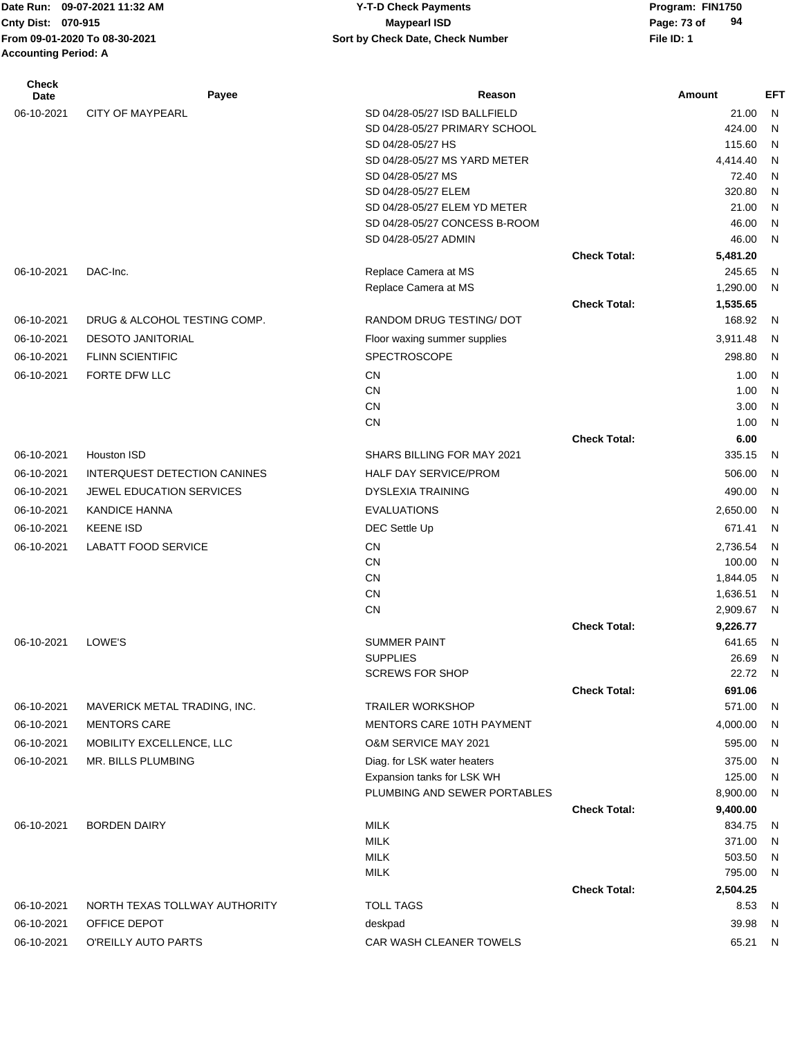Date Run: 09-07-2021 11:32 AM
Cnty Dist: 070-915
From 09-01-2020 To 08-30-2021
Accounting Period: A

**Y-T-D Check Payments**
**Maypearl ISD**
**Sort by Check Date, Check Number**

Program: FIN1750
File ID: 1

| Check Date | Payee | Reason | | Amount | EFT |
|---|---|---|---|---|---|
| 06-10-2021 | CITY OF MAYPEARL | SD 04/28-05/27 ISD BALLFIELD | | 21.00 | N |
| | | SD 04/28-05/27 PRIMARY SCHOOL | | 424.00 | N |
| | | SD 04/28-05/27 HS | | 115.60 | N |
| | | SD 04/28-05/27 MS YARD METER | | 4,414.40 | N |
| | | SD 04/28-05/27 MS | | 72.40 | N |
| | | SD 04/28-05/27 ELEM | | 320.80 | N |
| | | SD 04/28-05/27 ELEM YD METER | | 21.00 | N |
| | | SD 04/28-05/27 CONCESS B-ROOM | | 46.00 | N |
| | | SD 04/28-05/27 ADMIN | | 46.00 | N |
| | | | **Check Total:** | **5,481.20** | |
| 06-10-2021 | DAC-Inc. | Replace Camera at MS | | 245.65 | N |
| | | Replace Camera at MS | | 1,290.00 | N |
| | | | **Check Total:** | **1,535.65** | |
| 06-10-2021 | DRUG & ALCOHOL TESTING COMP. | RANDOM DRUG TESTING/ DOT | | 168.92 | N |
| 06-10-2021 | DESOTO JANITORIAL | Floor waxing summer supplies | | 3,911.48 | N |
| 06-10-2021 | FLINN SCIENTIFIC | SPECTROSCOPE | | 298.80 | N |
| 06-10-2021 | FORTE DFW LLC | CN | | 1.00 | N |
| | | CN | | 1.00 | N |
| | | CN | | 3.00 | N |
| | | CN | | 1.00 | N |
| | | | **Check Total:** | **6.00** | |
| 06-10-2021 | Houston ISD | SHARS BILLING FOR MAY 2021 | | 335.15 | N |
| 06-10-2021 | INTERQUEST DETECTION CANINES | HALF DAY SERVICE/PROM | | 506.00 | N |
| 06-10-2021 | JEWEL EDUCATION SERVICES | DYSLEXIA TRAINING | | 490.00 | N |
| 06-10-2021 | KANDICE HANNA | EVALUATIONS | | 2,650.00 | N |
| 06-10-2021 | KEENE ISD | DEC Settle Up | | 671.41 | N |
| 06-10-2021 | LABATT FOOD SERVICE | CN | | 2,736.54 | N |
| | | CN | | 100.00 | N |
| | | CN | | 1,844.05 | N |
| | | CN | | 1,636.51 | N |
| | | CN | | 2,909.67 | N |
| | | | **Check Total:** | **9,226.77** | |
| 06-10-2021 | LOWE'S | SUMMER PAINT | | 641.65 | N |
| | | SUPPLIES | | 26.69 | N |
| | | SCREWS FOR SHOP | | 22.72 | N |
| | | | **Check Total:** | **691.06** | |
| 06-10-2021 | MAVERICK METAL TRADING, INC. | TRAILER WORKSHOP | | 571.00 | N |
| 06-10-2021 | MENTORS CARE | MENTORS CARE 10TH PAYMENT | | 4,000.00 | N |
| 06-10-2021 | MOBILITY EXCELLENCE, LLC | O&M SERVICE MAY 2021 | | 595.00 | N |
| 06-10-2021 | MR. BILLS PLUMBING | Diag. for LSK water heaters | | 375.00 | N |
| | | Expansion tanks for LSK WH | | 125.00 | N |
| | | PLUMBING AND SEWER PORTABLES | | 8,900.00 | N |
| | | | **Check Total:** | **9,400.00** | |
| 06-10-2021 | BORDEN DAIRY | MILK | | 834.75 | N |
| | | MILK | | 371.00 | N |
| | | MILK | | 503.50 | N |
| | | MILK | | 795.00 | N |
| | | | **Check Total:** | **2,504.25** | |
| 06-10-2021 | NORTH TEXAS TOLLWAY AUTHORITY | TOLL TAGS | | 8.53 | N |
| 06-10-2021 | OFFICE DEPOT | deskpad | | 39.98 | N |
| 06-10-2021 | O'REILLY AUTO PARTS | CAR WASH CLEANER TOWELS | | 65.21 | N |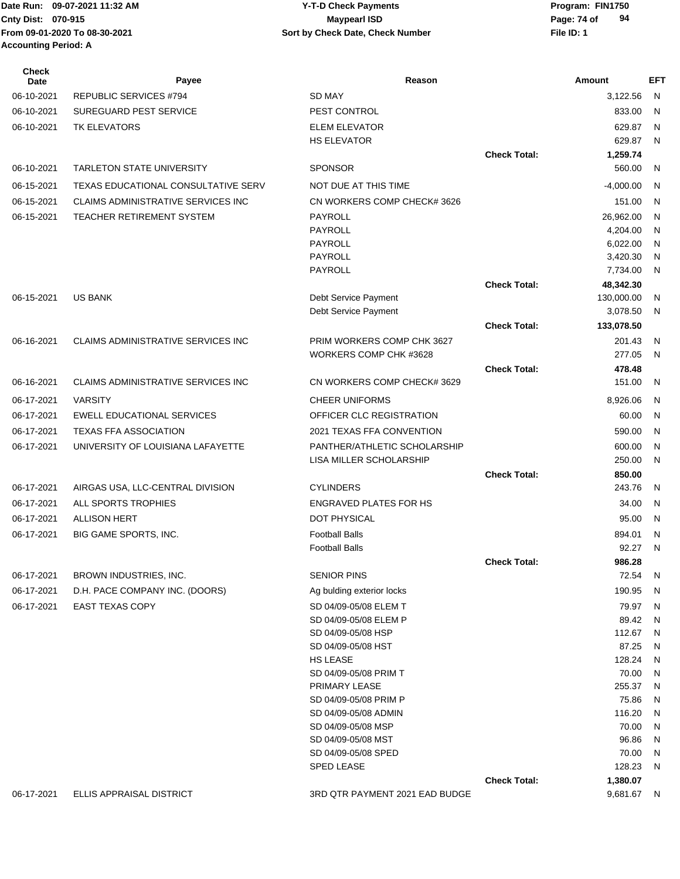Date Run: 09-07-2021 11:32 AM
Cnty Dist: 070-915
From 09-01-2020 To 08-30-2021
Accounting Period: A

**Y-T-D Check Payments**
**Maypearl ISD**
**Sort by Check Date, Check Number**

Program: FIN1750
File ID: 1

| Check Date | Payee | Reason | | Amount | EFT |
|---|---|---|---|---|---|
| 06-10-2021 | REPUBLIC SERVICES #794 | SD MAY | | 3,122.56 | N |
| 06-10-2021 | SUREGUARD PEST SERVICE | PEST CONTROL | | 833.00 | N |
| 06-10-2021 | TK ELEVATORS | ELEM ELEVATOR | | 629.87 | N |
| | | HS ELEVATOR | | 629.87 | N |
| | | | **Check Total:** | **1,259.74** | |
| 06-10-2021 | TARLETON STATE UNIVERSITY | SPONSOR | | 560.00 | N |
| 06-15-2021 | TEXAS EDUCATIONAL CONSULTATIVE SERV | NOT DUE AT THIS TIME | | -4,000.00 | N |
| 06-15-2021 | CLAIMS ADMINISTRATIVE SERVICES INC | CN WORKERS COMP CHECK# 3626 | | 151.00 | N |
| 06-15-2021 | TEACHER RETIREMENT SYSTEM | PAYROLL | | 26,962.00 | N |
| | | PAYROLL | | 4,204.00 | N |
| | | PAYROLL | | 6,022.00 | N |
| | | PAYROLL | | 3,420.30 | N |
| | | PAYROLL | | 7,734.00 | N |
| | | | **Check Total:** | **48,342.30** | |
| 06-15-2021 | US BANK | Debt Service Payment | | 130,000.00 | N |
| | | Debt Service Payment | | 3,078.50 | N |
| | | | **Check Total:** | **133,078.50** | |
| 06-16-2021 | CLAIMS ADMINISTRATIVE SERVICES INC | PRIM WORKERS COMP CHK 3627 | | 201.43 | N |
| | | WORKERS COMP CHK #3628 | | 277.05 | N |
| | | | **Check Total:** | **478.48** | |
| 06-16-2021 | CLAIMS ADMINISTRATIVE SERVICES INC | CN WORKERS COMP CHECK# 3629 | | 151.00 | N |
| 06-17-2021 | VARSITY | CHEER UNIFORMS | | 8,926.06 | N |
| 06-17-2021 | EWELL EDUCATIONAL SERVICES | OFFICER CLC REGISTRATION | | 60.00 | N |
| 06-17-2021 | TEXAS FFA ASSOCIATION | 2021 TEXAS FFA CONVENTION | | 590.00 | N |
| 06-17-2021 | UNIVERSITY OF LOUISIANA LAFAYETTE | PANTHER/ATHLETIC SCHOLARSHIP | | 600.00 | N |
| | | LISA MILLER SCHOLARSHIP | | 250.00 | N |
| | | | **Check Total:** | **850.00** | |
| 06-17-2021 | AIRGAS USA, LLC-CENTRAL DIVISION | CYLINDERS | | 243.76 | N |
| 06-17-2021 | ALL SPORTS TROPHIES | ENGRAVED PLATES FOR HS | | 34.00 | N |
| 06-17-2021 | ALLISON HERT | DOT PHYSICAL | | 95.00 | N |
| 06-17-2021 | BIG GAME SPORTS, INC. | Football Balls | | 894.01 | N |
| | | Football Balls | | 92.27 | N |
| | | | **Check Total:** | **986.28** | |
| 06-17-2021 | BROWN INDUSTRIES, INC. | SENIOR PINS | | 72.54 | N |
| 06-17-2021 | D.H. PACE COMPANY INC. (DOORS) | Ag bulding exterior locks | | 190.95 | N |
| 06-17-2021 | EAST TEXAS COPY | SD 04/09-05/08 ELEM T | | 79.97 | N |
| | | SD 04/09-05/08 ELEM P | | 89.42 | N |
| | | SD 04/09-05/08 HSP | | 112.67 | N |
| | | SD 04/09-05/08 HST | | 87.25 | N |
| | | HS LEASE | | 128.24 | N |
| | | SD 04/09-05/08 PRIM T | | 70.00 | N |
| | | PRIMARY LEASE | | 255.37 | N |
| | | SD 04/09-05/08 PRIM P | | 75.86 | N |
| | | SD 04/09-05/08 ADMIN | | 116.20 | N |
| | | SD 04/09-05/08 MSP | | 70.00 | N |
| | | SD 04/09-05/08 MST | | 96.86 | N |
| | | SD 04/09-05/08 SPED | | 70.00 | N |
| | | SPED LEASE | | 128.23 | N |
| | | | **Check Total:** | **1,380.07** | |
| 06-17-2021 | ELLIS APPRAISAL DISTRICT | 3RD QTR PAYMENT 2021 EAD BUDGE | | 9,681.67 | N |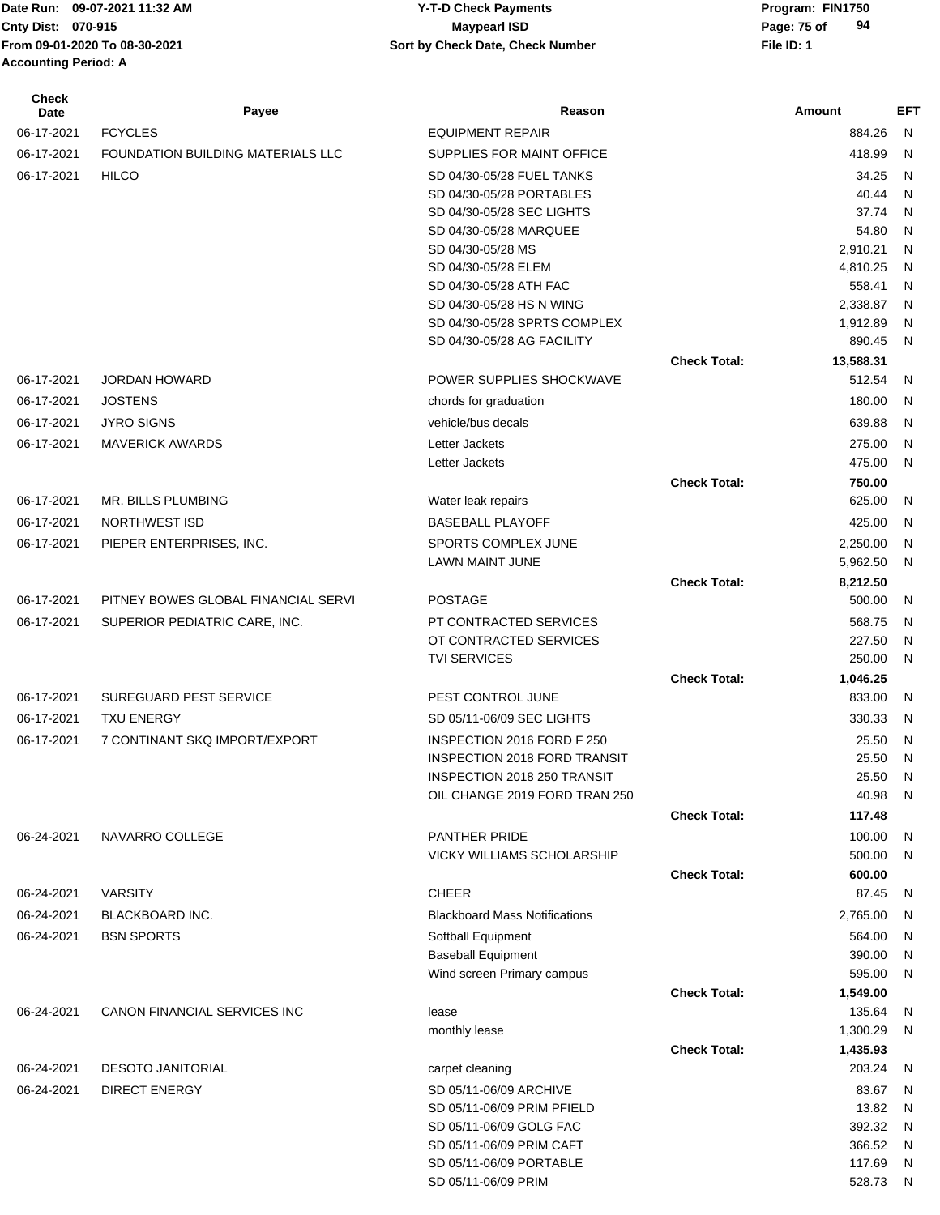Date Run: 09-07-2021 11:32 AM
Cnty Dist: 070-915
From 09-01-2020 To 08-30-2021
Accounting Period: A

**Y-T-D Check Payments**
**Maypearl ISD**
**Sort by Check Date, Check Number**

Program: FIN1750
File ID: 1

| Check Date | Payee | Reason | | Amount | EFT |
|---|---|---|---|---|---|
| 06-17-2021 | FCYCLES | EQUIPMENT REPAIR | | 884.26 | N |
| 06-17-2021 | FOUNDATION BUILDING MATERIALS LLC | SUPPLIES FOR MAINT OFFICE | | 418.99 | N |
| 06-17-2021 | HILCO | SD 04/30-05/28 FUEL TANKS | | 34.25 | N |
| | | SD 04/30-05/28 PORTABLES | | 40.44 | N |
| | | SD 04/30-05/28 SEC LIGHTS | | 37.74 | N |
| | | SD 04/30-05/28 MARQUEE | | 54.80 | N |
| | | SD 04/30-05/28 MS | | 2,910.21 | N |
| | | SD 04/30-05/28 ELEM | | 4,810.25 | N |
| | | SD 04/30-05/28 ATH FAC | | 558.41 | N |
| | | SD 04/30-05/28 HS N WING | | 2,338.87 | N |
| | | SD 04/30-05/28 SPRTS COMPLEX | | 1,912.89 | N |
| | | SD 04/30-05/28 AG FACILITY | | 890.45 | N |
| | | | **Check Total:** | **13,588.31** | |
| 06-17-2021 | JORDAN HOWARD | POWER SUPPLIES SHOCKWAVE | | 512.54 | N |
| 06-17-2021 | JOSTENS | chords for graduation | | 180.00 | N |
| 06-17-2021 | JYRO SIGNS | vehicle/bus decals | | 639.88 | N |
| 06-17-2021 | MAVERICK AWARDS | Letter Jackets | | 275.00 | N |
| | | Letter Jackets | | 475.00 | N |
| | | | **Check Total:** | **750.00** | |
| 06-17-2021 | MR. BILLS PLUMBING | Water leak repairs | | 625.00 | N |
| 06-17-2021 | NORTHWEST ISD | BASEBALL PLAYOFF | | 425.00 | N |
| 06-17-2021 | PIEPER ENTERPRISES, INC. | SPORTS COMPLEX JUNE | | 2,250.00 | N |
| | | LAWN MAINT JUNE | | 5,962.50 | N |
| | | | **Check Total:** | **8,212.50** | |
| 06-17-2021 | PITNEY BOWES GLOBAL FINANCIAL SERVI | POSTAGE | | 500.00 | N |
| 06-17-2021 | SUPERIOR PEDIATRIC CARE, INC. | PT CONTRACTED SERVICES | | 568.75 | N |
| | | OT CONTRACTED SERVICES | | 227.50 | N |
| | | TVI SERVICES | | 250.00 | N |
| | | | **Check Total:** | **1,046.25** | |
| 06-17-2021 | SUREGUARD PEST SERVICE | PEST CONTROL JUNE | | 833.00 | N |
| 06-17-2021 | TXU ENERGY | SD 05/11-06/09 SEC LIGHTS | | 330.33 | N |
| 06-17-2021 | 7 CONTINANT SKQ IMPORT/EXPORT | INSPECTION 2016 FORD F 250 | | 25.50 | N |
| | | INSPECTION 2018 FORD TRANSIT | | 25.50 | N |
| | | INSPECTION 2018 250 TRANSIT | | 25.50 | N |
| | | OIL CHANGE 2019 FORD TRAN 250 | | 40.98 | N |
| | | | **Check Total:** | **117.48** | |
| 06-24-2021 | NAVARRO COLLEGE | PANTHER PRIDE | | 100.00 | N |
| | | VICKY WILLIAMS SCHOLARSHIP | | 500.00 | N |
| | | | **Check Total:** | **600.00** | |
| 06-24-2021 | VARSITY | CHEER | | 87.45 | N |
| 06-24-2021 | BLACKBOARD INC. | Blackboard Mass Notifications | | 2,765.00 | N |
| 06-24-2021 | BSN SPORTS | Softball Equipment | | 564.00 | N |
| | | Baseball Equipment | | 390.00 | N |
| | | Wind screen Primary campus | | 595.00 | N |
| | | | **Check Total:** | **1,549.00** | |
| 06-24-2021 | CANON FINANCIAL SERVICES INC | lease | | 135.64 | N |
| | | monthly lease | | 1,300.29 | N |
| | | | **Check Total:** | **1,435.93** | |
| 06-24-2021 | DESOTO JANITORIAL | carpet cleaning | | 203.24 | N |
| 06-24-2021 | DIRECT ENERGY | SD 05/11-06/09 ARCHIVE | | 83.67 | N |
| | | SD 05/11-06/09 PRIM PFIELD | | 13.82 | N |
| | | SD 05/11-06/09 GOLG FAC | | 392.32 | N |
| | | SD 05/11-06/09 PRIM CAFT | | 366.52 | N |
| | | SD 05/11-06/09 PORTABLE | | 117.69 | N |
| | | SD 05/11-06/09 PRIM | | 528.73 | N |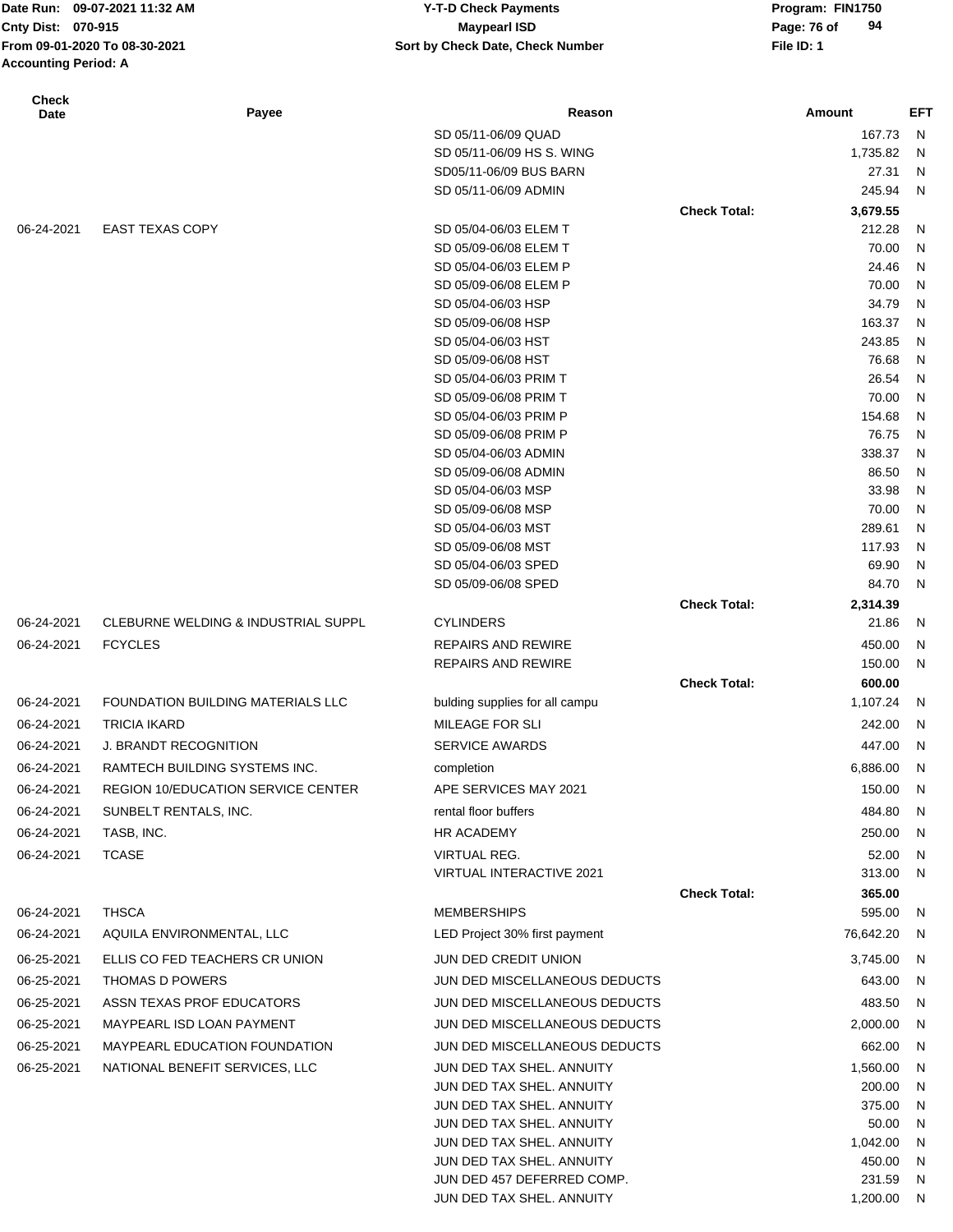| Check Date | Payee | Reason | | Amount | EFT |
|---|---|---|---|---|---|
| | | SD 05/11-06/09 QUAD | | 167.73 | N |
| | | SD 05/11-06/09 HS S. WING | | 1,735.82 | N |
| | | SD05/11-06/09 BUS BARN | | 27.31 | N |
| | | SD 05/11-06/09 ADMIN | | 245.94 | N |
| | | | **Check Total:** | **3,679.55** | |
| 06-24-2021 | EAST TEXAS COPY | SD 05/04-06/03 ELEM T | | 212.28 | N |
| | | SD 05/09-06/08 ELEM T | | 70.00 | N |
| | | SD 05/04-06/03 ELEM P | | 24.46 | N |
| | | SD 05/09-06/08 ELEM P | | 70.00 | N |
| | | SD 05/04-06/03 HSP | | 34.79 | N |
| | | SD 05/09-06/08 HSP | | 163.37 | N |
| | | SD 05/04-06/03 HST | | 243.85 | N |
| | | SD 05/09-06/08 HST | | 76.68 | N |
| | | SD 05/04-06/03 PRIM T | | 26.54 | N |
| | | SD 05/09-06/08 PRIM T | | 70.00 | N |
| | | SD 05/04-06/03 PRIM P | | 154.68 | N |
| | | SD 05/09-06/08 PRIM P | | 76.75 | N |
| | | SD 05/04-06/03 ADMIN | | 338.37 | N |
| | | SD 05/09-06/08 ADMIN | | 86.50 | N |
| | | SD 05/04-06/03 MSP | | 33.98 | N |
| | | SD 05/09-06/08 MSP | | 70.00 | N |
| | | SD 05/04-06/03 MST | | 289.61 | N |
| | | SD 05/09-06/08 MST | | 117.93 | N |
| | | SD 05/04-06/03 SPED | | 69.90 | N |
| | | SD 05/09-06/08 SPED | | 84.70 | N |
| | | | **Check Total:** | **2,314.39** | |
| 06-24-2021 | CLEBURNE WELDING & INDUSTRIAL SUPPL | CYLINDERS | | 21.86 | N |
| 06-24-2021 | FCYCLES | REPAIRS AND REWIRE | | 450.00 | N |
| | | REPAIRS AND REWIRE | | 150.00 | N |
| | | | **Check Total:** | **600.00** | |
| 06-24-2021 | FOUNDATION BUILDING MATERIALS LLC | bulding supplies for all campu | | 1,107.24 | N |
| 06-24-2021 | TRICIA IKARD | MILEAGE FOR SLI | | 242.00 | N |
| 06-24-2021 | J. BRANDT RECOGNITION | SERVICE AWARDS | | 447.00 | N |
| 06-24-2021 | RAMTECH BUILDING SYSTEMS INC. | completion | | 6,886.00 | N |
| 06-24-2021 | REGION 10/EDUCATION SERVICE CENTER | APE SERVICES MAY 2021 | | 150.00 | N |
| 06-24-2021 | SUNBELT RENTALS, INC. | rental floor buffers | | 484.80 | N |
| 06-24-2021 | TASB, INC. | HR ACADEMY | | 250.00 | N |
| 06-24-2021 | TCASE | VIRTUAL REG. | | 52.00 | N |
| | | VIRTUAL INTERACTIVE 2021 | | 313.00 | N |
| | | | **Check Total:** | **365.00** | |
| 06-24-2021 | THSCA | MEMBERSHIPS | | 595.00 | N |
| 06-24-2021 | AQUILA ENVIRONMENTAL, LLC | LED Project 30% first payment | | 76,642.20 | N |
| 06-25-2021 | ELLIS CO FED TEACHERS CR UNION | JUN DED CREDIT UNION | | 3,745.00 | N |
| 06-25-2021 | THOMAS D POWERS | JUN DED MISCELLANEOUS DEDUCTS | | 643.00 | N |
| 06-25-2021 | ASSN TEXAS PROF EDUCATORS | JUN DED MISCELLANEOUS DEDUCTS | | 483.50 | N |
| 06-25-2021 | MAYPEARL ISD LOAN PAYMENT | JUN DED MISCELLANEOUS DEDUCTS | | 2,000.00 | N |
| 06-25-2021 | MAYPEARL EDUCATION FOUNDATION | JUN DED MISCELLANEOUS DEDUCTS | | 662.00 | N |
| 06-25-2021 | NATIONAL BENEFIT SERVICES, LLC | JUN DED TAX SHEL. ANNUITY | | 1,560.00 | N |
| | | JUN DED TAX SHEL. ANNUITY | | 200.00 | N |
| | | JUN DED TAX SHEL. ANNUITY | | 375.00 | N |
| | | JUN DED TAX SHEL. ANNUITY | | 50.00 | N |
| | | JUN DED TAX SHEL. ANNUITY | | 1,042.00 | N |
| | | JUN DED TAX SHEL. ANNUITY | | 450.00 | N |
| | | JUN DED 457 DEFERRED COMP. | | 231.59 | N |
| | | JUN DED TAX SHEL. ANNUITY | | 1,200.00 | N |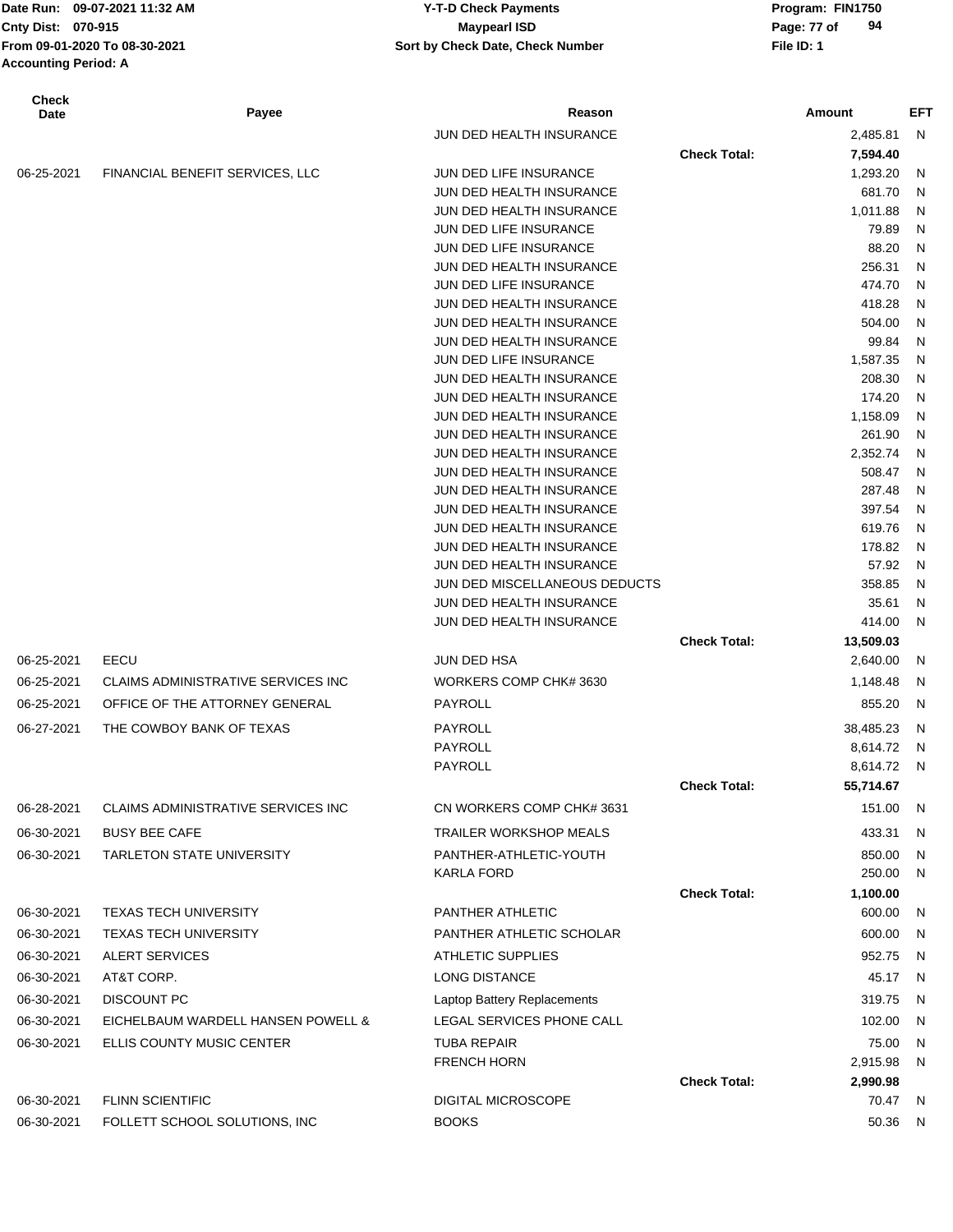| Check Date | Payee | Reason | | Amount | EFT |
|---|---|---|---|---|---|
| | | JUN DED HEALTH INSURANCE | | 2,485.81 | N |
| | | | Check Total: | 7,594.40 | |
| 06-25-2021 | FINANCIAL BENEFIT SERVICES, LLC | JUN DED LIFE INSURANCE | | 1,293.20 | N |
| | | JUN DED HEALTH INSURANCE | | 681.70 | N |
| | | JUN DED HEALTH INSURANCE | | 1,011.88 | N |
| | | JUN DED LIFE INSURANCE | | 79.89 | N |
| | | JUN DED LIFE INSURANCE | | 88.20 | N |
| | | JUN DED HEALTH INSURANCE | | 256.31 | N |
| | | JUN DED LIFE INSURANCE | | 474.70 | N |
| | | JUN DED HEALTH INSURANCE | | 418.28 | N |
| | | JUN DED HEALTH INSURANCE | | 504.00 | N |
| | | JUN DED HEALTH INSURANCE | | 99.84 | N |
| | | JUN DED LIFE INSURANCE | | 1,587.35 | N |
| | | JUN DED HEALTH INSURANCE | | 208.30 | N |
| | | JUN DED HEALTH INSURANCE | | 174.20 | N |
| | | JUN DED HEALTH INSURANCE | | 1,158.09 | N |
| | | JUN DED HEALTH INSURANCE | | 261.90 | N |
| | | JUN DED HEALTH INSURANCE | | 2,352.74 | N |
| | | JUN DED HEALTH INSURANCE | | 508.47 | N |
| | | JUN DED HEALTH INSURANCE | | 287.48 | N |
| | | JUN DED HEALTH INSURANCE | | 397.54 | N |
| | | JUN DED HEALTH INSURANCE | | 619.76 | N |
| | | JUN DED HEALTH INSURANCE | | 178.82 | N |
| | | JUN DED HEALTH INSURANCE | | 57.92 | N |
| | | JUN DED MISCELLANEOUS DEDUCTS | | 358.85 | N |
| | | JUN DED HEALTH INSURANCE | | 35.61 | N |
| | | JUN DED HEALTH INSURANCE | | 414.00 | N |
| | | | Check Total: | 13,509.03 | |
| 06-25-2021 | EECU | JUN DED HSA | | 2,640.00 | N |
| 06-25-2021 | CLAIMS ADMINISTRATIVE SERVICES INC | WORKERS COMP CHK# 3630 | | 1,148.48 | N |
| 06-25-2021 | OFFICE OF THE ATTORNEY GENERAL | PAYROLL | | 855.20 | N |
| 06-27-2021 | THE COWBOY BANK OF TEXAS | PAYROLL | | 38,485.23 | N |
| | | PAYROLL | | 8,614.72 | N |
| | | PAYROLL | | 8,614.72 | N |
| | | | Check Total: | 55,714.67 | |
| 06-28-2021 | CLAIMS ADMINISTRATIVE SERVICES INC | CN WORKERS COMP CHK# 3631 | | 151.00 | N |
| 06-30-2021 | BUSY BEE CAFE | TRAILER WORKSHOP MEALS | | 433.31 | N |
| 06-30-2021 | TARLETON STATE UNIVERSITY | PANTHER-ATHLETIC-YOUTH | | 850.00 | N |
| | | KARLA FORD | | 250.00 | N |
| | | | Check Total: | 1,100.00 | |
| 06-30-2021 | TEXAS TECH UNIVERSITY | PANTHER ATHLETIC | | 600.00 | N |
| 06-30-2021 | TEXAS TECH UNIVERSITY | PANTHER ATHLETIC SCHOLAR | | 600.00 | N |
| 06-30-2021 | ALERT SERVICES | ATHLETIC SUPPLIES | | 952.75 | N |
| 06-30-2021 | AT&T CORP. | LONG DISTANCE | | 45.17 | N |
| 06-30-2021 | DISCOUNT PC | Laptop Battery Replacements | | 319.75 | N |
| 06-30-2021 | EICHELBAUM WARDELL HANSEN POWELL & | LEGAL SERVICES PHONE CALL | | 102.00 | N |
| 06-30-2021 | ELLIS COUNTY MUSIC CENTER | TUBA REPAIR | | 75.00 | N |
| | | FRENCH HORN | | 2,915.98 | N |
| | | | Check Total: | 2,990.98 | |
| 06-30-2021 | FLINN SCIENTIFIC | DIGITAL MICROSCOPE | | 70.47 | N |
| 06-30-2021 | FOLLETT SCHOOL SOLUTIONS, INC | BOOKS | | 50.36 | N |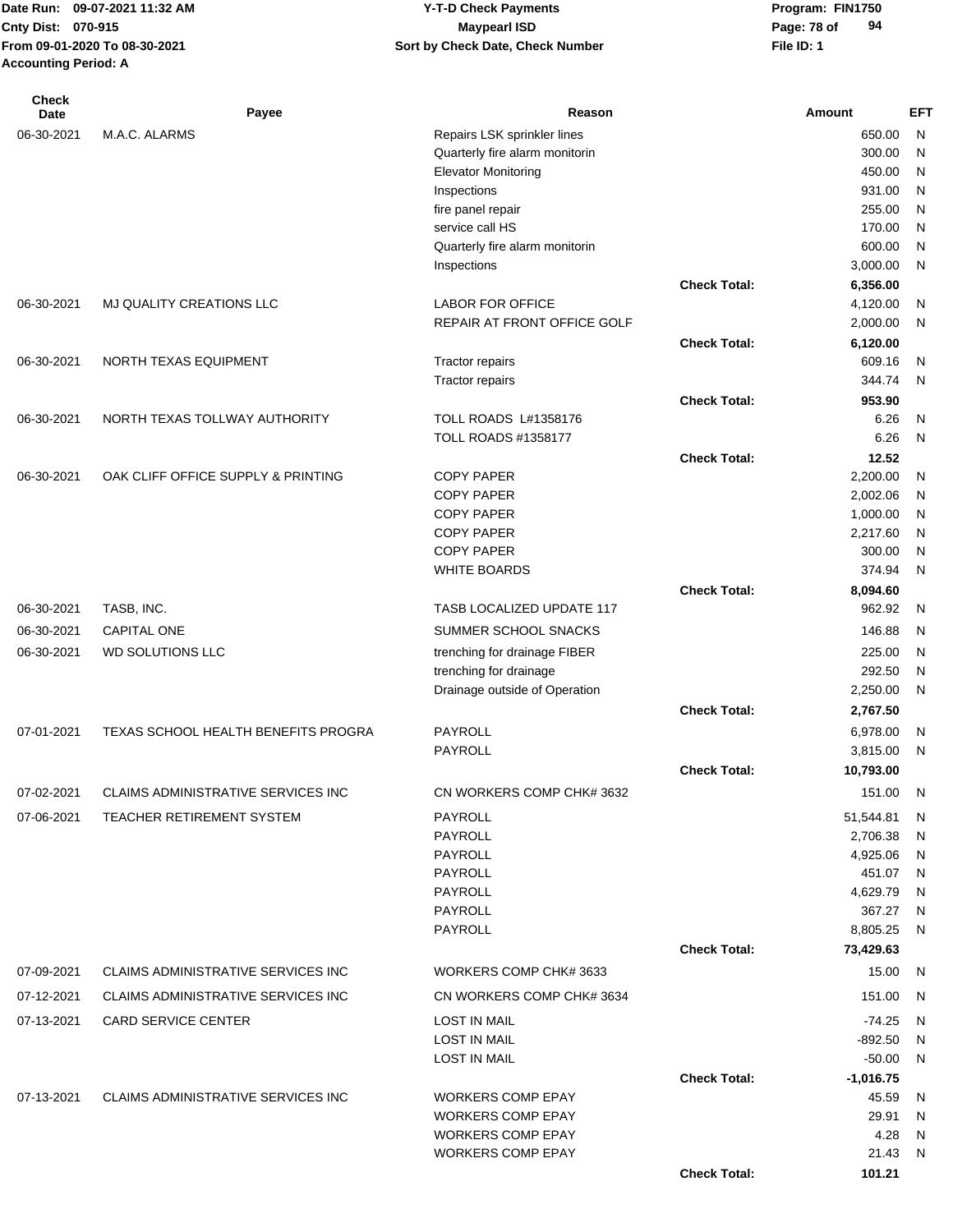| Check Date | Payee | Reason | | Amount | EFT |
|---|---|---|---|---|---|
| 06-30-2021 | M.A.C. ALARMS | Repairs LSK sprinkler lines | | 650.00 | N |
| | | Quarterly fire alarm monitorin | | 300.00 | N |
| | | Elevator Monitoring | | 450.00 | N |
| | | Inspections | | 931.00 | N |
| | | fire panel repair | | 255.00 | N |
| | | service call HS | | 170.00 | N |
| | | Quarterly fire alarm monitorin | | 600.00 | N |
| | | Inspections | | 3,000.00 | N |
| | | | **Check Total:** | **6,356.00** | |
| 06-30-2021 | MJ QUALITY CREATIONS LLC | LABOR FOR OFFICE | | 4,120.00 | N |
| | | REPAIR AT FRONT OFFICE GOLF | | 2,000.00 | N |
| | | | **Check Total:** | **6,120.00** | |
| 06-30-2021 | NORTH TEXAS EQUIPMENT | Tractor repairs | | 609.16 | N |
| | | Tractor repairs | | 344.74 | N |
| | | | **Check Total:** | **953.90** | |
| 06-30-2021 | NORTH TEXAS TOLLWAY AUTHORITY | TOLL ROADS L#1358176 | | 6.26 | N |
| | | TOLL ROADS #1358177 | | 6.26 | N |
| | | | **Check Total:** | **12.52** | |
| 06-30-2021 | OAK CLIFF OFFICE SUPPLY & PRINTING | COPY PAPER | | 2,200.00 | N |
| | | COPY PAPER | | 2,002.06 | N |
| | | COPY PAPER | | 1,000.00 | N |
| | | COPY PAPER | | 2,217.60 | N |
| | | COPY PAPER | | 300.00 | N |
| | | WHITE BOARDS | | 374.94 | N |
| | | | **Check Total:** | **8,094.60** | |
| 06-30-2021 | TASB, INC. | TASB LOCALIZED UPDATE 117 | | 962.92 | N |
| 06-30-2021 | CAPITAL ONE | SUMMER SCHOOL SNACKS | | 146.88 | N |
| 06-30-2021 | WD SOLUTIONS LLC | trenching for drainage FIBER | | 225.00 | N |
| | | trenching for drainage | | 292.50 | N |
| | | Drainage outside of Operation | | 2,250.00 | N |
| | | | **Check Total:** | **2,767.50** | |
| 07-01-2021 | TEXAS SCHOOL HEALTH BENEFITS PROGRA | PAYROLL | | 6,978.00 | N |
| | | PAYROLL | | 3,815.00 | N |
| | | | **Check Total:** | **10,793.00** | |
| 07-02-2021 | CLAIMS ADMINISTRATIVE SERVICES INC | CN WORKERS COMP CHK# 3632 | | 151.00 | N |
| 07-06-2021 | TEACHER RETIREMENT SYSTEM | PAYROLL | | 51,544.81 | N |
| | | PAYROLL | | 2,706.38 | N |
| | | PAYROLL | | 4,925.06 | N |
| | | PAYROLL | | 451.07 | N |
| | | PAYROLL | | 4,629.79 | N |
| | | PAYROLL | | 367.27 | N |
| | | PAYROLL | | 8,805.25 | N |
| | | | **Check Total:** | **73,429.63** | |
| 07-09-2021 | CLAIMS ADMINISTRATIVE SERVICES INC | WORKERS COMP CHK# 3633 | | 15.00 | N |
| 07-12-2021 | CLAIMS ADMINISTRATIVE SERVICES INC | CN WORKERS COMP CHK# 3634 | | 151.00 | N |
| 07-13-2021 | CARD SERVICE CENTER | LOST IN MAIL | | -74.25 | N |
| | | LOST IN MAIL | | -892.50 | N |
| | | LOST IN MAIL | | -50.00 | N |
| | | | **Check Total:** | **-1,016.75** | |
| 07-13-2021 | CLAIMS ADMINISTRATIVE SERVICES INC | WORKERS COMP EPAY | | 45.59 | N |
| | | WORKERS COMP EPAY | | 29.91 | N |
| | | WORKERS COMP EPAY | | 4.28 | N |
| | | WORKERS COMP EPAY | | 21.43 | N |
| | | | **Check Total:** | **101.21** | |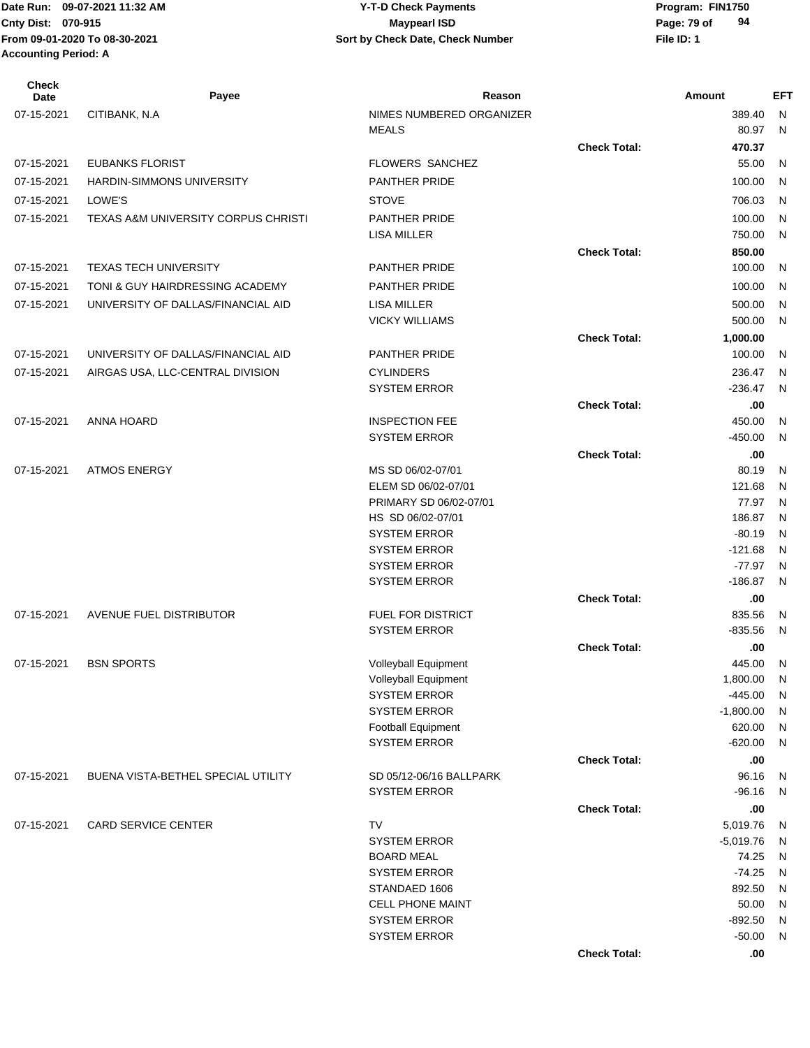Date Run: 09-07-2021 11:32 AM
Cnty Dist: 070-915
From 09-01-2020 To 08-30-2021
Accounting Period: A

**Y-T-D Check Payments**
**Maypearl ISD**
**Sort by Check Date, Check Number**

Program: FIN1750
File ID: 1

| Check Date | Payee | Reason | | Amount | EFT |
|---|---|---|---|---|---|
| 07-15-2021 | CITIBANK, N.A | NIMES NUMBERED ORGANIZER | | 389.40 | N |
| | | MEALS | | 80.97 | N |
| | | | **Check Total:** | **470.37** | |
| 07-15-2021 | EUBANKS FLORIST | FLOWERS SANCHEZ | | 55.00 | N |
| 07-15-2021 | HARDIN-SIMMONS UNIVERSITY | PANTHER PRIDE | | 100.00 | N |
| 07-15-2021 | LOWE'S | STOVE | | 706.03 | N |
| 07-15-2021 | TEXAS A&M UNIVERSITY CORPUS CHRISTI | PANTHER PRIDE | | 100.00 | N |
| | | LISA MILLER | | 750.00 | N |
| | | | **Check Total:** | **850.00** | |
| 07-15-2021 | TEXAS TECH UNIVERSITY | PANTHER PRIDE | | 100.00 | N |
| 07-15-2021 | TONI & GUY HAIRDRESSING ACADEMY | PANTHER PRIDE | | 100.00 | N |
| 07-15-2021 | UNIVERSITY OF DALLAS/FINANCIAL AID | LISA MILLER | | 500.00 | N |
| | | VICKY WILLIAMS | | 500.00 | N |
| | | | **Check Total:** | **1,000.00** | |
| 07-15-2021 | UNIVERSITY OF DALLAS/FINANCIAL AID | PANTHER PRIDE | | 100.00 | N |
| 07-15-2021 | AIRGAS USA, LLC-CENTRAL DIVISION | CYLINDERS | | 236.47 | N |
| | | SYSTEM ERROR | | -236.47 | N |
| | | | **Check Total:** | **.00** | |
| 07-15-2021 | ANNA HOARD | INSPECTION FEE | | 450.00 | N |
| | | SYSTEM ERROR | | -450.00 | N |
| | | | **Check Total:** | **.00** | |
| 07-15-2021 | ATMOS ENERGY | MS SD 06/02-07/01 | | 80.19 | N |
| | | ELEM SD 06/02-07/01 | | 121.68 | N |
| | | PRIMARY SD 06/02-07/01 | | 77.97 | N |
| | | HS SD 06/02-07/01 | | 186.87 | N |
| | | SYSTEM ERROR | | -80.19 | N |
| | | SYSTEM ERROR | | -121.68 | N |
| | | SYSTEM ERROR | | -77.97 | N |
| | | SYSTEM ERROR | | -186.87 | N |
| | | | **Check Total:** | **.00** | |
| 07-15-2021 | AVENUE FUEL DISTRIBUTOR | FUEL FOR DISTRICT | | 835.56 | N |
| | | SYSTEM ERROR | | -835.56 | N |
| | | | **Check Total:** | **.00** | |
| 07-15-2021 | BSN SPORTS | Volleyball Equipment | | 445.00 | N |
| | | Volleyball Equipment | | 1,800.00 | N |
| | | SYSTEM ERROR | | -445.00 | N |
| | | SYSTEM ERROR | | -1,800.00 | N |
| | | Football Equipment | | 620.00 | N |
| | | SYSTEM ERROR | | -620.00 | N |
| | | | **Check Total:** | **.00** | |
| 07-15-2021 | BUENA VISTA-BETHEL SPECIAL UTILITY | SD 05/12-06/16 BALLPARK | | 96.16 | N |
| | | SYSTEM ERROR | | -96.16 | N |
| | | | **Check Total:** | **.00** | |
| 07-15-2021 | CARD SERVICE CENTER | TV | | 5,019.76 | N |
| | | SYSTEM ERROR | | -5,019.76 | N |
| | | BOARD MEAL | | 74.25 | N |
| | | SYSTEM ERROR | | -74.25 | N |
| | | STANDAED 1606 | | 892.50 | N |
| | | CELL PHONE MAINT | | 50.00 | N |
| | | SYSTEM ERROR | | -892.50 | N |
| | | SYSTEM ERROR | | -50.00 | N |
| | | | **Check Total:** | **.00** | |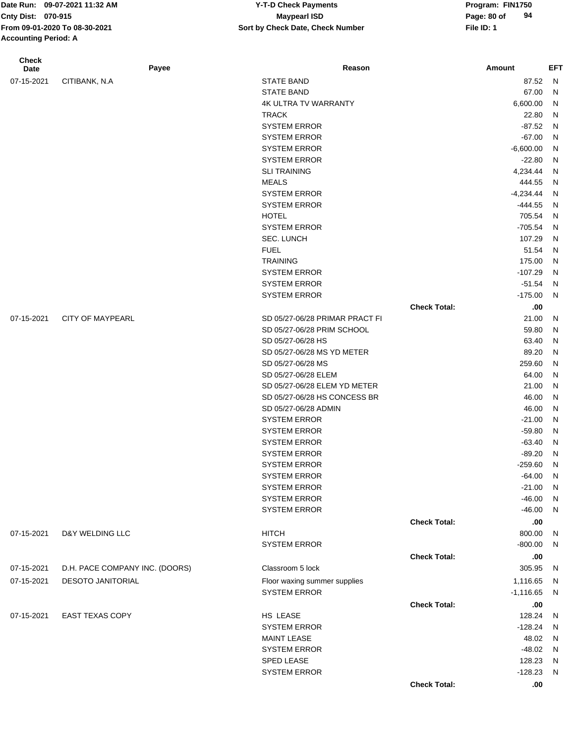| Check Date | Payee | Reason | | Amount | EFT |
|---|---|---|---|---|---|
| 07-15-2021 | CITIBANK, N.A | STATE BAND | | 87.52 | N |
| | | STATE BAND | | 67.00 | N |
| | | 4K ULTRA TV WARRANTY | | 6,600.00 | N |
| | | TRACK | | 22.80 | N |
| | | SYSTEM ERROR | | -87.52 | N |
| | | SYSTEM ERROR | | -67.00 | N |
| | | SYSTEM ERROR | | -6,600.00 | N |
| | | SYSTEM ERROR | | -22.80 | N |
| | | SLI TRAINING | | 4,234.44 | N |
| | | MEALS | | 444.55 | N |
| | | SYSTEM ERROR | | -4,234.44 | N |
| | | SYSTEM ERROR | | -444.55 | N |
| | | HOTEL | | 705.54 | N |
| | | SYSTEM ERROR | | -705.54 | N |
| | | SEC. LUNCH | | 107.29 | N |
| | | FUEL | | 51.54 | N |
| | | TRAINING | | 175.00 | N |
| | | SYSTEM ERROR | | -107.29 | N |
| | | SYSTEM ERROR | | -51.54 | N |
| | | SYSTEM ERROR | | -175.00 | N |
| | | | **Check Total:** | **.00** | |
| 07-15-2021 | CITY OF MAYPEARL | SD 05/27-06/28 PRIMAR PRACT FI | | 21.00 | N |
| | | SD 05/27-06/28 PRIM SCHOOL | | 59.80 | N |
| | | SD 05/27-06/28 HS | | 63.40 | N |
| | | SD 05/27-06/28 MS YD METER | | 89.20 | N |
| | | SD 05/27-06/28 MS | | 259.60 | N |
| | | SD 05/27-06/28 ELEM | | 64.00 | N |
| | | SD 05/27-06/28 ELEM YD METER | | 21.00 | N |
| | | SD 05/27-06/28 HS CONCESS BR | | 46.00 | N |
| | | SD 05/27-06/28 ADMIN | | 46.00 | N |
| | | SYSTEM ERROR | | -21.00 | N |
| | | SYSTEM ERROR | | -59.80 | N |
| | | SYSTEM ERROR | | -63.40 | N |
| | | SYSTEM ERROR | | -89.20 | N |
| | | SYSTEM ERROR | | -259.60 | N |
| | | SYSTEM ERROR | | -64.00 | N |
| | | SYSTEM ERROR | | -21.00 | N |
| | | SYSTEM ERROR | | -46.00 | N |
| | | SYSTEM ERROR | | -46.00 | N |
| | | | **Check Total:** | **.00** | |
| 07-15-2021 | D&Y WELDING LLC | HITCH | | 800.00 | N |
| | | SYSTEM ERROR | | -800.00 | N |
| | | | **Check Total:** | **.00** | |
| 07-15-2021 | D.H. PACE COMPANY INC. (DOORS) | Classroom 5 lock | | 305.95 | N |
| 07-15-2021 | DESOTO JANITORIAL | Floor waxing summer supplies | | 1,116.65 | N |
| | | SYSTEM ERROR | | -1,116.65 | N |
| | | | **Check Total:** | **.00** | |
| 07-15-2021 | EAST TEXAS COPY | HS LEASE | | 128.24 | N |
| | | SYSTEM ERROR | | -128.24 | N |
| | | MAINT LEASE | | 48.02 | N |
| | | SYSTEM ERROR | | -48.02 | N |
| | | SPED LEASE | | 128.23 | N |
| | | SYSTEM ERROR | | -128.23 | N |
| | | | **Check Total:** | **.00** | |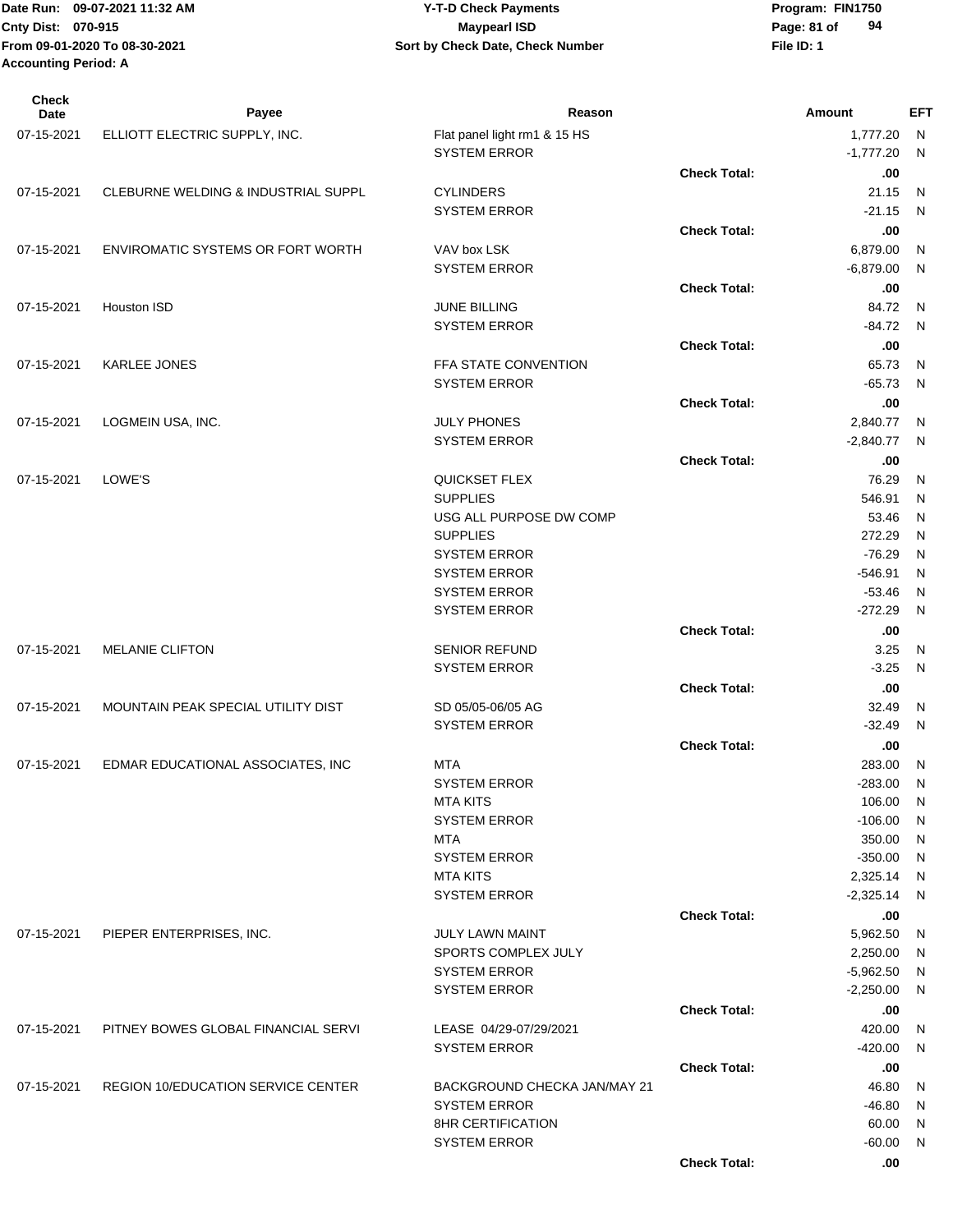| Check Date | Payee | Reason | | Amount | EFT |
|---|---|---|---|---|---|
| 07-15-2021 | ELLIOTT ELECTRIC SUPPLY, INC. | Flat panel light rm1 & 15 HS | | 1,777.20 | N |
| | | SYSTEM ERROR | | -1,777.20 | N |
| | | | Check Total: | .00 | |
| 07-15-2021 | CLEBURNE WELDING & INDUSTRIAL SUPPL | CYLINDERS | | 21.15 | N |
| | | SYSTEM ERROR | | -21.15 | N |
| | | | Check Total: | .00 | |
| 07-15-2021 | ENVIROMATIC SYSTEMS OR FORT WORTH | VAV box LSK | | 6,879.00 | N |
| | | SYSTEM ERROR | | -6,879.00 | N |
| | | | Check Total: | .00 | |
| 07-15-2021 | Houston ISD | JUNE BILLING | | 84.72 | N |
| | | SYSTEM ERROR | | -84.72 | N |
| | | | Check Total: | .00 | |
| 07-15-2021 | KARLEE JONES | FFA STATE CONVENTION | | 65.73 | N |
| | | SYSTEM ERROR | | -65.73 | N |
| | | | Check Total: | .00 | |
| 07-15-2021 | LOGMEIN USA, INC. | JULY PHONES | | 2,840.77 | N |
| | | SYSTEM ERROR | | -2,840.77 | N |
| | | | Check Total: | .00 | |
| 07-15-2021 | LOWE'S | QUICKSET FLEX | | 76.29 | N |
| | | SUPPLIES | | 546.91 | N |
| | | USG ALL PURPOSE DW COMP | | 53.46 | N |
| | | SUPPLIES | | 272.29 | N |
| | | SYSTEM ERROR | | -76.29 | N |
| | | SYSTEM ERROR | | -546.91 | N |
| | | SYSTEM ERROR | | -53.46 | N |
| | | SYSTEM ERROR | | -272.29 | N |
| | | | Check Total: | .00 | |
| 07-15-2021 | MELANIE CLIFTON | SENIOR REFUND | | 3.25 | N |
| | | SYSTEM ERROR | | -3.25 | N |
| | | | Check Total: | .00 | |
| 07-15-2021 | MOUNTAIN PEAK SPECIAL UTILITY DIST | SD 05/05-06/05 AG | | 32.49 | N |
| | | SYSTEM ERROR | | -32.49 | N |
| | | | Check Total: | .00 | |
| 07-15-2021 | EDMAR EDUCATIONAL ASSOCIATES, INC | MTA | | 283.00 | N |
| | | SYSTEM ERROR | | -283.00 | N |
| | | MTA KITS | | 106.00 | N |
| | | SYSTEM ERROR | | -106.00 | N |
| | | MTA | | 350.00 | N |
| | | SYSTEM ERROR | | -350.00 | N |
| | | MTA KITS | | 2,325.14 | N |
| | | SYSTEM ERROR | | -2,325.14 | N |
| | | | Check Total: | .00 | |
| 07-15-2021 | PIEPER ENTERPRISES, INC. | JULY LAWN MAINT | | 5,962.50 | N |
| | | SPORTS COMPLEX JULY | | 2,250.00 | N |
| | | SYSTEM ERROR | | -5,962.50 | N |
| | | SYSTEM ERROR | | -2,250.00 | N |
| | | | Check Total: | .00 | |
| 07-15-2021 | PITNEY BOWES GLOBAL FINANCIAL SERVI | LEASE 04/29-07/29/2021 | | 420.00 | N |
| | | SYSTEM ERROR | | -420.00 | N |
| | | | Check Total: | .00 | |
| 07-15-2021 | REGION 10/EDUCATION SERVICE CENTER | BACKGROUND CHECKA JAN/MAY 21 | | 46.80 | N |
| | | SYSTEM ERROR | | -46.80 | N |
| | | 8HR CERTIFICATION | | 60.00 | N |
| | | SYSTEM ERROR | | -60.00 | N |
| | | | Check Total: | .00 | |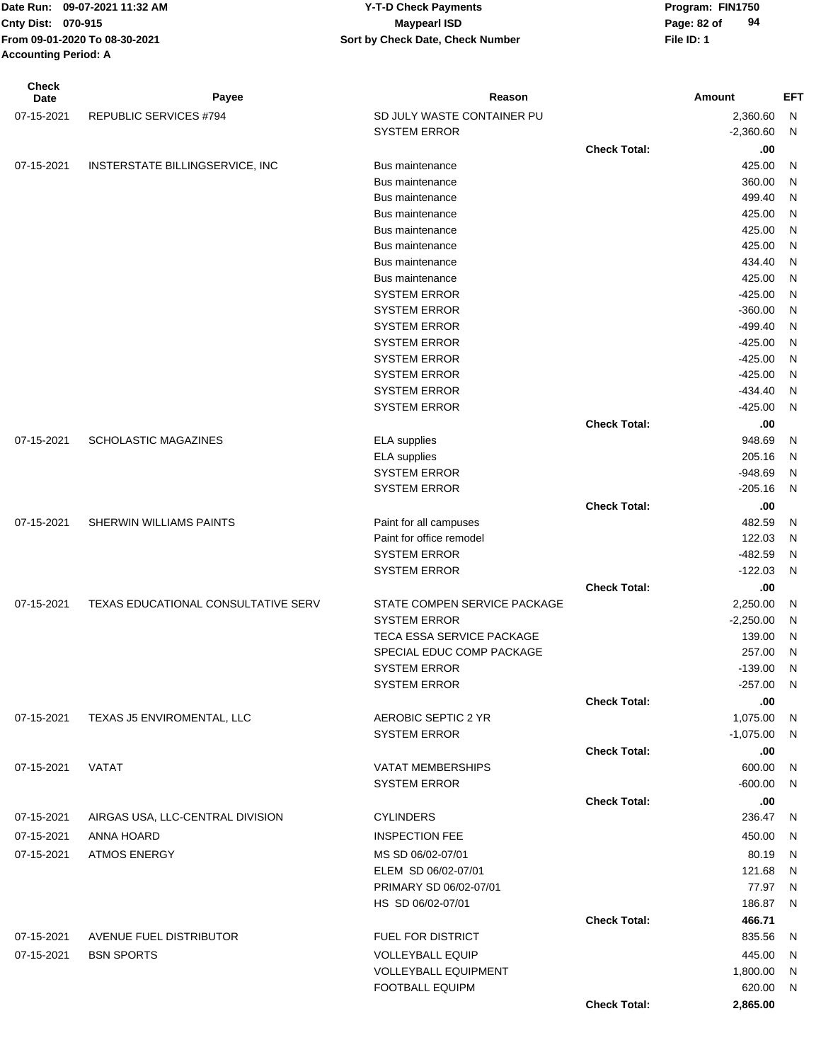Date Run: 09-07-2021 11:32 AM
Cnty Dist: 070-915
From 09-01-2020 To 08-30-2021
Accounting Period: A

**Y-T-D Check Payments**
**Maypearl ISD**
**Sort by Check Date, Check Number**

Program: FIN1750
File ID: 1

| Check Date | Payee | Reason | | Amount | EFT |
|---|---|---|---|---|---|
| 07-15-2021 | REPUBLIC SERVICES #794 | SD JULY WASTE CONTAINER PU | | 2,360.60 | N |
| | | SYSTEM ERROR | | -2,360.60 | N |
| | | | **Check Total:** | **.00** | |
| 07-15-2021 | INSERSTATE BILLINGSERVICE, INC | Bus maintenance | | 425.00 | N |
| | | Bus maintenance | | 360.00 | N |
| | | Bus maintenance | | 499.40 | N |
| | | Bus maintenance | | 425.00 | N |
| | | Bus maintenance | | 425.00 | N |
| | | Bus maintenance | | 425.00 | N |
| | | Bus maintenance | | 434.40 | N |
| | | Bus maintenance | | 425.00 | N |
| | | SYSTEM ERROR | | -425.00 | N |
| | | SYSTEM ERROR | | -360.00 | N |
| | | SYSTEM ERROR | | -499.40 | N |
| | | SYSTEM ERROR | | -425.00 | N |
| | | SYSTEM ERROR | | -425.00 | N |
| | | SYSTEM ERROR | | -425.00 | N |
| | | SYSTEM ERROR | | -434.40 | N |
| | | SYSTEM ERROR | | -425.00 | N |
| | | | **Check Total:** | **.00** | |
| 07-15-2021 | SCHOLASTIC MAGAZINES | ELA supplies | | 948.69 | N |
| | | ELA supplies | | 205.16 | N |
| | | SYSTEM ERROR | | -948.69 | N |
| | | SYSTEM ERROR | | -205.16 | N |
| | | | **Check Total:** | **.00** | |
| 07-15-2021 | SHERWIN WILLIAMS PAINTS | Paint for all campuses | | 482.59 | N |
| | | Paint for office remodel | | 122.03 | N |
| | | SYSTEM ERROR | | -482.59 | N |
| | | SYSTEM ERROR | | -122.03 | N |
| | | | **Check Total:** | **.00** | |
| 07-15-2021 | TEXAS EDUCATIONAL CONSULTATIVE SERV | STATE COMPEN SERVICE PACKAGE | | 2,250.00 | N |
| | | SYSTEM ERROR | | -2,250.00 | N |
| | | TECA ESSA SERVICE PACKAGE | | 139.00 | N |
| | | SPECIAL EDUC COMP PACKAGE | | 257.00 | N |
| | | SYSTEM ERROR | | -139.00 | N |
| | | SYSTEM ERROR | | -257.00 | N |
| | | | **Check Total:** | **.00** | |
| 07-15-2021 | TEXAS J5 ENVIROMENTAL, LLC | AEROBIC SEPTIC 2 YR | | 1,075.00 | N |
| | | SYSTEM ERROR | | -1,075.00 | N |
| | | | **Check Total:** | **.00** | |
| 07-15-2021 | VATAT | VATAT MEMBERSHIPS | | 600.00 | N |
| | | SYSTEM ERROR | | -600.00 | N |
| | | | **Check Total:** | **.00** | |
| 07-15-2021 | AIRGAS USA, LLC-CENTRAL DIVISION | CYLINDERS | | 236.47 | N |
| 07-15-2021 | ANNA HOARD | INSPECTION FEE | | 450.00 | N |
| 07-15-2021 | ATMOS ENERGY | MS SD 06/02-07/01 | | 80.19 | N |
| | | ELEM SD 06/02-07/01 | | 121.68 | N |
| | | PRIMARY SD 06/02-07/01 | | 77.97 | N |
| | | HS SD 06/02-07/01 | | 186.87 | N |
| | | | **Check Total:** | **466.71** | |
| 07-15-2021 | AVENUE FUEL DISTRIBUTOR | FUEL FOR DISTRICT | | 835.56 | N |
| 07-15-2021 | BSN SPORTS | VOLLEYBALL EQUIP | | 445.00 | N |
| | | VOLLEYBALL EQUIPMENT | | 1,800.00 | N |
| | | FOOTBALL EQUIPM | | 620.00 | N |
| | | | **Check Total:** | **2,865.00** | |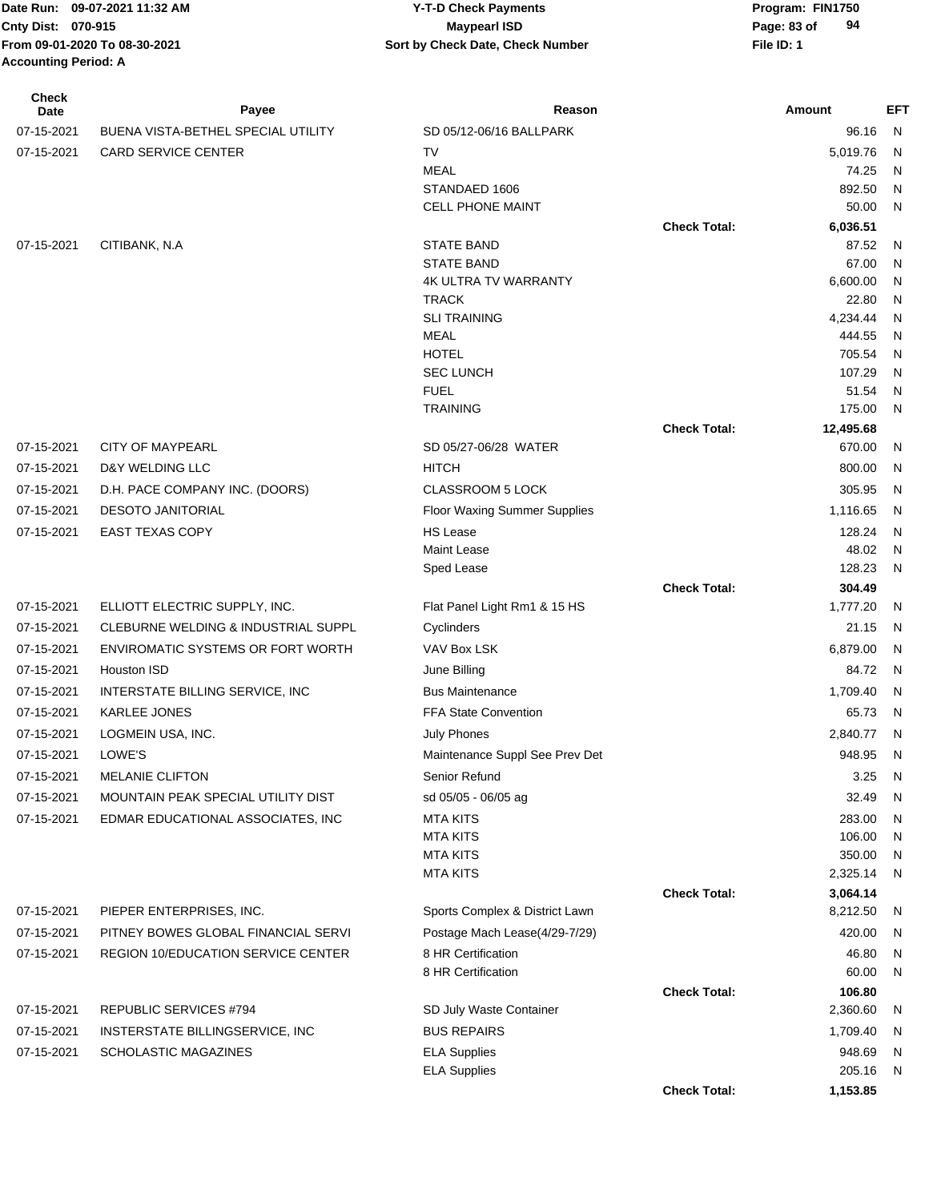Date Run: 09-07-2021 11:32 AM
Cnty Dist: 070-915
From 09-01-2020 To 08-30-2021
Accounting Period: A

**Y-T-D Check Payments**
**Maypearl ISD**
**Sort by Check Date, Check Number**

Program: FIN1750
File ID: 1

| Check Date | Payee | Reason | | Amount | EFT |
|---|---|---|---|---|---|
| 07-15-2021 | BUENA VISTA-BETHEL SPECIAL UTILITY | SD 05/12-06/16 BALLPARK | | 96.16 | N |
| 07-15-2021 | CARD SERVICE CENTER | TV | | 5,019.76 | N |
| | | MEAL | | 74.25 | N |
| | | STANDAED 1606 | | 892.50 | N |
| | | CELL PHONE MAINT | | 50.00 | N |
| | | | **Check Total:** | **6,036.51** | |
| 07-15-2021 | CITIBANK, N.A | STATE BAND | | 87.52 | N |
| | | STATE BAND | | 67.00 | N |
| | | 4K ULTRA TV WARRANTY | | 6,600.00 | N |
| | | TRACK | | 22.80 | N |
| | | SLI TRAINING | | 4,234.44 | N |
| | | MEAL | | 444.55 | N |
| | | HOTEL | | 705.54 | N |
| | | SEC LUNCH | | 107.29 | N |
| | | FUEL | | 51.54 | N |
| | | TRAINING | | 175.00 | N |
| | | | **Check Total:** | **12,495.68** | |
| 07-15-2021 | CITY OF MAYPEARL | SD 05/27-06/28 WATER | | 670.00 | N |
| 07-15-2021 | D&Y WELDING LLC | HITCH | | 800.00 | N |
| 07-15-2021 | D.H. PACE COMPANY INC. (DOORS) | CLASSROOM 5 LOCK | | 305.95 | N |
| 07-15-2021 | DESOTO JANITORIAL | Floor Waxing Summer Supplies | | 1,116.65 | N |
| 07-15-2021 | EAST TEXAS COPY | HS Lease | | 128.24 | N |
| | | Maint Lease | | 48.02 | N |
| | | Sped Lease | | 128.23 | N |
| | | | **Check Total:** | **304.49** | |
| 07-15-2021 | ELLIOTT ELECTRIC SUPPLY, INC. | Flat Panel Light Rm1 & 15 HS | | 1,777.20 | N |
| 07-15-2021 | CLEBURNE WELDING & INDUSTRIAL SUPPL | Cyclinders | | 21.15 | N |
| 07-15-2021 | ENVIROMATIC SYSTEMS OR FORT WORTH | VAV Box LSK | | 6,879.00 | N |
| 07-15-2021 | Houston ISD | June Billing | | 84.72 | N |
| 07-15-2021 | INTERSTATE BILLING SERVICE, INC | Bus Maintenance | | 1,709.40 | N |
| 07-15-2021 | KARLEE JONES | FFA State Convention | | 65.73 | N |
| 07-15-2021 | LOGMEIN USA, INC. | July Phones | | 2,840.77 | N |
| 07-15-2021 | LOWE'S | Maintenance Suppl See Prev Det | | 948.95 | N |
| 07-15-2021 | MELANIE CLIFTON | Senior Refund | | 3.25 | N |
| 07-15-2021 | MOUNTAIN PEAK SPECIAL UTILITY DIST | sd 05/05 - 06/05 ag | | 32.49 | N |
| 07-15-2021 | EDMAR EDUCATIONAL ASSOCIATES, INC | MTA KITS | | 283.00 | N |
| | | MTA KITS | | 106.00 | N |
| | | MTA KITS | | 350.00 | N |
| | | MTA KITS | | 2,325.14 | N |
| | | | **Check Total:** | **3,064.14** | |
| 07-15-2021 | PIEPER ENTERPRISES, INC. | Sports Complex & District Lawn | | 8,212.50 | N |
| 07-15-2021 | PITNEY BOWES GLOBAL FINANCIAL SERVI | Postage Mach Lease(4/29-7/29) | | 420.00 | N |
| 07-15-2021 | REGION 10/EDUCATION SERVICE CENTER | 8 HR Certification | | 46.80 | N |
| | | 8 HR Certification | | 60.00 | N |
| | | | **Check Total:** | **106.80** | |
| 07-15-2021 | REPUBLIC SERVICES #794 | SD July Waste Container | | 2,360.60 | N |
| 07-15-2021 | INSTERSTATE BILLINGSERVICE, INC | BUS REPAIRS | | 1,709.40 | N |
| 07-15-2021 | SCHOLASTIC MAGAZINES | ELA Supplies | | 948.69 | N |
| | | ELA Supplies | | 205.16 | N |
| | | | **Check Total:** | **1,153.85** | |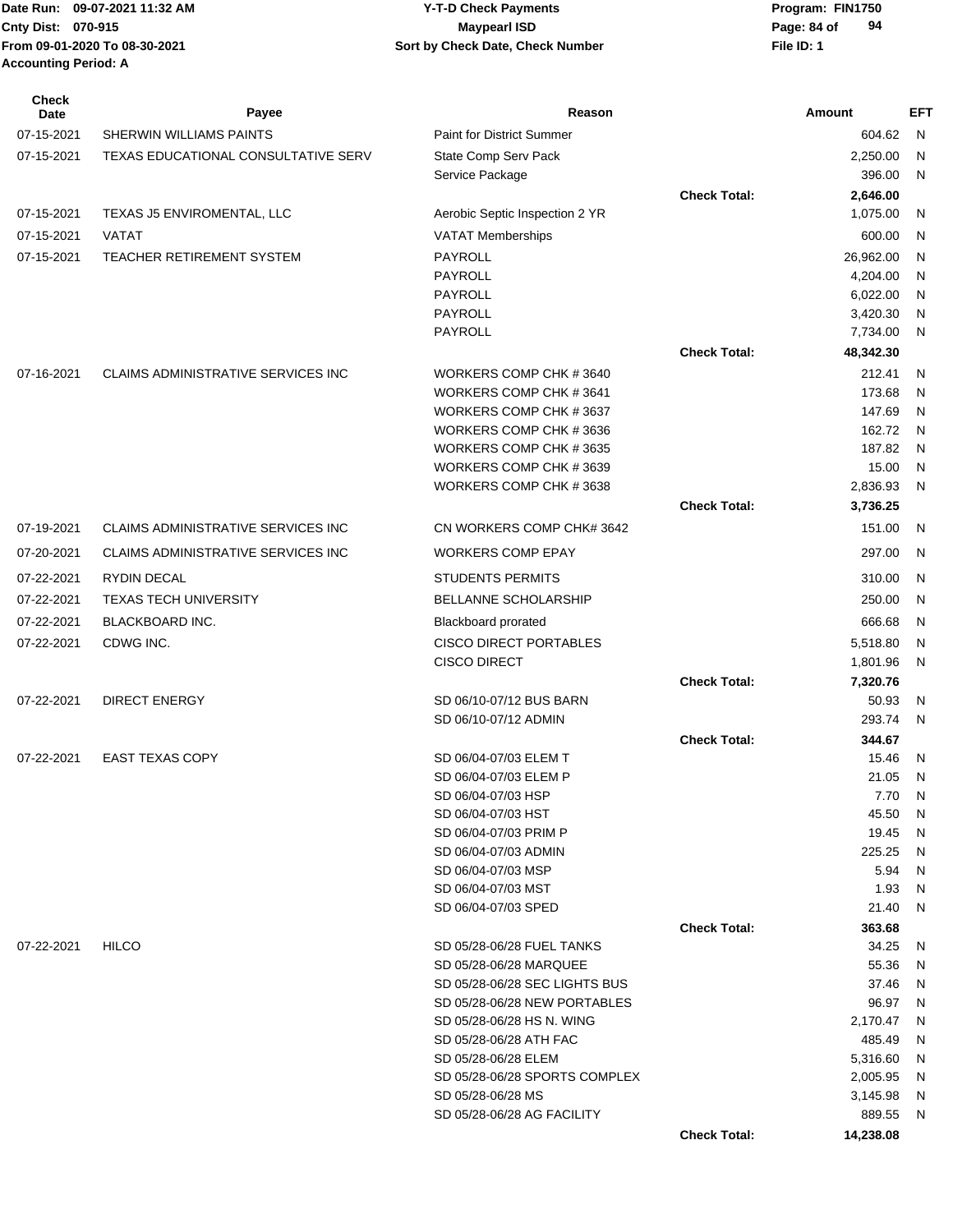Date Run: 09-07-2021 11:32 AM
Cnty Dist: 070-915
From 09-01-2020 To 08-30-2021
Accounting Period: A

**Y-T-D Check Payments**
**Maypearl ISD**
**Sort by Check Date, Check Number**

Program: FIN1750
File ID: 1

| Check Date | Payee | Reason | | Amount | EFT |
|---|---|---|---|---|---|
| 07-15-2021 | SHERWIN WILLIAMS PAINTS | Paint for District Summer | | 604.62 | N |
| 07-15-2021 | TEXAS EDUCATIONAL CONSULTATIVE SERV | State Comp Serv Pack | | 2,250.00 | N |
| | | Service Package | | 396.00 | N |
| | | | **Check Total:** | **2,646.00** | |
| 07-15-2021 | TEXAS J5 ENVIROMENTAL, LLC | Aerobic Septic Inspection 2 YR | | 1,075.00 | N |
| 07-15-2021 | VATAT | VATAT Memberships | | 600.00 | N |
| 07-15-2021 | TEACHER RETIREMENT SYSTEM | PAYROLL | | 26,962.00 | N |
| | | PAYROLL | | 4,204.00 | N |
| | | PAYROLL | | 6,022.00 | N |
| | | PAYROLL | | 3,420.30 | N |
| | | PAYROLL | | 7,734.00 | N |
| | | | **Check Total:** | **48,342.30** | |
| 07-16-2021 | CLAIMS ADMINISTRATIVE SERVICES INC | WORKERS COMP CHK # 3640 | | 212.41 | N |
| | | WORKERS COMP CHK # 3641 | | 173.68 | N |
| | | WORKERS COMP CHK # 3637 | | 147.69 | N |
| | | WORKERS COMP CHK # 3636 | | 162.72 | N |
| | | WORKERS COMP CHK # 3635 | | 187.82 | N |
| | | WORKERS COMP CHK # 3639 | | 15.00 | N |
| | | WORKERS COMP CHK # 3638 | | 2,836.93 | N |
| | | | **Check Total:** | **3,736.25** | |
| 07-19-2021 | CLAIMS ADMINISTRATIVE SERVICES INC | CN WORKERS COMP CHK# 3642 | | 151.00 | N |
| 07-20-2021 | CLAIMS ADMINISTRATIVE SERVICES INC | WORKERS COMP EPAY | | 297.00 | N |
| 07-22-2021 | RYDIN DECAL | STUDENTS PERMITS | | 310.00 | N |
| 07-22-2021 | TEXAS TECH UNIVERSITY | BELLANNE SCHOLARSHIP | | 250.00 | N |
| 07-22-2021 | BLACKBOARD INC. | Blackboard prorated | | 666.68 | N |
| 07-22-2021 | CDWG INC. | CISCO DIRECT PORTABLES | | 5,518.80 | N |
| | | CISCO DIRECT | | 1,801.96 | N |
| | | | **Check Total:** | **7,320.76** | |
| 07-22-2021 | DIRECT ENERGY | SD 06/10-07/12 BUS BARN | | 50.93 | N |
| | | SD 06/10-07/12 ADMIN | | 293.74 | N |
| | | | **Check Total:** | **344.67** | |
| 07-22-2021 | EAST TEXAS COPY | SD 06/04-07/03 ELEM T | | 15.46 | N |
| | | SD 06/04-07/03 ELEM P | | 21.05 | N |
| | | SD 06/04-07/03 HSP | | 7.70 | N |
| | | SD 06/04-07/03 HST | | 45.50 | N |
| | | SD 06/04-07/03 PRIM P | | 19.45 | N |
| | | SD 06/04-07/03 ADMIN | | 225.25 | N |
| | | SD 06/04-07/03 MSP | | 5.94 | N |
| | | SD 06/04-07/03 MST | | 1.93 | N |
| | | SD 06/04-07/03 SPED | | 21.40 | N |
| | | | **Check Total:** | **363.68** | |
| 07-22-2021 | HILCO | SD 05/28-06/28 FUEL TANKS | | 34.25 | N |
| | | SD 05/28-06/28 MARQUEE | | 55.36 | N |
| | | SD 05/28-06/28 SEC LIGHTS BUS | | 37.46 | N |
| | | SD 05/28-06/28 NEW PORTABLES | | 96.97 | N |
| | | SD 05/28-06/28 HS N. WING | | 2,170.47 | N |
| | | SD 05/28-06/28 ATH FAC | | 485.49 | N |
| | | SD 05/28-06/28 ELEM | | 5,316.60 | N |
| | | SD 05/28-06/28 SPORTS COMPLEX | | 2,005.95 | N |
| | | SD 05/28-06/28 MS | | 3,145.98 | N |
| | | SD 05/28-06/28 AG FACILITY | | 889.55 | N |
| | | | **Check Total:** | **14,238.08** | |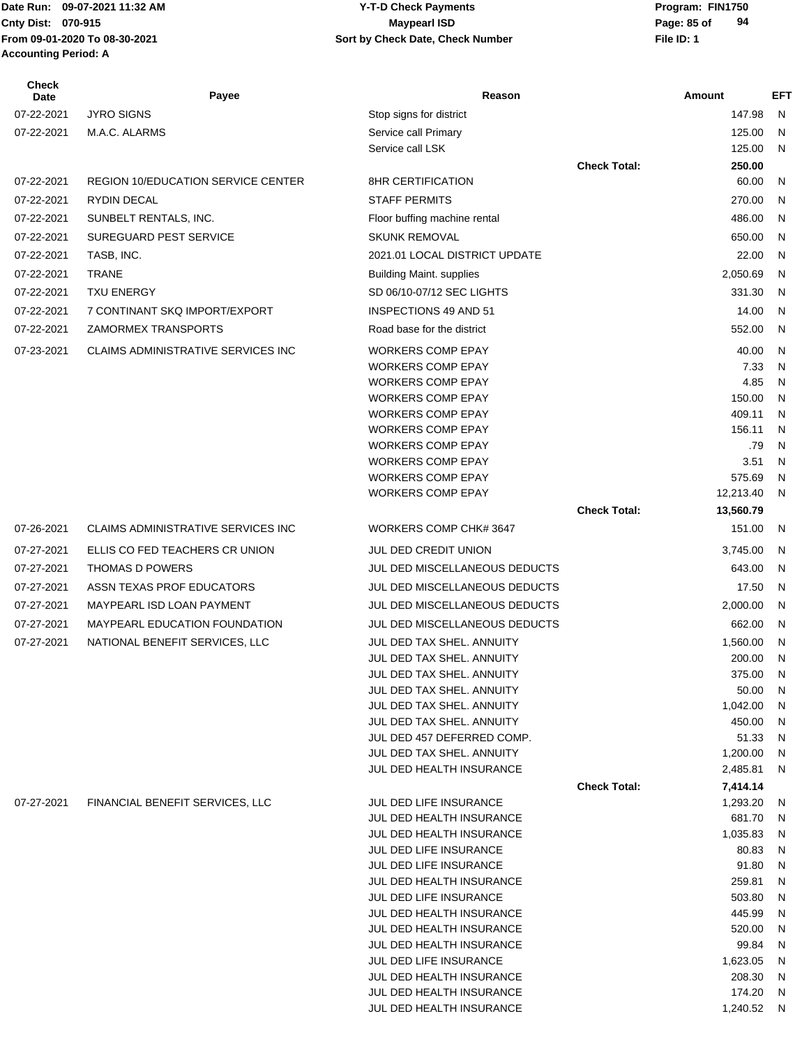| Check Date | Payee | Reason | | Amount | EFT |
|---|---|---|---|---|---|
| 07-22-2021 | JYRO SIGNS | Stop signs for district | | 147.98 | N |
| 07-22-2021 | M.A.C. ALARMS | Service call Primary | | 125.00 | N |
| | | Service call LSK | | 125.00 | N |
| | | | Check Total: | 250.00 | |
| 07-22-2021 | REGION 10/EDUCATION SERVICE CENTER | 8HR CERTIFICATION | | 60.00 | N |
| 07-22-2021 | RYDIN DECAL | STAFF PERMITS | | 270.00 | N |
| 07-22-2021 | SUNBELT RENTALS, INC. | Floor buffing machine rental | | 486.00 | N |
| 07-22-2021 | SUREGUARD PEST SERVICE | SKUNK REMOVAL | | 650.00 | N |
| 07-22-2021 | TASB, INC. | 2021.01 LOCAL DISTRICT UPDATE | | 22.00 | N |
| 07-22-2021 | TRANE | Building Maint. supplies | | 2,050.69 | N |
| 07-22-2021 | TXU ENERGY | SD 06/10-07/12 SEC LIGHTS | | 331.30 | N |
| 07-22-2021 | 7 CONTINANT SKQ IMPORT/EXPORT | INSPECTIONS 49 AND 51 | | 14.00 | N |
| 07-22-2021 | ZAMORMEX TRANSPORTS | Road base for the district | | 552.00 | N |
| 07-23-2021 | CLAIMS ADMINISTRATIVE SERVICES INC | WORKERS COMP EPAY | | 40.00 | N |
| | | WORKERS COMP EPAY | | 7.33 | N |
| | | WORKERS COMP EPAY | | 4.85 | N |
| | | WORKERS COMP EPAY | | 150.00 | N |
| | | WORKERS COMP EPAY | | 409.11 | N |
| | | WORKERS COMP EPAY | | 156.11 | N |
| | | WORKERS COMP EPAY | | .79 | N |
| | | WORKERS COMP EPAY | | 3.51 | N |
| | | WORKERS COMP EPAY | | 575.69 | N |
| | | WORKERS COMP EPAY | | 12,213.40 | N |
| | | | Check Total: | 13,560.79 | |
| 07-26-2021 | CLAIMS ADMINISTRATIVE SERVICES INC | WORKERS COMP CHK# 3647 | | 151.00 | N |
| 07-27-2021 | ELLIS CO FED TEACHERS CR UNION | JUL DED CREDIT UNION | | 3,745.00 | N |
| 07-27-2021 | THOMAS D POWERS | JUL DED MISCELLANEOUS DEDUCTS | | 643.00 | N |
| 07-27-2021 | ASSN TEXAS PROF EDUCATORS | JUL DED MISCELLANEOUS DEDUCTS | | 17.50 | N |
| 07-27-2021 | MAYPEARL ISD LOAN PAYMENT | JUL DED MISCELLANEOUS DEDUCTS | | 2,000.00 | N |
| 07-27-2021 | MAYPEARL EDUCATION FOUNDATION | JUL DED MISCELLANEOUS DEDUCTS | | 662.00 | N |
| 07-27-2021 | NATIONAL BENEFIT SERVICES, LLC | JUL DED TAX SHEL. ANNUITY | | 1,560.00 | N |
| | | JUL DED TAX SHEL. ANNUITY | | 200.00 | N |
| | | JUL DED TAX SHEL. ANNUITY | | 375.00 | N |
| | | JUL DED TAX SHEL. ANNUITY | | 50.00 | N |
| | | JUL DED TAX SHEL. ANNUITY | | 1,042.00 | N |
| | | JUL DED TAX SHEL. ANNUITY | | 450.00 | N |
| | | JUL DED 457 DEFERRED COMP. | | 51.33 | N |
| | | JUL DED TAX SHEL. ANNUITY | | 1,200.00 | N |
| | | JUL DED HEALTH INSURANCE | | 2,485.81 | N |
| | | | Check Total: | 7,414.14 | |
| 07-27-2021 | FINANCIAL BENEFIT SERVICES, LLC | JUL DED LIFE INSURANCE | | 1,293.20 | N |
| | | JUL DED HEALTH INSURANCE | | 681.70 | N |
| | | JUL DED HEALTH INSURANCE | | 1,035.83 | N |
| | | JUL DED LIFE INSURANCE | | 80.83 | N |
| | | JUL DED LIFE INSURANCE | | 91.80 | N |
| | | JUL DED HEALTH INSURANCE | | 259.81 | N |
| | | JUL DED LIFE INSURANCE | | 503.80 | N |
| | | JUL DED HEALTH INSURANCE | | 445.99 | N |
| | | JUL DED HEALTH INSURANCE | | 520.00 | N |
| | | JUL DED HEALTH INSURANCE | | 99.84 | N |
| | | JUL DED LIFE INSURANCE | | 1,623.05 | N |
| | | JUL DED HEALTH INSURANCE | | 208.30 | N |
| | | JUL DED HEALTH INSURANCE | | 174.20 | N |
| | | JUL DED HEALTH INSURANCE | | 1,240.52 | N |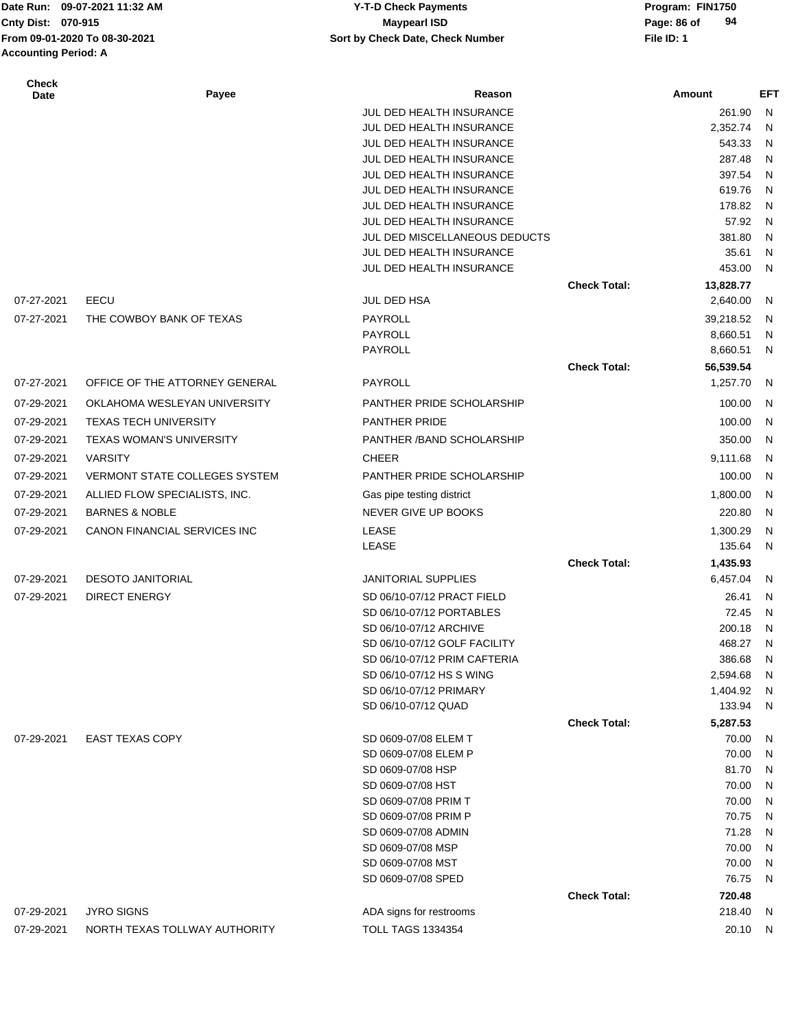| Check Date | Payee | Reason | | Amount | EFT |
|---|---|---|---|---|---|
| | | JUL DED HEALTH INSURANCE | | 261.90 | N |
| | | JUL DED HEALTH INSURANCE | | 2,352.74 | N |
| | | JUL DED HEALTH INSURANCE | | 543.33 | N |
| | | JUL DED HEALTH INSURANCE | | 287.48 | N |
| | | JUL DED HEALTH INSURANCE | | 397.54 | N |
| | | JUL DED HEALTH INSURANCE | | 619.76 | N |
| | | JUL DED HEALTH INSURANCE | | 178.82 | N |
| | | JUL DED HEALTH INSURANCE | | 57.92 | N |
| | | JUL DED MISCELLANEOUS DEDUCTS | | 381.80 | N |
| | | JUL DED HEALTH INSURANCE | | 35.61 | N |
| | | JUL DED HEALTH INSURANCE | | 453.00 | N |
| | | | **Check Total:** | **13,828.77** | |
| 07-27-2021 | EECU | JUL DED HSA | | 2,640.00 | N |
| 07-27-2021 | THE COWBOY BANK OF TEXAS | PAYROLL | | 39,218.52 | N |
| | | PAYROLL | | 8,660.51 | N |
| | | PAYROLL | | 8,660.51 | N |
| | | | **Check Total:** | **56,539.54** | |
| 07-27-2021 | OFFICE OF THE ATTORNEY GENERAL | PAYROLL | | 1,257.70 | N |
| 07-29-2021 | OKLAHOMA WESLEYAN UNIVERSITY | PANTHER PRIDE SCHOLARSHIP | | 100.00 | N |
| 07-29-2021 | TEXAS TECH UNIVERSITY | PANTHER PRIDE | | 100.00 | N |
| 07-29-2021 | TEXAS WOMAN'S UNIVERSITY | PANTHER /BAND SCHOLARSHIP | | 350.00 | N |
| 07-29-2021 | VARSITY | CHEER | | 9,111.68 | N |
| 07-29-2021 | VERMONT STATE COLLEGES SYSTEM | PANTHER PRIDE SCHOLARSHIP | | 100.00 | N |
| 07-29-2021 | ALLIED FLOW SPECIALISTS, INC. | Gas pipe testing district | | 1,800.00 | N |
| 07-29-2021 | BARNES & NOBLE | NEVER GIVE UP BOOKS | | 220.80 | N |
| 07-29-2021 | CANON FINANCIAL SERVICES INC | LEASE | | 1,300.29 | N |
| | | LEASE | | 135.64 | N |
| | | | **Check Total:** | **1,435.93** | |
| 07-29-2021 | DESOTO JANITORIAL | JANITORIAL SUPPLIES | | 6,457.04 | N |
| 07-29-2021 | DIRECT ENERGY | SD 06/10-07/12 PRACT FIELD | | 26.41 | N |
| | | SD 06/10-07/12 PORTABLES | | 72.45 | N |
| | | SD 06/10-07/12 ARCHIVE | | 200.18 | N |
| | | SD 06/10-07/12 GOLF FACILITY | | 468.27 | N |
| | | SD 06/10-07/12 PRIM CAFTERIA | | 386.68 | N |
| | | SD 06/10-07/12 HS S WING | | 2,594.68 | N |
| | | SD 06/10-07/12 PRIMARY | | 1,404.92 | N |
| | | SD 06/10-07/12 QUAD | | 133.94 | N |
| | | | **Check Total:** | **5,287.53** | |
| 07-29-2021 | EAST TEXAS COPY | SD 0609-07/08 ELEM T | | 70.00 | N |
| | | SD 0609-07/08 ELEM P | | 70.00 | N |
| | | SD 0609-07/08 HSP | | 81.70 | N |
| | | SD 0609-07/08 HST | | 70.00 | N |
| | | SD 0609-07/08 PRIM T | | 70.00 | N |
| | | SD 0609-07/08 PRIM P | | 70.75 | N |
| | | SD 0609-07/08 ADMIN | | 71.28 | N |
| | | SD 0609-07/08 MSP | | 70.00 | N |
| | | SD 0609-07/08 MST | | 70.00 | N |
| | | SD 0609-07/08 SPED | | 76.75 | N |
| | | | **Check Total:** | **720.48** | |
| 07-29-2021 | JYRO SIGNS | ADA signs for restrooms | | 218.40 | N |
| 07-29-2021 | NORTH TEXAS TOLLWAY AUTHORITY | TOLL TAGS 1334354 | | 20.10 | N |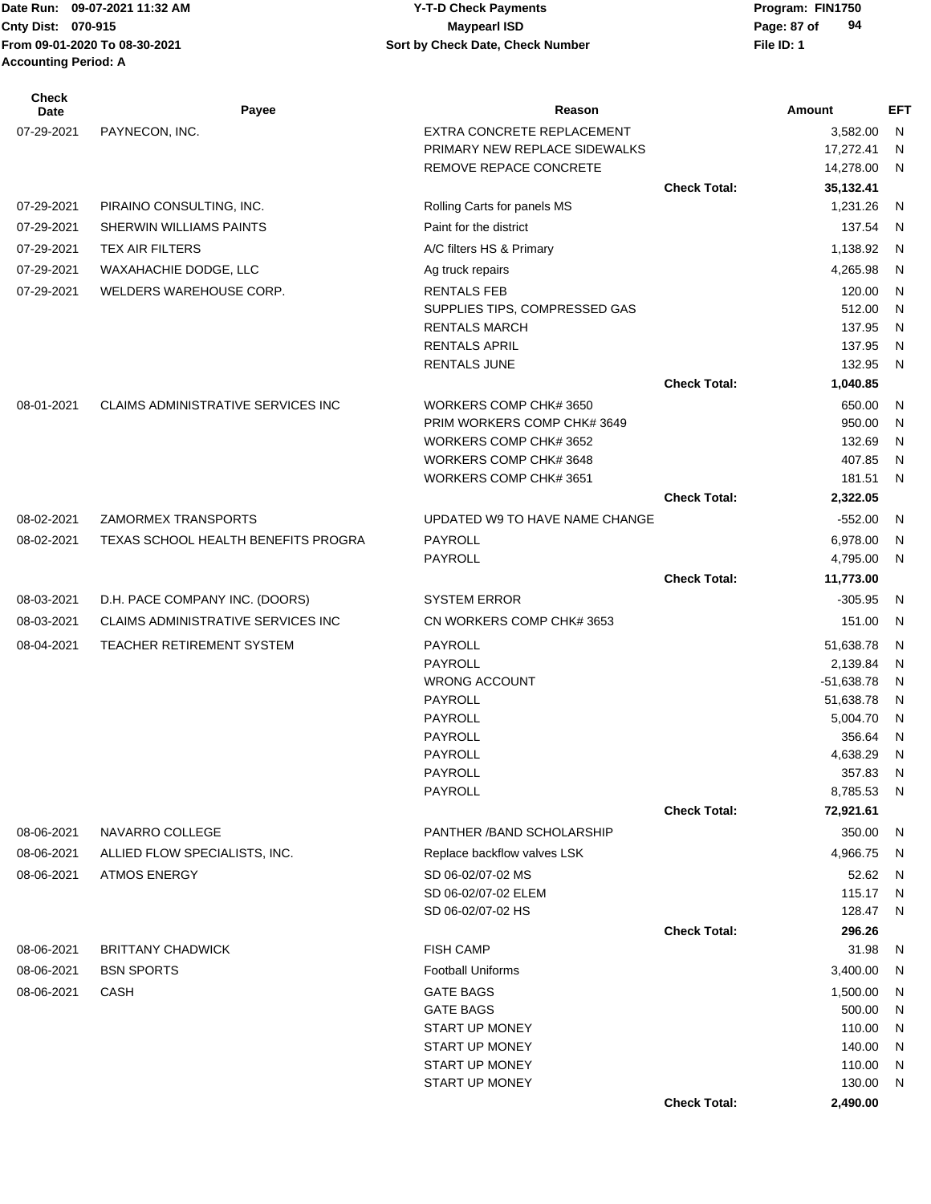Date Run: 09-07-2021 11:32 AM
Cnty Dist: 070-915
From 09-01-2020 To 08-30-2021
Accounting Period: A

**Y-T-D Check Payments**
**Maypearl ISD**
**Sort by Check Date, Check Number**

Program: FIN1750
File ID: 1

| Check Date | Payee | Reason | | Amount | EFT |
|---|---|---|---|---|---|
| 07-29-2021 | PAYNECON, INC. | EXTRA CONCRETE REPLACEMENT | | 3,582.00 | N |
| | | PRIMARY NEW REPLACE SIDEWALKS | | 17,272.41 | N |
| | | REMOVE REPACE CONCRETE | | 14,278.00 | N |
| | | | **Check Total:** | **35,132.41** | |
| 07-29-2021 | PIRAINO CONSULTING, INC. | Rolling Carts for panels MS | | 1,231.26 | N |
| 07-29-2021 | SHERWIN WILLIAMS PAINTS | Paint for the district | | 137.54 | N |
| 07-29-2021 | TEX AIR FILTERS | A/C filters HS & Primary | | 1,138.92 | N |
| 07-29-2021 | WAXAHACHIE DODGE, LLC | Ag truck repairs | | 4,265.98 | N |
| 07-29-2021 | WELDERS WAREHOUSE CORP. | RENTALS FEB | | 120.00 | N |
| | | SUPPLIES TIPS, COMPRESSED GAS | | 512.00 | N |
| | | RENTALS MARCH | | 137.95 | N |
| | | RENTALS APRIL | | 137.95 | N |
| | | RENTALS JUNE | | 132.95 | N |
| | | | **Check Total:** | **1,040.85** | |
| 08-01-2021 | CLAIMS ADMINISTRATIVE SERVICES INC | WORKERS COMP CHK# 3650 | | 650.00 | N |
| | | PRIM WORKERS COMP CHK# 3649 | | 950.00 | N |
| | | WORKERS COMP CHK# 3652 | | 132.69 | N |
| | | WORKERS COMP CHK# 3648 | | 407.85 | N |
| | | WORKERS COMP CHK# 3651 | | 181.51 | N |
| | | | **Check Total:** | **2,322.05** | |
| 08-02-2021 | ZAMORMEX TRANSPORTS | UPDATED W9 TO HAVE NAME CHANGE | | -552.00 | N |
| 08-02-2021 | TEXAS SCHOOL HEALTH BENEFITS PROGRA | PAYROLL | | 6,978.00 | N |
| | | PAYROLL | | 4,795.00 | N |
| | | | **Check Total:** | **11,773.00** | |
| 08-03-2021 | D.H. PACE COMPANY INC. (DOORS) | SYSTEM ERROR | | -305.95 | N |
| 08-03-2021 | CLAIMS ADMINISTRATIVE SERVICES INC | CN WORKERS COMP CHK# 3653 | | 151.00 | N |
| 08-04-2021 | TEACHER RETIREMENT SYSTEM | PAYROLL | | 51,638.78 | N |
| | | PAYROLL | | 2,139.84 | N |
| | | WRONG ACCOUNT | | -51,638.78 | N |
| | | PAYROLL | | 51,638.78 | N |
| | | PAYROLL | | 5,004.70 | N |
| | | PAYROLL | | 356.64 | N |
| | | PAYROLL | | 4,638.29 | N |
| | | PAYROLL | | 357.83 | N |
| | | PAYROLL | | 8,785.53 | N |
| | | | **Check Total:** | **72,921.61** | |
| 08-06-2021 | NAVARRO COLLEGE | PANTHER /BAND SCHOLARSHIP | | 350.00 | N |
| 08-06-2021 | ALLIED FLOW SPECIALISTS, INC. | Replace backflow valves LSK | | 4,966.75 | N |
| 08-06-2021 | ATMOS ENERGY | SD 06-02/07-02 MS | | 52.62 | N |
| | | SD 06-02/07-02 ELEM | | 115.17 | N |
| | | SD 06-02/07-02 HS | | 128.47 | N |
| | | | **Check Total:** | **296.26** | |
| 08-06-2021 | BRITTANY CHADWICK | FISH CAMP | | 31.98 | N |
| 08-06-2021 | BSN SPORTS | Football Uniforms | | 3,400.00 | N |
| 08-06-2021 | CASH | GATE BAGS | | 1,500.00 | N |
| | | GATE BAGS | | 500.00 | N |
| | | START UP MONEY | | 110.00 | N |
| | | START UP MONEY | | 140.00 | N |
| | | START UP MONEY | | 110.00 | N |
| | | START UP MONEY | | 130.00 | N |
| | | | **Check Total:** | **2,490.00** | |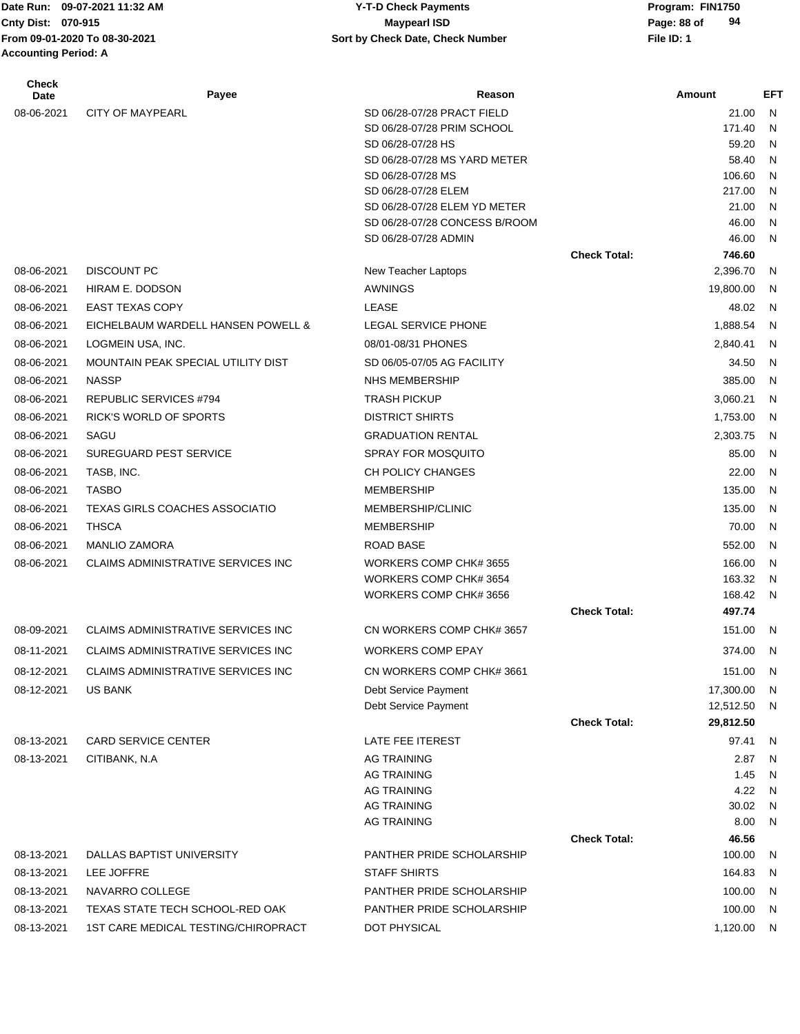| Check Date | Payee | Reason | | Amount | EFT |
|---|---|---|---|---|---|
| 08-06-2021 | CITY OF MAYPEARL | SD 06/28-07/28 PRACT FIELD | | 21.00 | N |
| | | SD 06/28-07/28 PRIM SCHOOL | | 171.40 | N |
| | | SD 06/28-07/28 HS | | 59.20 | N |
| | | SD 06/28-07/28 MS YARD METER | | 58.40 | N |
| | | SD 06/28-07/28 MS | | 106.60 | N |
| | | SD 06/28-07/28 ELEM | | 217.00 | N |
| | | SD 06/28-07/28 ELEM YD METER | | 21.00 | N |
| | | SD 06/28-07/28 CONCESS B/ROOM | | 46.00 | N |
| | | SD 06/28-07/28 ADMIN | | 46.00 | N |
| | | | **Check Total:** | **746.60** | |
| 08-06-2021 | DISCOUNT PC | New Teacher Laptops | | 2,396.70 | N |
| 08-06-2021 | HIRAM E. DODSON | AWNINGS | | 19,800.00 | N |
| 08-06-2021 | EAST TEXAS COPY | LEASE | | 48.02 | N |
| 08-06-2021 | EICHELBAUM WARDELL HANSEN POWELL & | LEGAL SERVICE PHONE | | 1,888.54 | N |
| 08-06-2021 | LOGMEIN USA, INC. | 08/01-08/31 PHONES | | 2,840.41 | N |
| 08-06-2021 | MOUNTAIN PEAK SPECIAL UTILITY DIST | SD 06/05-07/05 AG FACILITY | | 34.50 | N |
| 08-06-2021 | NASSP | NHS MEMBERSHIP | | 385.00 | N |
| 08-06-2021 | REPUBLIC SERVICES #794 | TRASH PICKUP | | 3,060.21 | N |
| 08-06-2021 | RICK'S WORLD OF SPORTS | DISTRICT SHIRTS | | 1,753.00 | N |
| 08-06-2021 | SAGU | GRADUATION RENTAL | | 2,303.75 | N |
| 08-06-2021 | SUREGUARD PEST SERVICE | SPRAY FOR MOSQUITO | | 85.00 | N |
| 08-06-2021 | TASB, INC. | CH POLICY CHANGES | | 22.00 | N |
| 08-06-2021 | TASBO | MEMBERSHIP | | 135.00 | N |
| 08-06-2021 | TEXAS GIRLS COACHES ASSOCIATIO | MEMBERSHIP/CLINIC | | 135.00 | N |
| 08-06-2021 | THSCA | MEMBERSHIP | | 70.00 | N |
| 08-06-2021 | MANLIO ZAMORA | ROAD BASE | | 552.00 | N |
| 08-06-2021 | CLAIMS ADMINISTRATIVE SERVICES INC | WORKERS COMP CHK# 3655 | | 166.00 | N |
| | | WORKERS COMP CHK# 3654 | | 163.32 | N |
| | | WORKERS COMP CHK# 3656 | | 168.42 | N |
| | | | **Check Total:** | **497.74** | |
| 08-09-2021 | CLAIMS ADMINISTRATIVE SERVICES INC | CN WORKERS COMP CHK# 3657 | | 151.00 | N |
| 08-11-2021 | CLAIMS ADMINISTRATIVE SERVICES INC | WORKERS COMP EPAY | | 374.00 | N |
| 08-12-2021 | CLAIMS ADMINISTRATIVE SERVICES INC | CN WORKERS COMP CHK# 3661 | | 151.00 | N |
| 08-12-2021 | US BANK | Debt Service Payment | | 17,300.00 | N |
| | | Debt Service Payment | | 12,512.50 | N |
| | | | **Check Total:** | **29,812.50** | |
| 08-13-2021 | CARD SERVICE CENTER | LATE FEE ITEREST | | 97.41 | N |
| 08-13-2021 | CITIBANK, N.A | AG TRAINING | | 2.87 | N |
| | | AG TRAINING | | 1.45 | N |
| | | AG TRAINING | | 4.22 | N |
| | | AG TRAINING | | 30.02 | N |
| | | AG TRAINING | | 8.00 | N |
| | | | **Check Total:** | **46.56** | |
| 08-13-2021 | DALLAS BAPTIST UNIVERSITY | PANTHER PRIDE SCHOLARSHIP | | 100.00 | N |
| 08-13-2021 | LEE JOFFRE | STAFF SHIRTS | | 164.83 | N |
| 08-13-2021 | NAVARRO COLLEGE | PANTHER PRIDE SCHOLARSHIP | | 100.00 | N |
| 08-13-2021 | TEXAS STATE TECH SCHOOL-RED OAK | PANTHER PRIDE SCHOLARSHIP | | 100.00 | N |
| 08-13-2021 | 1ST CARE MEDICAL TESTING/CHIROPRACT | DOT PHYSICAL | | 1,120.00 | N |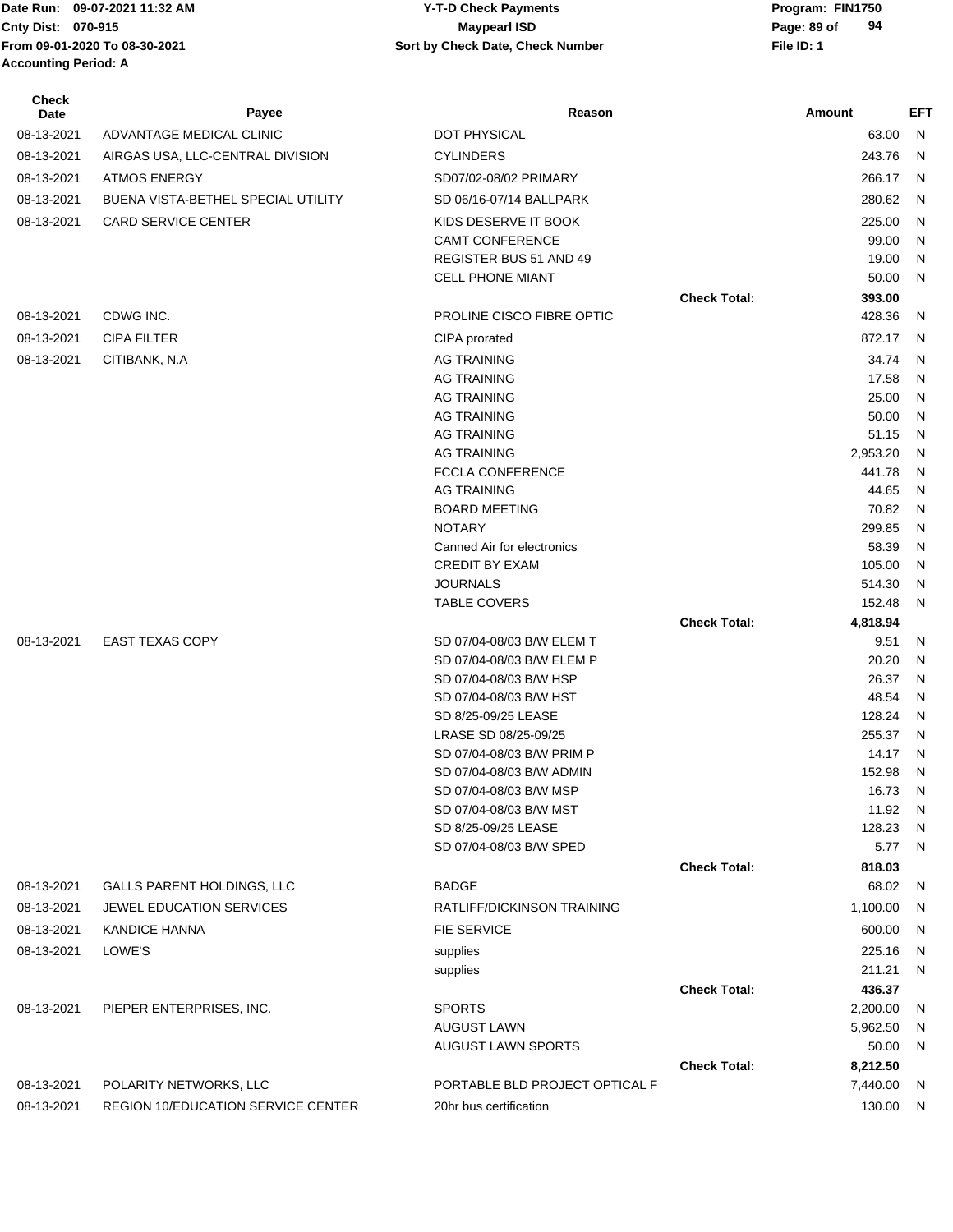| Check Date | Payee | Reason | | Amount | EFT |
|---|---|---|---|---|---|
| 08-13-2021 | ADVANTAGE MEDICAL CLINIC | DOT PHYSICAL | | 63.00 | N |
| 08-13-2021 | AIRGAS USA, LLC-CENTRAL DIVISION | CYLINDERS | | 243.76 | N |
| 08-13-2021 | ATMOS ENERGY | SD07/02-08/02 PRIMARY | | 266.17 | N |
| 08-13-2021 | BUENA VISTA-BETHEL SPECIAL UTILITY | SD 06/16-07/14 BALLPARK | | 280.62 | N |
| 08-13-2021 | CARD SERVICE CENTER | KIDS DESERVE IT BOOK | | 225.00 | N |
| | | CAMT CONFERENCE | | 99.00 | N |
| | | REGISTER BUS 51 AND 49 | | 19.00 | N |
| | | CELL PHONE MIANT | | 50.00 | N |
| | | | Check Total: | 393.00 | |
| 08-13-2021 | CDWG INC. | PROLINE CISCO FIBRE OPTIC | | 428.36 | N |
| 08-13-2021 | CIPA FILTER | CIPA prorated | | 872.17 | N |
| 08-13-2021 | CITIBANK, N.A | AG TRAINING | | 34.74 | N |
| | | AG TRAINING | | 17.58 | N |
| | | AG TRAINING | | 25.00 | N |
| | | AG TRAINING | | 50.00 | N |
| | | AG TRAINING | | 51.15 | N |
| | | AG TRAINING | | 2,953.20 | N |
| | | FCCLA CONFERENCE | | 441.78 | N |
| | | AG TRAINING | | 44.65 | N |
| | | BOARD MEETING | | 70.82 | N |
| | | NOTARY | | 299.85 | N |
| | | Canned Air for electronics | | 58.39 | N |
| | | CREDIT BY EXAM | | 105.00 | N |
| | | JOURNALS | | 514.30 | N |
| | | TABLE COVERS | | 152.48 | N |
| | | | Check Total: | 4,818.94 | |
| 08-13-2021 | EAST TEXAS COPY | SD 07/04-08/03 B/W ELEM T | | 9.51 | N |
| | | SD 07/04-08/03 B/W ELEM P | | 20.20 | N |
| | | SD 07/04-08/03 B/W HSP | | 26.37 | N |
| | | SD 07/04-08/03 B/W HST | | 48.54 | N |
| | | SD 8/25-09/25 LEASE | | 128.24 | N |
| | | LRASE SD 08/25-09/25 | | 255.37 | N |
| | | SD 07/04-08/03 B/W PRIM P | | 14.17 | N |
| | | SD 07/04-08/03 B/W ADMIN | | 152.98 | N |
| | | SD 07/04-08/03 B/W MSP | | 16.73 | N |
| | | SD 07/04-08/03 B/W MST | | 11.92 | N |
| | | SD 8/25-09/25 LEASE | | 128.23 | N |
| | | SD 07/04-08/03 B/W SPED | | 5.77 | N |
| | | | Check Total: | 818.03 | |
| 08-13-2021 | GALLS PARENT HOLDINGS, LLC | BADGE | | 68.02 | N |
| 08-13-2021 | JEWEL EDUCATION SERVICES | RATLIFF/DICKINSON TRAINING | | 1,100.00 | N |
| 08-13-2021 | KANDICE HANNA | FIE SERVICE | | 600.00 | N |
| 08-13-2021 | LOWE'S | supplies | | 225.16 | N |
| | | supplies | | 211.21 | N |
| | | | Check Total: | 436.37 | |
| 08-13-2021 | PIEPER ENTERPRISES, INC. | SPORTS | | 2,200.00 | N |
| | | AUGUST LAWN | | 5,962.50 | N |
| | | AUGUST LAWN SPORTS | | 50.00 | N |
| | | | Check Total: | 8,212.50 | |
| 08-13-2021 | POLARITY NETWORKS, LLC | PORTABLE BLD PROJECT OPTICAL F | | 7,440.00 | N |
| 08-13-2021 | REGION 10/EDUCATION SERVICE CENTER | 20hr bus certification | | 130.00 | N |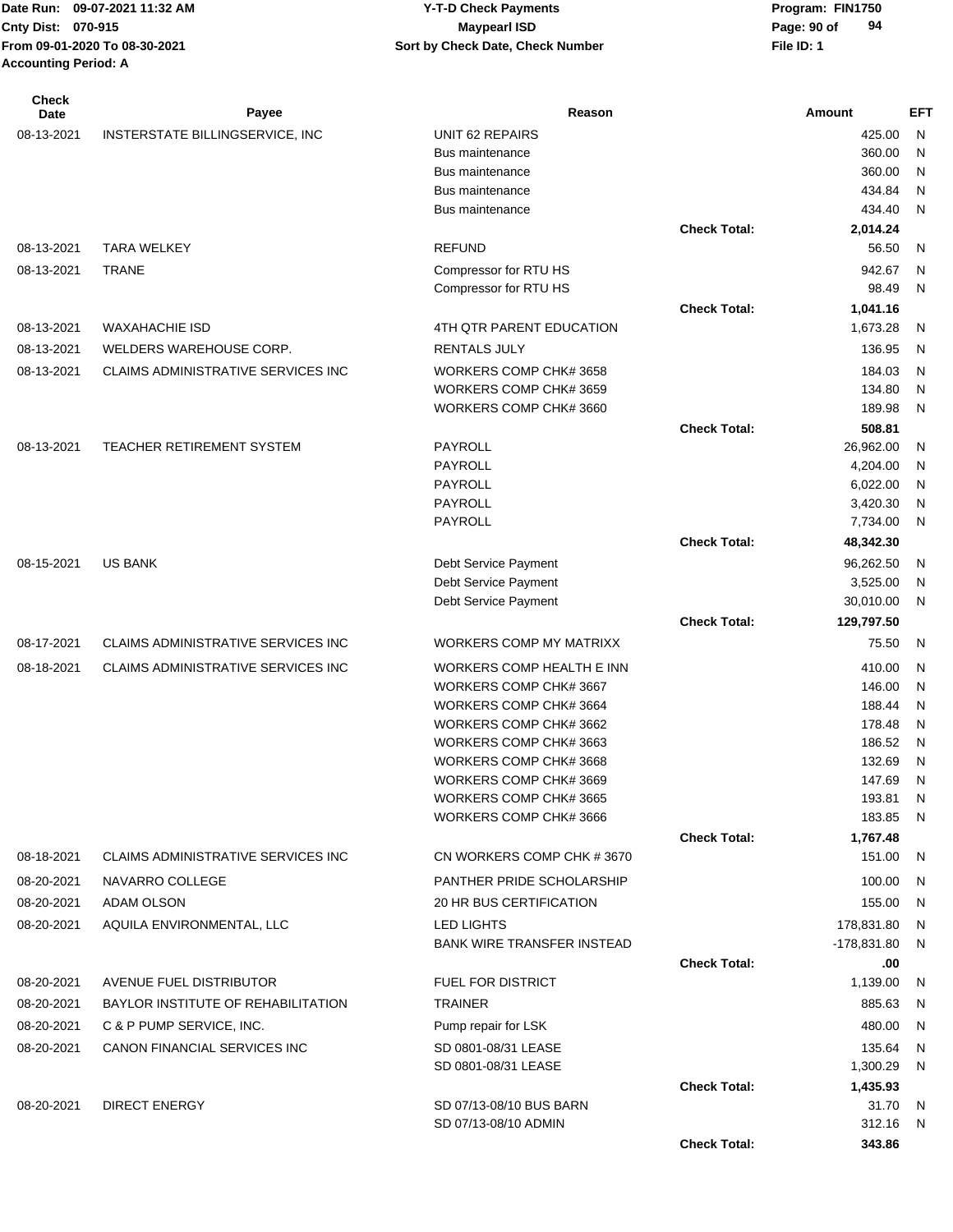Date Run: 09-07-2021 11:32 AM
Cnty Dist: 070-915
From 09-01-2020 To 08-30-2021
Accounting Period: A

**Y-T-D Check Payments**
**Maypearl ISD**
**Sort by Check Date, Check Number**

Program: FIN1750
File ID: 1

| Check Date | Payee | Reason | | Amount | EFT |
|---|---|---|---|---|---|
| 08-13-2021 | INSTERSTATE BILLINGSERVICE, INC | UNIT 62 REPAIRS | | 425.00 | N |
| | | Bus maintenance | | 360.00 | N |
| | | Bus maintenance | | 360.00 | N |
| | | Bus maintenance | | 434.84 | N |
| | | Bus maintenance | | 434.40 | N |
| | | | **Check Total:** | **2,014.24** | |
| 08-13-2021 | TARA WELKEY | REFUND | | 56.50 | N |
| 08-13-2021 | TRANE | Compressor for RTU HS | | 942.67 | N |
| | | Compressor for RTU HS | | 98.49 | N |
| | | | **Check Total:** | **1,041.16** | |
| 08-13-2021 | WAXAHACHIE ISD | 4TH QTR PARENT EDUCATION | | 1,673.28 | N |
| 08-13-2021 | WELDERS WAREHOUSE CORP. | RENTALS JULY | | 136.95 | N |
| 08-13-2021 | CLAIMS ADMINISTRATIVE SERVICES INC | WORKERS COMP CHK# 3658 | | 184.03 | N |
| | | WORKERS COMP CHK# 3659 | | 134.80 | N |
| | | WORKERS COMP CHK# 3660 | | 189.98 | N |
| | | | **Check Total:** | **508.81** | |
| 08-13-2021 | TEACHER RETIREMENT SYSTEM | PAYROLL | | 26,962.00 | N |
| | | PAYROLL | | 4,204.00 | N |
| | | PAYROLL | | 6,022.00 | N |
| | | PAYROLL | | 3,420.30 | N |
| | | PAYROLL | | 7,734.00 | N |
| | | | **Check Total:** | **48,342.30** | |
| 08-15-2021 | US BANK | Debt Service Payment | | 96,262.50 | N |
| | | Debt Service Payment | | 3,525.00 | N |
| | | Debt Service Payment | | 30,010.00 | N |
| | | | **Check Total:** | **129,797.50** | |
| 08-17-2021 | CLAIMS ADMINISTRATIVE SERVICES INC | WORKERS COMP MY MATRIXX | | 75.50 | N |
| 08-18-2021 | CLAIMS ADMINISTRATIVE SERVICES INC | WORKERS COMP HEALTH E INN | | 410.00 | N |
| | | WORKERS COMP CHK# 3667 | | 146.00 | N |
| | | WORKERS COMP CHK# 3664 | | 188.44 | N |
| | | WORKERS COMP CHK# 3662 | | 178.48 | N |
| | | WORKERS COMP CHK# 3663 | | 186.52 | N |
| | | WORKERS COMP CHK# 3668 | | 132.69 | N |
| | | WORKERS COMP CHK# 3669 | | 147.69 | N |
| | | WORKERS COMP CHK# 3665 | | 193.81 | N |
| | | WORKERS COMP CHK# 3666 | | 183.85 | N |
| | | | **Check Total:** | **1,767.48** | |
| 08-18-2021 | CLAIMS ADMINISTRATIVE SERVICES INC | CN WORKERS COMP CHK # 3670 | | 151.00 | N |
| 08-20-2021 | NAVARRO COLLEGE | PANTHER PRIDE SCHOLARSHIP | | 100.00 | N |
| 08-20-2021 | ADAM OLSON | 20 HR BUS CERTIFICATION | | 155.00 | N |
| 08-20-2021 | AQUILA ENVIRONMENTAL, LLC | LED LIGHTS | | 178,831.80 | N |
| | | BANK WIRE TRANSFER INSTEAD | | -178,831.80 | N |
| | | | **Check Total:** | **.00** | |
| 08-20-2021 | AVENUE FUEL DISTRIBUTOR | FUEL FOR DISTRICT | | 1,139.00 | N |
| 08-20-2021 | BAYLOR INSTITUTE OF REHABILITATION | TRAINER | | 885.63 | N |
| 08-20-2021 | C & P PUMP SERVICE, INC. | Pump repair for LSK | | 480.00 | N |
| 08-20-2021 | CANON FINANCIAL SERVICES INC | SD 0801-08/31 LEASE | | 135.64 | N |
| | | SD 0801-08/31 LEASE | | 1,300.29 | N |
| | | | **Check Total:** | **1,435.93** | |
| 08-20-2021 | DIRECT ENERGY | SD 07/13-08/10 BUS BARN | | 31.70 | N |
| | | SD 07/13-08/10 ADMIN | | 312.16 | N |
| | | | **Check Total:** | **343.86** | |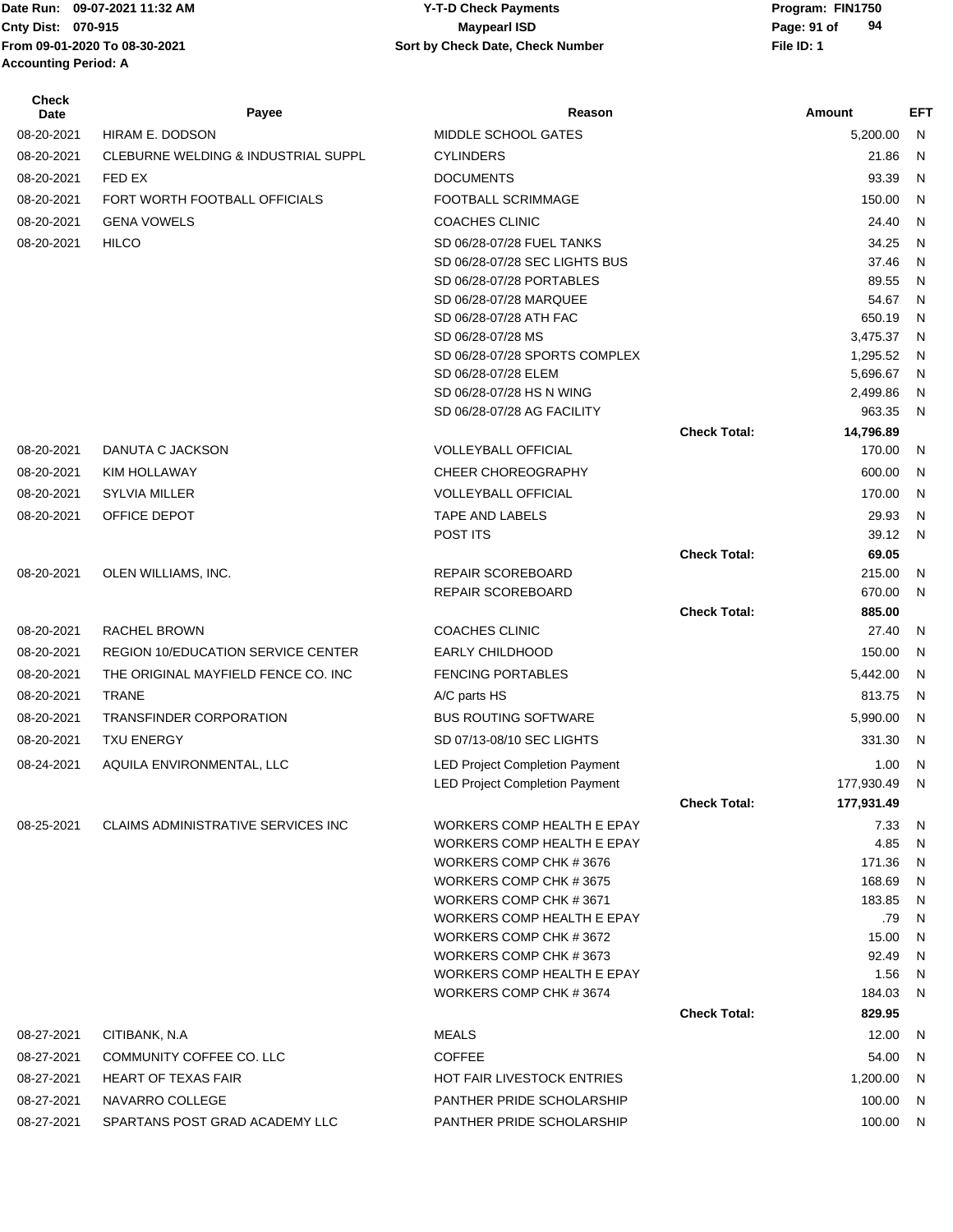Date Run: 09-07-2021 11:32 AM
Cnty Dist: 070-915
From 09-01-2020 To 08-30-2021
Accounting Period: A

Y-T-D Check Payments
Maypearl ISD
Sort by Check Date, Check Number

Program: FIN1750
File ID: 1

| Check Date | Payee | Reason | | Amount | EFT |
|---|---|---|---|---|---|
| 08-20-2021 | HIRAM E. DODSON | MIDDLE SCHOOL GATES | | 5,200.00 | N |
| 08-20-2021 | CLEBURNE WELDING & INDUSTRIAL SUPPL | CYLINDERS | | 21.86 | N |
| 08-20-2021 | FED EX | DOCUMENTS | | 93.39 | N |
| 08-20-2021 | FORT WORTH FOOTBALL OFFICIALS | FOOTBALL SCRIMMAGE | | 150.00 | N |
| 08-20-2021 | GENA VOWELS | COACHES CLINIC | | 24.40 | N |
| 08-20-2021 | HILCO | SD 06/28-07/28 FUEL TANKS | | 34.25 | N |
| | | SD 06/28-07/28 SEC LIGHTS BUS | | 37.46 | N |
| | | SD 06/28-07/28 PORTABLES | | 89.55 | N |
| | | SD 06/28-07/28 MARQUEE | | 54.67 | N |
| | | SD 06/28-07/28 ATH FAC | | 650.19 | N |
| | | SD 06/28-07/28 MS | | 3,475.37 | N |
| | | SD 06/28-07/28 SPORTS COMPLEX | | 1,295.52 | N |
| | | SD 06/28-07/28 ELEM | | 5,696.67 | N |
| | | SD 06/28-07/28 HS N WING | | 2,499.86 | N |
| | | SD 06/28-07/28 AG FACILITY | | 963.35 | N |
| | | | **Check Total:** | **14,796.89** | |
| 08-20-2021 | DANUTA C JACKSON | VOLLEYBALL OFFICIAL | | 170.00 | N |
| 08-20-2021 | KIM HOLLAWAY | CHEER CHOREOGRAPHY | | 600.00 | N |
| 08-20-2021 | SYLVIA MILLER | VOLLEYBALL OFFICIAL | | 170.00 | N |
| 08-20-2021 | OFFICE DEPOT | TAPE AND LABELS | | 29.93 | N |
| | | POST ITS | | 39.12 | N |
| | | | **Check Total:** | **69.05** | |
| 08-20-2021 | OLEN WILLIAMS, INC. | REPAIR SCOREBOARD | | 215.00 | N |
| | | REPAIR SCOREBOARD | | 670.00 | N |
| | | | **Check Total:** | **885.00** | |
| 08-20-2021 | RACHEL BROWN | COACHES CLINIC | | 27.40 | N |
| 08-20-2021 | REGION 10/EDUCATION SERVICE CENTER | EARLY CHILDHOOD | | 150.00 | N |
| 08-20-2021 | THE ORIGINAL MAYFIELD FENCE CO. INC | FENCING PORTABLES | | 5,442.00 | N |
| 08-20-2021 | TRANE | A/C parts HS | | 813.75 | N |
| 08-20-2021 | TRANSFINDER CORPORATION | BUS ROUTING SOFTWARE | | 5,990.00 | N |
| 08-20-2021 | TXU ENERGY | SD 07/13-08/10 SEC LIGHTS | | 331.30 | N |
| 08-24-2021 | AQUILA ENVIRONMENTAL, LLC | LED Project Completion Payment | | 1.00 | N |
| | | LED Project Completion Payment | | 177,930.49 | N |
| | | | **Check Total:** | **177,931.49** | |
| 08-25-2021 | CLAIMS ADMINISTRATIVE SERVICES INC | WORKERS COMP HEALTH E EPAY | | 7.33 | N |
| | | WORKERS COMP HEALTH E EPAY | | 4.85 | N |
| | | WORKERS COMP CHK # 3676 | | 171.36 | N |
| | | WORKERS COMP CHK # 3675 | | 168.69 | N |
| | | WORKERS COMP CHK # 3671 | | 183.85 | N |
| | | WORKERS COMP HEALTH E EPAY | | .79 | N |
| | | WORKERS COMP CHK # 3672 | | 15.00 | N |
| | | WORKERS COMP CHK # 3673 | | 92.49 | N |
| | | WORKERS COMP HEALTH E EPAY | | 1.56 | N |
| | | WORKERS COMP CHK # 3674 | | 184.03 | N |
| | | | **Check Total:** | **829.95** | |
| 08-27-2021 | CITIBANK, N.A | MEALS | | 12.00 | N |
| 08-27-2021 | COMMUNITY COFFEE CO. LLC | COFFEE | | 54.00 | N |
| 08-27-2021 | HEART OF TEXAS FAIR | HOT FAIR LIVESTOCK ENTRIES | | 1,200.00 | N |
| 08-27-2021 | NAVARRO COLLEGE | PANTHER PRIDE SCHOLARSHIP | | 100.00 | N |
| 08-27-2021 | SPARTANS POST GRAD ACADEMY LLC | PANTHER PRIDE SCHOLARSHIP | | 100.00 | N |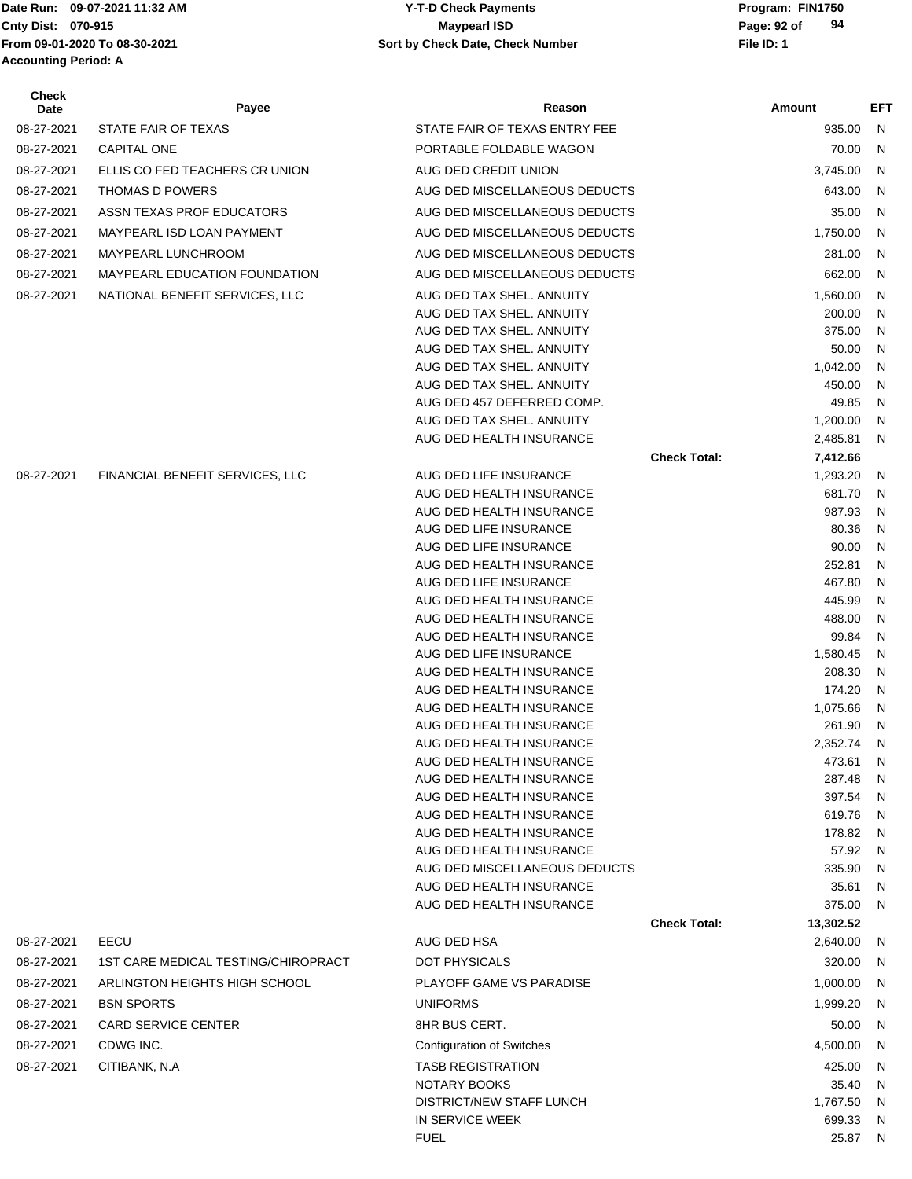Date Run: 09-07-2021 11:32 AM
Cnty Dist: 070-915
From 09-01-2020 To 08-30-2021
Accounting Period: A

**Y-T-D Check Payments**
**Maypearl ISD**
**Sort by Check Date, Check Number**

Program: FIN1750
File ID: 1

| Check Date | Payee | Reason | | Amount | EFT |
|---|---|---|---|---|---|
| 08-27-2021 | STATE FAIR OF TEXAS | STATE FAIR OF TEXAS ENTRY FEE | | 935.00 | N |
| 08-27-2021 | CAPITAL ONE | PORTABLE FOLDABLE WAGON | | 70.00 | N |
| 08-27-2021 | ELLIS CO FED TEACHERS CR UNION | AUG DED CREDIT UNION | | 3,745.00 | N |
| 08-27-2021 | THOMAS D POWERS | AUG DED MISCELLANEOUS DEDUCTS | | 643.00 | N |
| 08-27-2021 | ASSN TEXAS PROF EDUCATORS | AUG DED MISCELLANEOUS DEDUCTS | | 35.00 | N |
| 08-27-2021 | MAYPEARL ISD LOAN PAYMENT | AUG DED MISCELLANEOUS DEDUCTS | | 1,750.00 | N |
| 08-27-2021 | MAYPEARL LUNCHROOM | AUG DED MISCELLANEOUS DEDUCTS | | 281.00 | N |
| 08-27-2021 | MAYPEARL EDUCATION FOUNDATION | AUG DED MISCELLANEOUS DEDUCTS | | 662.00 | N |
| 08-27-2021 | NATIONAL BENEFIT SERVICES, LLC | AUG DED TAX SHEL. ANNUITY | | 1,560.00 | N |
| | | AUG DED TAX SHEL. ANNUITY | | 200.00 | N |
| | | AUG DED TAX SHEL. ANNUITY | | 375.00 | N |
| | | AUG DED TAX SHEL. ANNUITY | | 50.00 | N |
| | | AUG DED TAX SHEL. ANNUITY | | 1,042.00 | N |
| | | AUG DED TAX SHEL. ANNUITY | | 450.00 | N |
| | | AUG DED 457 DEFERRED COMP. | | 49.85 | N |
| | | AUG DED TAX SHEL. ANNUITY | | 1,200.00 | N |
| | | AUG DED HEALTH INSURANCE | | 2,485.81 | N |
| | | | **Check Total:** | **7,412.66** | |
| 08-27-2021 | FINANCIAL BENEFIT SERVICES, LLC | AUG DED LIFE INSURANCE | | 1,293.20 | N |
| | | AUG DED HEALTH INSURANCE | | 681.70 | N |
| | | AUG DED HEALTH INSURANCE | | 987.93 | N |
| | | AUG DED LIFE INSURANCE | | 80.36 | N |
| | | AUG DED LIFE INSURANCE | | 90.00 | N |
| | | AUG DED HEALTH INSURANCE | | 252.81 | N |
| | | AUG DED LIFE INSURANCE | | 467.80 | N |
| | | AUG DED HEALTH INSURANCE | | 445.99 | N |
| | | AUG DED HEALTH INSURANCE | | 488.00 | N |
| | | AUG DED HEALTH INSURANCE | | 99.84 | N |
| | | AUG DED LIFE INSURANCE | | 1,580.45 | N |
| | | AUG DED HEALTH INSURANCE | | 208.30 | N |
| | | AUG DED HEALTH INSURANCE | | 174.20 | N |
| | | AUG DED HEALTH INSURANCE | | 1,075.66 | N |
| | | AUG DED HEALTH INSURANCE | | 261.90 | N |
| | | AUG DED HEALTH INSURANCE | | 2,352.74 | N |
| | | AUG DED HEALTH INSURANCE | | 473.61 | N |
| | | AUG DED HEALTH INSURANCE | | 287.48 | N |
| | | AUG DED HEALTH INSURANCE | | 397.54 | N |
| | | AUG DED HEALTH INSURANCE | | 619.76 | N |
| | | AUG DED HEALTH INSURANCE | | 178.82 | N |
| | | AUG DED HEALTH INSURANCE | | 57.92 | N |
| | | AUG DED MISCELLANEOUS DEDUCTS | | 335.90 | N |
| | | AUG DED HEALTH INSURANCE | | 35.61 | N |
| | | AUG DED HEALTH INSURANCE | | 375.00 | N |
| | | | **Check Total:** | **13,302.52** | |
| 08-27-2021 | EECU | AUG DED HSA | | 2,640.00 | N |
| 08-27-2021 | 1ST CARE MEDICAL TESTING/CHIROPRACT | DOT PHYSICALS | | 320.00 | N |
| 08-27-2021 | ARLINGTON HEIGHTS HIGH SCHOOL | PLAYOFF GAME VS PARADISE | | 1,000.00 | N |
| 08-27-2021 | BSN SPORTS | UNIFORMS | | 1,999.20 | N |
| 08-27-2021 | CARD SERVICE CENTER | 8HR BUS CERT. | | 50.00 | N |
| 08-27-2021 | CDWG INC. | Configuration of Switches | | 4,500.00 | N |
| 08-27-2021 | CITIBANK, N.A | TASB REGISTRATION | | 425.00 | N |
| | | NOTARY BOOKS | | 35.40 | N |
| | | DISTRICT/NEW STAFF LUNCH | | 1,767.50 | N |
| | | IN SERVICE WEEK | | 699.33 | N |
| | | FUEL | | 25.87 | N |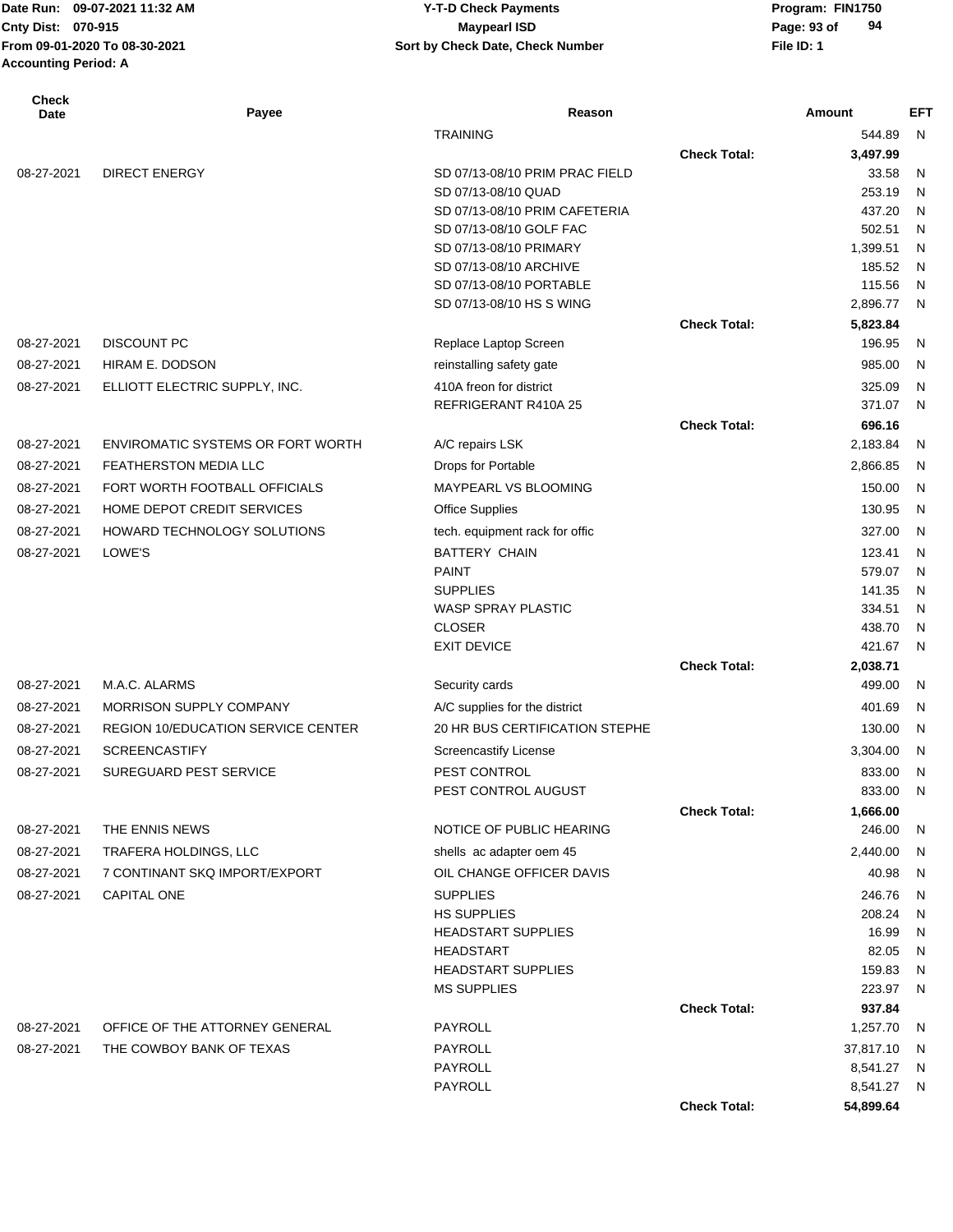Date Run: 09-07-2021 11:32 AM
Cnty Dist: 070-915
From 09-01-2020 To 08-30-2021
Accounting Period: A

**Y-T-D Check Payments**
**Maypearl ISD**
**Sort by Check Date, Check Number**

Program: FIN1750
File ID: 1

| Check Date | Payee | Reason | | Amount | EFT |
|---|---|---|---|---|---|
| | | TRAINING | | 544.89 | N |
| | | | **Check Total:** | **3,497.99** | |
| 08-27-2021 | DIRECT ENERGY | SD 07/13-08/10 PRIM PRAC FIELD | | 33.58 | N |
| | | SD 07/13-08/10 QUAD | | 253.19 | N |
| | | SD 07/13-08/10 PRIM CAFETERIA | | 437.20 | N |
| | | SD 07/13-08/10 GOLF FAC | | 502.51 | N |
| | | SD 07/13-08/10 PRIMARY | | 1,399.51 | N |
| | | SD 07/13-08/10 ARCHIVE | | 185.52 | N |
| | | SD 07/13-08/10 PORTABLE | | 115.56 | N |
| | | SD 07/13-08/10 HS S WING | | 2,896.77 | N |
| | | | **Check Total:** | **5,823.84** | |
| 08-27-2021 | DISCOUNT PC | Replace Laptop Screen | | 196.95 | N |
| 08-27-2021 | HIRAM E. DODSON | reinstalling safety gate | | 985.00 | N |
| 08-27-2021 | ELLIOTT ELECTRIC SUPPLY, INC. | 410A freon for district | | 325.09 | N |
| | | REFRIGERANT R410A 25 | | 371.07 | N |
| | | | **Check Total:** | **696.16** | |
| 08-27-2021 | ENVIROMATIC SYSTEMS OR FORT WORTH | A/C repairs LSK | | 2,183.84 | N |
| 08-27-2021 | FEATHERSTON MEDIA LLC | Drops for Portable | | 2,866.85 | N |
| 08-27-2021 | FORT WORTH FOOTBALL OFFICIALS | MAYPEARL VS BLOOMING | | 150.00 | N |
| 08-27-2021 | HOME DEPOT CREDIT SERVICES | Office Supplies | | 130.95 | N |
| 08-27-2021 | HOWARD TECHNOLOGY SOLUTIONS | tech. equipment rack for offic | | 327.00 | N |
| 08-27-2021 | LOWE'S | BATTERY CHAIN | | 123.41 | N |
| | | PAINT | | 579.07 | N |
| | | SUPPLIES | | 141.35 | N |
| | | WASP SPRAY PLASTIC | | 334.51 | N |
| | | CLOSER | | 438.70 | N |
| | | EXIT DEVICE | | 421.67 | N |
| | | | **Check Total:** | **2,038.71** | |
| 08-27-2021 | M.A.C. ALARMS | Security cards | | 499.00 | N |
| 08-27-2021 | MORRISON SUPPLY COMPANY | A/C supplies for the district | | 401.69 | N |
| 08-27-2021 | REGION 10/EDUCATION SERVICE CENTER | 20 HR BUS CERTIFICATION STEPHE | | 130.00 | N |
| 08-27-2021 | SCREENCASTIFY | Screencastify License | | 3,304.00 | N |
| 08-27-2021 | SUREGUARD PEST SERVICE | PEST CONTROL | | 833.00 | N |
| | | PEST CONTROL AUGUST | | 833.00 | N |
| | | | **Check Total:** | **1,666.00** | |
| 08-27-2021 | THE ENNIS NEWS | NOTICE OF PUBLIC HEARING | | 246.00 | N |
| 08-27-2021 | TRAFERA HOLDINGS, LLC | shells ac adapter oem 45 | | 2,440.00 | N |
| 08-27-2021 | 7 CONTINANT SKQ IMPORT/EXPORT | OIL CHANGE OFFICER DAVIS | | 40.98 | N |
| 08-27-2021 | CAPITAL ONE | SUPPLIES | | 246.76 | N |
| | | HS SUPPLIES | | 208.24 | N |
| | | HEADSTART SUPPLIES | | 16.99 | N |
| | | HEADSTART | | 82.05 | N |
| | | HEADSTART SUPPLIES | | 159.83 | N |
| | | MS SUPPLIES | | 223.97 | N |
| | | | **Check Total:** | **937.84** | |
| 08-27-2021 | OFFICE OF THE ATTORNEY GENERAL | PAYROLL | | 1,257.70 | N |
| 08-27-2021 | THE COWBOY BANK OF TEXAS | PAYROLL | | 37,817.10 | N |
| | | PAYROLL | | 8,541.27 | N |
| | | PAYROLL | | 8,541.27 | N |
| | | | **Check Total:** | **54,899.64** | |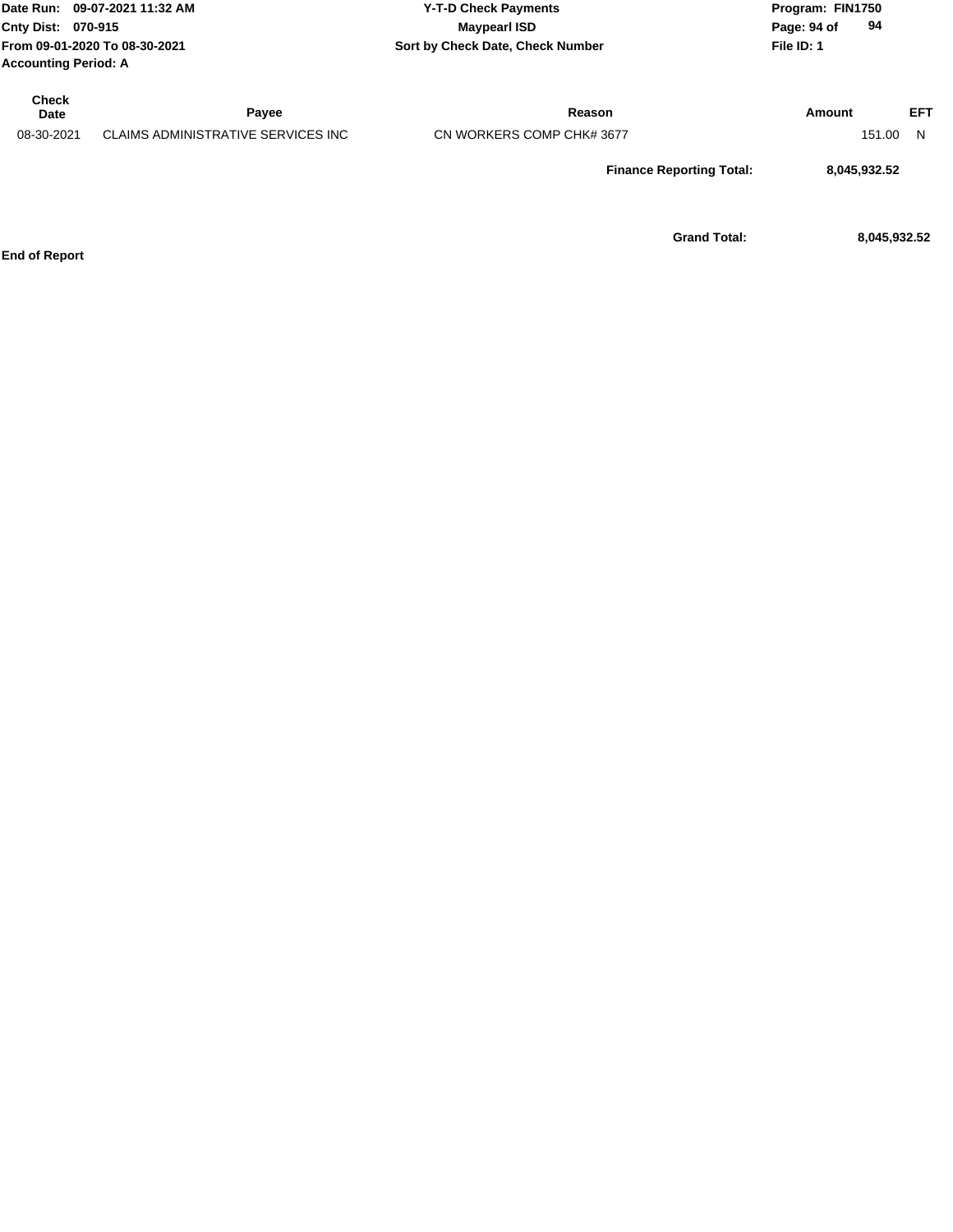**Date Run: 09-07-2021 11:32 AM**
**Cnty Dist: 070-915**
**From 09-01-2020 To 08-30-2021**
**Accounting Period: A**

**Y-T-D Check Payments**
**Maypearl ISD**
**Sort by Check Date, Check Number**

**Program: FIN1750**
**File ID: 1**

| Check Date | Payee | Reason | Amount | EFT |
|---|---|---|---|---|
| 08-30-2021 | CLAIMS ADMINISTRATIVE SERVICES INC | CN WORKERS COMP CHK# 3677 | 151.00 | N |
| | | **Finance Reporting Total:** | **8,045,932.52** | |
| | | **Grand Total:** | **8,045,932.52** | |

**End of Report**